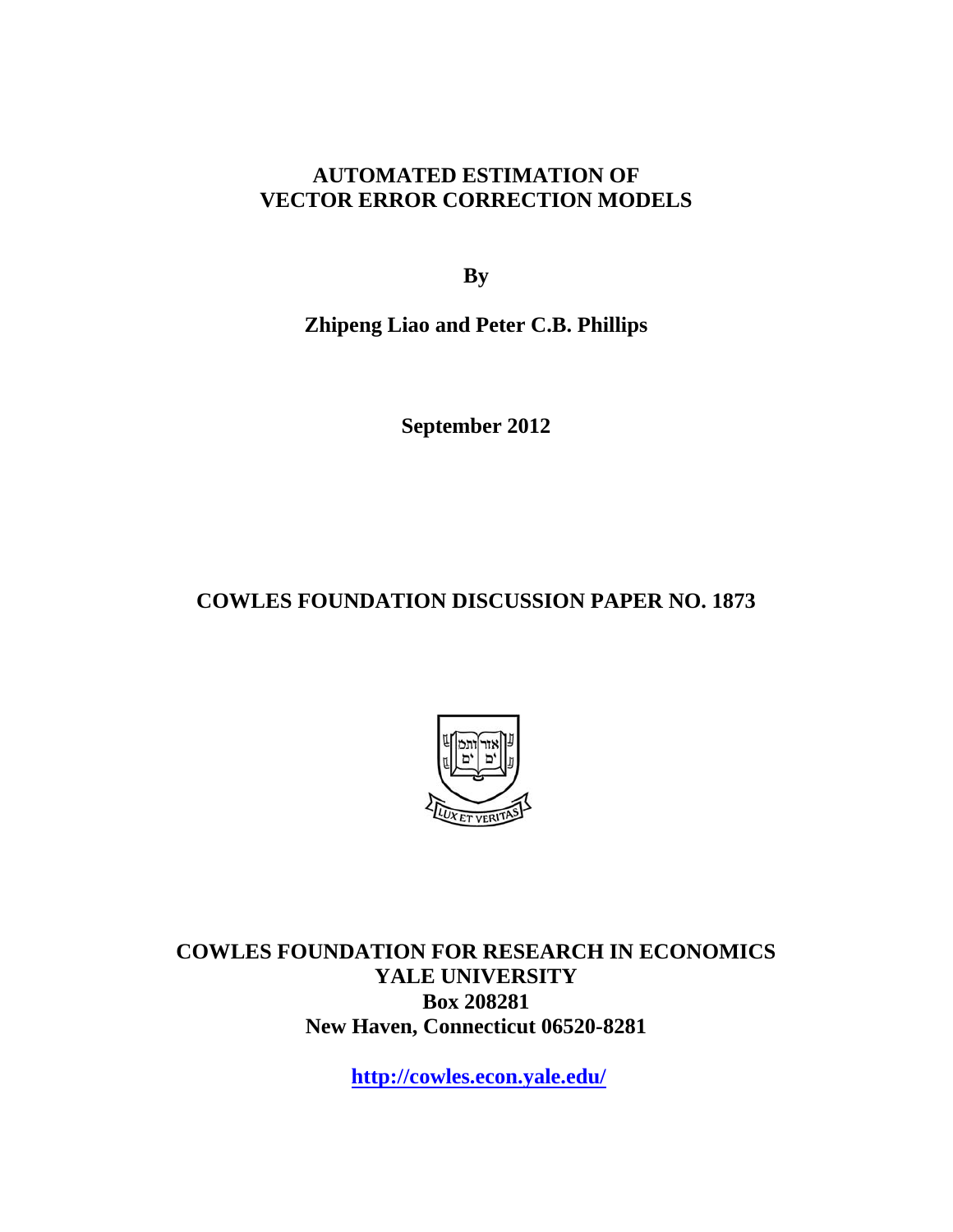# AUTOMATED ESTIMATION OF VECTOR ERROR CORRECTION MODELS

**By**

**Zhipeng Liao and Peter C.B. Phillips**

**September 2012**

**COWLES FOUNDATION DISCUSSION PAPER NO. 1873**

**COWLES FOUNDATION FOR RESEARCH IN ECONOMICS**
**YALE UNIVERSITY**
**Box 208281**
**New Haven, Connecticut 06520-8281**

**http://cowles.econ.yale.edu/**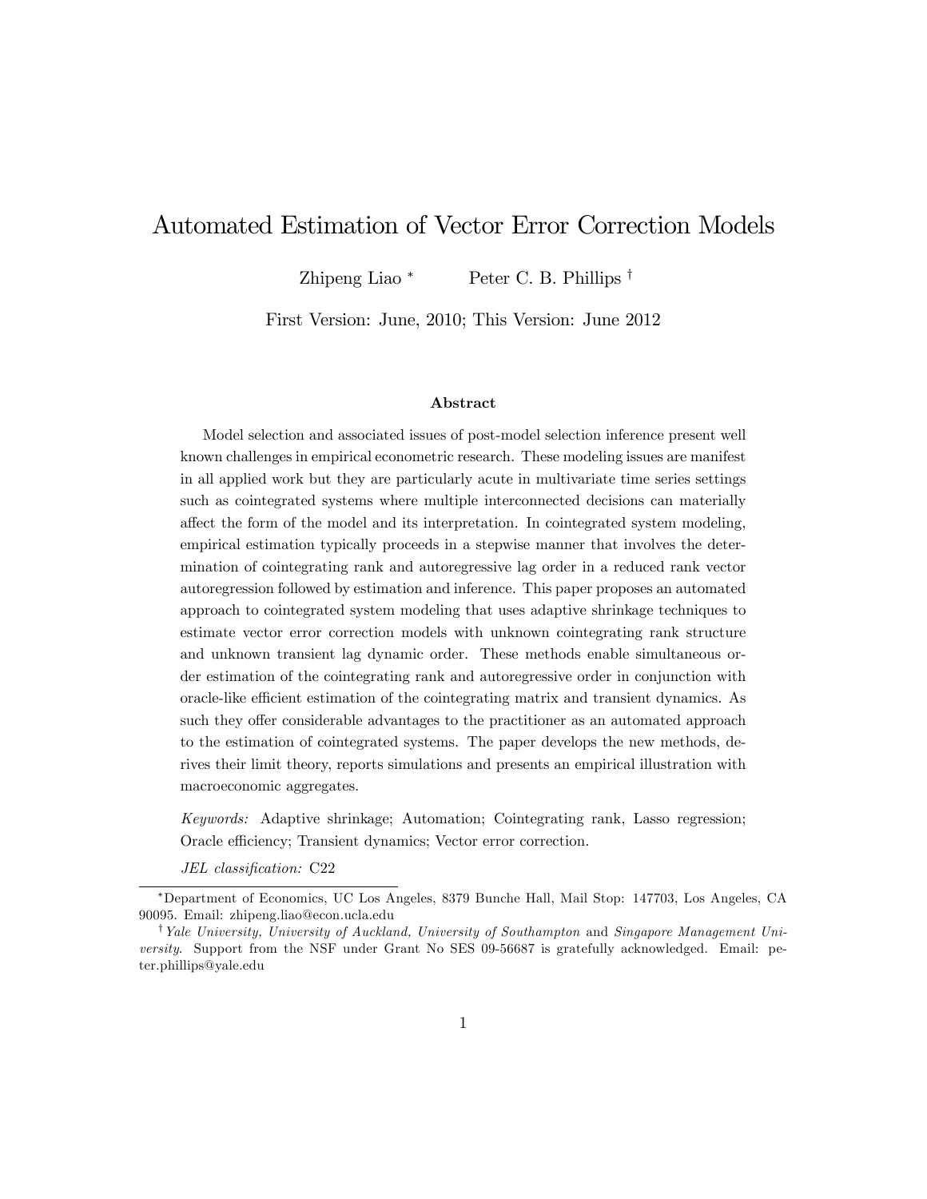#### Automated Estimation of Vector Error Correction Models

Zhipeng Liao [*] Peter C. B. Phillips [†]

First Version: June, 2010; This Version: June 2012

##### Abstract

Model selection and associated issues of post-model selection inference present well known challenges in empirical econometric research. These modeling issues are manifest in all applied work but they are particularly acute in multivariate time series settings such as cointegrated systems where multiple interconnected decisions can materially affect the form of the model and its interpretation. In cointegrated system modeling, empirical estimation typically proceeds in a stepwise manner that involves the determination of cointegrating rank and autoregressive lag order in a reduced rank vector autoregression followed by estimation and inference. This paper proposes an automated approach to cointegrated system modeling that uses adaptive shrinkage techniques to estimate vector error correction models with unknown cointegrating rank structure and unknown transient lag dynamic order. These methods enable simultaneous order estimation of the cointegrating rank and autoregressive order in conjunction with oracle-like efficient estimation of the cointegrating matrix and transient dynamics. As such they offer considerable advantages to the practitioner as an automated approach to the estimation of cointegrated systems. The paper develops the new methods, derives their limit theory, reports simulations and presents an empirical illustration with macroeconomic aggregates.

*Keywords:* Adaptive shrinkage; Automation; Cointegrating rank, Lasso regression; Oracle efficiency; Transient dynamics; Vector error correction.

*JEL classification:* C22

[*] Department of Economics, UC Los Angeles, 8379 Bunche Hall, Mail Stop: 147703, Los Angeles, CA 90095. Email: zhipeng.liao@econ.ucla.edu

[†] *Yale University, University of Auckland, University of Southampton* and *Singapore Management University*. Support from the NSF under Grant No SES 09-56687 is gratefully acknowledged. Email: peter.phillips@yale.edu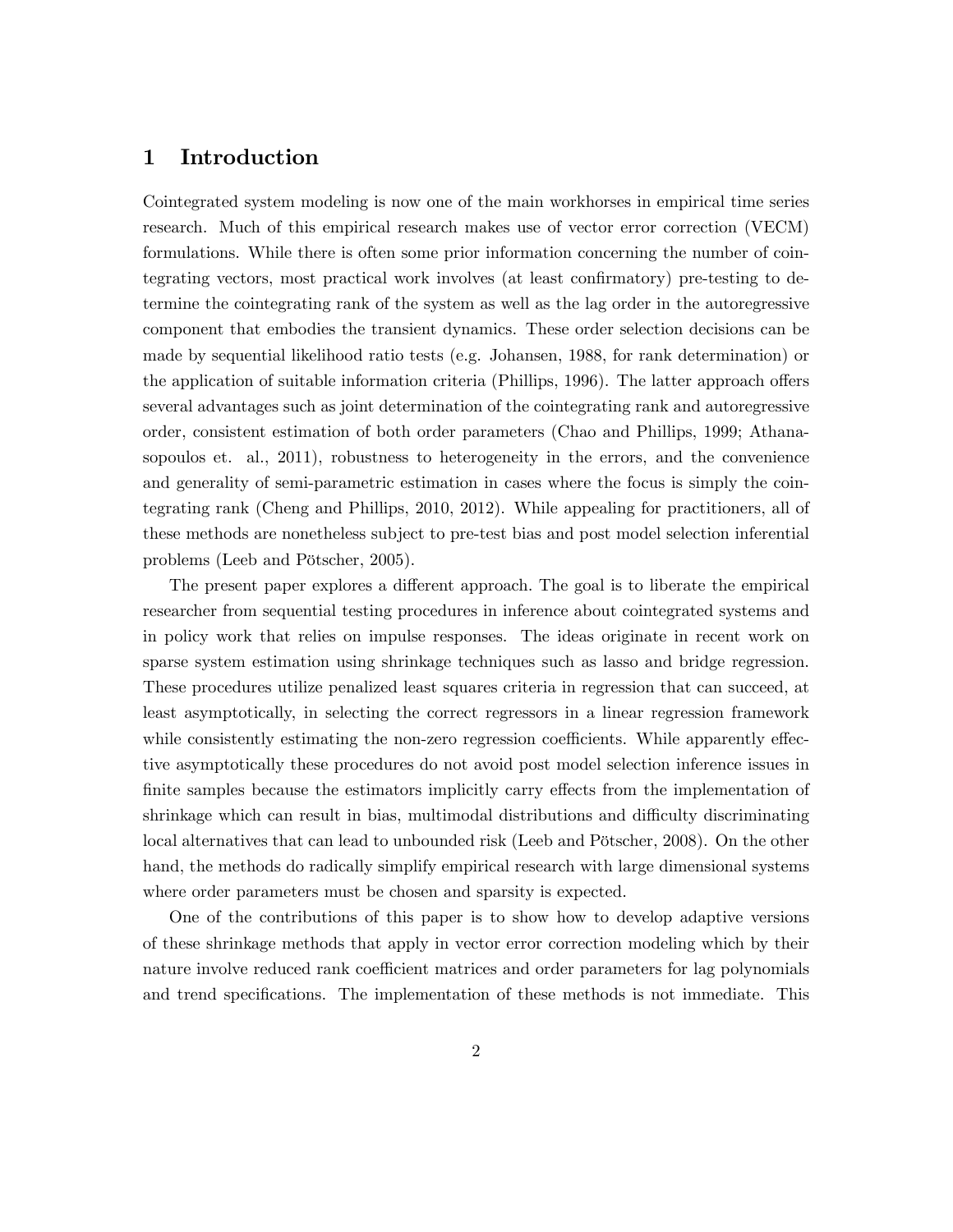# 1 Introduction

Cointegrated system modeling is now one of the main workhorses in empirical time series research. Much of this empirical research makes use of vector error correction (VECM) formulations. While there is often some prior information concerning the number of cointegrating vectors, most practical work involves (at least confirmatory) pre-testing to determine the cointegrating rank of the system as well as the lag order in the autoregressive component that embodies the transient dynamics. These order selection decisions can be made by sequential likelihood ratio tests (e.g. Johansen, 1988, for rank determination) or the application of suitable information criteria (Phillips, 1996). The latter approach offers several advantages such as joint determination of the cointegrating rank and autoregressive order, consistent estimation of both order parameters (Chao and Phillips, 1999; Athanasopoulos et. al., 2011), robustness to heterogeneity in the errors, and the convenience and generality of semi-parametric estimation in cases where the focus is simply the cointegrating rank (Cheng and Phillips, 2010, 2012). While appealing for practitioners, all of these methods are nonetheless subject to pre-test bias and post model selection inferential problems (Leeb and Pötscher, 2005).

The present paper explores a different approach. The goal is to liberate the empirical researcher from sequential testing procedures in inference about cointegrated systems and in policy work that relies on impulse responses. The ideas originate in recent work on sparse system estimation using shrinkage techniques such as lasso and bridge regression. These procedures utilize penalized least squares criteria in regression that can succeed, at least asymptotically, in selecting the correct regressors in a linear regression framework while consistently estimating the non-zero regression coefficients. While apparently effective asymptotically these procedures do not avoid post model selection inference issues in finite samples because the estimators implicitly carry effects from the implementation of shrinkage which can result in bias, multimodal distributions and difficulty discriminating local alternatives that can lead to unbounded risk (Leeb and Pötscher, 2008). On the other hand, the methods do radically simplify empirical research with large dimensional systems where order parameters must be chosen and sparsity is expected.

One of the contributions of this paper is to show how to develop adaptive versions of these shrinkage methods that apply in vector error correction modeling which by their nature involve reduced rank coefficient matrices and order parameters for lag polynomials and trend specifications. The implementation of these methods is not immediate. This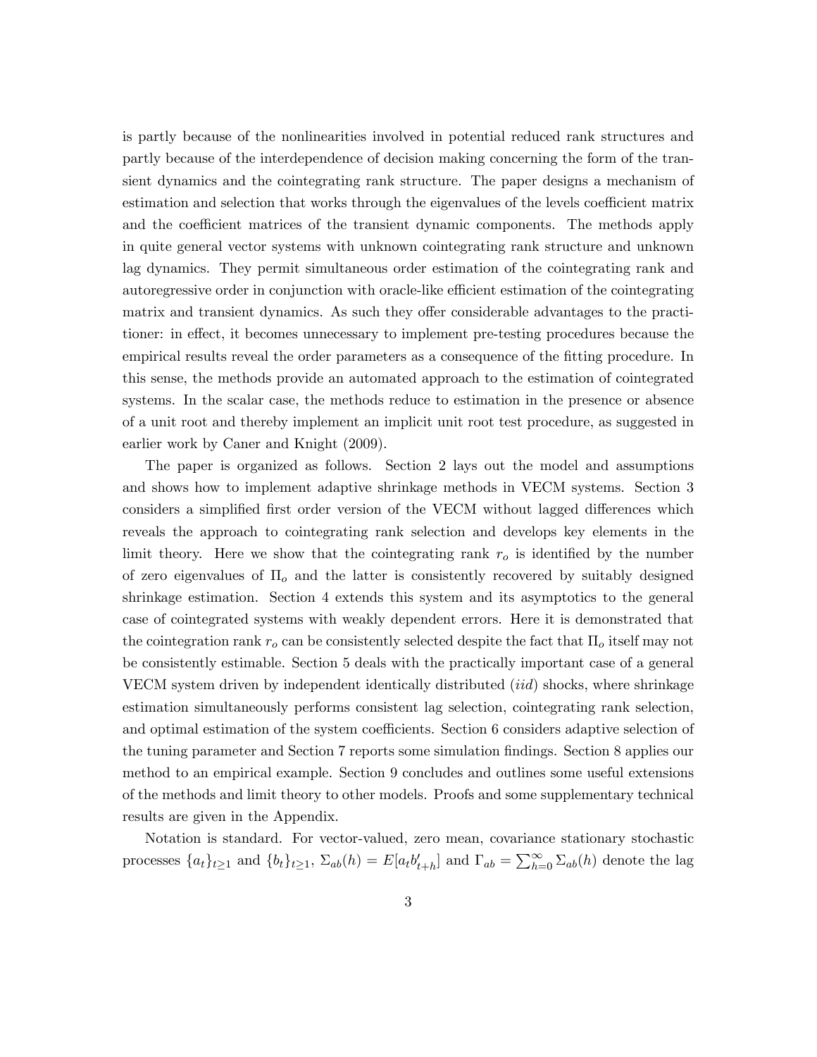is partly because of the nonlinearities involved in potential reduced rank structures and partly because of the interdependence of decision making concerning the form of the transient dynamics and the cointegrating rank structure. The paper designs a mechanism of estimation and selection that works through the eigenvalues of the levels coefficient matrix and the coefficient matrices of the transient dynamic components. The methods apply in quite general vector systems with unknown cointegrating rank structure and unknown lag dynamics. They permit simultaneous order estimation of the cointegrating rank and autoregressive order in conjunction with oracle-like efficient estimation of the cointegrating matrix and transient dynamics. As such they offer considerable advantages to the practitioner: in effect, it becomes unnecessary to implement pre-testing procedures because the empirical results reveal the order parameters as a consequence of the fitting procedure. In this sense, the methods provide an automated approach to the estimation of cointegrated systems. In the scalar case, the methods reduce to estimation in the presence or absence of a unit root and thereby implement an implicit unit root test procedure, as suggested in earlier work by Caner and Knight (2009).

The paper is organized as follows. Section 2 lays out the model and assumptions and shows how to implement adaptive shrinkage methods in VECM systems. Section 3 considers a simplified first order version of the VECM without lagged differences which reveals the approach to cointegrating rank selection and develops key elements in the limit theory. Here we show that the cointegrating rank $r_o$ is identified by the number of zero eigenvalues of $\Pi_o$ and the latter is consistently recovered by suitably designed shrinkage estimation. Section 4 extends this system and its asymptotics to the general case of cointegrated systems with weakly dependent errors. Here it is demonstrated that the cointegration rank $r_o$ can be consistently selected despite the fact that $\Pi_o$ itself may not be consistently estimable. Section 5 deals with the practically important case of a general VECM system driven by independent identically distributed (*iid*) shocks, where shrinkage estimation simultaneously performs consistent lag selection, cointegrating rank selection, and optimal estimation of the system coefficients. Section 6 considers adaptive selection of the tuning parameter and Section 7 reports some simulation findings. Section 8 applies our method to an empirical example. Section 9 concludes and outlines some useful extensions of the methods and limit theory to other models. Proofs and some supplementary technical results are given in the Appendix.

Notation is standard. For vector-valued, zero mean, covariance stationary stochastic processes $\{a_t\}_{t\geq 1}$ and $\{b_t\}_{t\geq 1}$, $\Sigma_{ab}(h) = E[a_t b_{t+h}']$ and $\Gamma_{ab} = \sum_{h=0}^{\infty} \Sigma_{ab}(h)$ denote the lag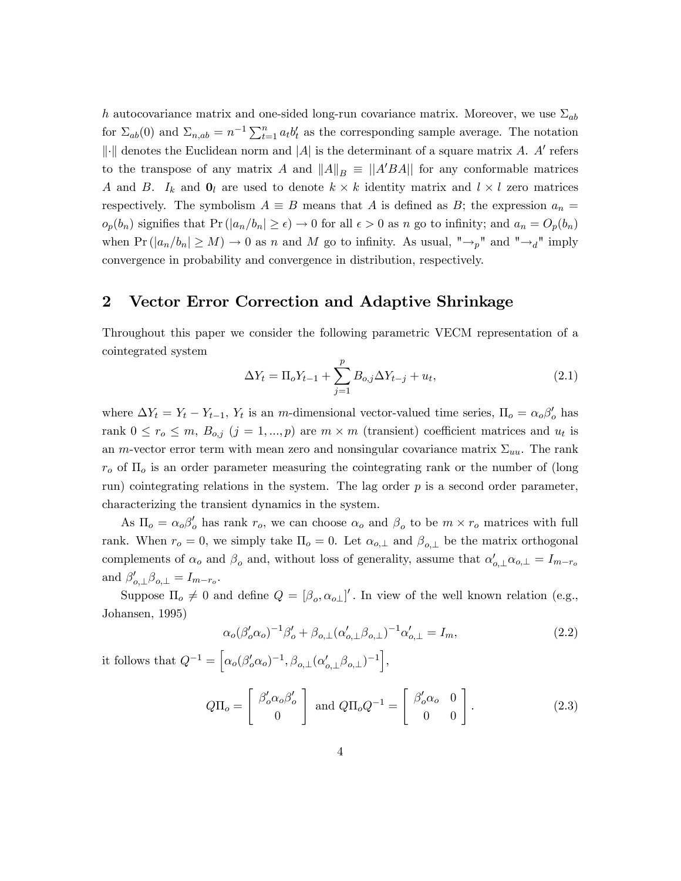$h$ autocovariance matrix and one-sided long-run covariance matrix. Moreover, we use $\Sigma_{ab}$ for $\Sigma_{ab}(0)$ and $\Sigma_{n,ab} = n^{-1}\sum_{t=1}^{n} a_t b_t'$ as the corresponding sample average. The notation $\|\cdot\|$ denotes the Euclidean norm and $|A|$ is the determinant of a square matrix $A$. $A'$ refers to the transpose of any matrix $A$ and $\|A\|_B \equiv ||A'BA||$ for any conformable matrices $A$ and $B$. $I_k$ and $\mathbf{0}_l$ are used to denote $k \times k$ identity matrix and $l \times l$ zero matrices respectively. The symbolism $A \equiv B$ means that $A$ is defined as $B$; the expression $a_n = o_p(b_n)$ signifies that $\Pr(|a_n/b_n| \geq \epsilon) \to 0$ for all $\epsilon > 0$ as $n$ go to infinity; and $a_n = O_p(b_n)$ when $\Pr(|a_n/b_n| \geq M) \to 0$ as $n$ and $M$ go to infinity. As usual, "$\to_p$" and "$\to_d$" imply convergence in probability and convergence in distribution, respectively.

## 2 Vector Error Correction and Adaptive Shrinkage

Throughout this paper we consider the following parametric VECM representation of a cointegrated system

$$\Delta Y_t = \Pi_o Y_{t-1} + \sum_{j=1}^{p} B_{o,j}\Delta Y_{t-j} + u_t, \tag{2.1}$$

where $\Delta Y_t = Y_t - Y_{t-1}$, $Y_t$ is an $m$-dimensional vector-valued time series, $\Pi_o = \alpha_o\beta_o'$ has rank $0 \leq r_o \leq m$, $B_{o,j}$ $(j = 1, ..., p)$ are $m \times m$ (transient) coefficient matrices and $u_t$ is an $m$-vector error term with mean zero and nonsingular covariance matrix $\Sigma_{uu}$. The rank $r_o$ of $\Pi_o$ is an order parameter measuring the cointegrating rank or the number of (long run) cointegrating relations in the system. The lag order $p$ is a second order parameter, characterizing the transient dynamics in the system.

As $\Pi_o = \alpha_o\beta_o'$ has rank $r_o$, we can choose $\alpha_o$ and $\beta_o$ to be $m \times r_o$ matrices with full rank. When $r_o = 0$, we simply take $\Pi_o = 0$. Let $\alpha_{o,\perp}$ and $\beta_{o,\perp}$ be the matrix orthogonal complements of $\alpha_o$ and $\beta_o$ and, without loss of generality, assume that $\alpha_{o,\perp}'\alpha_{o,\perp} = I_{m-r_o}$ and $\beta_{o,\perp}'\beta_{o,\perp} = I_{m-r_o}$.

Suppose $\Pi_o \neq 0$ and define $Q = [\beta_o, \alpha_{o\perp}]'$. In view of the well known relation (e.g., Johansen, 1995)

$$\alpha_o(\beta_o'\alpha_o)^{-1}\beta_o' + \beta_{o,\perp}(\alpha_{o,\perp}'\beta_{o,\perp})^{-1}\alpha_{o,\perp}' = I_m, \tag{2.2}$$

it follows that $Q^{-1} = \left[\alpha_o(\beta_o'\alpha_o)^{-1}, \beta_{o,\perp}(\alpha_{o,\perp}'\beta_{o,\perp})^{-1}\right]$,

$$Q\Pi_o = \begin{bmatrix} \beta_o'\alpha_o\beta_o' \\ 0 \end{bmatrix} \text{ and } Q\Pi_o Q^{-1} = \begin{bmatrix} \beta_o'\alpha_o & 0 \\ 0 & 0 \end{bmatrix}. \tag{2.3}$$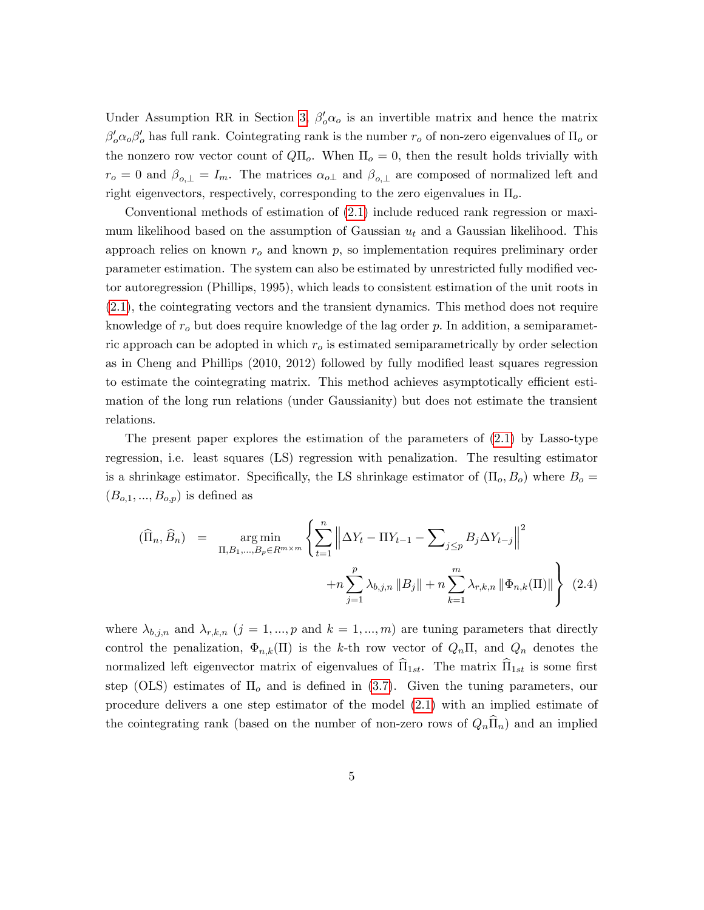Under Assumption RR in Section 3, $\beta_o'\alpha_o$ is an invertible matrix and hence the matrix $\beta_o'\alpha_o\beta_o'$ has full rank. Cointegrating rank is the number $r_o$ of non-zero eigenvalues of $\Pi_o$ or the nonzero row vector count of $Q\Pi_o$. When $\Pi_o = 0$, then the result holds trivially with $r_o = 0$ and $\beta_{o,\perp} = I_m$. The matrices $\alpha_{o\perp}$ and $\beta_{o,\perp}$ are composed of normalized left and right eigenvectors, respectively, corresponding to the zero eigenvalues in $\Pi_o$.

Conventional methods of estimation of (2.1) include reduced rank regression or maximum likelihood based on the assumption of Gaussian $u_t$ and a Gaussian likelihood. This approach relies on known $r_o$ and known $p$, so implementation requires preliminary order parameter estimation. The system can also be estimated by unrestricted fully modified vector autoregression (Phillips, 1995), which leads to consistent estimation of the unit roots in (2.1), the cointegrating vectors and the transient dynamics. This method does not require knowledge of $r_o$ but does require knowledge of the lag order $p$. In addition, a semiparametric approach can be adopted in which $r_o$ is estimated semiparametrically by order selection as in Cheng and Phillips (2010, 2012) followed by fully modified least squares regression to estimate the cointegrating matrix. This method achieves asymptotically efficient estimation of the long run relations (under Gaussianity) but does not estimate the transient relations.

The present paper explores the estimation of the parameters of (2.1) by Lasso-type regression, i.e. least squares (LS) regression with penalization. The resulting estimator is a shrinkage estimator. Specifically, the LS shrinkage estimator of $(\Pi_o, B_o)$ where $B_o = (B_{o,1}, ..., B_{o,p})$ is defined as

$$
\begin{aligned}
(\widehat{\Pi}_n, \widehat{B}_n) \quad = \quad \underset{\Pi, B_1, ..., B_p \in R^{m\times m}}{\arg\min} \Bigg\{ \sum_{t=1}^{n} \Big\| \Delta Y_t - \Pi Y_{t-1} - \sum\nolimits_{j\leq p} B_j \Delta Y_{t-j} \Big\|^2 \\
+ n \sum_{j=1}^{p} \lambda_{b,j,n} \left\| B_j \right\| + n \sum_{k=1}^{m} \lambda_{r,k,n} \left\| \Phi_{n,k}(\Pi) \right\| \Bigg\} \quad (2.4)
\end{aligned}
$$

where $\lambda_{b,j,n}$ and $\lambda_{r,k,n}$ ($j = 1, ..., p$ and $k = 1, ..., m$) are tuning parameters that directly control the penalization, $\Phi_{n,k}(\Pi)$ is the $k$-th row vector of $Q_n\Pi$, and $Q_n$ denotes the normalized left eigenvector matrix of eigenvalues of $\widehat{\Pi}_{1st}$. The matrix $\widehat{\Pi}_{1st}$ is some first step (OLS) estimates of $\Pi_o$ and is defined in (3.7). Given the tuning parameters, our procedure delivers a one step estimator of the model (2.1) with an implied estimate of the cointegrating rank (based on the number of non-zero rows of $Q_n\widehat{\Pi}_n$) and an implied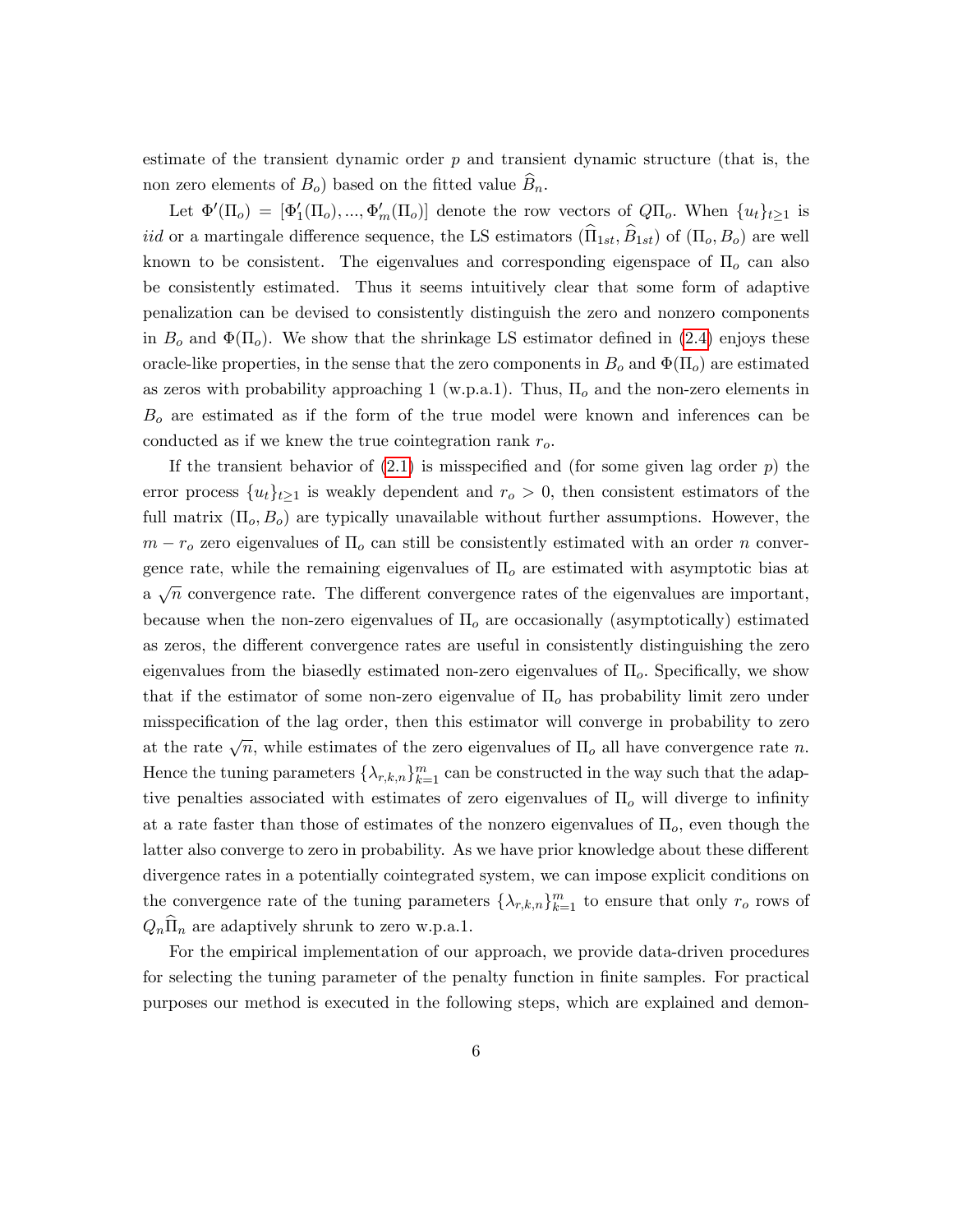estimate of the transient dynamic order $p$ and transient dynamic structure (that is, the non zero elements of $B_o$) based on the fitted value $\widehat{B}_n$.

Let $\Phi'(\Pi_o) = [\Phi'_1(\Pi_o), ..., \Phi'_m(\Pi_o)]$ denote the row vectors of $Q\Pi_o$. When $\{u_t\}_{t\geq1}$ is *iid* or a martingale difference sequence, the LS estimators $(\widehat{\Pi}_{1st}, \widehat{B}_{1st})$ of $(\Pi_o, B_o)$ are well known to be consistent. The eigenvalues and corresponding eigenspace of $\Pi_o$ can also be consistently estimated. Thus it seems intuitively clear that some form of adaptive penalization can be devised to consistently distinguish the zero and nonzero components in $B_o$ and $\Phi(\Pi_o)$. We show that the shrinkage LS estimator defined in (2.4) enjoys these oracle-like properties, in the sense that the zero components in $B_o$ and $\Phi(\Pi_o)$ are estimated as zeros with probability approaching 1 (w.p.a.1). Thus, $\Pi_o$ and the non-zero elements in $B_o$ are estimated as if the form of the true model were known and inferences can be conducted as if we knew the true cointegration rank $r_o$.

If the transient behavior of (2.1) is misspecified and (for some given lag order $p$) the error process $\{u_t\}_{t\geq1}$ is weakly dependent and $r_o > 0$, then consistent estimators of the full matrix $(\Pi_o, B_o)$ are typically unavailable without further assumptions. However, the $m - r_o$ zero eigenvalues of $\Pi_o$ can still be consistently estimated with an order $n$ convergence rate, while the remaining eigenvalues of $\Pi_o$ are estimated with asymptotic bias at a $\sqrt{n}$ convergence rate. The different convergence rates of the eigenvalues are important, because when the non-zero eigenvalues of $\Pi_o$ are occasionally (asymptotically) estimated as zeros, the different convergence rates are useful in consistently distinguishing the zero eigenvalues from the biasedly estimated non-zero eigenvalues of $\Pi_o$. Specifically, we show that if the estimator of some non-zero eigenvalue of $\Pi_o$ has probability limit zero under misspecification of the lag order, then this estimator will converge in probability to zero at the rate $\sqrt{n}$, while estimates of the zero eigenvalues of $\Pi_o$ all have convergence rate $n$. Hence the tuning parameters $\{\lambda_{r,k,n}\}_{k=1}^m$ can be constructed in the way such that the adaptive penalties associated with estimates of zero eigenvalues of $\Pi_o$ will diverge to infinity at a rate faster than those of estimates of the nonzero eigenvalues of $\Pi_o$, even though the latter also converge to zero in probability. As we have prior knowledge about these different divergence rates in a potentially cointegrated system, we can impose explicit conditions on the convergence rate of the tuning parameters $\{\lambda_{r,k,n}\}_{k=1}^m$ to ensure that only $r_o$ rows of $Q_n\widehat{\Pi}_n$ are adaptively shrunk to zero w.p.a.1.

For the empirical implementation of our approach, we provide data-driven procedures for selecting the tuning parameter of the penalty function in finite samples. For practical purposes our method is executed in the following steps, which are explained and demon-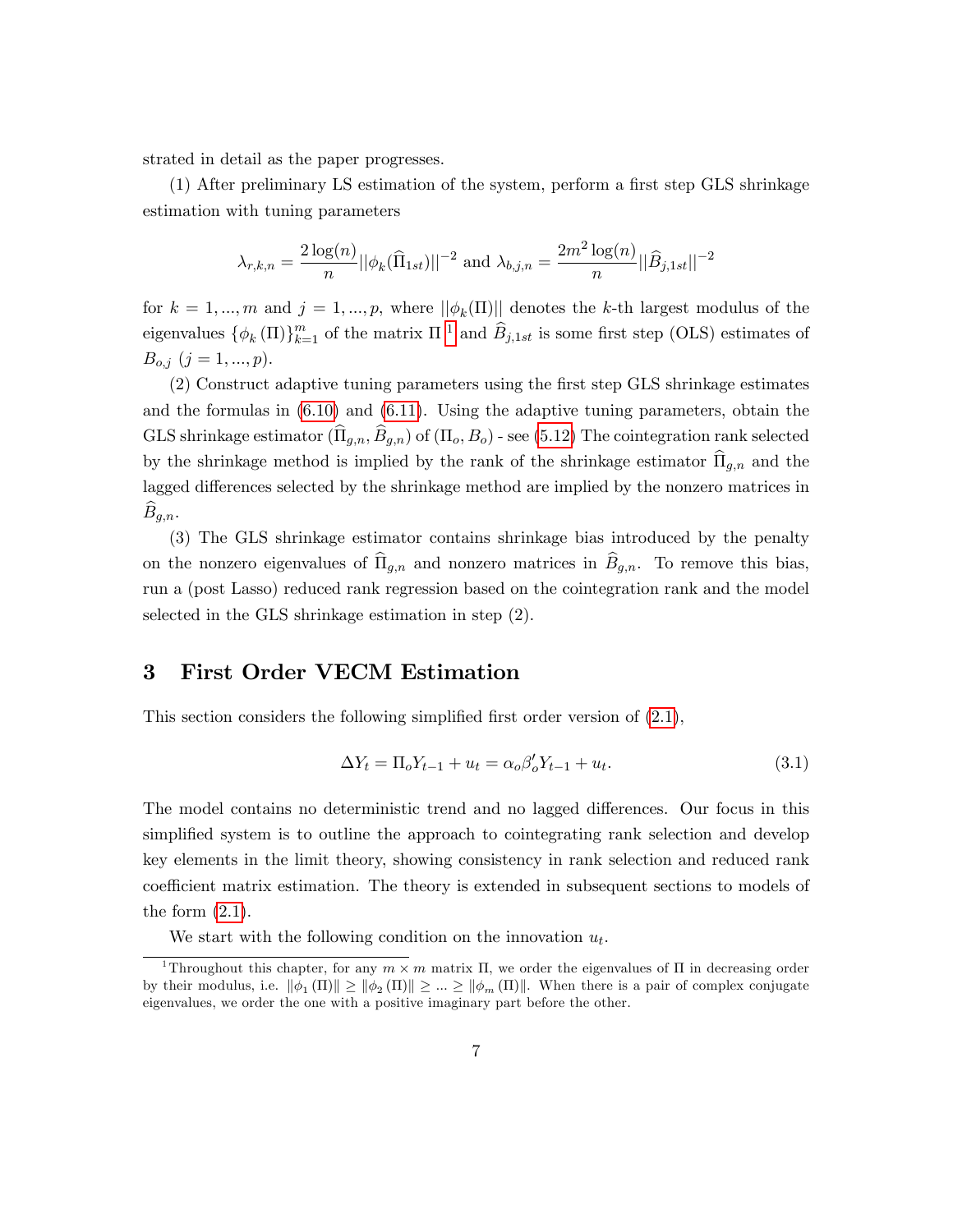strated in detail as the paper progresses.

(1) After preliminary LS estimation of the system, perform a first step GLS shrinkage estimation with tuning parameters

$$\lambda_{r,k,n} = \frac{2\log(n)}{n}||\phi_k(\widehat{\Pi}_{1st})||^{-2} \text{ and } \lambda_{b,j,n} = \frac{2m^2\log(n)}{n}||\widehat{B}_{j,1st}||^{-2}$$

for $k = 1, ..., m$ and $j = 1, ..., p$, where $||\phi_k(\Pi)||$ denotes the $k$-th largest modulus of the eigenvalues $\{\phi_k(\Pi)\}_{k=1}^m$ of the matrix $\Pi$ [1] and $\widehat{B}_{j,1st}$ is some first step (OLS) estimates of $B_{o,j}$ $(j = 1, ..., p)$.

(2) Construct adaptive tuning parameters using the first step GLS shrinkage estimates and the formulas in (6.10) and (6.11). Using the adaptive tuning parameters, obtain the GLS shrinkage estimator $(\widehat{\Pi}_{g,n}, \widehat{B}_{g,n})$ of $(\Pi_o, B_o)$ - see (5.12) The cointegration rank selected by the shrinkage method is implied by the rank of the shrinkage estimator $\widehat{\Pi}_{g,n}$ and the lagged differences selected by the shrinkage method are implied by the nonzero matrices in $\widehat{B}_{g,n}$.

(3) The GLS shrinkage estimator contains shrinkage bias introduced by the penalty on the nonzero eigenvalues of $\widehat{\Pi}_{g,n}$ and nonzero matrices in $\widehat{B}_{g,n}$. To remove this bias, run a (post Lasso) reduced rank regression based on the cointegration rank and the model selected in the GLS shrinkage estimation in step (2).

# 3 First Order VECM Estimation

This section considers the following simplified first order version of (2.1),

$$\Delta Y_t = \Pi_o Y_{t-1} + u_t = \alpha_o \beta_o' Y_{t-1} + u_t. \tag{3.1}$$

The model contains no deterministic trend and no lagged differences. Our focus in this simplified system is to outline the approach to cointegrating rank selection and develop key elements in the limit theory, showing consistency in rank selection and reduced rank coefficient matrix estimation. The theory is extended in subsequent sections to models of the form (2.1).

We start with the following condition on the innovation $u_t$.

[1] Throughout this chapter, for any $m \times m$ matrix $\Pi$, we order the eigenvalues of $\Pi$ in decreasing order by their modulus, i.e. $\|\phi_1(\Pi)\| \geq \|\phi_2(\Pi)\| \geq ... \geq \|\phi_m(\Pi)\|$. When there is a pair of complex conjugate eigenvalues, we order the one with a positive imaginary part before the other.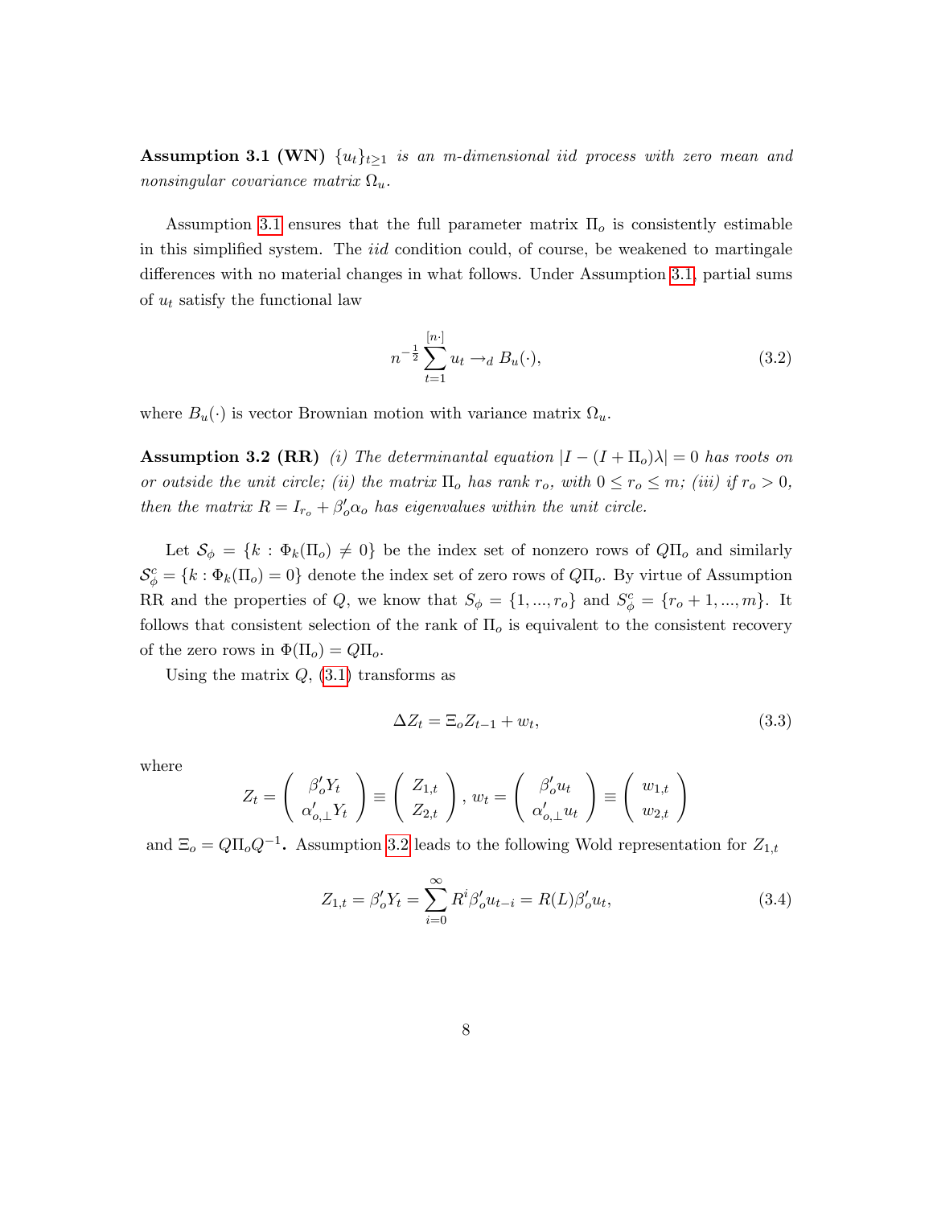**Assumption 3.1 (WN)** *$\{u_t\}_{t\geq 1}$ is an $m$-dimensional iid process with zero mean and nonsingular covariance matrix $\Omega_u$.*

Assumption 3.1 ensures that the full parameter matrix $\Pi_o$ is consistently estimable in this simplified system. The *iid* condition could, of course, be weakened to martingale differences with no material changes in what follows. Under Assumption 3.1, partial sums of $u_t$ satisfy the functional law

$$n^{-\frac{1}{2}}\sum_{t=1}^{[n\cdot]} u_t \to_d B_u(\cdot), \tag{3.2}$$

where $B_u(\cdot)$ is vector Brownian motion with variance matrix $\Omega_u$.

**Assumption 3.2 (RR)** *(i) The determinantal equation $|I-(I+\Pi_o)\lambda| = 0$ has roots on or outside the unit circle; (ii) the matrix $\Pi_o$ has rank $r_o$, with $0 \leq r_o \leq m$; (iii) if $r_o > 0$, then the matrix $R = I_{r_o} + \beta_o'\alpha_o$ has eigenvalues within the unit circle.*

Let $\mathcal{S}_\phi = \{k : \Phi_k(\Pi_o) \neq 0\}$ be the index set of nonzero rows of $Q\Pi_o$ and similarly $\mathcal{S}_\phi^c = \{k : \Phi_k(\Pi_o) = 0\}$ denote the index set of zero rows of $Q\Pi_o$. By virtue of Assumption RR and the properties of $Q$, we know that $S_\phi = \{1, ..., r_o\}$ and $S_\phi^c = \{r_o + 1, ..., m\}$. It follows that consistent selection of the rank of $\Pi_o$ is equivalent to the consistent recovery of the zero rows in $\Phi(\Pi_o) = Q\Pi_o$.

Using the matrix $Q$, (3.1) transforms as

$$\Delta Z_t = \Xi_o Z_{t-1} + w_t, \tag{3.3}$$

where

$$Z_t = \begin{pmatrix} \beta_o' Y_t \\ \alpha_{o,\perp}' Y_t \end{pmatrix} \equiv \begin{pmatrix} Z_{1,t} \\ Z_{2,t} \end{pmatrix}, \; w_t = \begin{pmatrix} \beta_o' u_t \\ \alpha_{o,\perp}' u_t \end{pmatrix} \equiv \begin{pmatrix} w_{1,t} \\ w_{2,t} \end{pmatrix}$$

and $\Xi_o = Q\Pi_o Q^{-1}$. Assumption 3.2 leads to the following Wold representation for $Z_{1,t}$

$$Z_{1,t} = \beta_o' Y_t = \sum_{i=0}^{\infty} R^i \beta_o' u_{t-i} = R(L)\beta_o' u_t, \tag{3.4}$$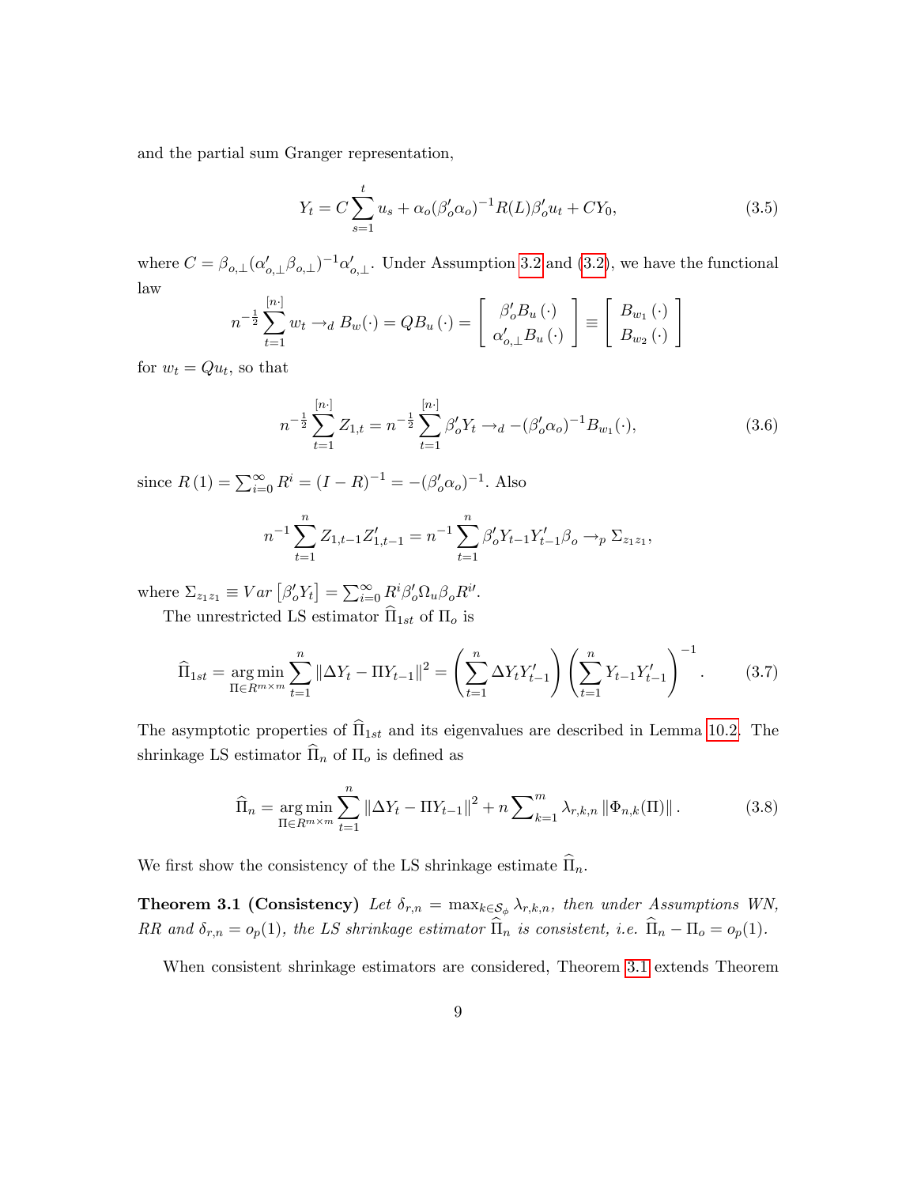and the partial sum Granger representation,

$$Y_t = C\sum_{s=1}^{t} u_s + \alpha_o(\beta_o'\alpha_o)^{-1}R(L)\beta_o' u_t + CY_0, \tag{3.5}$$

where $C = \beta_{o,\perp}(\alpha_{o,\perp}'\beta_{o,\perp})^{-1}\alpha_{o,\perp}'$. Under Assumption 3.2 and (3.2), we have the functional law

$$n^{-\frac{1}{2}}\sum_{t=1}^{[n\cdot]} w_t \to_d B_w(\cdot) = QB_u(\cdot) = \begin{bmatrix} \beta_o' B_u(\cdot) \\ \alpha_{o,\perp}' B_u(\cdot) \end{bmatrix} \equiv \begin{bmatrix} B_{w_1}(\cdot) \\ B_{w_2}(\cdot) \end{bmatrix}$$

for $w_t = Qu_t$, so that

$$n^{-\frac{1}{2}}\sum_{t=1}^{[n\cdot]} Z_{1,t} = n^{-\frac{1}{2}}\sum_{t=1}^{[n\cdot]} \beta_o' Y_t \to_d -(\beta_o'\alpha_o)^{-1}B_{w_1}(\cdot), \tag{3.6}$$

since $R(1) = \sum_{i=0}^{\infty} R^i = (I-R)^{-1} = -(\beta_o'\alpha_o)^{-1}$. Also

$$n^{-1}\sum_{t=1}^{n} Z_{1,t-1}Z_{1,t-1}' = n^{-1}\sum_{t=1}^{n} \beta_o' Y_{t-1}Y_{t-1}'\beta_o \to_p \Sigma_{z_1z_1},$$

where $\Sigma_{z_1z_1} \equiv Var\left[\beta_o' Y_t\right] = \sum_{i=0}^{\infty} R^i\beta_o'\Omega_u\beta_o R^{i\prime}$.

The unrestricted LS estimator $\widehat{\Pi}_{1st}$ of $\Pi_o$ is

$$\widehat{\Pi}_{1st} = \underset{\Pi\in R^{m\times m}}{\arg\min}\sum_{t=1}^{n}\left\|\Delta Y_t - \Pi Y_{t-1}\right\|^2 = \left(\sum_{t=1}^{n}\Delta Y_t Y_{t-1}'\right)\left(\sum_{t=1}^{n} Y_{t-1}Y_{t-1}'\right)^{-1}. \tag{3.7}$$

The asymptotic properties of $\widehat{\Pi}_{1st}$ and its eigenvalues are described in Lemma 10.2. The shrinkage LS estimator $\widehat{\Pi}_n$ of $\Pi_o$ is defined as

$$\widehat{\Pi}_n = \underset{\Pi\in R^{m\times m}}{\arg\min}\sum_{t=1}^{n}\left\|\Delta Y_t - \Pi Y_{t-1}\right\|^2 + n\sum\nolimits_{k=1}^{m}\lambda_{r,k,n}\left\|\Phi_{n,k}(\Pi)\right\|. \tag{3.8}$$

We first show the consistency of the LS shrinkage estimate $\widehat{\Pi}_n$.

**Theorem 3.1 (Consistency)** *Let $\delta_{r,n} = \max_{k\in\mathcal{S}_\phi}\lambda_{r,k,n}$, then under Assumptions WN, RR and $\delta_{r,n} = o_p(1)$, the LS shrinkage estimator $\widehat{\Pi}_n$ is consistent, i.e. $\widehat{\Pi}_n - \Pi_o = o_p(1)$.*

When consistent shrinkage estimators are considered, Theorem 3.1 extends Theorem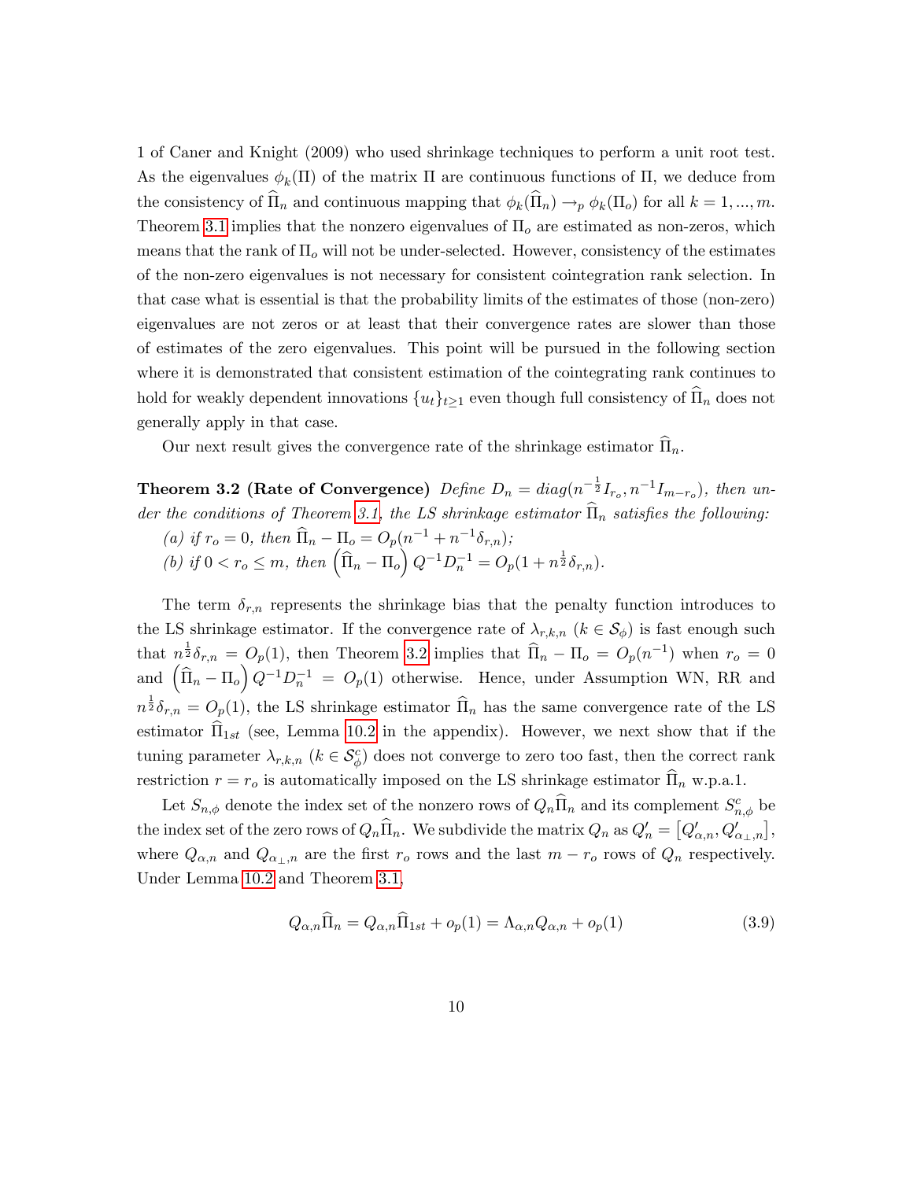1 of Caner and Knight (2009) who used shrinkage techniques to perform a unit root test. As the eigenvalues $\phi_k(\Pi)$ of the matrix $\Pi$ are continuous functions of $\Pi$, we deduce from the consistency of $\widehat{\Pi}_n$ and continuous mapping that $\phi_k(\widehat{\Pi}_n) \to_p \phi_k(\Pi_o)$ for all $k = 1, ..., m$. Theorem 3.1 implies that the nonzero eigenvalues of $\Pi_o$ are estimated as non-zeros, which means that the rank of $\Pi_o$ will not be under-selected. However, consistency of the estimates of the non-zero eigenvalues is not necessary for consistent cointegration rank selection. In that case what is essential is that the probability limits of the estimates of those (non-zero) eigenvalues are not zeros or at least that their convergence rates are slower than those of estimates of the zero eigenvalues. This point will be pursued in the following section where it is demonstrated that consistent estimation of the cointegrating rank continues to hold for weakly dependent innovations $\{u_t\}_{t\geq 1}$ even though full consistency of $\widehat{\Pi}_n$ does not generally apply in that case.

Our next result gives the convergence rate of the shrinkage estimator $\widehat{\Pi}_n$.

**Theorem 3.2 (Rate of Convergence)** *Define $D_n = diag(n^{-\frac{1}{2}} I_{r_o}, n^{-1} I_{m-r_o})$, then under the conditions of Theorem 3.1, the LS shrinkage estimator $\widehat{\Pi}_n$ satisfies the following:*

*(a) if $r_o = 0$, then $\widehat{\Pi}_n - \Pi_o = O_p(n^{-1} + n^{-1}\delta_{r,n})$;*

*(b) if $0 < r_o \leq m$, then $\left(\widehat{\Pi}_n - \Pi_o\right) Q^{-1} D_n^{-1} = O_p(1 + n^{\frac{1}{2}}\delta_{r,n})$.*

The term $\delta_{r,n}$ represents the shrinkage bias that the penalty function introduces to the LS shrinkage estimator. If the convergence rate of $\lambda_{r,k,n}$ ($k \in \mathcal{S}_\phi$) is fast enough such that $n^{\frac{1}{2}}\delta_{r,n} = O_p(1)$, then Theorem 3.2 implies that $\widehat{\Pi}_n - \Pi_o = O_p(n^{-1})$ when $r_o = 0$ and $\left(\widehat{\Pi}_n - \Pi_o\right) Q^{-1} D_n^{-1} = O_p(1)$ otherwise. Hence, under Assumption WN, RR and $n^{\frac{1}{2}}\delta_{r,n} = O_p(1)$, the LS shrinkage estimator $\widehat{\Pi}_n$ has the same convergence rate of the LS estimator $\widehat{\Pi}_{1st}$ (see, Lemma 10.2 in the appendix). However, we next show that if the tuning parameter $\lambda_{r,k,n}$ ($k \in \mathcal{S}_\phi^c$) does not converge to zero too fast, then the correct rank restriction $r = r_o$ is automatically imposed on the LS shrinkage estimator $\widehat{\Pi}_n$ w.p.a.1.

Let $S_{n,\phi}$ denote the index set of the nonzero rows of $Q_n\widehat{\Pi}_n$ and its complement $S_{n,\phi}^c$ be the index set of the zero rows of $Q_n\widehat{\Pi}_n$. We subdivide the matrix $Q_n$ as $Q_n' = \left[Q_{\alpha,n}', Q_{\alpha_\perp,n}'\right]$, where $Q_{\alpha,n}$ and $Q_{\alpha_\perp,n}$ are the first $r_o$ rows and the last $m - r_o$ rows of $Q_n$ respectively. Under Lemma 10.2 and Theorem 3.1,

$$Q_{\alpha,n}\widehat{\Pi}_n = Q_{\alpha,n}\widehat{\Pi}_{1st} + o_p(1) = \Lambda_{\alpha,n} Q_{\alpha,n} + o_p(1) \tag{3.9}$$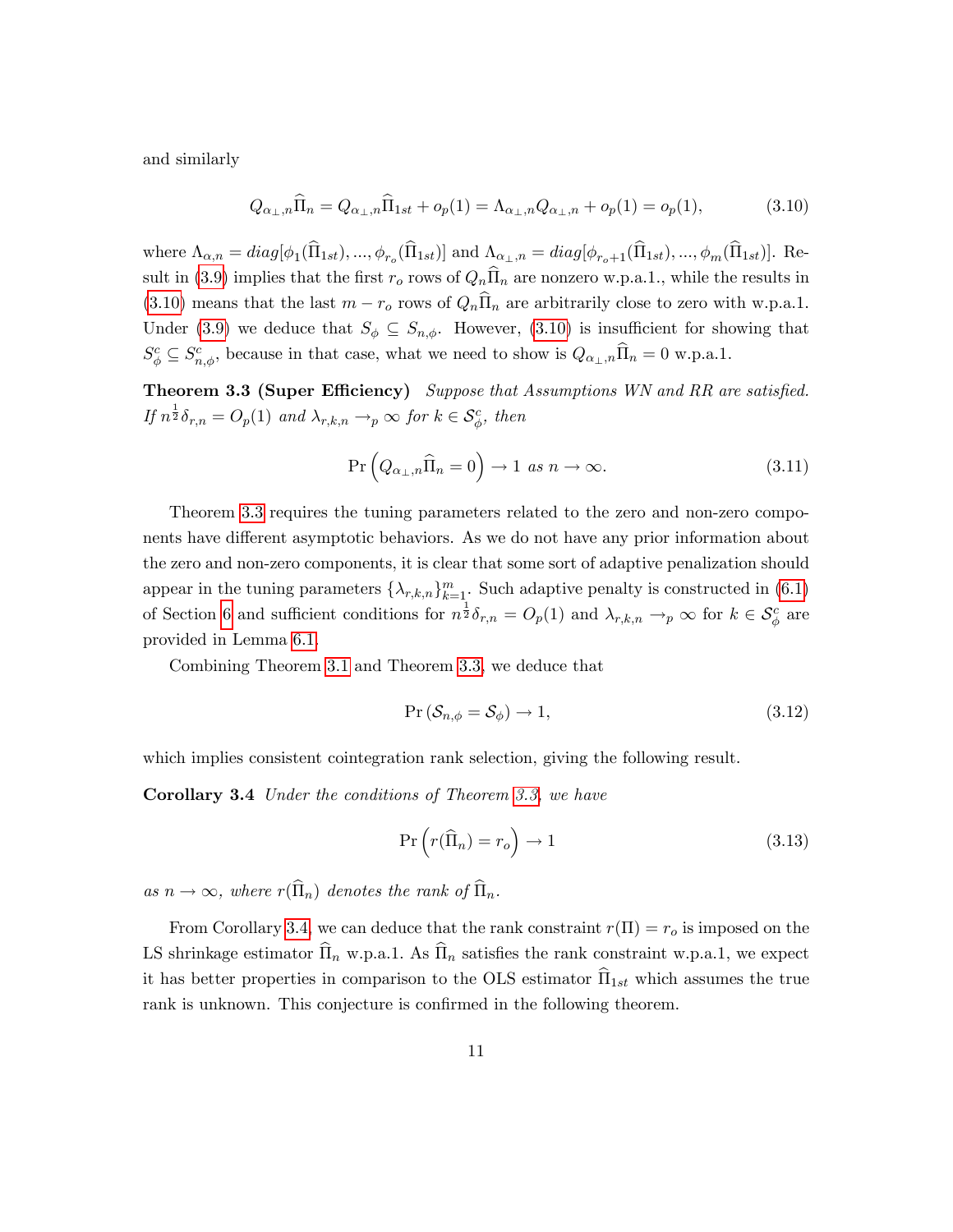and similarly

$$Q_{\alpha_\perp,n}\widehat{\Pi}_n = Q_{\alpha_\perp,n}\widehat{\Pi}_{1st} + o_p(1) = \Lambda_{\alpha_\perp,n}Q_{\alpha_\perp,n} + o_p(1) = o_p(1), \tag{3.10}$$

where $\Lambda_{\alpha,n} = diag[\phi_1(\widehat{\Pi}_{1st}), ..., \phi_{r_o}(\widehat{\Pi}_{1st})]$ and $\Lambda_{\alpha_\perp,n} = diag[\phi_{r_o+1}(\widehat{\Pi}_{1st}), ..., \phi_m(\widehat{\Pi}_{1st})]$. Result in (3.9) implies that the first $r_o$ rows of $Q_n\widehat{\Pi}_n$ are nonzero w.p.a.1., while the results in (3.10) means that the last $m - r_o$ rows of $Q_n\widehat{\Pi}_n$ are arbitrarily close to zero with w.p.a.1. Under (3.9) we deduce that $S_\phi \subseteq S_{n,\phi}$. However, (3.10) is insufficient for showing that $S_\phi^c \subseteq S_{n,\phi}^c$, because in that case, what we need to show is $Q_{\alpha_\perp,n}\widehat{\Pi}_n = 0$ w.p.a.1.

**Theorem 3.3 (Super Efficiency)** *Suppose that Assumptions WN and RR are satisfied. If $n^{\frac{1}{2}}\delta_{r,n} = O_p(1)$ and $\lambda_{r,k,n} \to_p \infty$ for $k \in \mathcal{S}_\phi^c$, then*

$$\Pr\left(Q_{\alpha_\perp,n}\widehat{\Pi}_n = 0\right) \to 1 \text{ as } n \to \infty. \tag{3.11}$$

Theorem 3.3 requires the tuning parameters related to the zero and non-zero components have different asymptotic behaviors. As we do not have any prior information about the zero and non-zero components, it is clear that some sort of adaptive penalization should appear in the tuning parameters $\{\lambda_{r,k,n}\}_{k=1}^m$. Such adaptive penalty is constructed in (6.1) of Section 6 and sufficient conditions for $n^{\frac{1}{2}}\delta_{r,n} = O_p(1)$ and $\lambda_{r,k,n} \to_p \infty$ for $k \in \mathcal{S}_\phi^c$ are provided in Lemma 6.1.

Combining Theorem 3.1 and Theorem 3.3, we deduce that

$$\Pr\left(\mathcal{S}_{n,\phi} = \mathcal{S}_\phi\right) \to 1, \tag{3.12}$$

which implies consistent cointegration rank selection, giving the following result.

**Corollary 3.4** *Under the conditions of Theorem 3.3, we have*

$$\Pr\left(r(\widehat{\Pi}_n) = r_o\right) \to 1 \tag{3.13}$$

*as $n \to \infty$, where $r(\widehat{\Pi}_n)$ denotes the rank of $\widehat{\Pi}_n$.*

From Corollary 3.4, we can deduce that the rank constraint $r(\Pi) = r_o$ is imposed on the LS shrinkage estimator $\widehat{\Pi}_n$ w.p.a.1. As $\widehat{\Pi}_n$ satisfies the rank constraint w.p.a.1, we expect it has better properties in comparison to the OLS estimator $\widehat{\Pi}_{1st}$ which assumes the true rank is unknown. This conjecture is confirmed in the following theorem.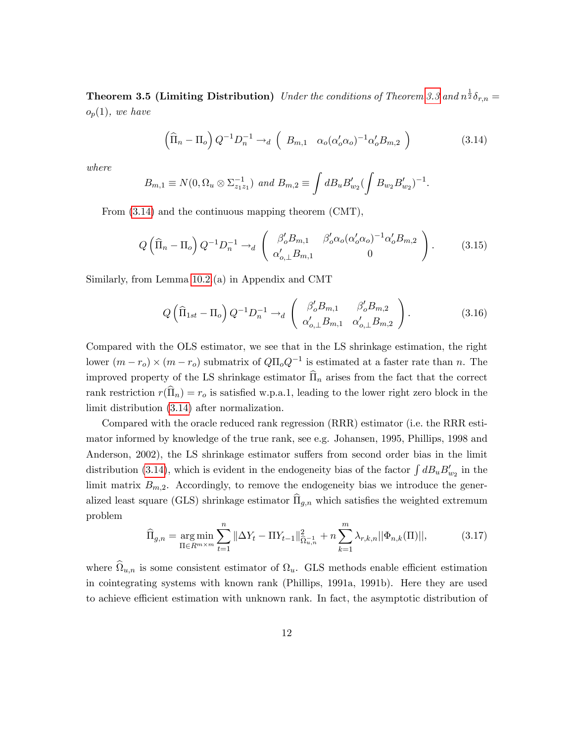**Theorem 3.5 (Limiting Distribution)** *Under the conditions of Theorem 3.3 and $n^{\frac{1}{2}}\delta_{r,n} = o_p(1)$, we have*

$$\left(\widehat{\Pi}_n - \Pi_o\right) Q^{-1} D_n^{-1} \to_d \left( \begin{array}{cc} B_{m,1} & \alpha_o(\alpha_o'\alpha_o)^{-1}\alpha_o' B_{m,2} \end{array} \right) \tag{3.14}$$

*where*

$$B_{m,1} \equiv N(0, \Omega_u \otimes \Sigma_{z_1 z_1}^{-1}) \text{ and } B_{m,2} \equiv \int dB_u B_{w_2}' (\int B_{w_2} B_{w_2}')^{-1}.$$

From (3.14) and the continuous mapping theorem (CMT),

$$Q\left(\widehat{\Pi}_n - \Pi_o\right) Q^{-1} D_n^{-1} \to_d \left( \begin{array}{cc} \beta_o' B_{m,1} & \beta_o'\alpha_o(\alpha_o'\alpha_o)^{-1}\alpha_o' B_{m,2} \\ \alpha_{o,\perp}' B_{m,1} & 0 \end{array} \right). \tag{3.15}$$

Similarly, from Lemma 10.2 (a) in Appendix and CMT

$$Q\left(\widehat{\Pi}_{1st} - \Pi_o\right) Q^{-1} D_n^{-1} \to_d \left( \begin{array}{cc} \beta_o' B_{m,1} & \beta_o' B_{m,2} \\ \alpha_{o,\perp}' B_{m,1} & \alpha_{o,\perp}' B_{m,2} \end{array} \right). \tag{3.16}$$

Compared with the OLS estimator, we see that in the LS shrinkage estimation, the right lower $(m - r_o) \times (m - r_o)$ submatrix of $Q\Pi_o Q^{-1}$ is estimated at a faster rate than $n$. The improved property of the LS shrinkage estimator $\widehat{\Pi}_n$ arises from the fact that the correct rank restriction $r(\widehat{\Pi}_n) = r_o$ is satisfied w.p.a.1, leading to the lower right zero block in the limit distribution (3.14) after normalization.

Compared with the oracle reduced rank regression (RRR) estimator (i.e. the RRR estimator informed by knowledge of the true rank, see e.g. Johansen, 1995, Phillips, 1998 and Anderson, 2002), the LS shrinkage estimator suffers from second order bias in the limit distribution (3.14), which is evident in the endogeneity bias of the factor $\int dB_u B_{w_2}'$ in the limit matrix $B_{m,2}$. Accordingly, to remove the endogeneity bias we introduce the generalized least square (GLS) shrinkage estimator $\widehat{\Pi}_{g,n}$ which satisfies the weighted extremum problem

$$\widehat{\Pi}_{g,n} = \underset{\Pi \in R^{m \times m}}{\arg\min} \sum_{t=1}^{n} \|\Delta Y_t - \Pi Y_{t-1}\|^2_{\widehat{\Omega}_{u,n}^{-1}} + n \sum_{k=1}^{m} \lambda_{r,k,n} ||\Phi_{n,k}(\Pi)||, \tag{3.17}$$

where $\widehat{\Omega}_{u,n}$ is some consistent estimator of $\Omega_u$. GLS methods enable efficient estimation in cointegrating systems with known rank (Phillips, 1991a, 1991b). Here they are used to achieve efficient estimation with unknown rank. In fact, the asymptotic distribution of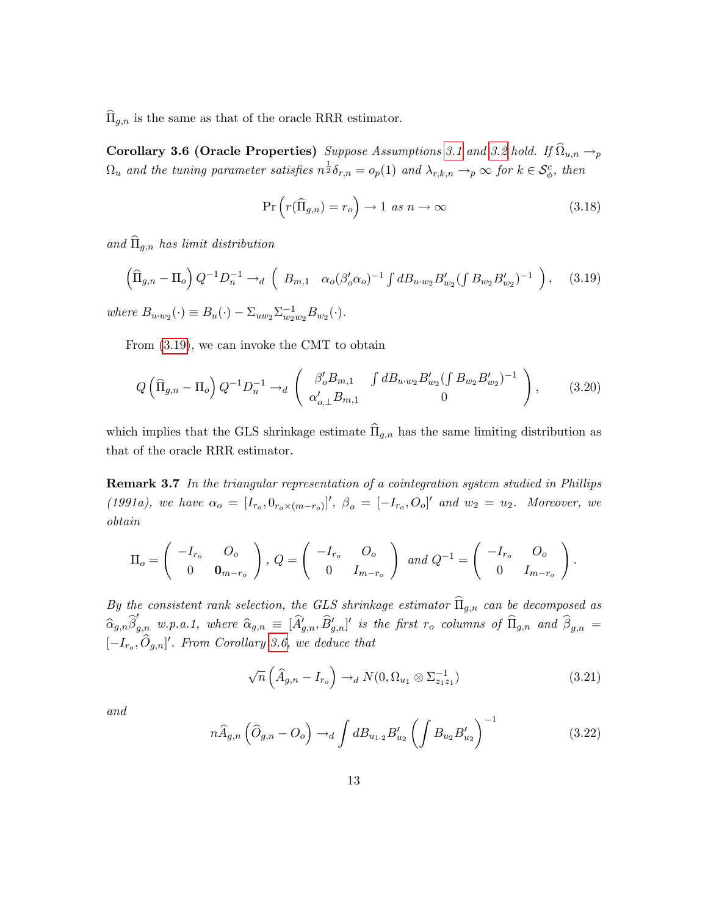$\widehat{\Pi}_{g,n}$ is the same as that of the oracle RRR estimator.

**Corollary 3.6 (Oracle Properties)** *Suppose Assumptions 3.1 and 3.2 hold. If $\widehat{\Omega}_{u,n} \to_p \Omega_u$ and the tuning parameter satisfies $n^{\frac{1}{2}}\delta_{r,n} = o_p(1)$ and $\lambda_{r,k,n} \to_p \infty$ for $k \in \mathcal{S}_\phi^c$, then*

$$\Pr\left(r(\widehat{\Pi}_{g,n}) = r_o\right) \to 1 \text{ as } n \to \infty \tag{3.18}$$

*and $\widehat{\Pi}_{g,n}$ has limit distribution*

$$\left(\widehat{\Pi}_{g,n} - \Pi_o\right) Q^{-1} D_n^{-1} \to_d \left( \begin{array}{cc} B_{m,1} & \alpha_o(\beta_o'\alpha_o)^{-1} \int dB_{u\cdot w_2} B_{w_2}' (\int B_{w_2} B_{w_2}')^{-1} \end{array} \right), \tag{3.19}$$

*where $B_{u\cdot w_2}(\cdot) \equiv B_u(\cdot) - \Sigma_{uw_2}\Sigma_{w_2w_2}^{-1} B_{w_2}(\cdot)$.*

From (3.19), we can invoke the CMT to obtain

$$Q\left(\widehat{\Pi}_{g,n} - \Pi_o\right) Q^{-1} D_n^{-1} \to_d \left( \begin{array}{cc} \beta_o' B_{m,1} & \int dB_{u\cdot w_2} B_{w_2}' (\int B_{w_2} B_{w_2}')^{-1} \\ \alpha_{o,\perp}' B_{m,1} & 0 \end{array} \right), \tag{3.20}$$

which implies that the GLS shrinkage estimate $\widehat{\Pi}_{g,n}$ has the same limiting distribution as that of the oracle RRR estimator.

**Remark 3.7** *In the triangular representation of a cointegration system studied in Phillips (1991a), we have $\alpha_o = [I_{r_o}, 0_{r_o\times(m-r_o)}]'$, $\beta_o = [-I_{r_o}, O_o]'$ and $w_2 = u_2$. Moreover, we obtain*

$$\Pi_o = \left( \begin{array}{cc} -I_{r_o} & O_o \\ 0 & \mathbf{0}_{m-r_o} \end{array} \right),\ Q = \left( \begin{array}{cc} -I_{r_o} & O_o \\ 0 & I_{m-r_o} \end{array} \right) \text{ and } Q^{-1} = \left( \begin{array}{cc} -I_{r_o} & O_o \\ 0 & I_{m-r_o} \end{array} \right).$$

*By the consistent rank selection, the GLS shrinkage estimator $\widehat{\Pi}_{g,n}$ can be decomposed as $\widehat{\alpha}_{g,n}\widehat{\beta}_{g,n}'$ w.p.a.1, where $\widehat{\alpha}_{g,n} \equiv [\widehat{A}_{g,n}', \widehat{B}_{g,n}']'$ is the first $r_o$ columns of $\widehat{\Pi}_{g,n}$ and $\widehat{\beta}_{g,n} = [-I_{r_o}, \widehat{O}_{g,n}]'$. From Corollary 3.6, we deduce that*

$$\sqrt{n}\left(\widehat{A}_{g,n} - I_{r_o}\right) \to_d N(0, \Omega_{u_1} \otimes \Sigma_{z_1z_1}^{-1}) \tag{3.21}$$

*and*

$$n\widehat{A}_{g,n}\left(\widehat{O}_{g,n} - O_o\right) \to_d \int dB_{u_1\cdot 2} B_{u_2}' \left(\int B_{u_2} B_{u_2}'\right)^{-1} \tag{3.22}$$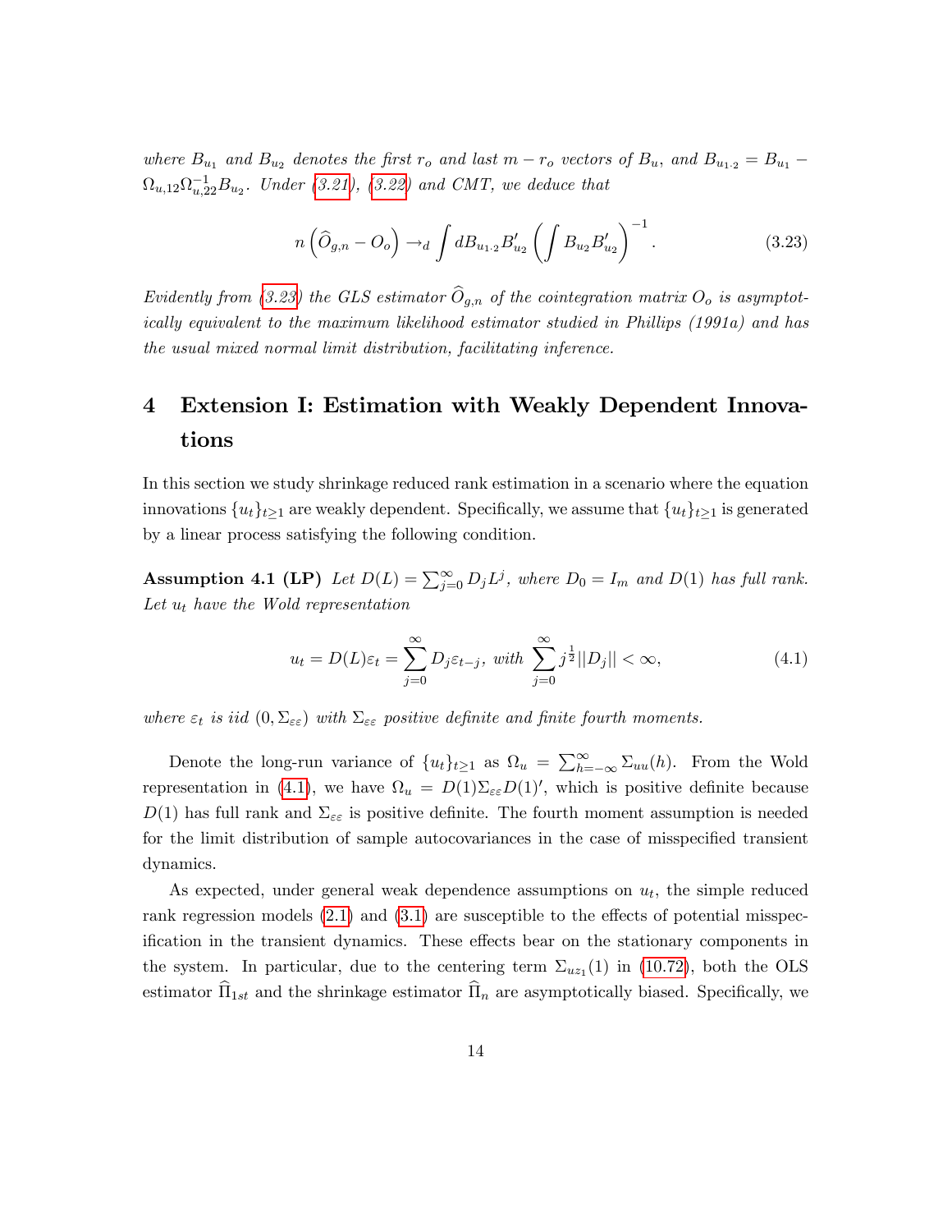*where $B_{u_1}$ and $B_{u_2}$ denotes the first $r_o$ and last $m - r_o$ vectors of $B_u$, and $B_{u_{1\cdot 2}} = B_{u_1} - \Omega_{u,12}\Omega_{u,22}^{-1}B_{u_2}$. Under (3.21), (3.22) and CMT, we deduce that*

$$n\left(\widehat{O}_{g,n} - O_o\right) \to_d \int dB_{u_{1\cdot 2}} B_{u_2}' \left(\int B_{u_2} B_{u_2}'\right)^{-1}. \tag{3.23}$$

*Evidently from (3.23) the GLS estimator $\widehat{O}_{g,n}$ of the cointegration matrix $O_o$ is asymptotically equivalent to the maximum likelihood estimator studied in Phillips (1991a) and has the usual mixed normal limit distribution, facilitating inference.*

# 4 Extension I: Estimation with Weakly Dependent Innovations

In this section we study shrinkage reduced rank estimation in a scenario where the equation innovations $\{u_t\}_{t\geq 1}$ are weakly dependent. Specifically, we assume that $\{u_t\}_{t\geq 1}$ is generated by a linear process satisfying the following condition.

**Assumption 4.1 (LP)** *Let $D(L) = \sum_{j=0}^{\infty} D_j L^j$, where $D_0 = I_m$ and $D(1)$ has full rank. Let $u_t$ have the Wold representation*

$$u_t = D(L)\varepsilon_t = \sum_{j=0}^{\infty} D_j \varepsilon_{t-j}, \text{ with } \sum_{j=0}^{\infty} j^{\frac{1}{2}} ||D_j|| < \infty, \tag{4.1}$$

*where $\varepsilon_t$ is iid $(0, \Sigma_{\varepsilon\varepsilon})$ with $\Sigma_{\varepsilon\varepsilon}$ positive definite and finite fourth moments.*

Denote the long-run variance of $\{u_t\}_{t\geq 1}$ as $\Omega_u = \sum_{h=-\infty}^{\infty} \Sigma_{uu}(h)$. From the Wold representation in (4.1), we have $\Omega_u = D(1)\Sigma_{\varepsilon\varepsilon}D(1)'$, which is positive definite because $D(1)$ has full rank and $\Sigma_{\varepsilon\varepsilon}$ is positive definite. The fourth moment assumption is needed for the limit distribution of sample autocovariances in the case of misspecified transient dynamics.

As expected, under general weak dependence assumptions on $u_t$, the simple reduced rank regression models (2.1) and (3.1) are susceptible to the effects of potential misspecification in the transient dynamics. These effects bear on the stationary components in the system. In particular, due to the centering term $\Sigma_{uz_1}(1)$ in (10.72), both the OLS estimator $\widehat{\Pi}_{1st}$ and the shrinkage estimator $\widehat{\Pi}_n$ are asymptotically biased. Specifically, we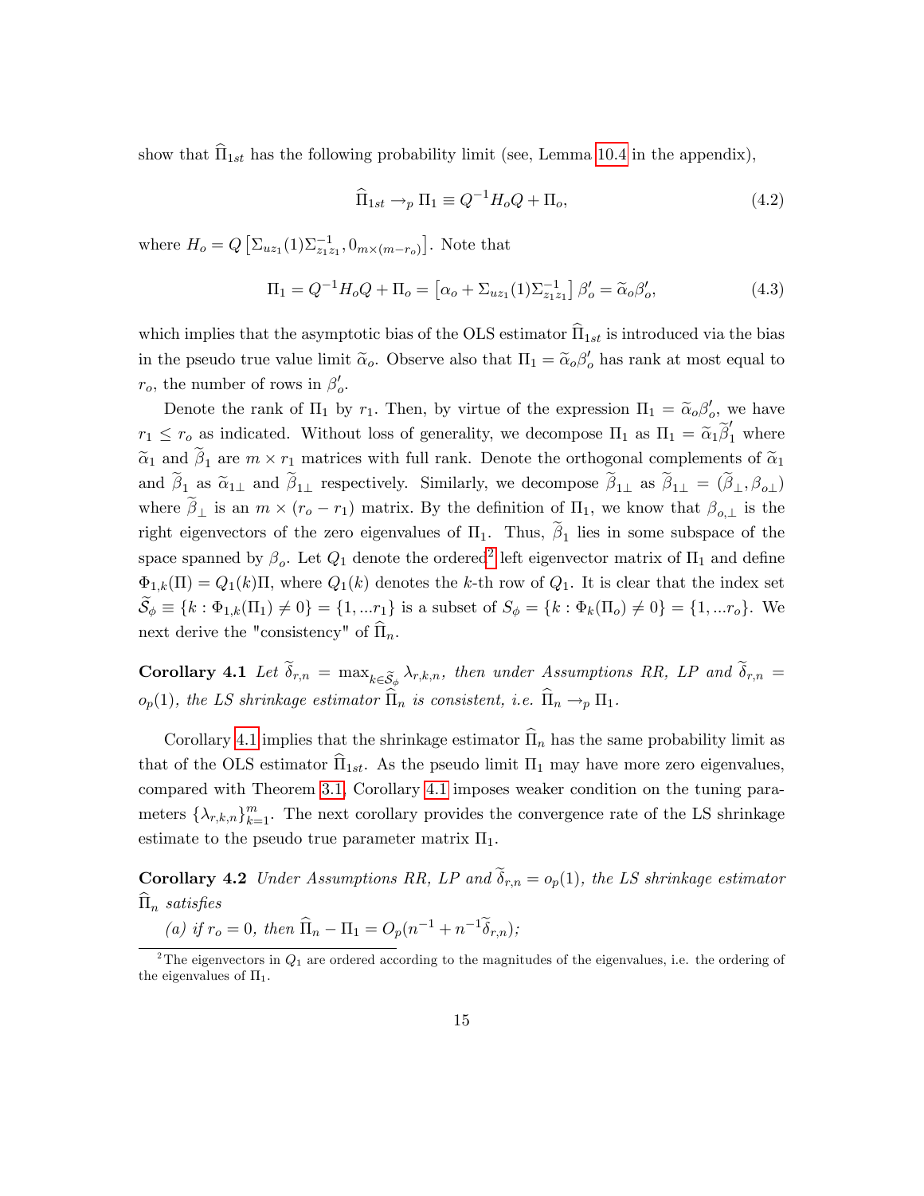show that $\widehat{\Pi}_{1st}$ has the following probability limit (see, Lemma 10.4 in the appendix),

$$\widehat{\Pi}_{1st} \rightarrow_p \Pi_1 \equiv Q^{-1} H_o Q + \Pi_o, \tag{4.2}$$

where $H_o = Q\left[\Sigma_{uz_1}(1)\Sigma_{z_1z_1}^{-1}, 0_{m\times(m-r_o)}\right]$. Note that

$$\Pi_1 = Q^{-1} H_o Q + \Pi_o = \left[\alpha_o + \Sigma_{uz_1}(1)\Sigma_{z_1z_1}^{-1}\right]\beta_o' = \widetilde{\alpha}_o \beta_o', \tag{4.3}$$

which implies that the asymptotic bias of the OLS estimator $\widehat{\Pi}_{1st}$ is introduced via the bias in the pseudo true value limit $\widetilde{\alpha}_o$. Observe also that $\Pi_1 = \widetilde{\alpha}_o \beta_o'$ has rank at most equal to $r_o$, the number of rows in $\beta_o'$.

Denote the rank of $\Pi_1$ by $r_1$. Then, by virtue of the expression $\Pi_1 = \widetilde{\alpha}_o \beta_o'$, we have $r_1 \leq r_o$ as indicated. Without loss of generality, we decompose $\Pi_1$ as $\Pi_1 = \widetilde{\alpha}_1 \widetilde{\beta}_1'$ where $\widetilde{\alpha}_1$ and $\widetilde{\beta}_1$ are $m \times r_1$ matrices with full rank. Denote the orthogonal complements of $\widetilde{\alpha}_1$ and $\widetilde{\beta}_1$ as $\widetilde{\alpha}_{1\perp}$ and $\widetilde{\beta}_{1\perp}$ respectively. Similarly, we decompose $\widetilde{\beta}_{1\perp}$ as $\widetilde{\beta}_{1\perp} = (\widetilde{\beta}_{\perp}, \beta_{o\perp})$ where $\widetilde{\beta}_{\perp}$ is an $m \times (r_o - r_1)$ matrix. By the definition of $\Pi_1$, we know that $\beta_{o,\perp}$ is the right eigenvectors of the zero eigenvalues of $\Pi_1$. Thus, $\widetilde{\beta}_1$ lies in some subspace of the space spanned by $\beta_o$. Let $Q_1$ denote the ordered[2] left eigenvector matrix of $\Pi_1$ and define $\Phi_{1,k}(\Pi) = Q_1(k)\Pi$, where $Q_1(k)$ denotes the $k$-th row of $Q_1$. It is clear that the index set $\widetilde{S}_\phi \equiv \{k : \Phi_{1,k}(\Pi_1) \neq 0\} = \{1, ...r_1\}$ is a subset of $S_\phi = \{k : \Phi_k(\Pi_o) \neq 0\} = \{1, ...r_o\}$. We next derive the "consistency" of $\widehat{\Pi}_n$.

**Corollary 4.1** *Let $\widetilde{\delta}_{r,n} = \max_{k\in\widetilde{S}_\phi} \lambda_{r,k,n}$, then under Assumptions RR, LP and $\widetilde{\delta}_{r,n} = o_p(1)$, the LS shrinkage estimator $\widehat{\Pi}_n$ is consistent, i.e. $\widehat{\Pi}_n \rightarrow_p \Pi_1$.*

Corollary 4.1 implies that the shrinkage estimator $\widehat{\Pi}_n$ has the same probability limit as that of the OLS estimator $\widehat{\Pi}_{1st}$. As the pseudo limit $\Pi_1$ may have more zero eigenvalues, compared with Theorem 3.1, Corollary 4.1 imposes weaker condition on the tuning parameters $\{\lambda_{r,k,n}\}_{k=1}^m$. The next corollary provides the convergence rate of the LS shrinkage estimate to the pseudo true parameter matrix $\Pi_1$.

**Corollary 4.2** *Under Assumptions RR, LP and $\widetilde{\delta}_{r,n} = o_p(1)$, the LS shrinkage estimator $\widehat{\Pi}_n$ satisfies*

*(a) if $r_o = 0$, then $\widehat{\Pi}_n - \Pi_1 = O_p(n^{-1} + n^{-1}\widetilde{\delta}_{r,n})$;*

[2] The eigenvectors in $Q_1$ are ordered according to the magnitudes of the eigenvalues, i.e. the ordering of the eigenvalues of $\Pi_1$.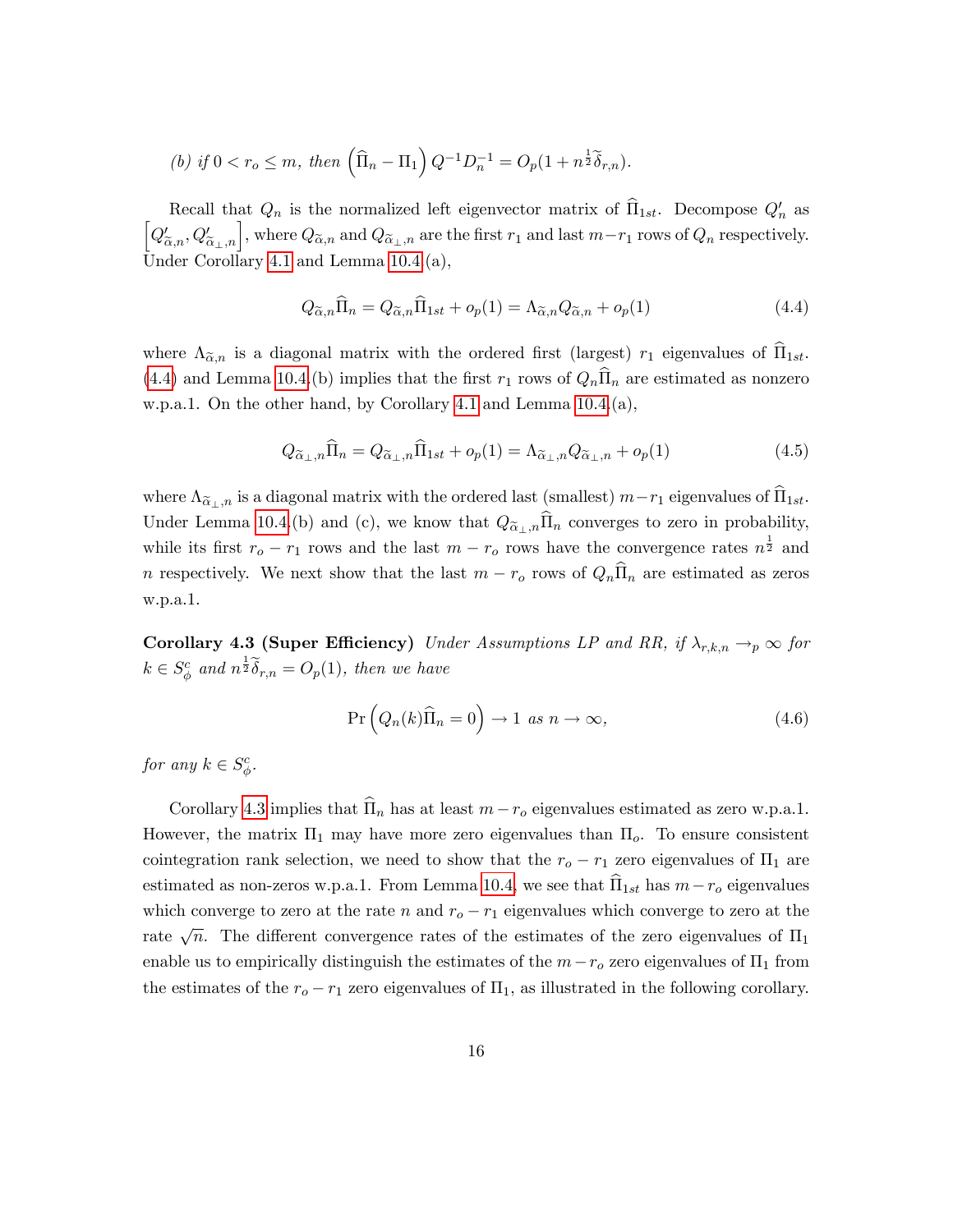*(b) if $0 < r_o \leq m$, then* $\left(\widehat{\Pi}_n - \Pi_1\right) Q^{-1} D_n^{-1} = O_p(1 + n^{\frac{1}{2}}\widetilde{\delta}_{r,n})$.

Recall that $Q_n$ is the normalized left eigenvector matrix of $\widehat{\Pi}_{1st}$. Decompose $Q_n'$ as $\left[Q_{\widetilde{\alpha},n}', Q_{\widetilde{\alpha}_\perp,n}'\right]$, where $Q_{\widetilde{\alpha},n}$ and $Q_{\widetilde{\alpha}_\perp,n}$ are the first $r_1$ and last $m-r_1$ rows of $Q_n$ respectively. Under Corollary 4.1 and Lemma 10.4(a),

$$Q_{\widetilde{\alpha},n}\widehat{\Pi}_n = Q_{\widetilde{\alpha},n}\widehat{\Pi}_{1st} + o_p(1) = \Lambda_{\widetilde{\alpha},n}Q_{\widetilde{\alpha},n} + o_p(1) \tag{4.4}$$

where $\Lambda_{\widetilde{\alpha},n}$ is a diagonal matrix with the ordered first (largest) $r_1$ eigenvalues of $\widehat{\Pi}_{1st}$. (4.4) and Lemma 10.4.(b) implies that the first $r_1$ rows of $Q_n\widehat{\Pi}_n$ are estimated as nonzero w.p.a.1. On the other hand, by Corollary 4.1 and Lemma 10.4.(a),

$$Q_{\widetilde{\alpha}_\perp,n}\widehat{\Pi}_n = Q_{\widetilde{\alpha}_\perp,n}\widehat{\Pi}_{1st} + o_p(1) = \Lambda_{\widetilde{\alpha}_\perp,n}Q_{\widetilde{\alpha}_\perp,n} + o_p(1) \tag{4.5}$$

where $\Lambda_{\widetilde{\alpha}_\perp,n}$ is a diagonal matrix with the ordered last (smallest) $m-r_1$ eigenvalues of $\widehat{\Pi}_{1st}$. Under Lemma 10.4.(b) and (c), we know that $Q_{\widetilde{\alpha}_\perp,n}\widehat{\Pi}_n$ converges to zero in probability, while its first $r_o - r_1$ rows and the last $m - r_o$ rows have the convergence rates $n^{\frac{1}{2}}$ and $n$ respectively. We next show that the last $m - r_o$ rows of $Q_n\widehat{\Pi}_n$ are estimated as zeros w.p.a.1.

**Corollary 4.3 (Super Efficiency)** *Under Assumptions LP and RR, if $\lambda_{r,k,n} \to_p \infty$ for $k \in S_\phi^c$ and $n^{\frac{1}{2}}\widetilde{\delta}_{r,n} = O_p(1)$, then we have*

$$\Pr\left(Q_n(k)\widehat{\Pi}_n = 0\right) \to 1 \text{ as } n \to \infty, \tag{4.6}$$

*for any $k \in S_\phi^c$.*

Corollary 4.3 implies that $\widehat{\Pi}_n$ has at least $m - r_o$ eigenvalues estimated as zero w.p.a.1. However, the matrix $\Pi_1$ may have more zero eigenvalues than $\Pi_o$. To ensure consistent cointegration rank selection, we need to show that the $r_o - r_1$ zero eigenvalues of $\Pi_1$ are estimated as non-zeros w.p.a.1. From Lemma 10.4, we see that $\widehat{\Pi}_{1st}$ has $m - r_o$ eigenvalues which converge to zero at the rate $n$ and $r_o - r_1$ eigenvalues which converge to zero at the rate $\sqrt{n}$. The different convergence rates of the estimates of the zero eigenvalues of $\Pi_1$ enable us to empirically distinguish the estimates of the $m - r_o$ zero eigenvalues of $\Pi_1$ from the estimates of the $r_o - r_1$ zero eigenvalues of $\Pi_1$, as illustrated in the following corollary.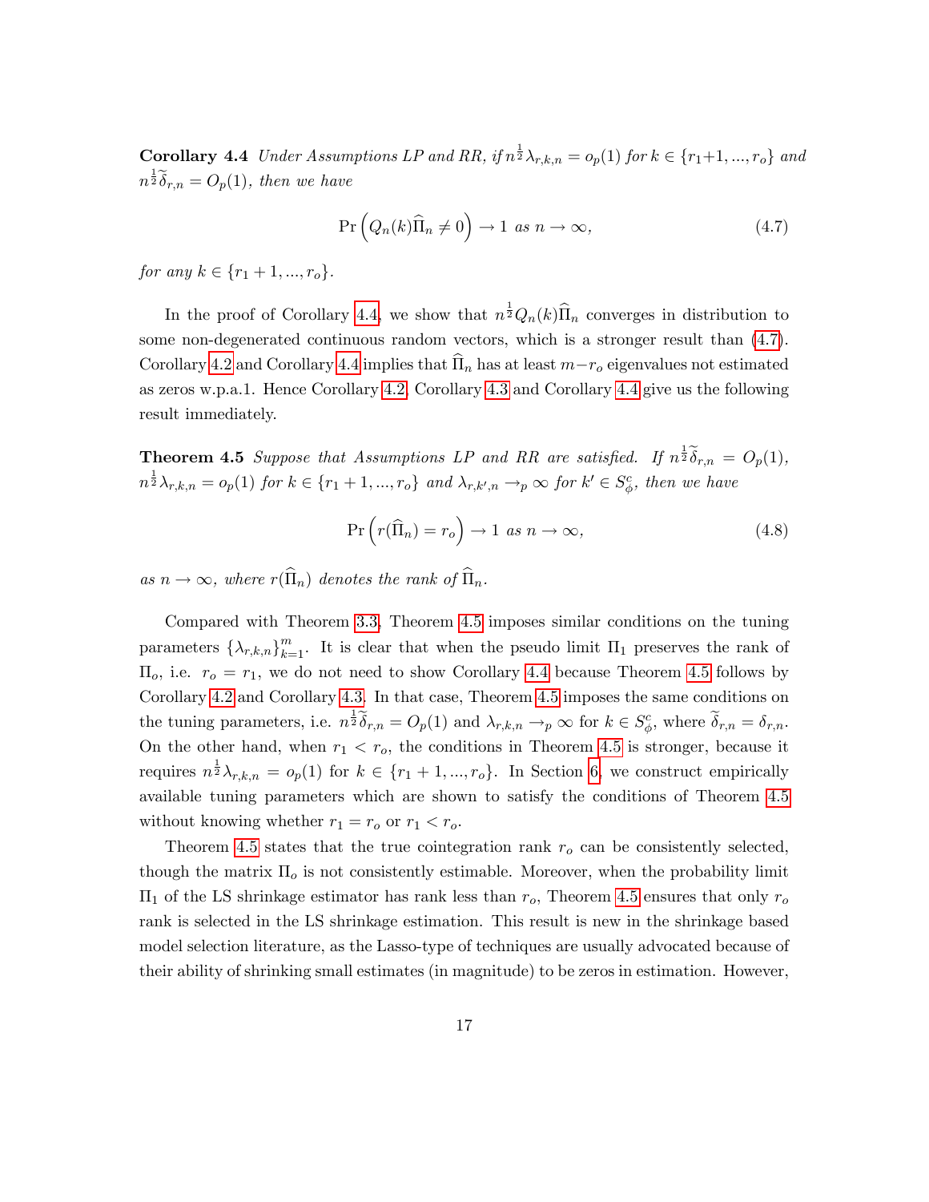**Corollary 4.4** *Under Assumptions LP and RR, if $n^{\frac{1}{2}}\lambda_{r,k,n} = o_p(1)$ for $k \in \{r_1+1, ..., r_o\}$ and $n^{\frac{1}{2}}\widetilde{\delta}_{r,n} = O_p(1)$, then we have*

$$\Pr\left(Q_n(k)\widehat{\Pi}_n \neq 0\right) \to 1 \text{ as } n \to \infty, \tag{4.7}$$

*for any $k \in \{r_1+1, ..., r_o\}$.*

In the proof of Corollary 4.4, we show that $n^{\frac{1}{2}}Q_n(k)\widehat{\Pi}_n$ converges in distribution to some non-degenerated continuous random vectors, which is a stronger result than (4.7). Corollary 4.2 and Corollary 4.4 implies that $\widehat{\Pi}_n$ has at least $m - r_o$ eigenvalues not estimated as zeros w.p.a.1. Hence Corollary 4.2, Corollary 4.3 and Corollary 4.4 give us the following result immediately.

**Theorem 4.5** *Suppose that Assumptions LP and RR are satisfied. If $n^{\frac{1}{2}}\widetilde{\delta}_{r,n} = O_p(1)$, $n^{\frac{1}{2}}\lambda_{r,k,n} = o_p(1)$ for $k \in \{r_1+1, ..., r_o\}$ and $\lambda_{r,k',n} \to_p \infty$ for $k' \in S_\phi^c$, then we have*

$$\Pr\left(r(\widehat{\Pi}_n) = r_o\right) \to 1 \text{ as } n \to \infty, \tag{4.8}$$

*as $n \to \infty$, where $r(\widehat{\Pi}_n)$ denotes the rank of $\widehat{\Pi}_n$.*

Compared with Theorem 3.3, Theorem 4.5 imposes similar conditions on the tuning parameters $\{\lambda_{r,k,n}\}_{k=1}^m$. It is clear that when the pseudo limit $\Pi_1$ preserves the rank of $\Pi_o$, i.e. $r_o = r_1$, we do not need to show Corollary 4.4 because Theorem 4.5 follows by Corollary 4.2 and Corollary 4.3. In that case, Theorem 4.5 imposes the same conditions on the tuning parameters, i.e. $n^{\frac{1}{2}}\widetilde{\delta}_{r,n} = O_p(1)$ and $\lambda_{r,k,n} \to_p \infty$ for $k \in S_\phi^c$, where $\widetilde{\delta}_{r,n} = \delta_{r,n}$. On the other hand, when $r_1 < r_o$, the conditions in Theorem 4.5 is stronger, because it requires $n^{\frac{1}{2}}\lambda_{r,k,n} = o_p(1)$ for $k \in \{r_1+1, ..., r_o\}$. In Section 6, we construct empirically available tuning parameters which are shown to satisfy the conditions of Theorem 4.5 without knowing whether $r_1 = r_o$ or $r_1 < r_o$.

Theorem 4.5 states that the true cointegration rank $r_o$ can be consistently selected, though the matrix $\Pi_o$ is not consistently estimable. Moreover, when the probability limit $\Pi_1$ of the LS shrinkage estimator has rank less than $r_o$, Theorem 4.5 ensures that only $r_o$ rank is selected in the LS shrinkage estimation. This result is new in the shrinkage based model selection literature, as the Lasso-type of techniques are usually advocated because of their ability of shrinking small estimates (in magnitude) to be zeros in estimation. However,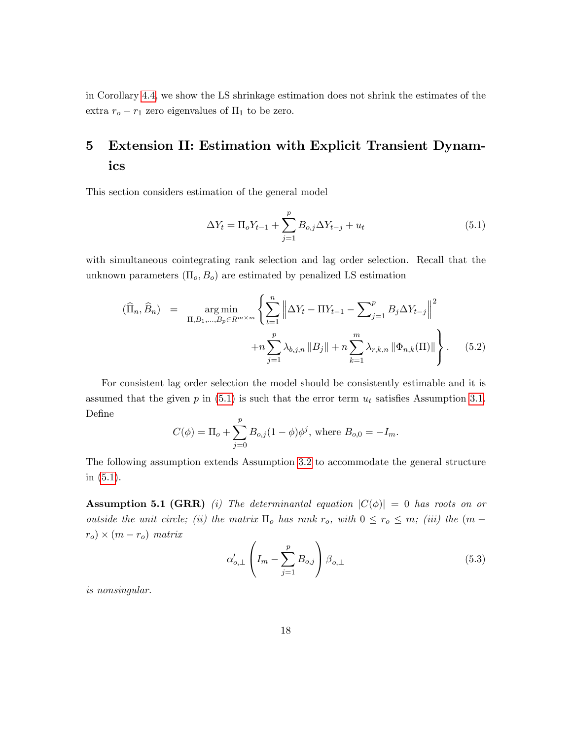in Corollary 4.4, we show the LS shrinkage estimation does not shrink the estimates of the extra $r_o - r_1$ zero eigenvalues of $\Pi_1$ to be zero.

# 5 Extension II: Estimation with Explicit Transient Dynamics

This section considers estimation of the general model

$$\Delta Y_t = \Pi_o Y_{t-1} + \sum_{j=1}^{p} B_{o,j} \Delta Y_{t-j} + u_t \tag{5.1}$$

with simultaneous cointegrating rank selection and lag order selection. Recall that the unknown parameters $(\Pi_o, B_o)$ are estimated by penalized LS estimation

$$\begin{aligned}(\widehat{\Pi}_n, \widehat{B}_n) \;\; = \;\; & \underset{\Pi, B_1, \ldots, B_p \in R^{m \times m}}{\arg\min} \left\{ \sum_{t=1}^{n} \left\| \Delta Y_t - \Pi Y_{t-1} - \sum\nolimits_{j=1}^{p} B_j \Delta Y_{t-j} \right\|^2 \right. \\ & \left. + n \sum_{j=1}^{p} \lambda_{b,j,n} \left\| B_j \right\| + n \sum_{k=1}^{m} \lambda_{r,k,n} \left\| \Phi_{n,k}(\Pi) \right\| \right\}. \end{aligned} \tag{5.2}$$

For consistent lag order selection the model should be consistently estimable and it is assumed that the given $p$ in (5.1) is such that the error term $u_t$ satisfies Assumption 3.1. Define

$$C(\phi) = \Pi_o + \sum_{j=0}^{p} B_{o,j}(1-\phi)\phi^j, \text{ where } B_{o,0} = -I_m.$$

The following assumption extends Assumption 3.2 to accommodate the general structure in (5.1).

**Assumption 5.1 (GRR)** *(i) The determinantal equation $|C(\phi)| = 0$ has roots on or outside the unit circle; (ii) the matrix $\Pi_o$ has rank $r_o$, with $0 \leq r_o \leq m$; (iii) the $(m - r_o) \times (m - r_o)$ matrix*

$$\alpha_{o,\perp}' \left( I_m - \sum_{j=1}^{p} B_{o,j} \right) \beta_{o,\perp} \tag{5.3}$$

*is nonsingular.*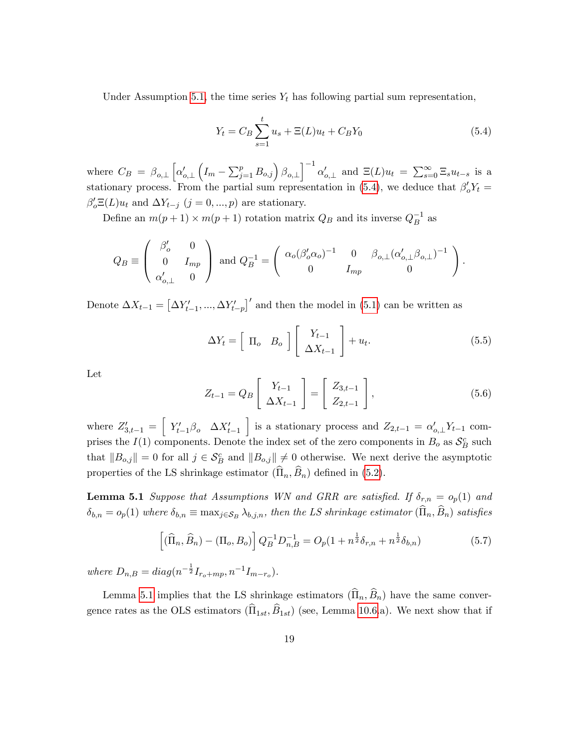Under Assumption 5.1, the time series $Y_t$ has following partial sum representation,

$$Y_t = C_B \sum_{s=1}^{t} u_s + \Xi(L)u_t + C_B Y_0 \tag{5.4}$$

where $C_B = \beta_{o,\perp}\left[\alpha'_{o,\perp}\left(I_m - \sum_{j=1}^{p} B_{o,j}\right)\beta_{o,\perp}\right]^{-1}\alpha'_{o,\perp}$ and $\Xi(L)u_t = \sum_{s=0}^{\infty}\Xi_s u_{t-s}$ is a stationary process. From the partial sum representation in (5.4), we deduce that $\beta'_o Y_t = \beta'_o \Xi(L)u_t$ and $\Delta Y_{t-j}$ $(j = 0, ..., p)$ are stationary.

Define an $m(p+1) \times m(p+1)$ rotation matrix $Q_B$ and its inverse $Q_B^{-1}$ as

$$Q_B \equiv \begin{pmatrix} \beta'_o & 0 \\ 0 & I_{mp} \\ \alpha'_{o,\perp} & 0 \end{pmatrix} \text{ and } Q_B^{-1} = \begin{pmatrix} \alpha_o(\beta'_o\alpha_o)^{-1} & 0 & \beta_{o,\perp}(\alpha'_{o,\perp}\beta_{o,\perp})^{-1} \\ 0 & I_{mp} & 0 \end{pmatrix}.$$

Denote $\Delta X_{t-1} = \left[\Delta Y'_{t-1}, ..., \Delta Y'_{t-p}\right]'$ and then the model in (5.1) can be written as

$$\Delta Y_t = \begin{bmatrix} \Pi_o & B_o \end{bmatrix} \begin{bmatrix} Y_{t-1} \\ \Delta X_{t-1} \end{bmatrix} + u_t. \tag{5.5}$$

Let

$$Z_{t-1} = Q_B \begin{bmatrix} Y_{t-1} \\ \Delta X_{t-1} \end{bmatrix} = \begin{bmatrix} Z_{3,t-1} \\ Z_{2,t-1} \end{bmatrix}, \tag{5.6}$$

where $Z'_{3,t-1} = \begin{bmatrix} Y'_{t-1}\beta_o & \Delta X'_{t-1} \end{bmatrix}$ is a stationary process and $Z_{2,t-1} = \alpha'_{o,\perp}Y_{t-1}$ comprises the $I(1)$ components. Denote the index set of the zero components in $B_o$ as $\mathcal{S}_B^c$ such that $\|B_{o,j}\| = 0$ for all $j \in \mathcal{S}_B^c$ and $\|B_{o,j}\| \neq 0$ otherwise. We next derive the asymptotic properties of the LS shrinkage estimator $(\widehat{\Pi}_n, \widehat{B}_n)$ defined in (5.2).

**Lemma 5.1** *Suppose that Assumptions WN and GRR are satisfied. If $\delta_{r,n} = o_p(1)$ and $\delta_{b,n} = o_p(1)$ where $\delta_{b,n} \equiv \max_{j \in \mathcal{S}_B} \lambda_{b,j,n}$, then the LS shrinkage estimator $(\widehat{\Pi}_n, \widehat{B}_n)$ satisfies*

$$\left[(\widehat{\Pi}_n, \widehat{B}_n) - (\Pi_o, B_o)\right] Q_B^{-1} D_{n,B}^{-1} = O_p(1 + n^{\frac{1}{2}}\delta_{r,n} + n^{\frac{1}{2}}\delta_{b,n}) \tag{5.7}$$

*where $D_{n,B} = diag(n^{-\frac{1}{2}} I_{r_o+mp}, n^{-1} I_{m-r_o})$.*

Lemma 5.1 implies that the LS shrinkage estimators $(\widehat{\Pi}_n, \widehat{B}_n)$ have the same convergence rates as the OLS estimators $(\widehat{\Pi}_{1st}, \widehat{B}_{1st})$ (see, Lemma 10.6.a). We next show that if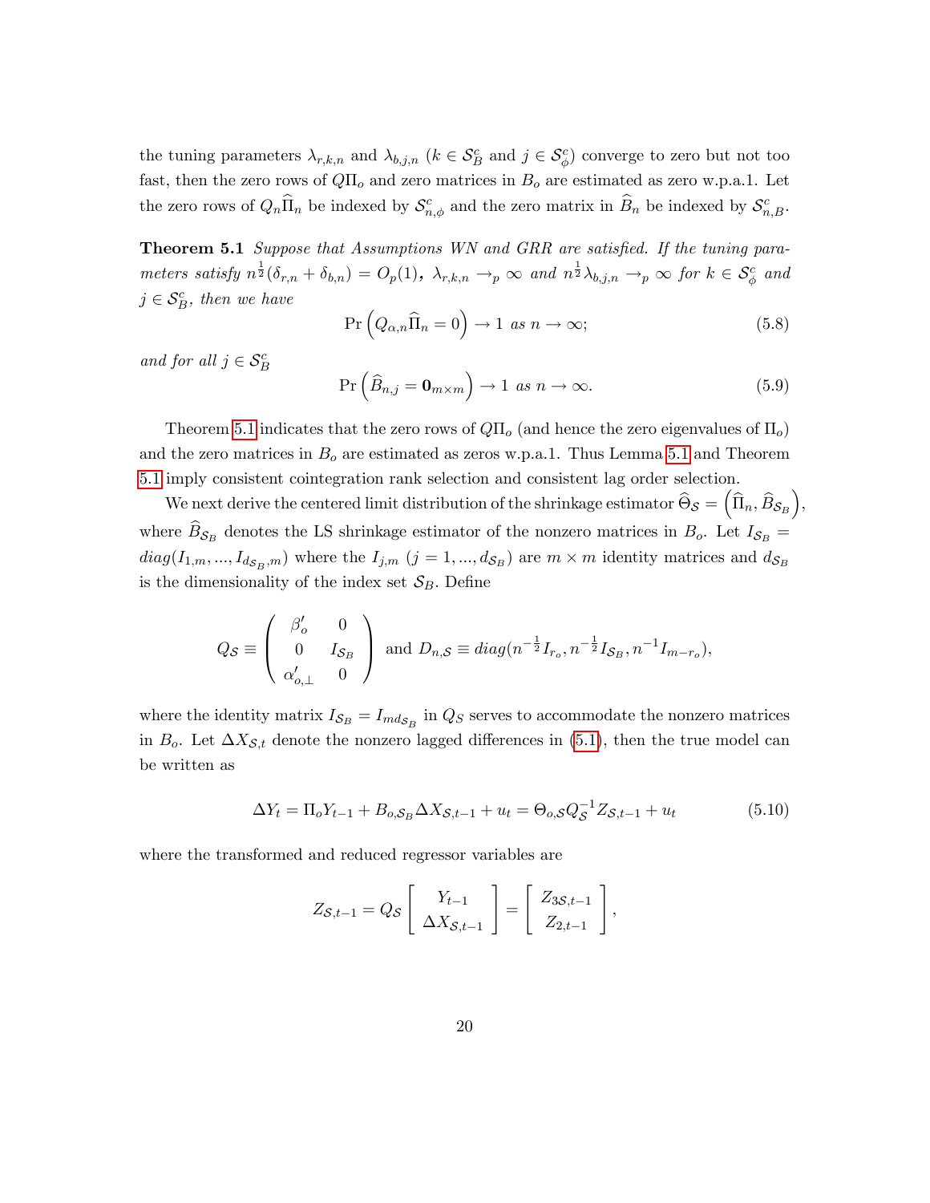the tuning parameters $\lambda_{r,k,n}$ and $\lambda_{b,j,n}$ ($k \in \mathcal{S}_B^c$ and $j \in \mathcal{S}_\phi^c$) converge to zero but not too fast, then the zero rows of $Q\Pi_o$ and zero matrices in $B_o$ are estimated as zero w.p.a.1. Let the zero rows of $Q_n\widehat{\Pi}_n$ be indexed by $\mathcal{S}_{n,\phi}^c$ and the zero matrix in $\widehat{B}_n$ be indexed by $\mathcal{S}_{n,B}^c$.

**Theorem 5.1** *Suppose that Assumptions WN and GRR are satisfied. If the tuning parameters satisfy* $n^{\frac{1}{2}}(\delta_{r,n} + \delta_{b,n}) = O_p(1)$, $\lambda_{r,k,n} \to_p \infty$ *and* $n^{\frac{1}{2}}\lambda_{b,j,n} \to_p \infty$ *for* $k \in \mathcal{S}_\phi^c$ *and* $j \in \mathcal{S}_B^c$, *then we have*

$$\Pr\left(Q_{\alpha,n}\widehat{\Pi}_n = 0\right) \to 1 \text{ as } n \to \infty; \tag{5.8}$$

*and for all* $j \in \mathcal{S}_B^c$

$$\Pr\left(\widehat{B}_{n,j} = \mathbf{0}_{m\times m}\right) \to 1 \text{ as } n \to \infty. \tag{5.9}$$

Theorem 5.1 indicates that the zero rows of $Q\Pi_o$ (and hence the zero eigenvalues of $\Pi_o$) and the zero matrices in $B_o$ are estimated as zeros w.p.a.1. Thus Lemma 5.1 and Theorem 5.1 imply consistent cointegration rank selection and consistent lag order selection.

We next derive the centered limit distribution of the shrinkage estimator $\widehat{\Theta}_{\mathcal{S}} = \left(\widehat{\Pi}_n, \widehat{B}_{\mathcal{S}_B}\right)$, where $\widehat{B}_{\mathcal{S}_B}$ denotes the LS shrinkage estimator of the nonzero matrices in $B_o$. Let $I_{\mathcal{S}_B} = diag(I_{1,m}, ..., I_{d_{\mathcal{S}_B},m})$ where the $I_{j,m}$ ($j = 1, ..., d_{\mathcal{S}_B}$) are $m \times m$ identity matrices and $d_{\mathcal{S}_B}$ is the dimensionality of the index set $\mathcal{S}_B$. Define

$$Q_{\mathcal{S}} \equiv \begin{pmatrix} \beta_o' & 0 \\ 0 & I_{\mathcal{S}_B} \\ \alpha_{o,\perp}' & 0 \end{pmatrix} \text{ and } D_{n,\mathcal{S}} \equiv diag(n^{-\frac{1}{2}}I_{r_o}, n^{-\frac{1}{2}}I_{\mathcal{S}_B}, n^{-1}I_{m-r_o}),$$

where the identity matrix $I_{\mathcal{S}_B} = I_{md_{\mathcal{S}_B}}$ in $Q_S$ serves to accommodate the nonzero matrices in $B_o$. Let $\Delta X_{\mathcal{S},t}$ denote the nonzero lagged differences in (5.1), then the true model can be written as

$$\Delta Y_t = \Pi_o Y_{t-1} + B_{o,\mathcal{S}_B}\Delta X_{\mathcal{S},t-1} + u_t = \Theta_{o,\mathcal{S}}Q_{\mathcal{S}}^{-1}Z_{\mathcal{S},t-1} + u_t \tag{5.10}$$

where the transformed and reduced regressor variables are

$$Z_{\mathcal{S},t-1} = Q_{\mathcal{S}}\begin{bmatrix} Y_{t-1} \\ \Delta X_{\mathcal{S},t-1} \end{bmatrix} = \begin{bmatrix} Z_{3\mathcal{S},t-1} \\ Z_{2,t-1} \end{bmatrix},$$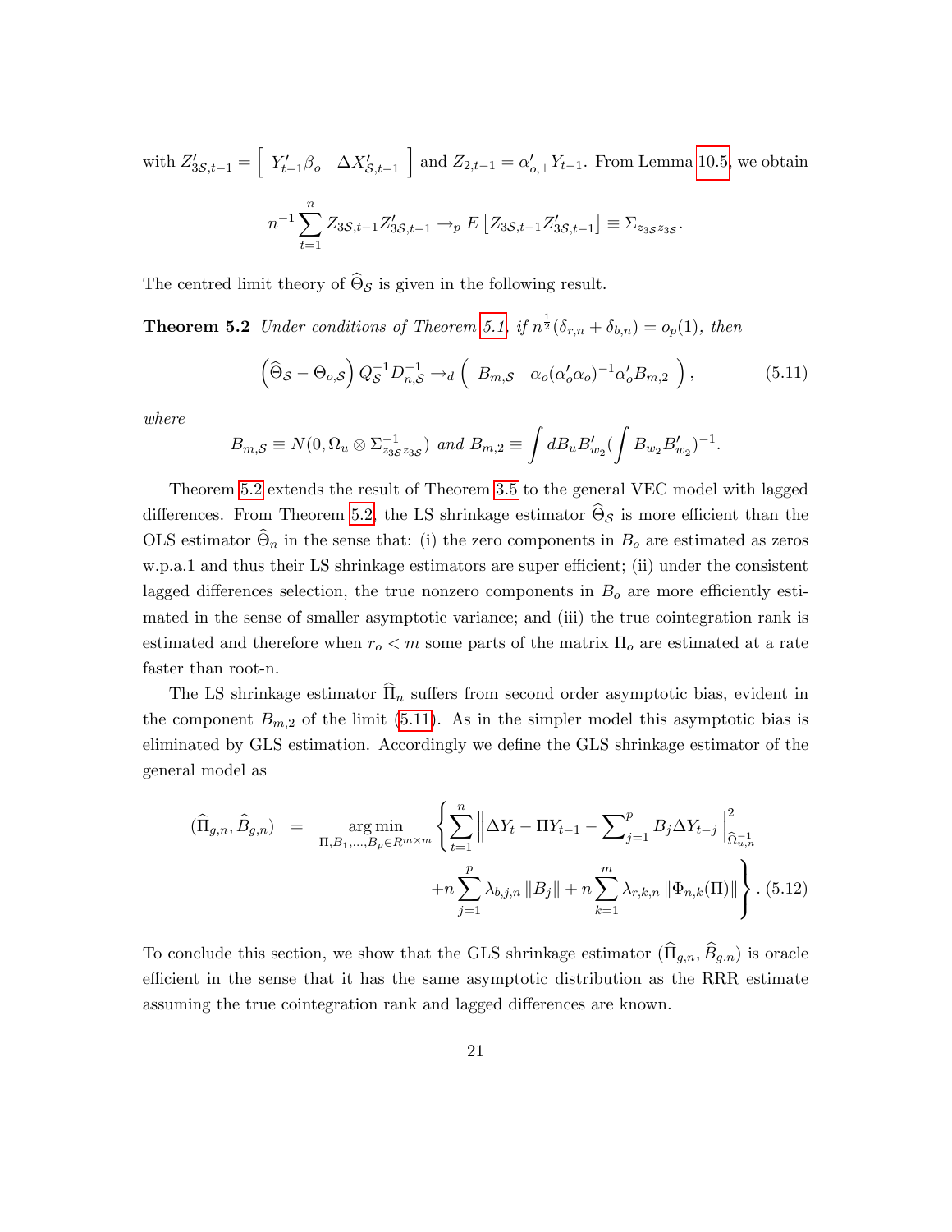with $Z'_{3\mathcal{S},t-1} = \left[\begin{array}{cc} Y'_{t-1}\beta_o & \Delta X'_{\mathcal{S},t-1} \end{array}\right]$ and $Z_{2,t-1} = \alpha'_{o,\perp} Y_{t-1}$. From Lemma 10.5, we obtain

$$n^{-1}\sum_{t=1}^{n} Z_{3\mathcal{S},t-1}Z'_{3\mathcal{S},t-1} \to_p E\left[Z_{3\mathcal{S},t-1}Z'_{3\mathcal{S},t-1}\right] \equiv \Sigma_{z_{3\mathcal{S}}z_{3\mathcal{S}}}.$$

The centred limit theory of $\widehat{\Theta}_{\mathcal{S}}$ is given in the following result.

**Theorem 5.2** *Under conditions of Theorem 5.1, if $n^{\frac{1}{2}}(\delta_{r,n} + \delta_{b,n}) = o_p(1)$, then*

$$\left(\widehat{\Theta}_{\mathcal{S}} - \Theta_{o,\mathcal{S}}\right) Q_{\mathcal{S}}^{-1} D_{n,\mathcal{S}}^{-1} \to_d \left(\begin{array}{cc} B_{m,\mathcal{S}} & \alpha_o(\alpha'_o\alpha_o)^{-1}\alpha'_o B_{m,2} \end{array}\right), \tag{5.11}$$

*where*

$$B_{m,\mathcal{S}} \equiv N(0, \Omega_u \otimes \Sigma^{-1}_{z_{3\mathcal{S}}z_{3\mathcal{S}}}) \text{ and } B_{m,2} \equiv \int dB_u B'_{w_2}\left(\int B_{w_2}B'_{w_2}\right)^{-1}.$$

Theorem 5.2 extends the result of Theorem 3.5 to the general VEC model with lagged differences. From Theorem 5.2, the LS shrinkage estimator $\widehat{\Theta}_{\mathcal{S}}$ is more efficient than the OLS estimator $\widehat{\Theta}_n$ in the sense that: (i) the zero components in $B_o$ are estimated as zeros w.p.a.1 and thus their LS shrinkage estimators are super efficient; (ii) under the consistent lagged differences selection, the true nonzero components in $B_o$ are more efficiently estimated in the sense of smaller asymptotic variance; and (iii) the true cointegration rank is estimated and therefore when $r_o < m$ some parts of the matrix $\Pi_o$ are estimated at a rate faster than root-n.

The LS shrinkage estimator $\widehat{\Pi}_n$ suffers from second order asymptotic bias, evident in the component $B_{m,2}$ of the limit (5.11). As in the simpler model this asymptotic bias is eliminated by GLS estimation. Accordingly we define the GLS shrinkage estimator of the general model as

$$\begin{aligned}(\widehat{\Pi}_{g,n}, \widehat{B}_{g,n}) \;=\; & \underset{\Pi, B_1,\ldots,B_p \in R^{m\times m}}{\arg\min} \left\{ \sum_{t=1}^{n} \left\| \Delta Y_t - \Pi Y_{t-1} - \sum\nolimits_{j=1}^{p} B_j \Delta Y_{t-j} \right\|^2_{\widehat{\Omega}^{-1}_{u,n}} \right. \\ & \left. + n\sum_{j=1}^{p} \lambda_{b,j,n} \left\|B_j\right\| + n\sum_{k=1}^{m} \lambda_{r,k,n} \left\|\Phi_{n,k}(\Pi)\right\| \right\}. \end{aligned} \tag{5.12}$$

To conclude this section, we show that the GLS shrinkage estimator $(\widehat{\Pi}_{g,n}, \widehat{B}_{g,n})$ is oracle efficient in the sense that it has the same asymptotic distribution as the RRR estimate assuming the true cointegration rank and lagged differences are known.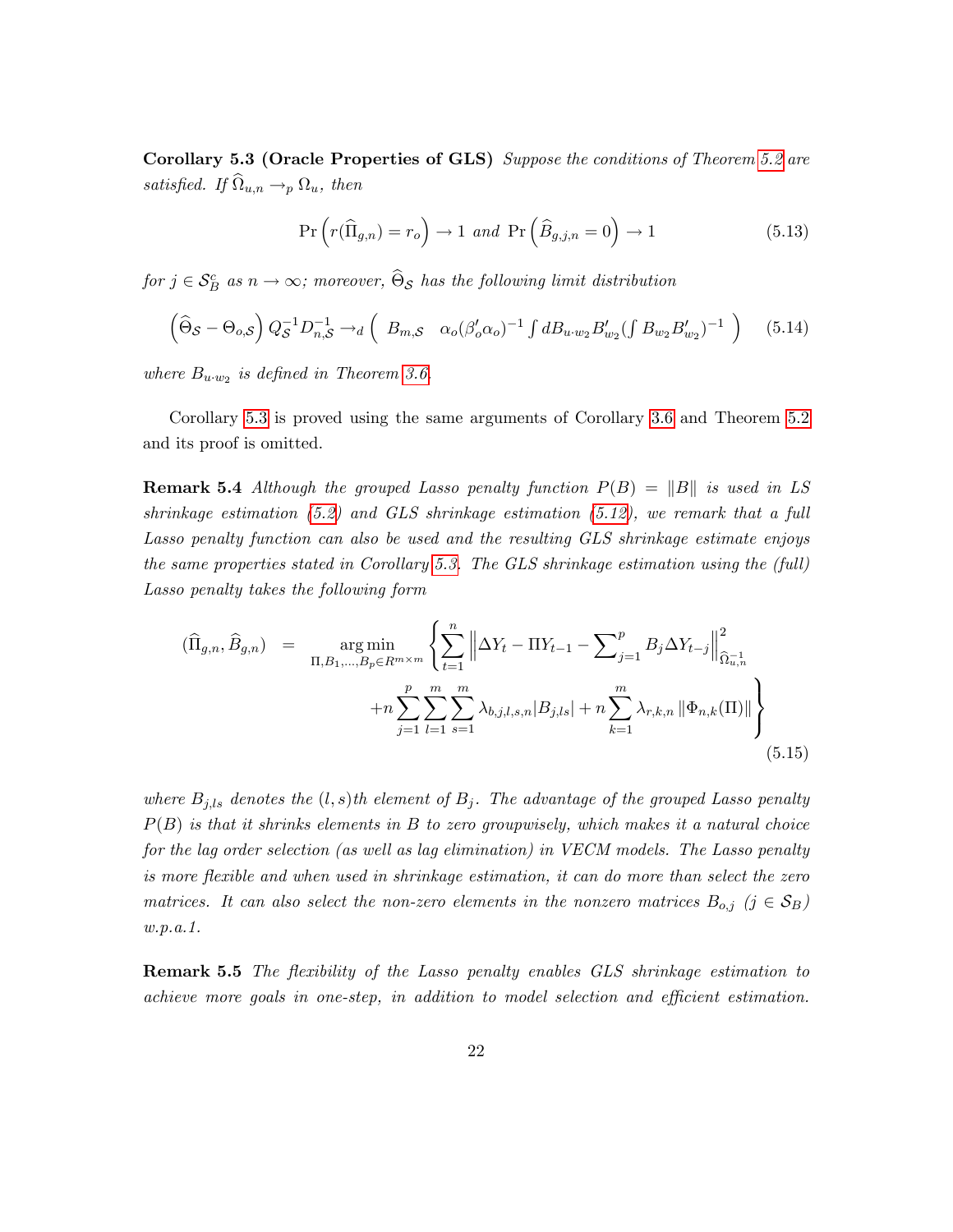**Corollary 5.3 (Oracle Properties of GLS)** *Suppose the conditions of Theorem 5.2 are satisfied. If $\widehat{\Omega}_{u,n} \to_p \Omega_u$, then*

$$\Pr\left(r(\widehat{\Pi}_{g,n}) = r_o\right) \to 1 \text{ and } \Pr\left(\widehat{B}_{g,j,n} = 0\right) \to 1 \tag{5.13}$$

*for $j \in \mathcal{S}_B^c$ as $n \to \infty$; moreover, $\widehat{\Theta}_{\mathcal{S}}$ has the following limit distribution*

$$\left(\widehat{\Theta}_{\mathcal{S}} - \Theta_{o,\mathcal{S}}\right) Q_{\mathcal{S}}^{-1} D_{n,\mathcal{S}}^{-1} \to_d \left(\begin{array}{cc} B_{m,\mathcal{S}} & \alpha_o(\beta_o'\alpha_o)^{-1}\int dB_{u\cdot w_2}B_{w_2}'(\int B_{w_2}B_{w_2}')^{-1} \end{array}\right) \tag{5.14}$$

*where $B_{u\cdot w_2}$ is defined in Theorem 3.6.*

Corollary 5.3 is proved using the same arguments of Corollary 3.6 and Theorem 5.2 and its proof is omitted.

**Remark 5.4** *Although the grouped Lasso penalty function $P(B) = \|B\|$ is used in LS shrinkage estimation (5.2) and GLS shrinkage estimation (5.12), we remark that a full Lasso penalty function can also be used and the resulting GLS shrinkage estimate enjoys the same properties stated in Corollary 5.3. The GLS shrinkage estimation using the (full) Lasso penalty takes the following form*

$$\begin{aligned}(\widehat{\Pi}_{g,n}, \widehat{B}_{g,n}) \;=\; \underset{\Pi, B_1,\ldots,B_p \in R^{m\times m}}{\arg\min} \Bigg\{ & \sum_{t=1}^{n} \left\| \Delta Y_t - \Pi Y_{t-1} - \sum\nolimits_{j=1}^{p} B_j \Delta Y_{t-j} \right\|^2_{\widehat{\Omega}_{u,n}^{-1}} \\ & + n\sum_{j=1}^{p}\sum_{l=1}^{m}\sum_{s=1}^{m} \lambda_{b,j,l,s,n} |B_{j,ls}| + n\sum_{k=1}^{m} \lambda_{r,k,n} \left\|\Phi_{n,k}(\Pi)\right\| \Bigg\}\end{aligned} \tag{5.15}$$

*where $B_{j,ls}$ denotes the $(l,s)$th element of $B_j$. The advantage of the grouped Lasso penalty $P(B)$ is that it shrinks elements in $B$ to zero groupwisely, which makes it a natural choice for the lag order selection (as well as lag elimination) in VECM models. The Lasso penalty is more flexible and when used in shrinkage estimation, it can do more than select the zero matrices. It can also select the non-zero elements in the nonzero matrices $B_{o,j}$ ($j \in \mathcal{S}_B$) w.p.a.1.*

**Remark 5.5** *The flexibility of the Lasso penalty enables GLS shrinkage estimation to achieve more goals in one-step, in addition to model selection and efficient estimation.*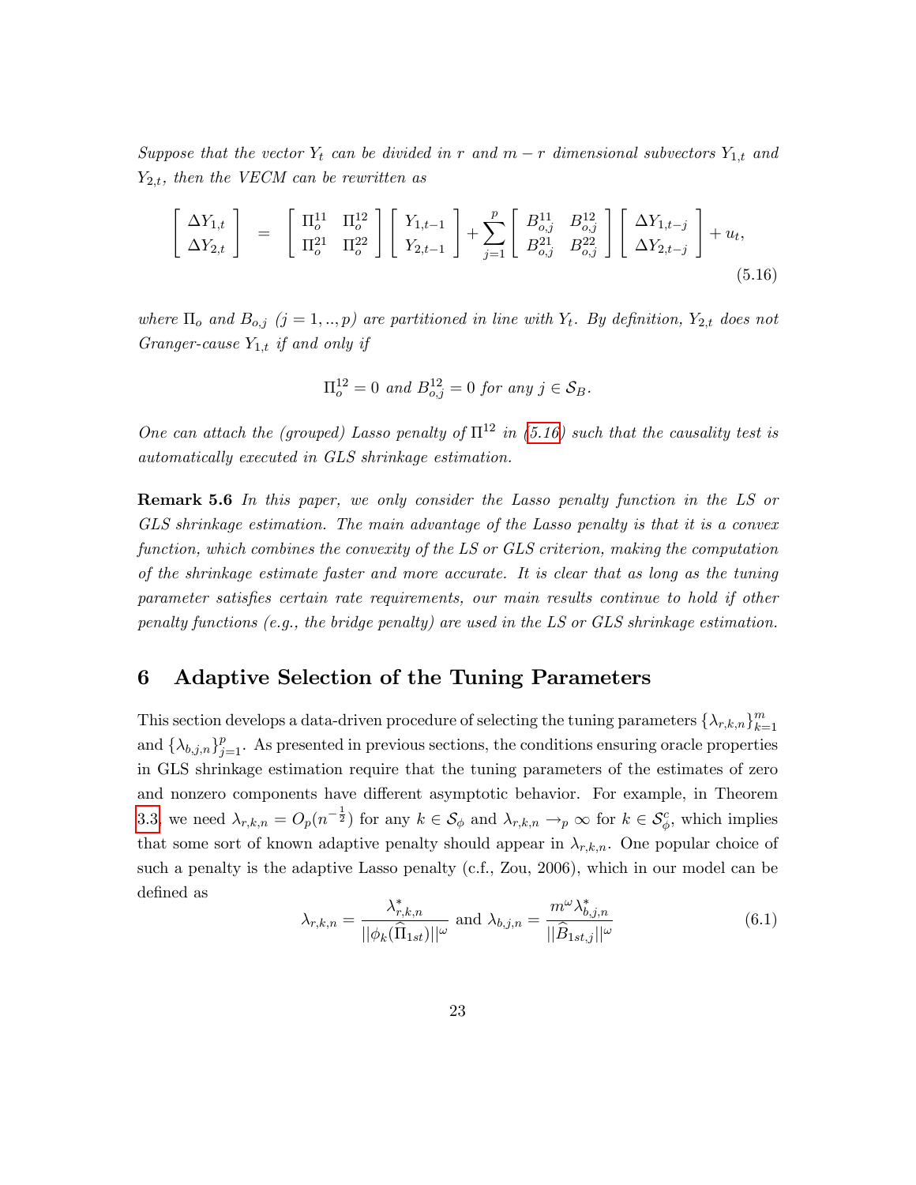*Suppose that the vector $Y_t$ can be divided in $r$ and $m-r$ dimensional subvectors $Y_{1,t}$ and $Y_{2,t}$, then the VECM can be rewritten as*

$$
\begin{bmatrix} \Delta Y_{1,t} \\ \Delta Y_{2,t} \end{bmatrix} = \begin{bmatrix} \Pi_o^{11} & \Pi_o^{12} \\ \Pi_o^{21} & \Pi_o^{22} \end{bmatrix} \begin{bmatrix} Y_{1,t-1} \\ Y_{2,t-1} \end{bmatrix} + \sum_{j=1}^{p} \begin{bmatrix} B_{o,j}^{11} & B_{o,j}^{12} \\ B_{o,j}^{21} & B_{o,j}^{22} \end{bmatrix} \begin{bmatrix} \Delta Y_{1,t-j} \\ \Delta Y_{2,t-j} \end{bmatrix} + u_t, \tag{5.16}
$$

*where $\Pi_o$ and $B_{o,j}$ $(j = 1, .., p)$ are partitioned in line with $Y_t$. By definition, $Y_{2,t}$ does not Granger-cause $Y_{1,t}$ if and only if*

$$
\Pi_o^{12} = 0 \text{ and } B_{o,j}^{12} = 0 \text{ for any } j \in \mathcal{S}_B.
$$

*One can attach the (grouped) Lasso penalty of $\Pi^{12}$ in (5.16) such that the causality test is automatically executed in GLS shrinkage estimation.*

**Remark 5.6** *In this paper, we only consider the Lasso penalty function in the LS or GLS shrinkage estimation. The main advantage of the Lasso penalty is that it is a convex function, which combines the convexity of the LS or GLS criterion, making the computation of the shrinkage estimate faster and more accurate. It is clear that as long as the tuning parameter satisfies certain rate requirements, our main results continue to hold if other penalty functions (e.g., the bridge penalty) are used in the LS or GLS shrinkage estimation.*

## 6 Adaptive Selection of the Tuning Parameters

This section develops a data-driven procedure of selecting the tuning parameters $\{\lambda_{r,k,n}\}_{k=1}^{m}$ and $\{\lambda_{b,j,n}\}_{j=1}^{p}$. As presented in previous sections, the conditions ensuring oracle properties in GLS shrinkage estimation require that the tuning parameters of the estimates of zero and nonzero components have different asymptotic behavior. For example, in Theorem 3.3, we need $\lambda_{r,k,n} = O_p(n^{-\frac{1}{2}})$ for any $k \in \mathcal{S}_\phi$ and $\lambda_{r,k,n} \to_p \infty$ for $k \in \mathcal{S}_\phi^c$, which implies that some sort of known adaptive penalty should appear in $\lambda_{r,k,n}$. One popular choice of such a penalty is the adaptive Lasso penalty (c.f., Zou, 2006), which in our model can be defined as

$$
\lambda_{r,k,n} = \frac{\lambda_{r,k,n}^*}{||\phi_k(\widehat{\Pi}_{1st})||^\omega} \text{ and } \lambda_{b,j,n} = \frac{m^\omega \lambda_{b,j,n}^*}{||\widehat{B}_{1st,j}||^\omega} \tag{6.1}
$$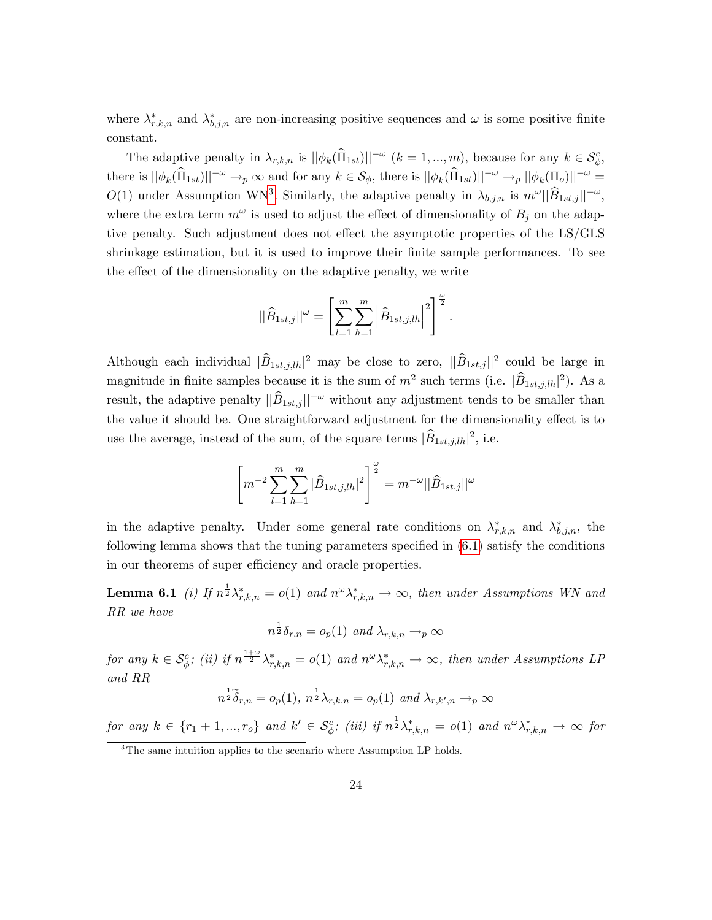where $\lambda^*_{r,k,n}$ and $\lambda^*_{b,j,n}$ are non-increasing positive sequences and $\omega$ is some positive finite constant.

The adaptive penalty in $\lambda_{r,k,n}$ is $||\phi_k(\widehat{\Pi}_{1st})||^{-\omega}$ $(k = 1, ..., m)$, because for any $k \in \mathcal{S}^c_\phi$, there is $||\phi_k(\widehat{\Pi}_{1st})||^{-\omega} \to_p \infty$ and for any $k \in \mathcal{S}_\phi$, there is $||\phi_k(\widehat{\Pi}_{1st})||^{-\omega} \to_p ||\phi_k(\Pi_o)||^{-\omega} = O(1)$ under Assumption WN[3]. Similarly, the adaptive penalty in $\lambda_{b,j,n}$ is $m^\omega ||\widehat{B}_{1st,j}||^{-\omega}$, where the extra term $m^\omega$ is used to adjust the effect of dimensionality of $B_j$ on the adaptive penalty. Such adjustment does not effect the asymptotic properties of the LS/GLS shrinkage estimation, but it is used to improve their finite sample performances. To see the effect of the dimensionality on the adaptive penalty, we write

$$||\widehat{B}_{1st,j}||^\omega = \left[\sum_{l=1}^m \sum_{h=1}^m \left|\widehat{B}_{1st,j,lh}\right|^2\right]^{\frac{\omega}{2}}.$$

Although each individual $|\widehat{B}_{1st,j,lh}|^2$ may be close to zero, $||\widehat{B}_{1st,j}||^2$ could be large in magnitude in finite samples because it is the sum of $m^2$ such terms (i.e. $|\widehat{B}_{1st,j,lh}|^2$). As a result, the adaptive penalty $||\widehat{B}_{1st,j}||^{-\omega}$ without any adjustment tends to be smaller than the value it should be. One straightforward adjustment for the dimensionality effect is to use the average, instead of the sum, of the square terms $|\widehat{B}_{1st,j,lh}|^2$, i.e.

$$\left[m^{-2} \sum_{l=1}^m \sum_{h=1}^m |\widehat{B}_{1st,j,lh}|^2\right]^{\frac{\omega}{2}} = m^{-\omega} ||\widehat{B}_{1st,j}||^\omega$$

in the adaptive penalty. Under some general rate conditions on $\lambda^*_{r,k,n}$ and $\lambda^*_{b,j,n}$, the following lemma shows that the tuning parameters specified in (6.1) satisfy the conditions in our theorems of super efficiency and oracle properties.

**Lemma 6.1** *(i) If $n^{\frac{1}{2}} \lambda^*_{r,k,n} = o(1)$ and $n^\omega \lambda^*_{r,k,n} \to \infty$, then under Assumptions WN and RR we have*

$$n^{\frac{1}{2}} \delta_{r,n} = o_p(1) \text{ and } \lambda_{r,k,n} \to_p \infty$$

*for any $k \in \mathcal{S}^c_\phi$; (ii) if $n^{\frac{1+\omega}{2}} \lambda^*_{r,k,n} = o(1)$ and $n^\omega \lambda^*_{r,k,n} \to \infty$, then under Assumptions LP and RR*

$$n^{\frac{1}{2}} \widetilde{\delta}_{r,n} = o_p(1),\ n^{\frac{1}{2}} \lambda_{r,k,n} = o_p(1) \text{ and } \lambda_{r,k',n} \to_p \infty$$

*for any $k \in \{r_1 + 1, ..., r_o\}$ and $k' \in \mathcal{S}^c_\phi$; (iii) if $n^{\frac{1}{2}} \lambda^*_{r,k,n} = o(1)$ and $n^\omega \lambda^*_{r,k,n} \to \infty$ for*

[3] The same intuition applies to the scenario where Assumption LP holds.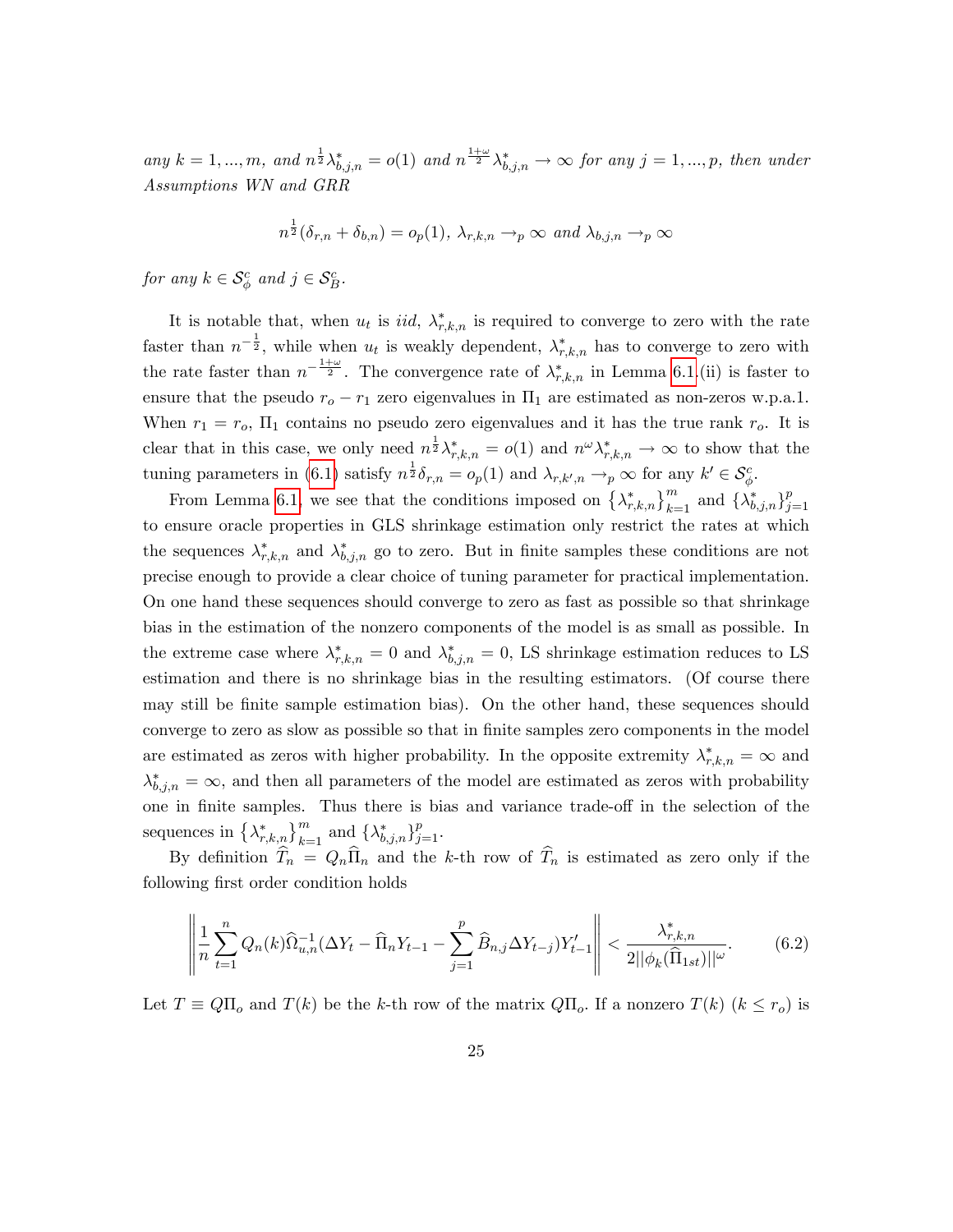*any* $k = 1, ..., m$*, and* $n^{\frac{1}{2}}\lambda^*_{b,j,n} = o(1)$ *and* $n^{\frac{1+\omega}{2}}\lambda^*_{b,j,n} \to \infty$ *for any* $j = 1, ..., p$*, then under Assumptions WN and GRR*

$$n^{\frac{1}{2}}(\delta_{r,n} + \delta_{b,n}) = o_p(1),\ \lambda_{r,k,n} \to_p \infty \text{ and } \lambda_{b,j,n} \to_p \infty$$

*for any* $k \in \mathcal{S}^c_\phi$ *and* $j \in \mathcal{S}^c_B$*.*

It is notable that, when $u_t$ is *iid*, $\lambda^*_{r,k,n}$ is required to converge to zero with the rate faster than $n^{-\frac{1}{2}}$, while when $u_t$ is weakly dependent, $\lambda^*_{r,k,n}$ has to converge to zero with the rate faster than $n^{-\frac{1+\omega}{2}}$. The convergence rate of $\lambda^*_{r,k,n}$ in Lemma 6.1.(ii) is faster to ensure that the pseudo $r_o - r_1$ zero eigenvalues in $\Pi_1$ are estimated as non-zeros w.p.a.1. When $r_1 = r_o$, $\Pi_1$ contains no pseudo zero eigenvalues and it has the true rank $r_o$. It is clear that in this case, we only need $n^{\frac{1}{2}}\lambda^*_{r,k,n} = o(1)$ and $n^{\omega}\lambda^*_{r,k,n} \to \infty$ to show that the tuning parameters in (6.1) satisfy $n^{\frac{1}{2}}\delta_{r,n} = o_p(1)$ and $\lambda_{r,k',n} \to_p \infty$ for any $k' \in \mathcal{S}^c_\phi$.

From Lemma 6.1, we see that the conditions imposed on $\{\lambda^*_{r,k,n}\}_{k=1}^m$ and $\{\lambda^*_{b,j,n}\}_{j=1}^p$ to ensure oracle properties in GLS shrinkage estimation only restrict the rates at which the sequences $\lambda^*_{r,k,n}$ and $\lambda^*_{b,j,n}$ go to zero. But in finite samples these conditions are not precise enough to provide a clear choice of tuning parameter for practical implementation. On one hand these sequences should converge to zero as fast as possible so that shrinkage bias in the estimation of the nonzero components of the model is as small as possible. In the extreme case where $\lambda^*_{r,k,n} = 0$ and $\lambda^*_{b,j,n} = 0$, LS shrinkage estimation reduces to LS estimation and there is no shrinkage bias in the resulting estimators. (Of course there may still be finite sample estimation bias). On the other hand, these sequences should converge to zero as slow as possible so that in finite samples zero components in the model are estimated as zeros with higher probability. In the opposite extremity $\lambda^*_{r,k,n} = \infty$ and $\lambda^*_{b,j,n} = \infty$, and then all parameters of the model are estimated as zeros with probability one in finite samples. Thus there is bias and variance trade-off in the selection of the sequences in $\{\lambda^*_{r,k,n}\}_{k=1}^m$ and $\{\lambda^*_{b,j,n}\}_{j=1}^p$.

By definition $\widehat{T}_n = Q_n\widehat{\Pi}_n$ and the $k$-th row of $\widehat{T}_n$ is estimated as zero only if the following first order condition holds

$$\left\| \frac{1}{n}\sum_{t=1}^n Q_n(k)\widehat{\Omega}^{-1}_{u,n}(\Delta Y_t - \widehat{\Pi}_n Y_{t-1} - \sum_{j=1}^p \widehat{B}_{n,j}\Delta Y_{t-j})Y'_{t-1} \right\| < \frac{\lambda^*_{r,k,n}}{2||\phi_k(\widehat{\Pi}_{1st})||^{\omega}}. \tag{6.2}$$

Let $T \equiv Q\Pi_o$ and $T(k)$ be the $k$-th row of the matrix $Q\Pi_o$. If a nonzero $T(k)$ ($k \leq r_o$) is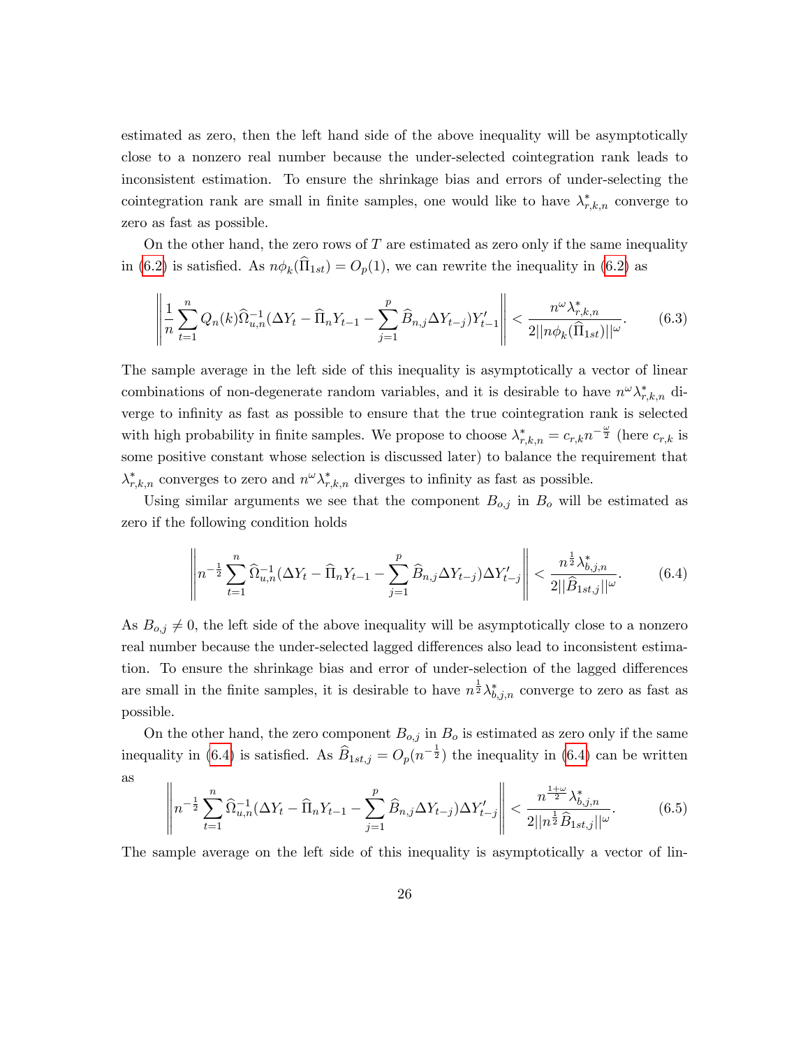estimated as zero, then the left hand side of the above inequality will be asymptotically close to a nonzero real number because the under-selected cointegration rank leads to inconsistent estimation. To ensure the shrinkage bias and errors of under-selecting the cointegration rank are small in finite samples, one would like to have $\lambda^*_{r,k,n}$ converge to zero as fast as possible.

On the other hand, the zero rows of $T$ are estimated as zero only if the same inequality in (6.2) is satisfied. As $n\phi_k(\widehat{\Pi}_{1st}) = O_p(1)$, we can rewrite the inequality in (6.2) as

$$\left\| \frac{1}{n}\sum_{t=1}^{n} Q_n(k)\widehat{\Omega}_{u,n}^{-1}(\Delta Y_t - \widehat{\Pi}_n Y_{t-1} - \sum_{j=1}^{p}\widehat{B}_{n,j}\Delta Y_{t-j})Y'_{t-1} \right\| < \frac{n^{\omega}\lambda^*_{r,k,n}}{2||n\phi_k(\widehat{\Pi}_{1st})||^{\omega}}. \tag{6.3}$$

The sample average in the left side of this inequality is asymptotically a vector of linear combinations of non-degenerate random variables, and it is desirable to have $n^{\omega}\lambda^*_{r,k,n}$ diverge to infinity as fast as possible to ensure that the true cointegration rank is selected with high probability in finite samples. We propose to choose $\lambda^*_{r,k,n} = c_{r,k}n^{-\frac{\omega}{2}}$ (here $c_{r,k}$ is some positive constant whose selection is discussed later) to balance the requirement that $\lambda^*_{r,k,n}$ converges to zero and $n^{\omega}\lambda^*_{r,k,n}$ diverges to infinity as fast as possible.

Using similar arguments we see that the component $B_{o,j}$ in $B_o$ will be estimated as zero if the following condition holds

$$\left\| n^{-\frac{1}{2}}\sum_{t=1}^{n} \widehat{\Omega}_{u,n}^{-1}(\Delta Y_t - \widehat{\Pi}_n Y_{t-1} - \sum_{j=1}^{p}\widehat{B}_{n,j}\Delta Y_{t-j})\Delta Y'_{t-j} \right\| < \frac{n^{\frac{1}{2}}\lambda^*_{b,j,n}}{2||\widehat{B}_{1st,j}||^{\omega}}. \tag{6.4}$$

As $B_{o,j} \neq 0$, the left side of the above inequality will be asymptotically close to a nonzero real number because the under-selected lagged differences also lead to inconsistent estimation. To ensure the shrinkage bias and error of under-selection of the lagged differences are small in the finite samples, it is desirable to have $n^{\frac{1}{2}}\lambda^*_{b,j,n}$ converge to zero as fast as possible.

On the other hand, the zero component $B_{o,j}$ in $B_o$ is estimated as zero only if the same inequality in (6.4) is satisfied. As $\widehat{B}_{1st,j} = O_p(n^{-\frac{1}{2}})$ the inequality in (6.4) can be written as

$$\left\| n^{-\frac{1}{2}}\sum_{t=1}^{n} \widehat{\Omega}_{u,n}^{-1}(\Delta Y_t - \widehat{\Pi}_n Y_{t-1} - \sum_{j=1}^{p}\widehat{B}_{n,j}\Delta Y_{t-j})\Delta Y'_{t-j} \right\| < \frac{n^{\frac{1+\omega}{2}}\lambda^*_{b,j,n}}{2||n^{\frac{1}{2}}\widehat{B}_{1st,j}||^{\omega}}. \tag{6.5}$$

The sample average on the left side of this inequality is asymptotically a vector of lin-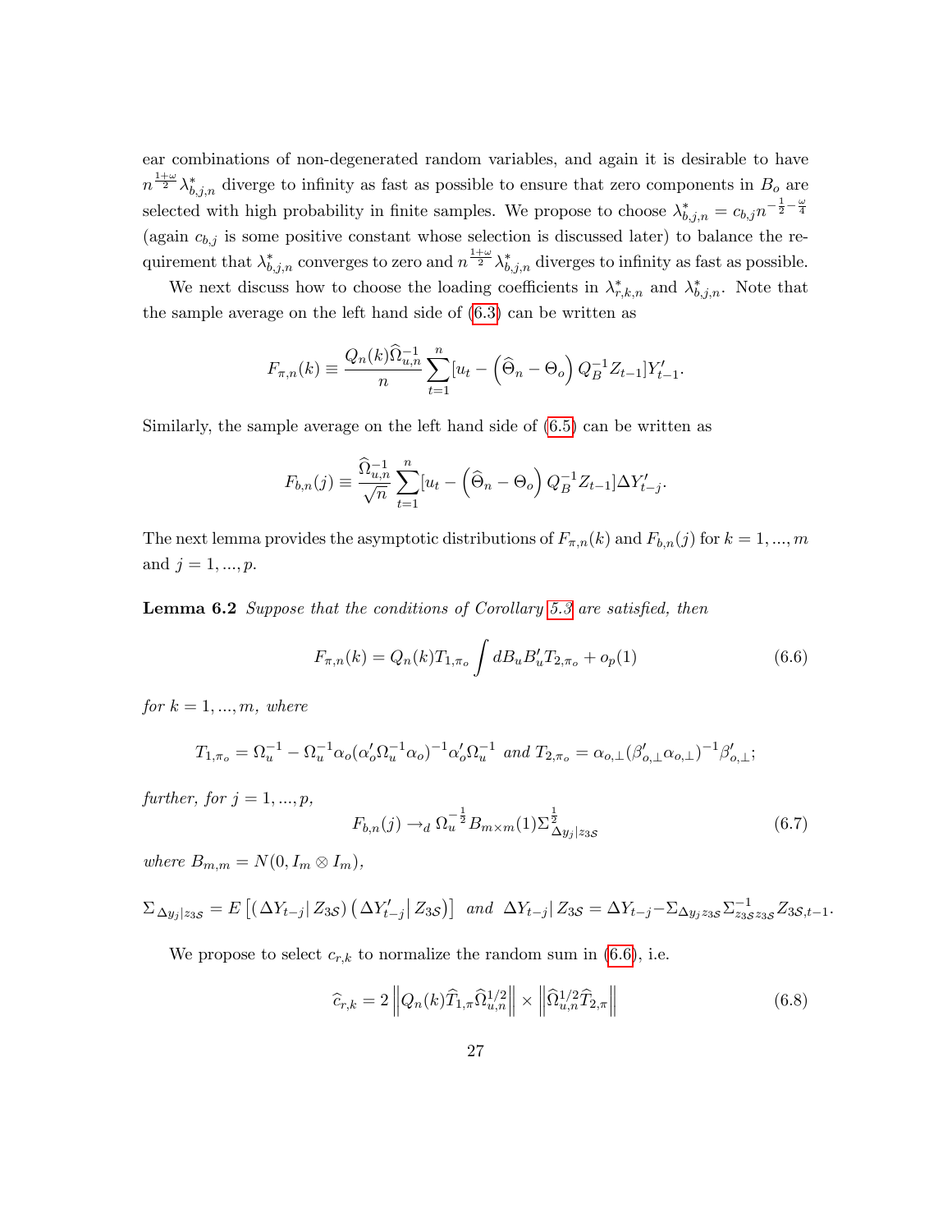ear combinations of non-degenerated random variables, and again it is desirable to have $n^{\frac{1+\omega}{2}}\lambda^*_{b,j,n}$ diverge to infinity as fast as possible to ensure that zero components in $B_o$ are selected with high probability in finite samples. We propose to choose $\lambda^*_{b,j,n} = c_{b,j}n^{-\frac{1}{2}-\frac{\omega}{4}}$ (again $c_{b,j}$ is some positive constant whose selection is discussed later) to balance the requirement that $\lambda^*_{b,j,n}$ converges to zero and $n^{\frac{1+\omega}{2}}\lambda^*_{b,j,n}$ diverges to infinity as fast as possible.

We next discuss how to choose the loading coefficients in $\lambda^*_{r,k,n}$ and $\lambda^*_{b,j,n}$. Note that the sample average on the left hand side of (6.3) can be written as

$$F_{\pi,n}(k) \equiv \frac{Q_n(k)\widehat{\Omega}^{-1}_{u,n}}{n}\sum_{t=1}^{n}[u_t - \left(\widehat{\Theta}_n - \Theta_o\right)Q_B^{-1}Z_{t-1}]Y'_{t-1}.$$

Similarly, the sample average on the left hand side of (6.5) can be written as

$$F_{b,n}(j) \equiv \frac{\widehat{\Omega}^{-1}_{u,n}}{\sqrt{n}}\sum_{t=1}^{n}[u_t - \left(\widehat{\Theta}_n - \Theta_o\right)Q_B^{-1}Z_{t-1}]\Delta Y'_{t-j}.$$

The next lemma provides the asymptotic distributions of $F_{\pi,n}(k)$ and $F_{b,n}(j)$ for $k = 1,...,m$ and $j = 1,...,p$.

**Lemma 6.2** *Suppose that the conditions of Corollary 5.3 are satisfied, then*

$$F_{\pi,n}(k) = Q_n(k)T_{1,\pi_o}\int dB_u B'_u T_{2,\pi_o} + o_p(1) \tag{6.6}$$

*for $k = 1,...,m$, where*

$$T_{1,\pi_o} = \Omega_u^{-1} - \Omega_u^{-1}\alpha_o(\alpha'_o\Omega_u^{-1}\alpha_o)^{-1}\alpha'_o\Omega_u^{-1} \text{ and } T_{2,\pi_o} = \alpha_{o,\perp}(\beta'_{o,\perp}\alpha_{o,\perp})^{-1}\beta'_{o,\perp};$$

*further, for $j = 1,...,p$,*

$$F_{b,n}(j) \to_d \Omega_u^{-\frac{1}{2}}B_{m\times m}(1)\Sigma^{\frac{1}{2}}_{\Delta y_j|z_{3\mathcal{S}}} \tag{6.7}$$

*where $B_{m,m} = N(0, I_m \otimes I_m)$,*

$$\Sigma_{\Delta y_j|z_{3\mathcal{S}}} = E\left[\left(\Delta Y_{t-j}|\, Z_{3\mathcal{S}}\right)\left(\Delta Y'_{t-j}\middle|\, Z_{3\mathcal{S}}\right)\right] \text{ and } \Delta Y_{t-j}|\, Z_{3\mathcal{S}} = \Delta Y_{t-j} - \Sigma_{\Delta y_j z_{3\mathcal{S}}}\Sigma^{-1}_{z_{3\mathcal{S}}z_{3\mathcal{S}}}Z_{3\mathcal{S},t-1}.$$

We propose to select $c_{r,k}$ to normalize the random sum in (6.6), i.e.

$$\widehat{c}_{r,k} = 2\left\|Q_n(k)\widehat{T}_{1,\pi}\widehat{\Omega}^{1/2}_{u,n}\right\| \times \left\|\widehat{\Omega}^{1/2}_{u,n}\widehat{T}_{2,\pi}\right\| \tag{6.8}$$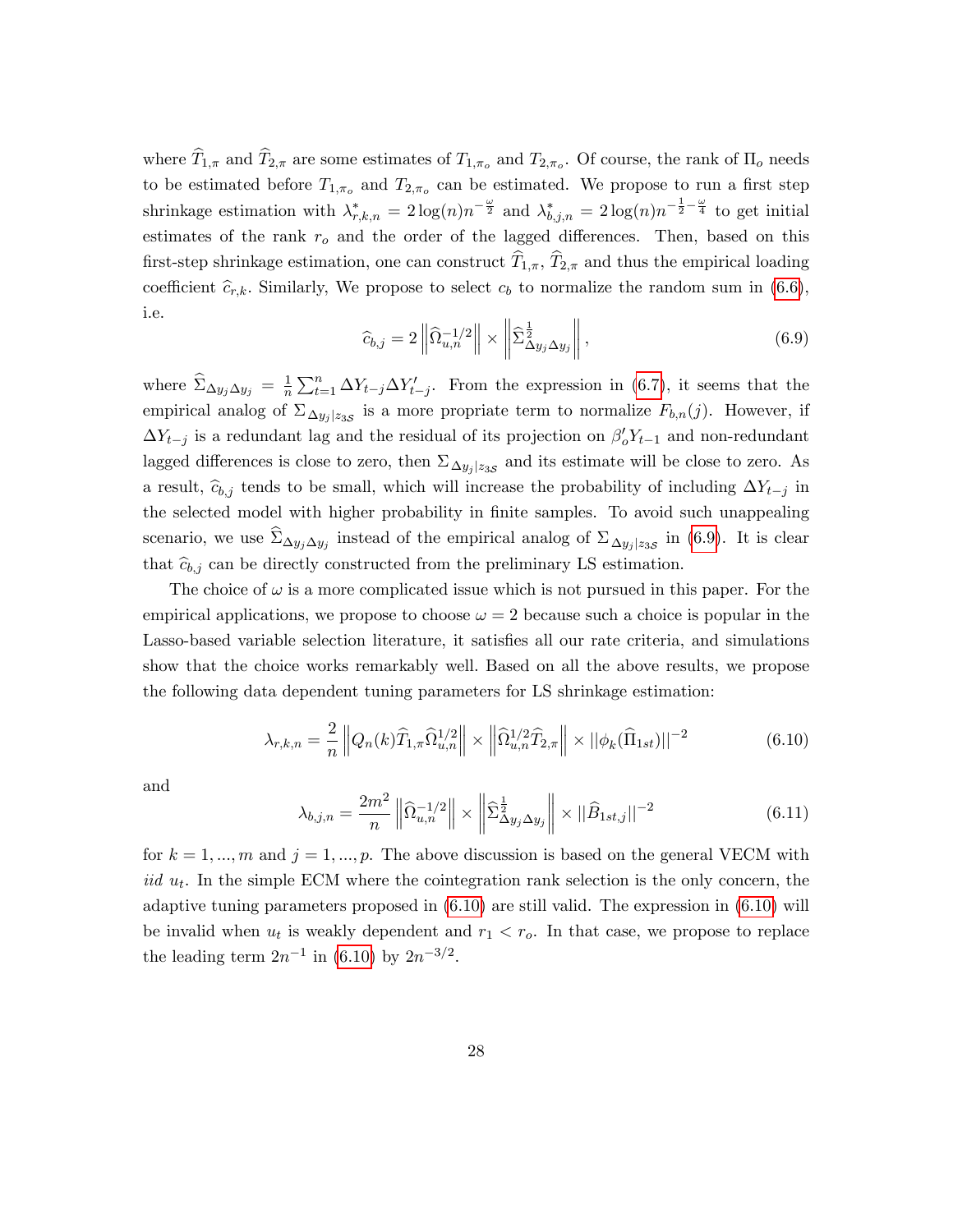where $\widehat{T}_{1,\pi}$ and $\widehat{T}_{2,\pi}$ are some estimates of $T_{1,\pi_o}$ and $T_{2,\pi_o}$. Of course, the rank of $\Pi_o$ needs to be estimated before $T_{1,\pi_o}$ and $T_{2,\pi_o}$ can be estimated. We propose to run a first step shrinkage estimation with $\lambda^*_{r,k,n} = 2\log(n)n^{-\frac{\omega}{2}}$ and $\lambda^*_{b,j,n} = 2\log(n)n^{-\frac{1}{2}-\frac{\omega}{4}}$ to get initial estimates of the rank $r_o$ and the order of the lagged differences. Then, based on this first-step shrinkage estimation, one can construct $\widehat{T}_{1,\pi}$, $\widehat{T}_{2,\pi}$ and thus the empirical loading coefficient $\widehat{c}_{r,k}$. Similarly, We propose to select $c_b$ to normalize the random sum in (6.6), i.e.

$$\widehat{c}_{b,j} = 2\left\|\widehat{\Omega}_{u,n}^{-1/2}\right\| \times \left\|\widehat{\Sigma}^{\frac{1}{2}}_{\Delta y_j \Delta y_j}\right\|, \tag{6.9}$$

where $\widehat{\Sigma}_{\Delta y_j \Delta y_j} = \frac{1}{n}\sum_{t=1}^{n} \Delta Y_{t-j}\Delta Y'_{t-j}$. From the expression in (6.7), it seems that the empirical analog of $\Sigma_{\Delta y_j|z_{3\mathcal{S}}}$ is a more propriate term to normalize $F_{b,n}(j)$. However, if $\Delta Y_{t-j}$ is a redundant lag and the residual of its projection on $\beta'_o Y_{t-1}$ and non-redundant lagged differences is close to zero, then $\Sigma_{\Delta y_j|z_{3\mathcal{S}}}$ and its estimate will be close to zero. As a result, $\widehat{c}_{b,j}$ tends to be small, which will increase the probability of including $\Delta Y_{t-j}$ in the selected model with higher probability in finite samples. To avoid such unappealing scenario, we use $\widehat{\Sigma}_{\Delta y_j \Delta y_j}$ instead of the empirical analog of $\Sigma_{\Delta y_j|z_{3\mathcal{S}}}$ in (6.9). It is clear that $\widehat{c}_{b,j}$ can be directly constructed from the preliminary LS estimation.

The choice of $\omega$ is a more complicated issue which is not pursued in this paper. For the empirical applications, we propose to choose $\omega = 2$ because such a choice is popular in the Lasso-based variable selection literature, it satisfies all our rate criteria, and simulations show that the choice works remarkably well. Based on all the above results, we propose the following data dependent tuning parameters for LS shrinkage estimation:

$$\lambda_{r,k,n} = \frac{2}{n}\left\|Q_n(k)\widehat{T}_{1,\pi}\widehat{\Omega}_{u,n}^{1/2}\right\| \times \left\|\widehat{\Omega}_{u,n}^{1/2}\widehat{T}_{2,\pi}\right\| \times ||\phi_k(\widehat{\Pi}_{1st})||^{-2} \tag{6.10}$$

and

$$\lambda_{b,j,n} = \frac{2m^2}{n}\left\|\widehat{\Omega}_{u,n}^{-1/2}\right\| \times \left\|\widehat{\Sigma}^{\frac{1}{2}}_{\Delta y_j \Delta y_j}\right\| \times ||\widehat{B}_{1st,j}||^{-2} \tag{6.11}$$

for $k = 1, ..., m$ and $j = 1, ..., p$. The above discussion is based on the general VECM with *iid* $u_t$. In the simple ECM where the cointegration rank selection is the only concern, the adaptive tuning parameters proposed in (6.10) are still valid. The expression in (6.10) will be invalid when $u_t$ is weakly dependent and $r_1 < r_o$. In that case, we propose to replace the leading term $2n^{-1}$ in (6.10) by $2n^{-3/2}$.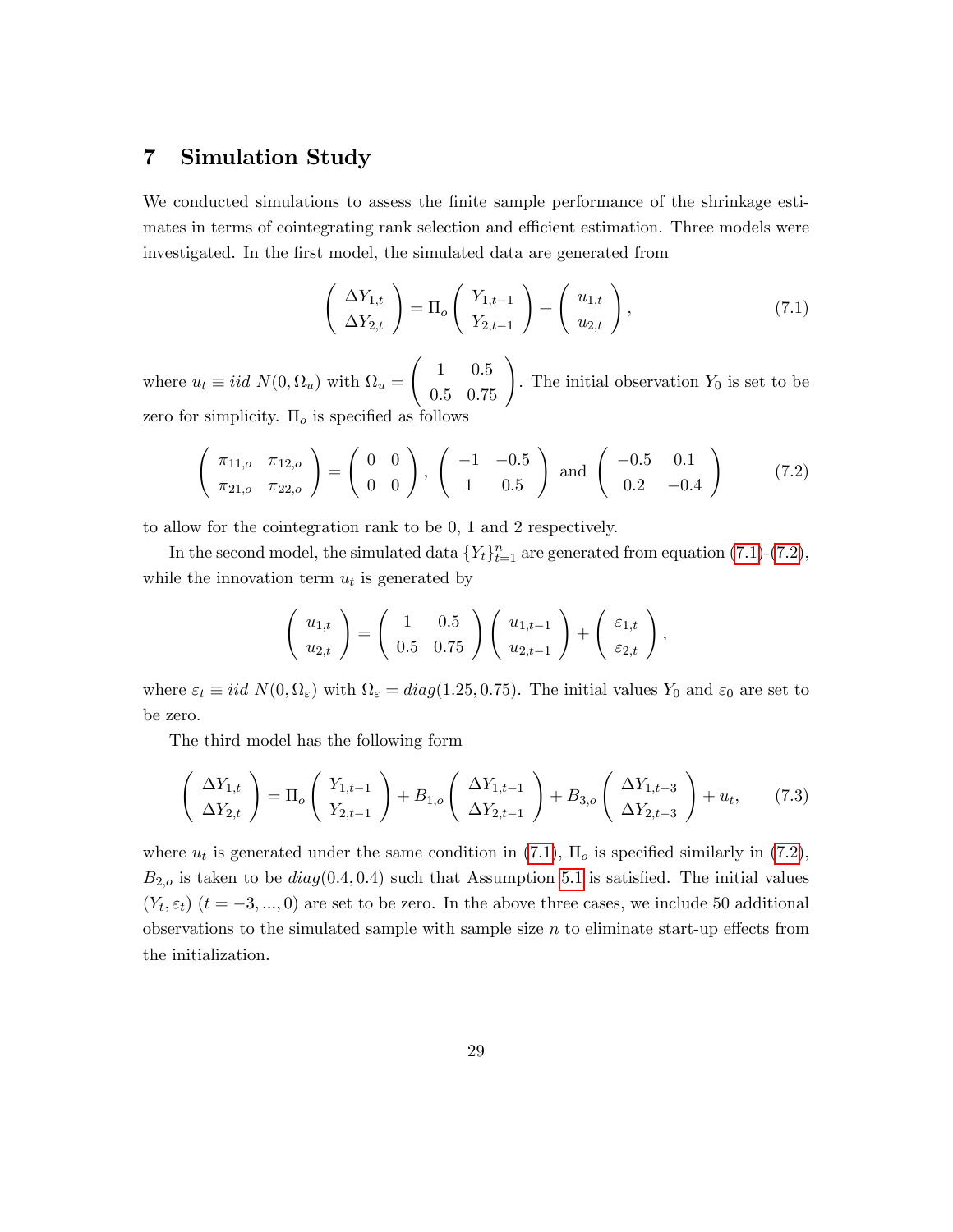# 7 Simulation Study

We conducted simulations to assess the finite sample performance of the shrinkage estimates in terms of cointegrating rank selection and efficient estimation. Three models were investigated. In the first model, the simulated data are generated from

$$
\begin{pmatrix} \Delta Y_{1,t} \\ \Delta Y_{2,t} \end{pmatrix} = \Pi_o \begin{pmatrix} Y_{1,t-1} \\ Y_{2,t-1} \end{pmatrix} + \begin{pmatrix} u_{1,t} \\ u_{2,t} \end{pmatrix}, \tag{7.1}
$$

where $u_t \equiv iid\ N(0, \Omega_u)$ with $\Omega_u = \begin{pmatrix} 1 & 0.5 \\ 0.5 & 0.75 \end{pmatrix}$. The initial observation $Y_0$ is set to be zero for simplicity. $\Pi_o$ is specified as follows

$$
\begin{pmatrix} \pi_{11,o} & \pi_{12,o} \\ \pi_{21,o} & \pi_{22,o} \end{pmatrix} = \begin{pmatrix} 0 & 0 \\ 0 & 0 \end{pmatrix}, \begin{pmatrix} -1 & -0.5 \\ 1 & 0.5 \end{pmatrix} \text{ and } \begin{pmatrix} -0.5 & 0.1 \\ 0.2 & -0.4 \end{pmatrix} \tag{7.2}
$$

to allow for the cointegration rank to be 0, 1 and 2 respectively.

In the second model, the simulated data $\{Y_t\}_{t=1}^n$ are generated from equation (7.1)-(7.2), while the innovation term $u_t$ is generated by

$$
\begin{pmatrix} u_{1,t} \\ u_{2,t} \end{pmatrix} = \begin{pmatrix} 1 & 0.5 \\ 0.5 & 0.75 \end{pmatrix} \begin{pmatrix} u_{1,t-1} \\ u_{2,t-1} \end{pmatrix} + \begin{pmatrix} \varepsilon_{1,t} \\ \varepsilon_{2,t} \end{pmatrix},
$$

where $\varepsilon_t \equiv iid\ N(0, \Omega_\varepsilon)$ with $\Omega_\varepsilon = diag(1.25, 0.75)$. The initial values $Y_0$ and $\varepsilon_0$ are set to be zero.

The third model has the following form

$$
\begin{pmatrix} \Delta Y_{1,t} \\ \Delta Y_{2,t} \end{pmatrix} = \Pi_o \begin{pmatrix} Y_{1,t-1} \\ Y_{2,t-1} \end{pmatrix} + B_{1,o} \begin{pmatrix} \Delta Y_{1,t-1} \\ \Delta Y_{2,t-1} \end{pmatrix} + B_{3,o} \begin{pmatrix} \Delta Y_{1,t-3} \\ \Delta Y_{2,t-3} \end{pmatrix} + u_t, \tag{7.3}
$$

where $u_t$ is generated under the same condition in (7.1), $\Pi_o$ is specified similarly in (7.2), $B_{2,o}$ is taken to be $diag(0.4, 0.4)$ such that Assumption 5.1 is satisfied. The initial values $(Y_t, \varepsilon_t)$ $(t = -3, ..., 0)$ are set to be zero. In the above three cases, we include 50 additional observations to the simulated sample with sample size $n$ to eliminate start-up effects from the initialization.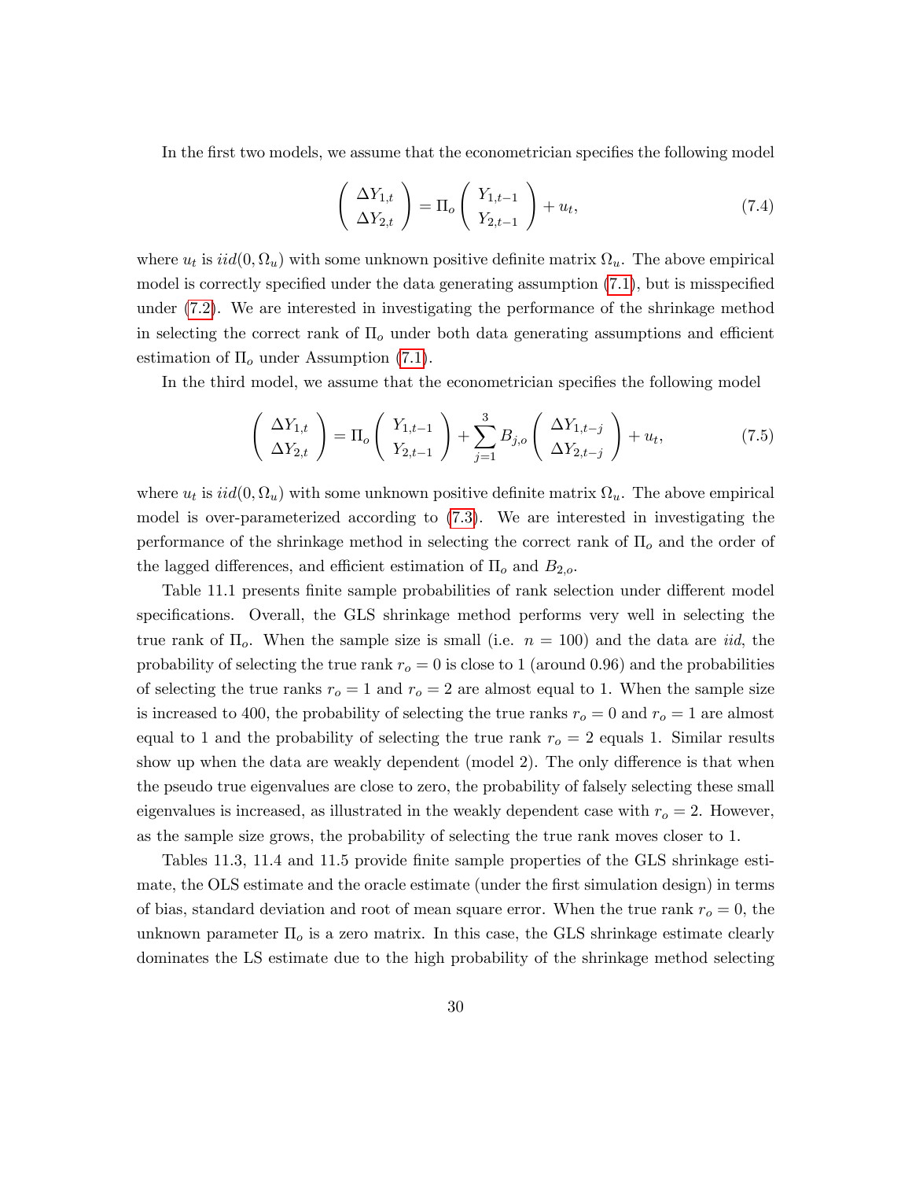In the first two models, we assume that the econometrician specifies the following model

$$\left( \begin{array}{c} \Delta Y_{1,t} \\ \Delta Y_{2,t} \end{array} \right) = \Pi_o \left( \begin{array}{c} Y_{1,t-1} \\ Y_{2,t-1} \end{array} \right) + u_t, \tag{7.4}$$

where $u_t$ is $iid(0, \Omega_u)$ with some unknown positive definite matrix $\Omega_u$. The above empirical model is correctly specified under the data generating assumption (7.1), but is misspecified under (7.2). We are interested in investigating the performance of the shrinkage method in selecting the correct rank of $\Pi_o$ under both data generating assumptions and efficient estimation of $\Pi_o$ under Assumption (7.1).

In the third model, we assume that the econometrician specifies the following model

$$\left( \begin{array}{c} \Delta Y_{1,t} \\ \Delta Y_{2,t} \end{array} \right) = \Pi_o \left( \begin{array}{c} Y_{1,t-1} \\ Y_{2,t-1} \end{array} \right) + \sum_{j=1}^{3} B_{j,o} \left( \begin{array}{c} \Delta Y_{1,t-j} \\ \Delta Y_{2,t-j} \end{array} \right) + u_t, \tag{7.5}$$

where $u_t$ is $iid(0, \Omega_u)$ with some unknown positive definite matrix $\Omega_u$. The above empirical model is over-parameterized according to (7.3). We are interested in investigating the performance of the shrinkage method in selecting the correct rank of $\Pi_o$ and the order of the lagged differences, and efficient estimation of $\Pi_o$ and $B_{2,o}$.

Table 11.1 presents finite sample probabilities of rank selection under different model specifications. Overall, the GLS shrinkage method performs very well in selecting the true rank of $\Pi_o$. When the sample size is small (i.e. $n = 100$) and the data are *iid*, the probability of selecting the true rank $r_o = 0$ is close to 1 (around 0.96) and the probabilities of selecting the true ranks $r_o = 1$ and $r_o = 2$ are almost equal to 1. When the sample size is increased to 400, the probability of selecting the true ranks $r_o = 0$ and $r_o = 1$ are almost equal to 1 and the probability of selecting the true rank $r_o = 2$ equals 1. Similar results show up when the data are weakly dependent (model 2). The only difference is that when the pseudo true eigenvalues are close to zero, the probability of falsely selecting these small eigenvalues is increased, as illustrated in the weakly dependent case with $r_o = 2$. However, as the sample size grows, the probability of selecting the true rank moves closer to 1.

Tables 11.3, 11.4 and 11.5 provide finite sample properties of the GLS shrinkage estimate, the OLS estimate and the oracle estimate (under the first simulation design) in terms of bias, standard deviation and root of mean square error. When the true rank $r_o = 0$, the unknown parameter $\Pi_o$ is a zero matrix. In this case, the GLS shrinkage estimate clearly dominates the LS estimate due to the high probability of the shrinkage method selecting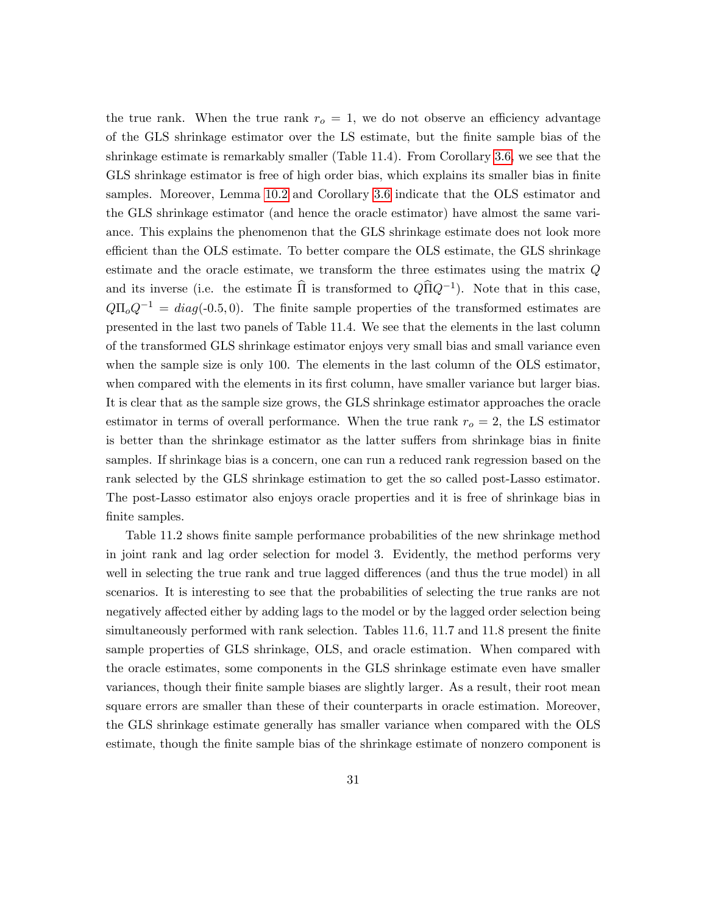the true rank. When the true rank $r_o = 1$, we do not observe an efficiency advantage of the GLS shrinkage estimator over the LS estimate, but the finite sample bias of the shrinkage estimate is remarkably smaller (Table 11.4). From Corollary 3.6, we see that the GLS shrinkage estimator is free of high order bias, which explains its smaller bias in finite samples. Moreover, Lemma 10.2 and Corollary 3.6 indicate that the OLS estimator and the GLS shrinkage estimator (and hence the oracle estimator) have almost the same variance. This explains the phenomenon that the GLS shrinkage estimate does not look more efficient than the OLS estimate. To better compare the OLS estimate, the GLS shrinkage estimate and the oracle estimate, we transform the three estimates using the matrix $Q$ and its inverse (i.e. the estimate $\widehat{\Pi}$ is transformed to $Q\widehat{\Pi}Q^{-1}$). Note that in this case, $Q\Pi_o Q^{-1} = diag(\text{-}0.5, 0)$. The finite sample properties of the transformed estimates are presented in the last two panels of Table 11.4. We see that the elements in the last column of the transformed GLS shrinkage estimator enjoys very small bias and small variance even when the sample size is only 100. The elements in the last column of the OLS estimator, when compared with the elements in its first column, have smaller variance but larger bias. It is clear that as the sample size grows, the GLS shrinkage estimator approaches the oracle estimator in terms of overall performance. When the true rank $r_o = 2$, the LS estimator is better than the shrinkage estimator as the latter suffers from shrinkage bias in finite samples. If shrinkage bias is a concern, one can run a reduced rank regression based on the rank selected by the GLS shrinkage estimation to get the so called post-Lasso estimator. The post-Lasso estimator also enjoys oracle properties and it is free of shrinkage bias in finite samples.

Table 11.2 shows finite sample performance probabilities of the new shrinkage method in joint rank and lag order selection for model 3. Evidently, the method performs very well in selecting the true rank and true lagged differences (and thus the true model) in all scenarios. It is interesting to see that the probabilities of selecting the true ranks are not negatively affected either by adding lags to the model or by the lagged order selection being simultaneously performed with rank selection. Tables 11.6, 11.7 and 11.8 present the finite sample properties of GLS shrinkage, OLS, and oracle estimation. When compared with the oracle estimates, some components in the GLS shrinkage estimate even have smaller variances, though their finite sample biases are slightly larger. As a result, their root mean square errors are smaller than these of their counterparts in oracle estimation. Moreover, the GLS shrinkage estimate generally has smaller variance when compared with the OLS estimate, though the finite sample bias of the shrinkage estimate of nonzero component is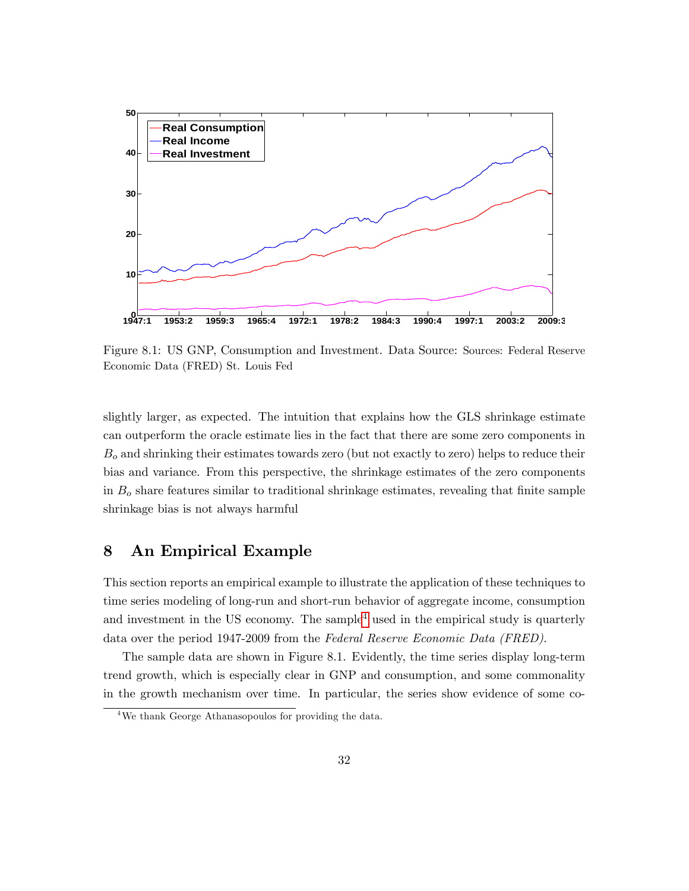Figure 8.1: US GNP, Consumption and Investment. Data Source: Sources: Federal Reserve Economic Data (FRED) St. Louis Fed

slightly larger, as expected. The intuition that explains how the GLS shrinkage estimate can outperform the oracle estimate lies in the fact that there are some zero components in $B_o$ and shrinking their estimates towards zero (but not exactly to zero) helps to reduce their bias and variance. From this perspective, the shrinkage estimates of the zero components in $B_o$ share features similar to traditional shrinkage estimates, revealing that finite sample shrinkage bias is not always harmful

# 8 An Empirical Example

This section reports an empirical example to illustrate the application of these techniques to time series modeling of long-run and short-run behavior of aggregate income, consumption and investment in the US economy. The sample[4] used in the empirical study is quarterly data over the period 1947-2009 from the *Federal Reserve Economic Data (FRED)*.

The sample data are shown in Figure 8.1. Evidently, the time series display long-term trend growth, which is especially clear in GNP and consumption, and some commonality in the growth mechanism over time. In particular, the series show evidence of some co-

[4] We thank George Athanasopoulos for providing the data.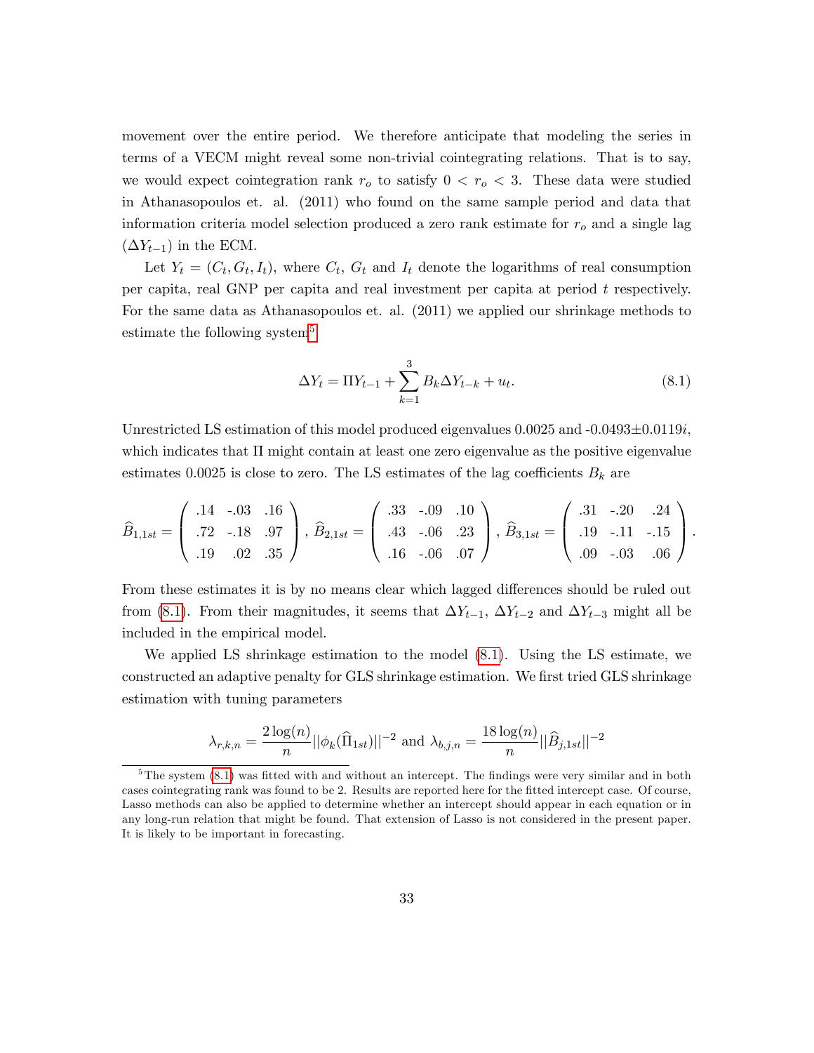movement over the entire period. We therefore anticipate that modeling the series in terms of a VECM might reveal some non-trivial cointegrating relations. That is to say, we would expect cointegration rank $r_o$ to satisfy $0 < r_o < 3$. These data were studied in Athanasopoulos et. al. (2011) who found on the same sample period and data that information criteria model selection produced a zero rank estimate for $r_o$ and a single lag ($\Delta Y_{t-1}$) in the ECM.

Let $Y_t = (C_t, G_t, I_t)$, where $C_t$, $G_t$ and $I_t$ denote the logarithms of real consumption per capita, real GNP per capita and real investment per capita at period $t$ respectively. For the same data as Athanasopoulos et. al. (2011) we applied our shrinkage methods to estimate the following system[5]

$$\Delta Y_t = \Pi Y_{t-1} + \sum_{k=1}^{3} B_k \Delta Y_{t-k} + u_t. \tag{8.1}$$

Unrestricted LS estimation of this model produced eigenvalues 0.0025 and -0.0493$\pm$0.0119$i$, which indicates that $\Pi$ might contain at least one zero eigenvalue as the positive eigenvalue estimates 0.0025 is close to zero. The LS estimates of the lag coefficients $B_k$ are

$$\widehat{B}_{1,1st} = \begin{pmatrix} .14 & -.03 & .16 \\ .72 & -.18 & .97 \\ .19 & .02 & .35 \end{pmatrix}, \widehat{B}_{2,1st} = \begin{pmatrix} .33 & -.09 & .10 \\ .43 & -.06 & .23 \\ .16 & -.06 & .07 \end{pmatrix}, \widehat{B}_{3,1st} = \begin{pmatrix} .31 & -.20 & .24 \\ .19 & -.11 & -.15 \\ .09 & -.03 & .06 \end{pmatrix}.$$

From these estimates it is by no means clear which lagged differences should be ruled out from (8.1). From their magnitudes, it seems that $\Delta Y_{t-1}$, $\Delta Y_{t-2}$ and $\Delta Y_{t-3}$ might all be included in the empirical model.

We applied LS shrinkage estimation to the model (8.1). Using the LS estimate, we constructed an adaptive penalty for GLS shrinkage estimation. We first tried GLS shrinkage estimation with tuning parameters

$$\lambda_{r,k,n} = \frac{2\log(n)}{n}||\phi_k(\widehat{\Pi}_{1st})||^{-2} \text{ and } \lambda_{b,j,n} = \frac{18\log(n)}{n}||\widehat{B}_{j,1st}||^{-2}$$

[5] The system (8.1) was fitted with and without an intercept. The findings were very similar and in both cases cointegrating rank was found to be 2. Results are reported here for the fitted intercept case. Of course, Lasso methods can also be applied to determine whether an intercept should appear in each equation or in any long-run relation that might be found. That extension of Lasso is not considered in the present paper. It is likely to be important in forecasting.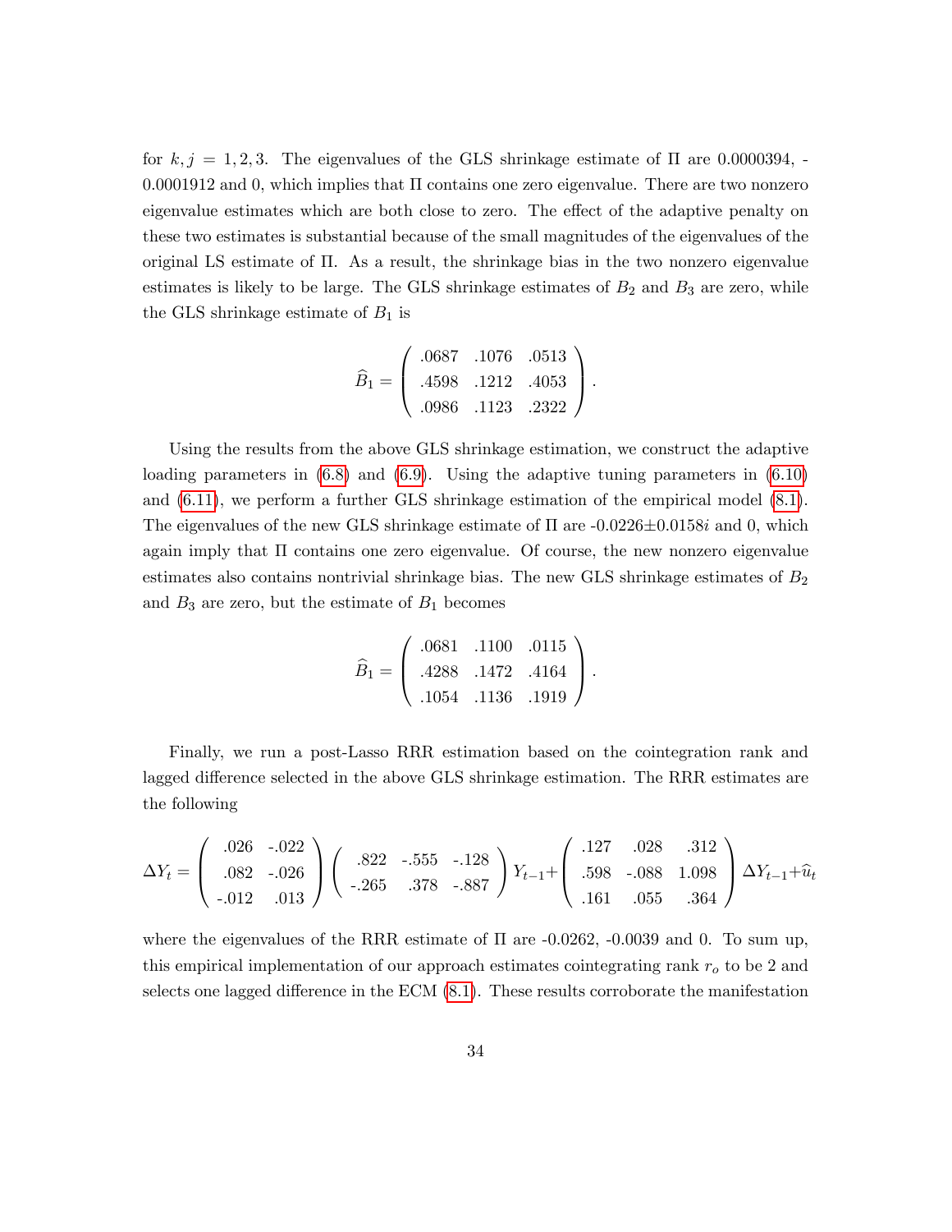for $k, j = 1, 2, 3$. The eigenvalues of the GLS shrinkage estimate of $\Pi$ are 0.0000394, -0.0001912 and 0, which implies that $\Pi$ contains one zero eigenvalue. There are two nonzero eigenvalue estimates which are both close to zero. The effect of the adaptive penalty on these two estimates is substantial because of the small magnitudes of the eigenvalues of the original LS estimate of $\Pi$. As a result, the shrinkage bias in the two nonzero eigenvalue estimates is likely to be large. The GLS shrinkage estimates of $B_2$ and $B_3$ are zero, while the GLS shrinkage estimate of $B_1$ is

$$
\widehat{B}_1 = \begin{pmatrix} .0687 & .1076 & .0513 \\ .4598 & .1212 & .4053 \\ .0986 & .1123 & .2322 \end{pmatrix}.
$$

Using the results from the above GLS shrinkage estimation, we construct the adaptive loading parameters in (6.8) and (6.9). Using the adaptive tuning parameters in (6.10) and (6.11), we perform a further GLS shrinkage estimation of the empirical model (8.1). The eigenvalues of the new GLS shrinkage estimate of $\Pi$ are $-0.0226 \pm 0.0158i$ and 0, which again imply that $\Pi$ contains one zero eigenvalue. Of course, the new nonzero eigenvalue estimates also contains nontrivial shrinkage bias. The new GLS shrinkage estimates of $B_2$ and $B_3$ are zero, but the estimate of $B_1$ becomes

$$
\widehat{B}_1 = \begin{pmatrix} .0681 & .1100 & .0115 \\ .4288 & .1472 & .4164 \\ .1054 & .1136 & .1919 \end{pmatrix}.
$$

Finally, we run a post-Lasso RRR estimation based on the cointegration rank and lagged difference selected in the above GLS shrinkage estimation. The RRR estimates are the following

$$
\Delta Y_t = \begin{pmatrix} .026 & -.022 \\ .082 & -.026 \\ -.012 & .013 \end{pmatrix} \begin{pmatrix} .822 & -.555 & -.128 \\ -.265 & .378 & -.887 \end{pmatrix} Y_{t-1} + \begin{pmatrix} .127 & .028 & .312 \\ .598 & -.088 & 1.098 \\ .161 & .055 & .364 \end{pmatrix} \Delta Y_{t-1} + \widehat{u}_t
$$

where the eigenvalues of the RRR estimate of $\Pi$ are -0.0262, -0.0039 and 0. To sum up, this empirical implementation of our approach estimates cointegrating rank $r_o$ to be 2 and selects one lagged difference in the ECM (8.1). These results corroborate the manifestation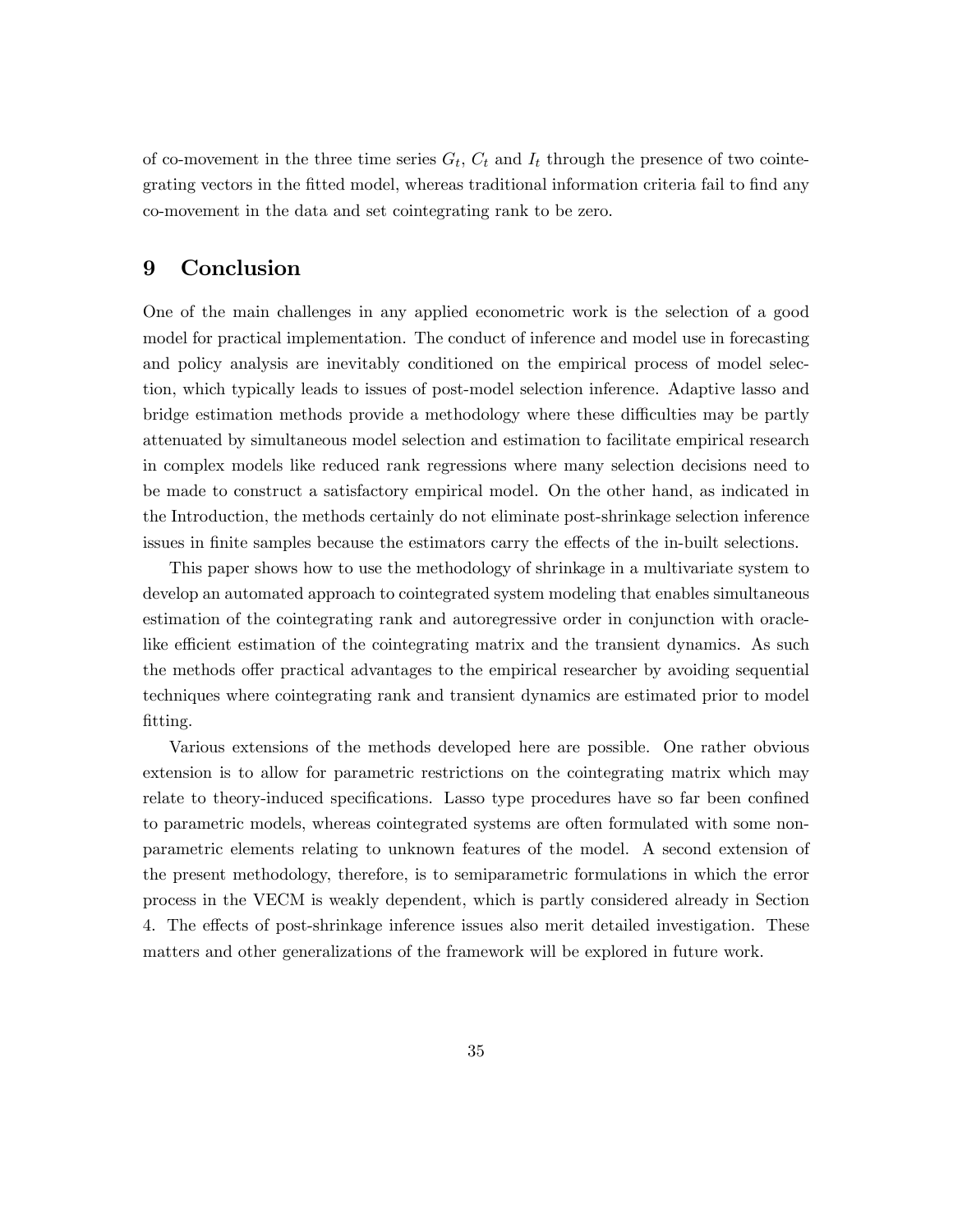of co-movement in the three time series $G_t$, $C_t$ and $I_t$ through the presence of two cointegrating vectors in the fitted model, whereas traditional information criteria fail to find any co-movement in the data and set cointegrating rank to be zero.

## 9 Conclusion

One of the main challenges in any applied econometric work is the selection of a good model for practical implementation. The conduct of inference and model use in forecasting and policy analysis are inevitably conditioned on the empirical process of model selection, which typically leads to issues of post-model selection inference. Adaptive lasso and bridge estimation methods provide a methodology where these difficulties may be partly attenuated by simultaneous model selection and estimation to facilitate empirical research in complex models like reduced rank regressions where many selection decisions need to be made to construct a satisfactory empirical model. On the other hand, as indicated in the Introduction, the methods certainly do not eliminate post-shrinkage selection inference issues in finite samples because the estimators carry the effects of the in-built selections.

This paper shows how to use the methodology of shrinkage in a multivariate system to develop an automated approach to cointegrated system modeling that enables simultaneous estimation of the cointegrating rank and autoregressive order in conjunction with oracle-like efficient estimation of the cointegrating matrix and the transient dynamics. As such the methods offer practical advantages to the empirical researcher by avoiding sequential techniques where cointegrating rank and transient dynamics are estimated prior to model fitting.

Various extensions of the methods developed here are possible. One rather obvious extension is to allow for parametric restrictions on the cointegrating matrix which may relate to theory-induced specifications. Lasso type procedures have so far been confined to parametric models, whereas cointegrated systems are often formulated with some non-parametric elements relating to unknown features of the model. A second extension of the present methodology, therefore, is to semiparametric formulations in which the error process in the VECM is weakly dependent, which is partly considered already in Section 4. The effects of post-shrinkage inference issues also merit detailed investigation. These matters and other generalizations of the framework will be explored in future work.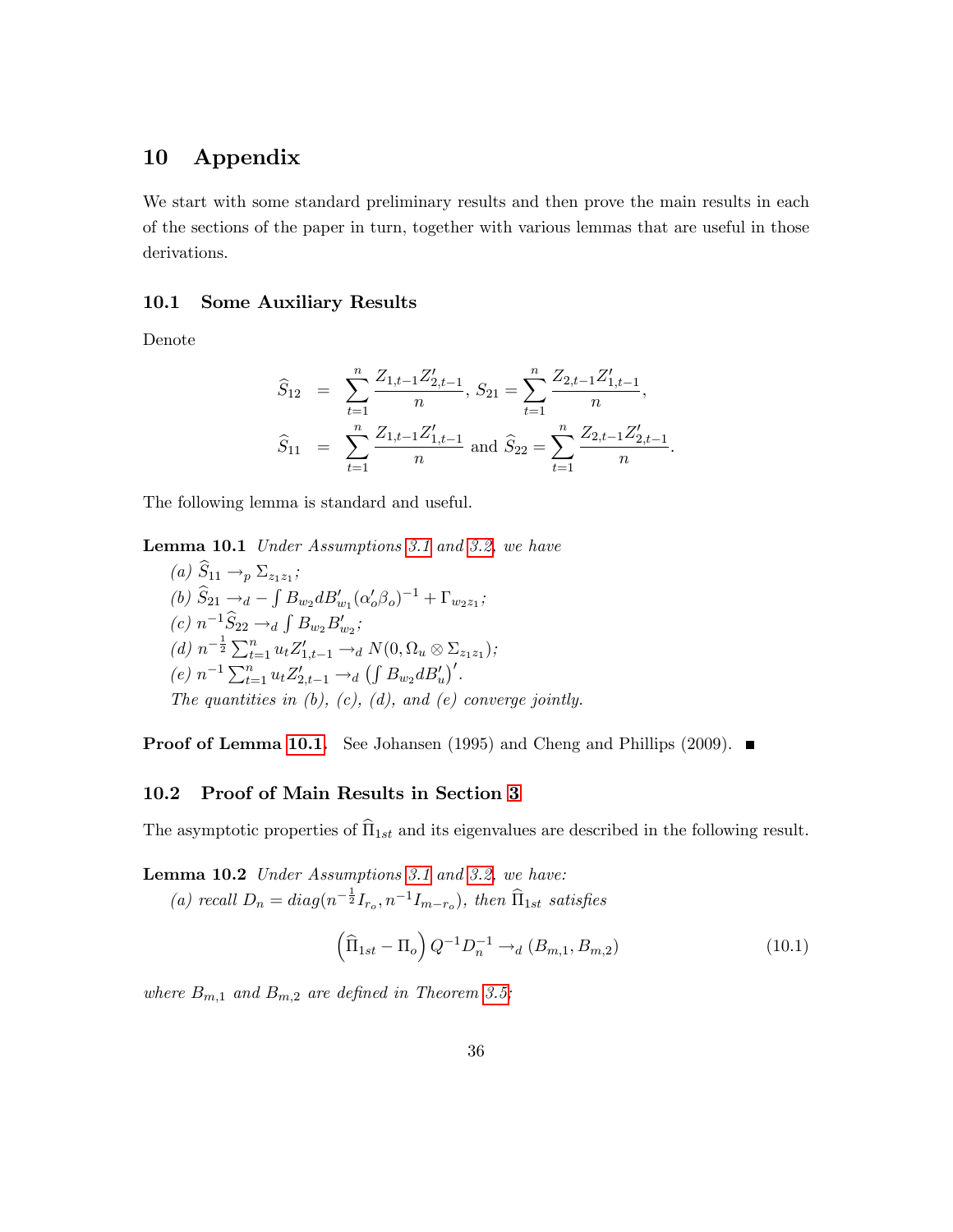# 10 Appendix

We start with some standard preliminary results and then prove the main results in each of the sections of the paper in turn, together with various lemmas that are useful in those derivations.

## 10.1 Some Auxiliary Results

Denote

$$
\begin{aligned}
\widehat{S}_{12} &= \sum_{t=1}^{n} \frac{Z_{1,t-1}Z_{2,t-1}'}{n}, \; S_{21} = \sum_{t=1}^{n} \frac{Z_{2,t-1}Z_{1,t-1}'}{n}, \\
\widehat{S}_{11} &= \sum_{t=1}^{n} \frac{Z_{1,t-1}Z_{1,t-1}'}{n} \text{ and } \widehat{S}_{22} = \sum_{t=1}^{n} \frac{Z_{2,t-1}Z_{2,t-1}'}{n}.
\end{aligned}
$$

The following lemma is standard and useful.

**Lemma 10.1** *Under Assumptions 3.1 and 3.2, we have*

*(a)* $\widehat{S}_{11} \rightarrow_p \Sigma_{z_1 z_1}$;

*(b)* $\widehat{S}_{21} \rightarrow_d -\int B_{w_2} dB_{w_1}' (\alpha_o' \beta_o)^{-1} + \Gamma_{w_2 z_1}$;

*(c)* $n^{-1}\widehat{S}_{22} \rightarrow_d \int B_{w_2} B_{w_2}'$;

*(d)* $n^{-\frac{1}{2}} \sum_{t=1}^{n} u_t Z_{1,t-1}' \rightarrow_d N(0, \Omega_u \otimes \Sigma_{z_1 z_1})$;

*(e)* $n^{-1} \sum_{t=1}^{n} u_t Z_{2,t-1}' \rightarrow_d \left( \int B_{w_2} dB_u' \right)'$.

*The quantities in (b), (c), (d), and (e) converge jointly.*

**Proof of Lemma 10.1.** See Johansen (1995) and Cheng and Phillips (2009). ■

## 10.2 Proof of Main Results in Section 3

The asymptotic properties of $\widehat{\Pi}_{1st}$ and its eigenvalues are described in the following result.

**Lemma 10.2** *Under Assumptions 3.1 and 3.2, we have:*

*(a) recall* $D_n = diag(n^{-\frac{1}{2}} I_{r_o}, n^{-1} I_{m-r_o})$, *then* $\widehat{\Pi}_{1st}$ *satisfies*

$$
\left( \widehat{\Pi}_{1st} - \Pi_o \right) Q^{-1} D_n^{-1} \rightarrow_d (B_{m,1}, B_{m,2}) \tag{10.1}
$$

*where* $B_{m,1}$ *and* $B_{m,2}$ *are defined in Theorem 3.5;*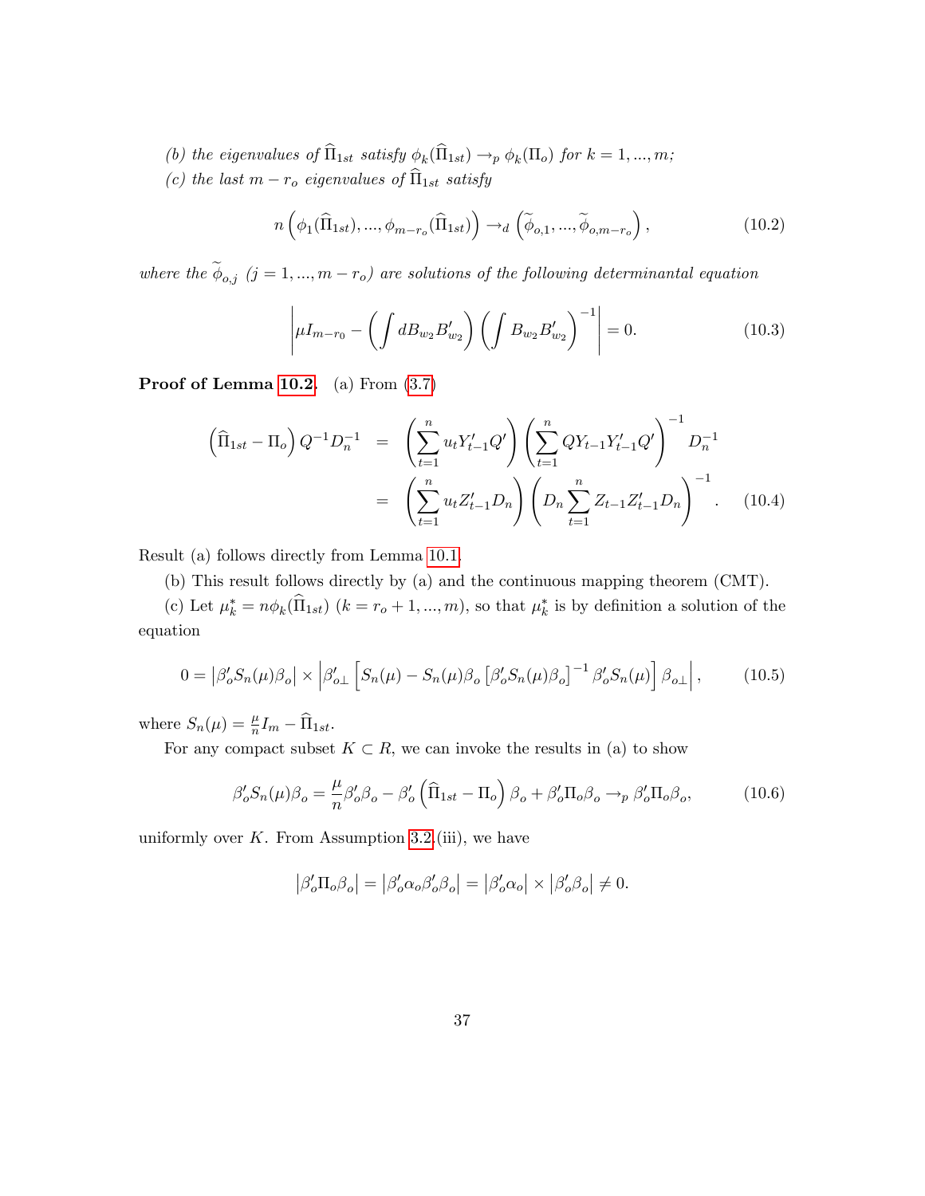*(b) the eigenvalues of $\widehat{\Pi}_{1st}$ satisfy $\phi_k(\widehat{\Pi}_{1st}) \to_p \phi_k(\Pi_o)$ for $k = 1, ..., m$;*

*(c) the last $m - r_o$ eigenvalues of $\widehat{\Pi}_{1st}$ satisfy*

$$n\left(\phi_1(\widehat{\Pi}_{1st}), ..., \phi_{m-r_o}(\widehat{\Pi}_{1st})\right) \to_d \left(\widetilde{\phi}_{o,1}, ..., \widetilde{\phi}_{o,m-r_o}\right), \tag{10.2}$$

*where the $\widetilde{\phi}_{o,j}$ ($j = 1, ..., m - r_o$) are solutions of the following determinantal equation*

$$\left|\mu I_{m-r_0} - \left(\int dB_{w_2} B'_{w_2}\right)\left(\int B_{w_2} B'_{w_2}\right)^{-1}\right| = 0. \tag{10.3}$$

**Proof of Lemma 10.2.** (a) From (3.7)

$$\begin{aligned}
\left(\widehat{\Pi}_{1st} - \Pi_o\right) Q^{-1} D_n^{-1} &= \left(\sum_{t=1}^{n} u_t Y'_{t-1} Q'\right)\left(\sum_{t=1}^{n} Q Y_{t-1} Y'_{t-1} Q'\right)^{-1} D_n^{-1} \\
&= \left(\sum_{t=1}^{n} u_t Z'_{t-1} D_n\right)\left(D_n \sum_{t=1}^{n} Z_{t-1} Z'_{t-1} D_n\right)^{-1}. \qquad (10.4)
\end{aligned}$$

Result (a) follows directly from Lemma 10.1.

(b) This result follows directly by (a) and the continuous mapping theorem (CMT).

(c) Let $\mu_k^* = n\phi_k(\widehat{\Pi}_{1st})$ ($k = r_o + 1, ..., m$), so that $\mu_k^*$ is by definition a solution of the equation

$$0 = \left|\beta'_o S_n(\mu) \beta_o\right| \times \left|\beta'_{o\perp}\left[S_n(\mu) - S_n(\mu)\beta_o\left[\beta'_o S_n(\mu)\beta_o\right]^{-1}\beta'_o S_n(\mu)\right]\beta_{o\perp}\right|, \tag{10.5}$$

where $S_n(\mu) = \frac{\mu}{n} I_m - \widehat{\Pi}_{1st}$.

For any compact subset $K \subset R$, we can invoke the results in (a) to show

$$\beta'_o S_n(\mu)\beta_o = \frac{\mu}{n}\beta'_o\beta_o - \beta'_o\left(\widehat{\Pi}_{1st} - \Pi_o\right)\beta_o + \beta'_o\Pi_o\beta_o \to_p \beta'_o\Pi_o\beta_o, \tag{10.6}$$

uniformly over $K$. From Assumption 3.2.(iii), we have

$$\left|\beta'_o\Pi_o\beta_o\right| = \left|\beta'_o\alpha_o\beta'_o\beta_o\right| = \left|\beta'_o\alpha_o\right| \times \left|\beta'_o\beta_o\right| \neq 0.$$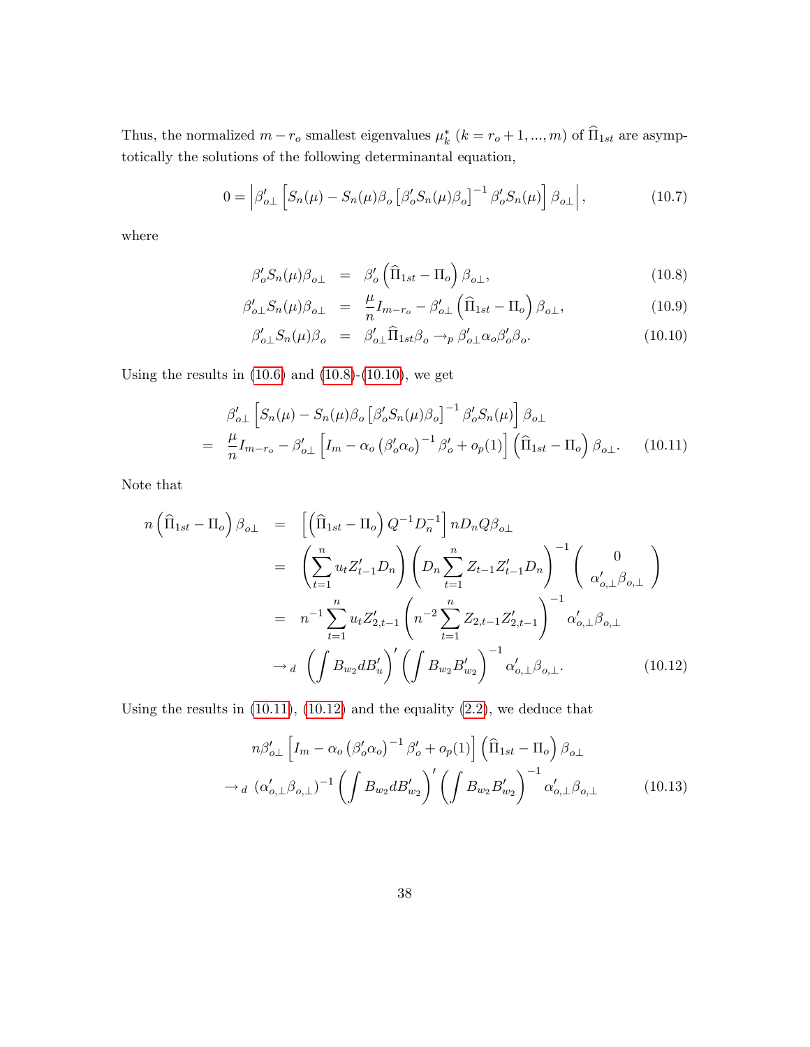Thus, the normalized $m - r_o$ smallest eigenvalues $\mu_k^*$ $(k = r_o + 1, ..., m)$ of $\widehat{\Pi}_{1st}$ are asymptotically the solutions of the following determinantal equation,

$$0 = \left| \beta'_{o\perp} \left[ S_n(\mu) - S_n(\mu)\beta_o \left[ \beta'_o S_n(\mu) \beta_o \right]^{-1} \beta'_o S_n(\mu) \right] \beta_{o\perp} \right|, \tag{10.7}$$

where

$$\begin{aligned}
\beta'_o S_n(\mu) \beta_{o\perp} &= \beta'_o \left( \widehat{\Pi}_{1st} - \Pi_o \right) \beta_{o\perp}, &(10.8)\\
\beta'_{o\perp} S_n(\mu) \beta_{o\perp} &= \frac{\mu}{n} I_{m-r_o} - \beta'_{o\perp} \left( \widehat{\Pi}_{1st} - \Pi_o \right) \beta_{o\perp}, &(10.9)\\
\beta'_{o\perp} S_n(\mu) \beta_o &= \beta'_{o\perp} \widehat{\Pi}_{1st} \beta_o \to_p \beta'_{o\perp} \alpha_o \beta'_o \beta_o. &(10.10)
\end{aligned}$$

Using the results in (10.6) and (10.8)-(10.10), we get

$$\begin{aligned}
&\beta'_{o\perp} \left[ S_n(\mu) - S_n(\mu)\beta_o \left[ \beta'_o S_n(\mu) \beta_o \right]^{-1} \beta'_o S_n(\mu) \right] \beta_{o\perp} \\
= \; & \frac{\mu}{n} I_{m-r_o} - \beta'_{o\perp} \left[ I_m - \alpha_o \left( \beta'_o \alpha_o \right)^{-1} \beta'_o + o_p(1) \right] \left( \widehat{\Pi}_{1st} - \Pi_o \right) \beta_{o\perp}. \qquad (10.11)
\end{aligned}$$

Note that

$$\begin{aligned}
n \left( \widehat{\Pi}_{1st} - \Pi_o \right) \beta_{o\perp} &= \left[ \left( \widehat{\Pi}_{1st} - \Pi_o \right) Q^{-1} D_n^{-1} \right] n D_n Q \beta_{o\perp} \\
&= \left( \sum_{t=1}^n u_t Z'_{t-1} D_n \right) \left( D_n \sum_{t=1}^n Z_{t-1} Z'_{t-1} D_n \right)^{-1} \begin{pmatrix} 0 \\ \alpha'_{o,\perp} \beta_{o,\perp} \end{pmatrix} \\
&= n^{-1} \sum_{t=1}^n u_t Z'_{2,t-1} \left( n^{-2} \sum_{t=1}^n Z_{2,t-1} Z'_{2,t-1} \right)^{-1} \alpha'_{o,\perp} \beta_{o,\perp} \\
&\to_d \left( \int B_{w_2} dB'_u \right)' \left( \int B_{w_2} B'_{w_2} \right)^{-1} \alpha'_{o,\perp} \beta_{o,\perp}. \qquad (10.12)
\end{aligned}$$

Using the results in (10.11), (10.12) and the equality (2.2), we deduce that

$$\begin{aligned}
& n \beta'_{o\perp} \left[ I_m - \alpha_o \left( \beta'_o \alpha_o \right)^{-1} \beta'_o + o_p(1) \right] \left( \widehat{\Pi}_{1st} - \Pi_o \right) \beta_{o\perp} \\
\to_d \; & (\alpha'_{o,\perp} \beta_{o,\perp})^{-1} \left( \int B_{w_2} dB'_{w_2} \right)' \left( \int B_{w_2} B'_{w_2} \right)^{-1} \alpha'_{o,\perp} \beta_{o,\perp} \qquad (10.13)
\end{aligned}$$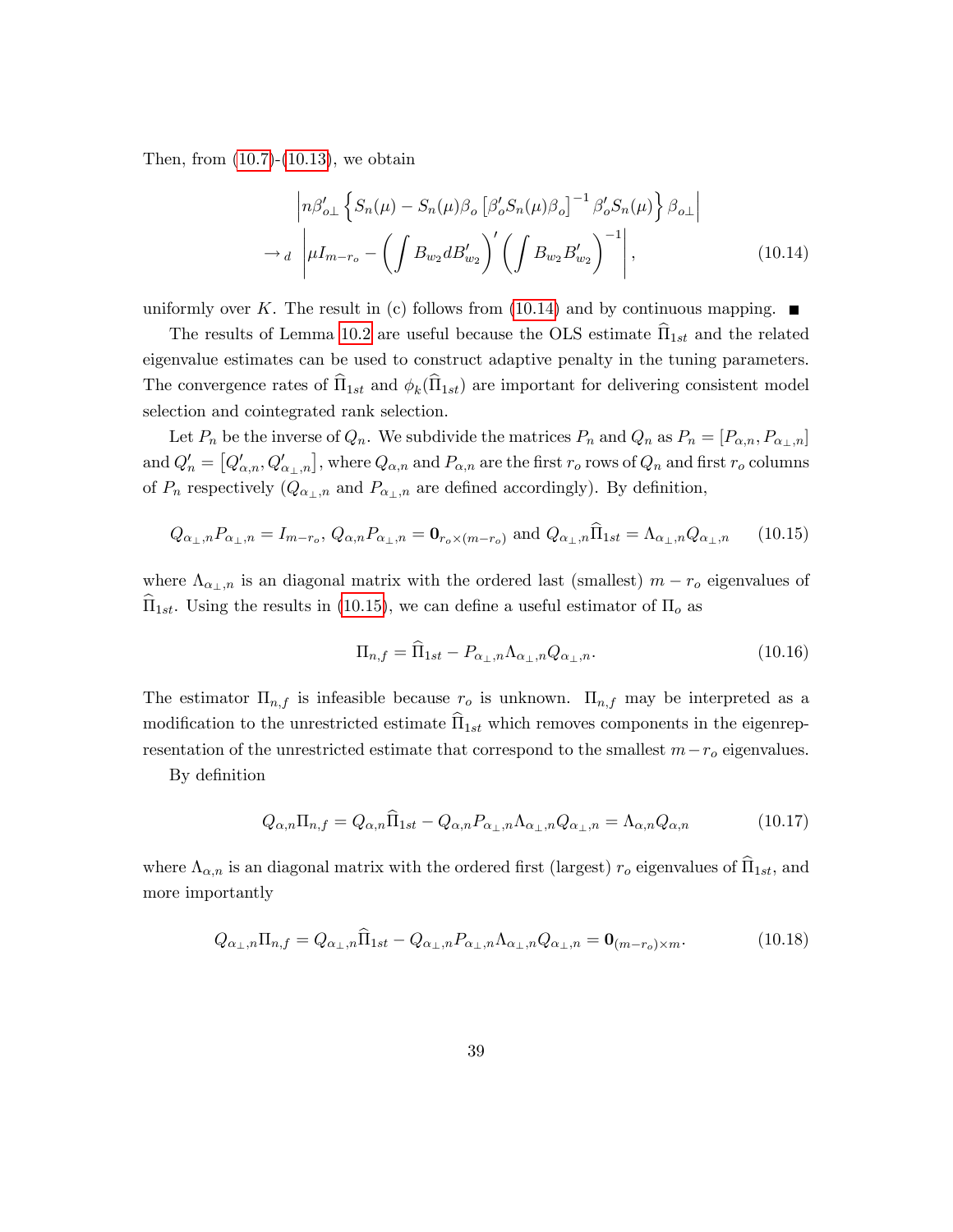Then, from (10.7)-(10.13), we obtain

$$
\begin{aligned}
&\left| n\beta_{o\perp}' \left\{ S_n(\mu) - S_n(\mu)\beta_o \left[\beta_o' S_n(\mu)\beta_o\right]^{-1} \beta_o' S_n(\mu) \right\} \beta_{o\perp} \right| \\
\to_d\ &\left| \mu I_{m-r_o} - \left( \int B_{w_2} dB_{w_2}' \right)' \left( \int B_{w_2} B_{w_2}' \right)^{-1} \right|,
\end{aligned} \tag{10.14}
$$

uniformly over $K$. The result in (c) follows from (10.14) and by continuous mapping. ■

The results of Lemma 10.2 are useful because the OLS estimate $\widehat{\Pi}_{1st}$ and the related eigenvalue estimates can be used to construct adaptive penalty in the tuning parameters. The convergence rates of $\widehat{\Pi}_{1st}$ and $\phi_k(\widehat{\Pi}_{1st})$ are important for delivering consistent model selection and cointegrated rank selection.

Let $P_n$ be the inverse of $Q_n$. We subdivide the matrices $P_n$ and $Q_n$ as $P_n = [P_{\alpha,n}, P_{\alpha_\perp,n}]$ and $Q_n' = \left[Q_{\alpha,n}', Q_{\alpha_\perp,n}'\right]$, where $Q_{\alpha,n}$ and $P_{\alpha,n}$ are the first $r_o$ rows of $Q_n$ and first $r_o$ columns of $P_n$ respectively ($Q_{\alpha_\perp,n}$ and $P_{\alpha_\perp,n}$ are defined accordingly). By definition,

$$
Q_{\alpha_\perp,n}P_{\alpha_\perp,n} = I_{m-r_o},\ Q_{\alpha,n}P_{\alpha_\perp,n} = \mathbf{0}_{r_o\times(m-r_o)} \text{ and } Q_{\alpha_\perp,n}\widehat{\Pi}_{1st} = \Lambda_{\alpha_\perp,n}Q_{\alpha_\perp,n} \tag{10.15}
$$

where $\Lambda_{\alpha_\perp,n}$ is an diagonal matrix with the ordered last (smallest) $m-r_o$ eigenvalues of $\widehat{\Pi}_{1st}$. Using the results in (10.15), we can define a useful estimator of $\Pi_o$ as

$$
\Pi_{n,f} = \widehat{\Pi}_{1st} - P_{\alpha_\perp,n}\Lambda_{\alpha_\perp,n}Q_{\alpha_\perp,n}. \tag{10.16}
$$

The estimator $\Pi_{n,f}$ is infeasible because $r_o$ is unknown. $\Pi_{n,f}$ may be interpreted as a modification to the unrestricted estimate $\widehat{\Pi}_{1st}$ which removes components in the eigenrepresentation of the unrestricted estimate that correspond to the smallest $m-r_o$ eigenvalues.

By definition

$$
Q_{\alpha,n}\Pi_{n,f} = Q_{\alpha,n}\widehat{\Pi}_{1st} - Q_{\alpha,n}P_{\alpha_\perp,n}\Lambda_{\alpha_\perp,n}Q_{\alpha_\perp,n} = \Lambda_{\alpha,n}Q_{\alpha,n} \tag{10.17}
$$

where $\Lambda_{\alpha,n}$ is an diagonal matrix with the ordered first (largest) $r_o$ eigenvalues of $\widehat{\Pi}_{1st}$, and more importantly

$$
Q_{\alpha_\perp,n}\Pi_{n,f} = Q_{\alpha_\perp,n}\widehat{\Pi}_{1st} - Q_{\alpha_\perp,n}P_{\alpha_\perp,n}\Lambda_{\alpha_\perp,n}Q_{\alpha_\perp,n} = \mathbf{0}_{(m-r_o)\times m}. \tag{10.18}
$$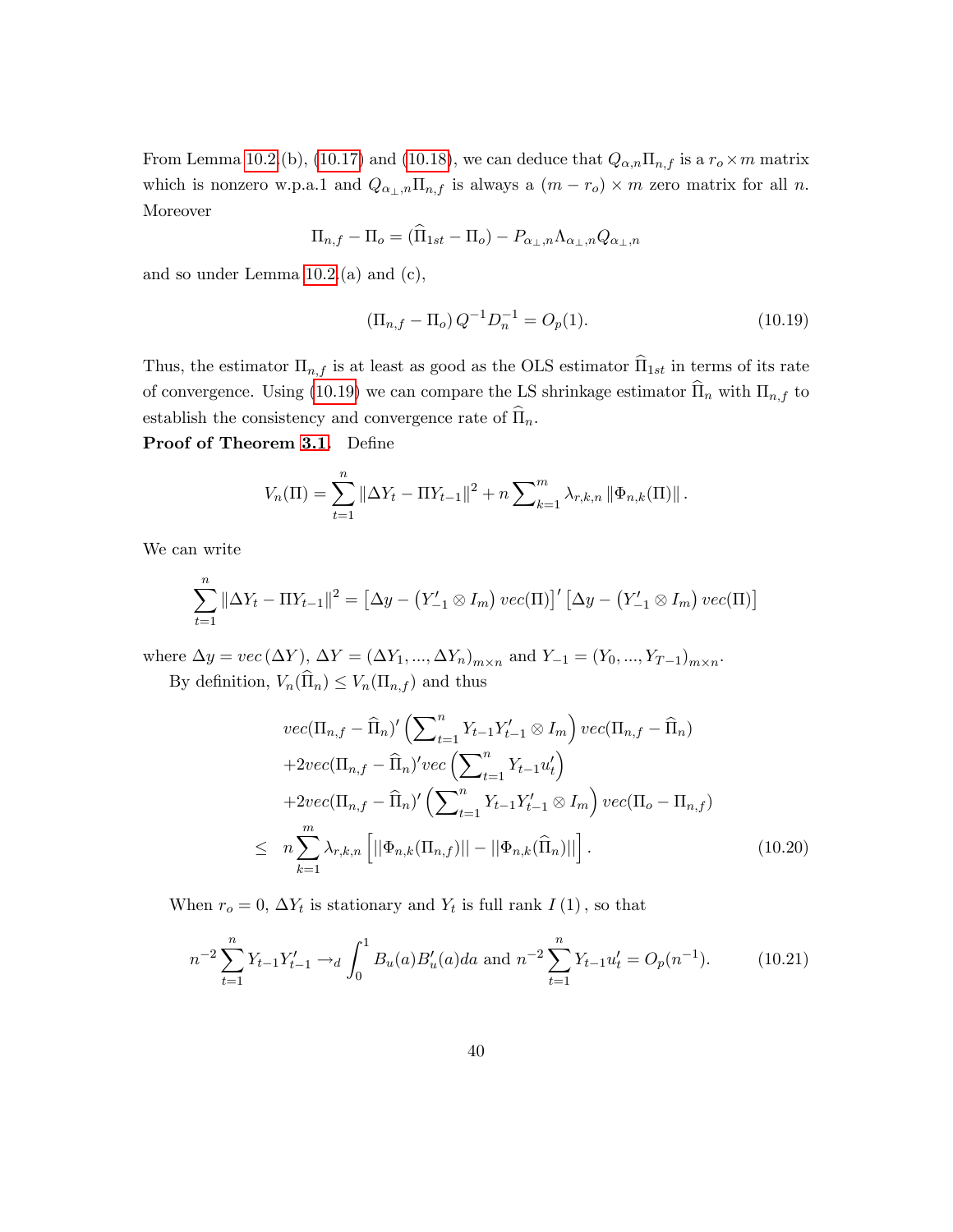From Lemma 10.2.(b), (10.17) and (10.18), we can deduce that $Q_{\alpha,n}\Pi_{n,f}$ is a $r_o \times m$ matrix which is nonzero w.p.a.1 and $Q_{\alpha_\perp,n}\Pi_{n,f}$ is always a $(m - r_o) \times m$ zero matrix for all $n$. Moreover

$$\Pi_{n,f} - \Pi_o = (\widehat{\Pi}_{1st} - \Pi_o) - P_{\alpha_\perp,n}\Lambda_{\alpha_\perp,n}Q_{\alpha_\perp,n}$$

and so under Lemma 10.2.(a) and (c),

$$\left(\Pi_{n,f} - \Pi_o\right) Q^{-1} D_n^{-1} = O_p(1). \tag{10.19}$$

Thus, the estimator $\Pi_{n,f}$ is at least as good as the OLS estimator $\widehat{\Pi}_{1st}$ in terms of its rate of convergence. Using (10.19) we can compare the LS shrinkage estimator $\widehat{\Pi}_n$ with $\Pi_{n,f}$ to establish the consistency and convergence rate of $\widehat{\Pi}_n$.

**Proof of Theorem 3.1.** Define

$$V_n(\Pi) = \sum_{t=1}^{n} \|\Delta Y_t - \Pi Y_{t-1}\|^2 + n \sum\nolimits_{k=1}^{m} \lambda_{r,k,n} \|\Phi_{n,k}(\Pi)\|.$$

We can write

$$\sum_{t=1}^{n} \|\Delta Y_t - \Pi Y_{t-1}\|^2 = \left[\Delta y - \left(Y_{-1}' \otimes I_m\right) vec(\Pi)\right]' \left[\Delta y - \left(Y_{-1}' \otimes I_m\right) vec(\Pi)\right]$$

where $\Delta y = vec\left(\Delta Y\right)$, $\Delta Y = (\Delta Y_1, ..., \Delta Y_n)_{m\times n}$ and $Y_{-1} = (Y_0, ..., Y_{T-1})_{m\times n}$.

By definition, $V_n(\widehat{\Pi}_n) \leq V_n(\Pi_{n,f})$ and thus

$$\begin{aligned}
& vec(\Pi_{n,f} - \widehat{\Pi}_n)' \left(\sum\nolimits_{t=1}^{n} Y_{t-1}Y_{t-1}' \otimes I_m\right) vec(\Pi_{n,f} - \widehat{\Pi}_n) \\
& +2vec(\Pi_{n,f} - \widehat{\Pi}_n)' vec\left(\sum\nolimits_{t=1}^{n} Y_{t-1}u_t'\right) \\
& +2vec(\Pi_{n,f} - \widehat{\Pi}_n)' \left(\sum\nolimits_{t=1}^{n} Y_{t-1}Y_{t-1}' \otimes I_m\right) vec(\Pi_o - \Pi_{n,f}) \\
\leq\ & n\sum_{k=1}^{m} \lambda_{r,k,n} \left[||\Phi_{n,k}(\Pi_{n,f})|| - ||\Phi_{n,k}(\widehat{\Pi}_n)||\right].
\end{aligned} \tag{10.20}$$

When $r_o = 0$, $\Delta Y_t$ is stationary and $Y_t$ is full rank $I\left(1\right)$, so that

$$n^{-2}\sum_{t=1}^{n} Y_{t-1}Y_{t-1}' \rightarrow_d \int_0^1 B_u(a)B_u'(a)da \text{ and } n^{-2}\sum_{t=1}^{n} Y_{t-1}u_t' = O_p(n^{-1}). \tag{10.21}$$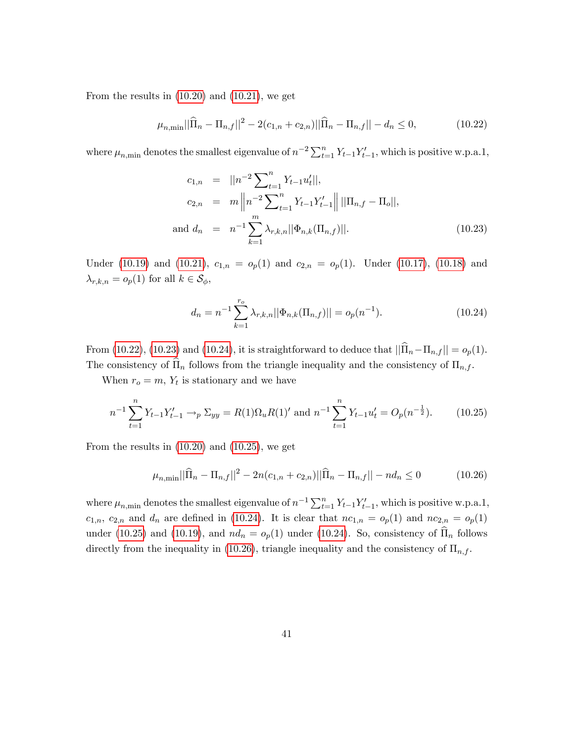From the results in (10.20) and (10.21), we get

$$\mu_{n,\min}||\widehat{\Pi}_n - \Pi_{n,f}||^2 - 2(c_{1,n} + c_{2,n})||\widehat{\Pi}_n - \Pi_{n,f}|| - d_n \leq 0, \tag{10.22}$$

where $\mu_{n,\min}$ denotes the smallest eigenvalue of $n^{-2}\sum_{t=1}^{n} Y_{t-1}Y'_{t-1}$, which is positive w.p.a.1,

$$\begin{aligned}
c_{1,n} &= ||n^{-2}\sum\nolimits_{t=1}^{n} Y_{t-1}u'_t||, \\
c_{2,n} &= m\left\|n^{-2}\sum\nolimits_{t=1}^{n} Y_{t-1}Y'_{t-1}\right\| ||\Pi_{n,f} - \Pi_o||, \\
\text{and } d_n &= n^{-1}\sum_{k=1}^{m} \lambda_{r,k,n}||\Phi_{n,k}(\Pi_{n,f})||.
\end{aligned} \tag{10.23}$$

Under (10.19) and (10.21), $c_{1,n} = o_p(1)$ and $c_{2,n} = o_p(1)$. Under (10.17), (10.18) and $\lambda_{r,k,n} = o_p(1)$ for all $k \in \mathcal{S}_\phi$,

$$d_n = n^{-1}\sum_{k=1}^{r_o} \lambda_{r,k,n}||\Phi_{n,k}(\Pi_{n,f})|| = o_p(n^{-1}). \tag{10.24}$$

From (10.22), (10.23) and (10.24), it is straightforward to deduce that $||\widehat{\Pi}_n - \Pi_{n,f}|| = o_p(1)$. The consistency of $\widehat{\Pi}_n$ follows from the triangle inequality and the consistency of $\Pi_{n,f}$.

When $r_o = m$, $Y_t$ is stationary and we have

$$n^{-1}\sum_{t=1}^{n} Y_{t-1}Y'_{t-1} \to_p \Sigma_{yy} = R(1)\Omega_u R(1)' \text{ and } n^{-1}\sum_{t=1}^{n} Y_{t-1}u'_t = O_p(n^{-\frac{1}{2}}). \tag{10.25}$$

From the results in (10.20) and (10.25), we get

$$\mu_{n,\min}||\widehat{\Pi}_n - \Pi_{n,f}||^2 - 2n(c_{1,n} + c_{2,n})||\widehat{\Pi}_n - \Pi_{n,f}|| - nd_n \leq 0 \tag{10.26}$$

where $\mu_{n,\min}$ denotes the smallest eigenvalue of $n^{-1}\sum_{t=1}^{n} Y_{t-1}Y'_{t-1}$, which is positive w.p.a.1, $c_{1,n}$, $c_{2,n}$ and $d_n$ are defined in (10.24). It is clear that $nc_{1,n} = o_p(1)$ and $nc_{2,n} = o_p(1)$ under (10.25) and (10.19), and $nd_n = o_p(1)$ under (10.24). So, consistency of $\widehat{\Pi}_n$ follows directly from the inequality in (10.26), triangle inequality and the consistency of $\Pi_{n,f}$.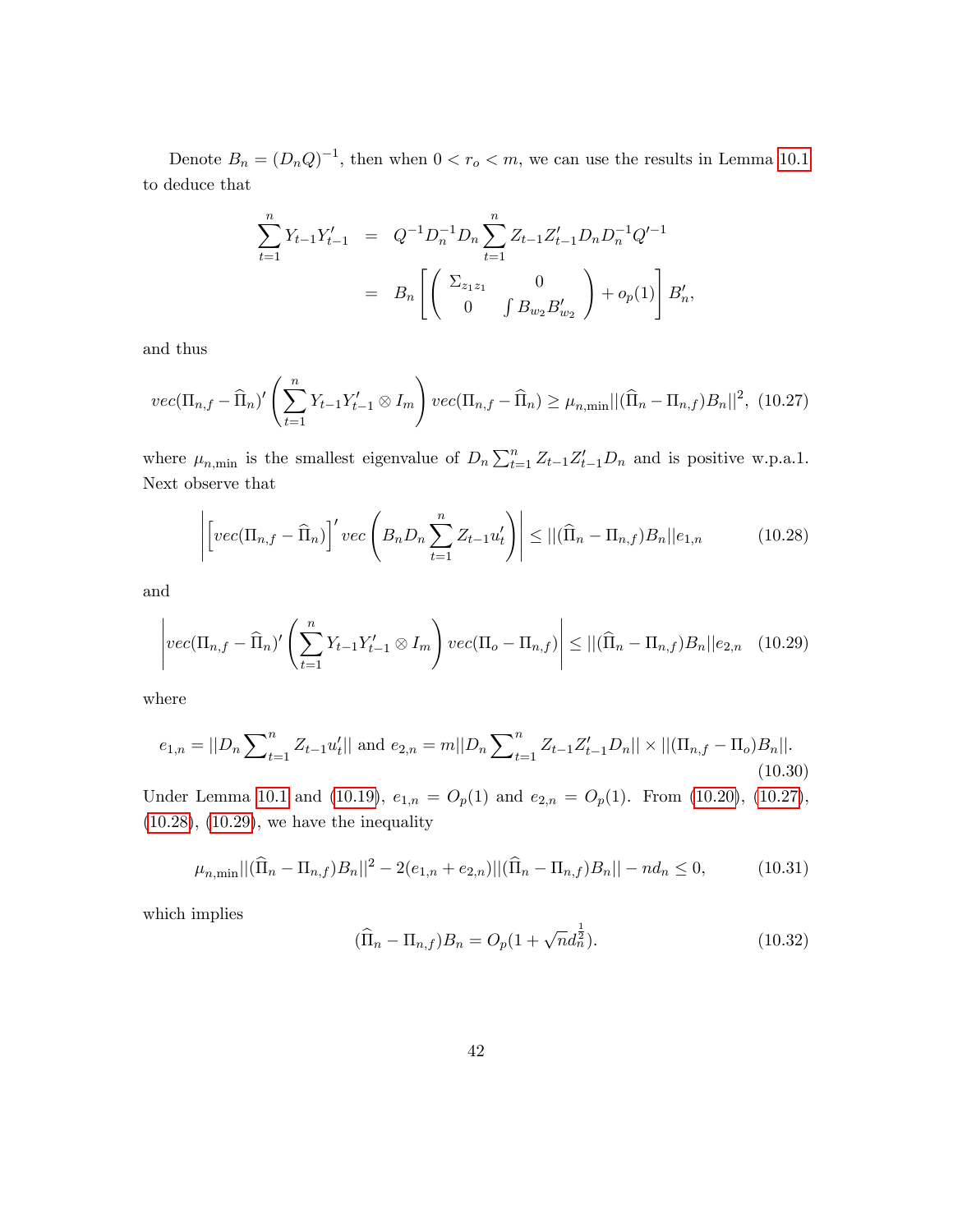Denote $B_n = (D_n Q)^{-1}$, then when $0 < r_o < m$, we can use the results in Lemma 10.1 to deduce that

$$
\begin{aligned}
\sum_{t=1}^{n} Y_{t-1} Y_{t-1}' &= Q^{-1} D_n^{-1} D_n \sum_{t=1}^{n} Z_{t-1} Z_{t-1}' D_n D_n^{-1} Q'^{-1} \\
&= B_n \left[ \begin{pmatrix} \Sigma_{z_1 z_1} & 0 \\ 0 & \int B_{w_2} B_{w_2}' \end{pmatrix} + o_p(1) \right] B_n',
\end{aligned}
$$

and thus

$$
vec(\Pi_{n,f} - \widehat{\Pi}_n)' \left( \sum_{t=1}^{n} Y_{t-1} Y_{t-1}' \otimes I_m \right) vec(\Pi_{n,f} - \widehat{\Pi}_n) \geq \mu_{n,\min} ||(\widehat{\Pi}_n - \Pi_{n,f}) B_n||^2, \quad (10.27)
$$

where $\mu_{n,\min}$ is the smallest eigenvalue of $D_n \sum_{t=1}^{n} Z_{t-1} Z_{t-1}' D_n$ and is positive w.p.a.1. Next observe that

$$
\left| \left[ vec(\Pi_{n,f} - \widehat{\Pi}_n) \right]' vec\left( B_n D_n \sum_{t=1}^{n} Z_{t-1} u_t' \right) \right| \leq ||(\widehat{\Pi}_n - \Pi_{n,f}) B_n|| e_{1,n} \quad (10.28)
$$

and

$$
\left| vec(\Pi_{n,f} - \widehat{\Pi}_n)' \left( \sum_{t=1}^{n} Y_{t-1} Y_{t-1}' \otimes I_m \right) vec(\Pi_o - \Pi_{n,f}) \right| \leq ||(\widehat{\Pi}_n - \Pi_{n,f}) B_n|| e_{2,n} \quad (10.29)
$$

where

$$
e_{1,n} = ||D_n \sum\nolimits_{t=1}^{n} Z_{t-1} u_t'|| \text{ and } e_{2,n} = m ||D_n \sum\nolimits_{t=1}^{n} Z_{t-1} Z_{t-1}' D_n|| \times ||(\Pi_{n,f} - \Pi_o) B_n||. \quad (10.30)
$$

Under Lemma 10.1 and (10.19), $e_{1,n} = O_p(1)$ and $e_{2,n} = O_p(1)$. From (10.20), (10.27), (10.28), (10.29), we have the inequality

$$
\mu_{n,\min} ||(\widehat{\Pi}_n - \Pi_{n,f}) B_n||^2 - 2(e_{1,n} + e_{2,n}) ||(\widehat{\Pi}_n - \Pi_{n,f}) B_n|| - n d_n \leq 0, \quad (10.31)
$$

which implies

$$
(\widehat{\Pi}_n - \Pi_{n,f}) B_n = O_p(1 + \sqrt{n} d_n^{\frac{1}{2}}). \quad (10.32)
$$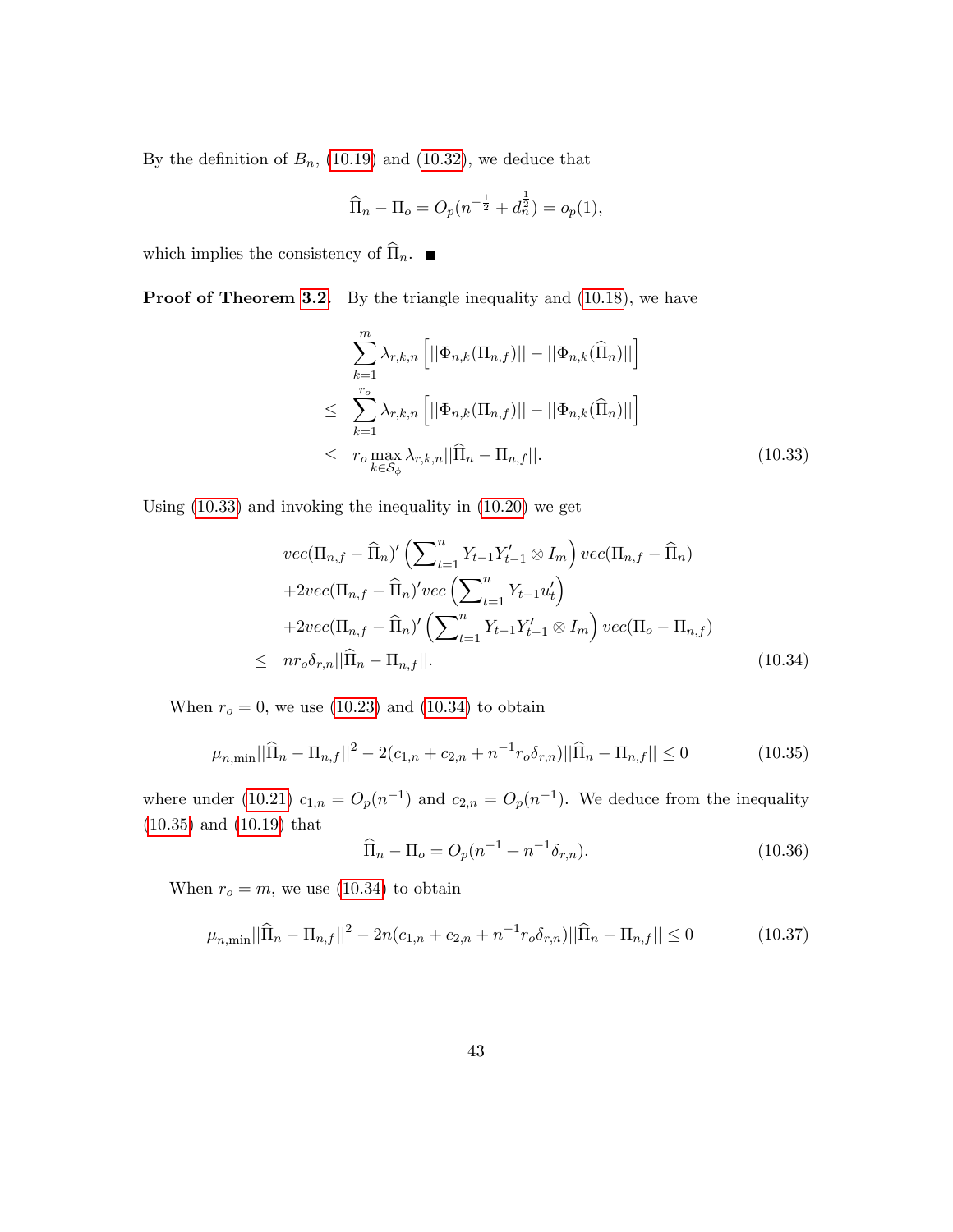By the definition of $B_n$, (10.19) and (10.32), we deduce that

$$\widehat{\Pi}_n - \Pi_o = O_p(n^{-\frac{1}{2}} + d_n^{\frac{1}{2}}) = o_p(1),$$

which implies the consistency of $\widehat{\Pi}_n$. ■

**Proof of Theorem 3.2.** By the triangle inequality and (10.18), we have

$$\begin{aligned}
& \sum_{k=1}^{m} \lambda_{r,k,n} \left[ ||\Phi_{n,k}(\Pi_{n,f})|| - ||\Phi_{n,k}(\widehat{\Pi}_n)|| \right] \\
\leq \quad & \sum_{k=1}^{r_o} \lambda_{r,k,n} \left[ ||\Phi_{n,k}(\Pi_{n,f})|| - ||\Phi_{n,k}(\widehat{\Pi}_n)|| \right] \\
\leq \quad & r_o \max_{k \in \mathcal{S}_\phi} \lambda_{r,k,n} ||\widehat{\Pi}_n - \Pi_{n,f}||. \qquad (10.33)
\end{aligned}$$

Using (10.33) and invoking the inequality in (10.20) we get

$$\begin{aligned}
& vec(\Pi_{n,f} - \widehat{\Pi}_n)' \left( \sum\nolimits_{t=1}^{n} Y_{t-1} Y_{t-1}' \otimes I_m \right) vec(\Pi_{n,f} - \widehat{\Pi}_n) \\
& + 2 vec(\Pi_{n,f} - \widehat{\Pi}_n)' vec\left( \sum\nolimits_{t=1}^{n} Y_{t-1} u_t' \right) \\
& + 2 vec(\Pi_{n,f} - \widehat{\Pi}_n)' \left( \sum\nolimits_{t=1}^{n} Y_{t-1} Y_{t-1}' \otimes I_m \right) vec(\Pi_o - \Pi_{n,f}) \\
\leq \quad & n r_o \delta_{r,n} ||\widehat{\Pi}_n - \Pi_{n,f}||. \qquad (10.34)
\end{aligned}$$

When $r_o = 0$, we use (10.23) and (10.34) to obtain

$$\mu_{n,\min} ||\widehat{\Pi}_n - \Pi_{n,f}||^2 - 2(c_{1,n} + c_{2,n} + n^{-1} r_o \delta_{r,n}) ||\widehat{\Pi}_n - \Pi_{n,f}|| \leq 0 \qquad (10.35)$$

where under (10.21) $c_{1,n} = O_p(n^{-1})$ and $c_{2,n} = O_p(n^{-1})$. We deduce from the inequality (10.35) and (10.19) that

$$\widehat{\Pi}_n - \Pi_o = O_p(n^{-1} + n^{-1} \delta_{r,n}). \qquad (10.36)$$

When $r_o = m$, we use (10.34) to obtain

$$\mu_{n,\min} ||\widehat{\Pi}_n - \Pi_{n,f}||^2 - 2n(c_{1,n} + c_{2,n} + n^{-1} r_o \delta_{r,n}) ||\widehat{\Pi}_n - \Pi_{n,f}|| \leq 0 \qquad (10.37)$$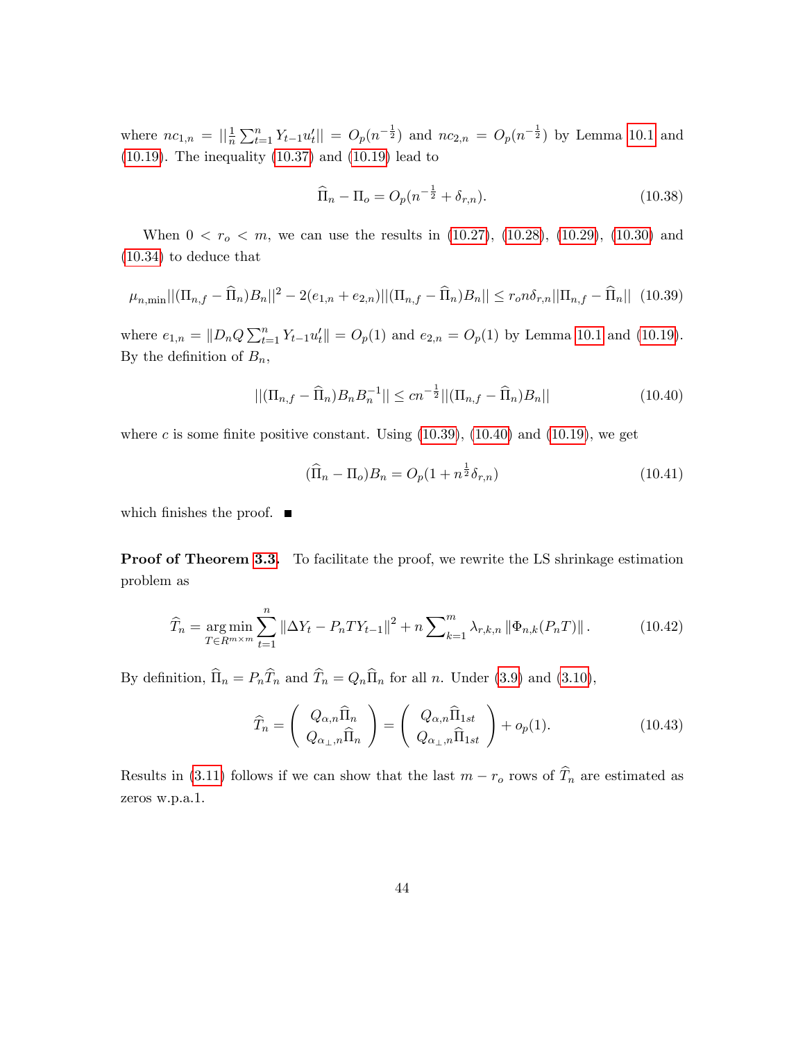where $nc_{1,n} = ||\frac{1}{n}\sum_{t=1}^{n} Y_{t-1}u_t'|| = O_p(n^{-\frac{1}{2}})$ and $nc_{2,n} = O_p(n^{-\frac{1}{2}})$ by Lemma 10.1 and (10.19). The inequality (10.37) and (10.19) lead to

$$\widehat{\Pi}_n - \Pi_o = O_p(n^{-\frac{1}{2}} + \delta_{r,n}). \tag{10.38}$$

When $0 < r_o < m$, we can use the results in (10.27), (10.28), (10.29), (10.30) and (10.34) to deduce that

$$\mu_{n,\min}||(\Pi_{n,f} - \widehat{\Pi}_n)B_n||^2 - 2(e_{1,n} + e_{2,n})||(\Pi_{n,f} - \widehat{\Pi}_n)B_n|| \leq r_o n\delta_{r,n}||\Pi_{n,f} - \widehat{\Pi}_n|| \tag{10.39}$$

where $e_{1,n} = \|D_n Q \sum_{t=1}^{n} Y_{t-1}u_t'\| = O_p(1)$ and $e_{2,n} = O_p(1)$ by Lemma 10.1 and (10.19). By the definition of $B_n$,

$$||(\Pi_{n,f} - \widehat{\Pi}_n)B_n B_n^{-1}|| \leq cn^{-\frac{1}{2}}||(\Pi_{n,f} - \widehat{\Pi}_n)B_n|| \tag{10.40}$$

where $c$ is some finite positive constant. Using (10.39), (10.40) and (10.19), we get

$$(\widehat{\Pi}_n - \Pi_o)B_n = O_p(1 + n^{\frac{1}{2}}\delta_{r,n}) \tag{10.41}$$

which finishes the proof. ■

**Proof of Theorem 3.3.** To facilitate the proof, we rewrite the LS shrinkage estimation problem as

$$\widehat{T}_n = \underset{T\in R^{m\times m}}{\arg\min}\sum_{t=1}^{n}\|\Delta Y_t - P_n T Y_{t-1}\|^2 + n\sum\nolimits_{k=1}^{m}\lambda_{r,k,n}\|\Phi_{n,k}(P_n T)\|. \tag{10.42}$$

By definition, $\widehat{\Pi}_n = P_n\widehat{T}_n$ and $\widehat{T}_n = Q_n\widehat{\Pi}_n$ for all $n$. Under (3.9) and (3.10),

$$\widehat{T}_n = \begin{pmatrix} Q_{\alpha,n}\widehat{\Pi}_n \\ Q_{\alpha_\perp,n}\widehat{\Pi}_n \end{pmatrix} = \begin{pmatrix} Q_{\alpha,n}\widehat{\Pi}_{1st} \\ Q_{\alpha_\perp,n}\widehat{\Pi}_{1st} \end{pmatrix} + o_p(1). \tag{10.43}$$

Results in (3.11) follows if we can show that the last $m - r_o$ rows of $\widehat{T}_n$ are estimated as zeros w.p.a.1.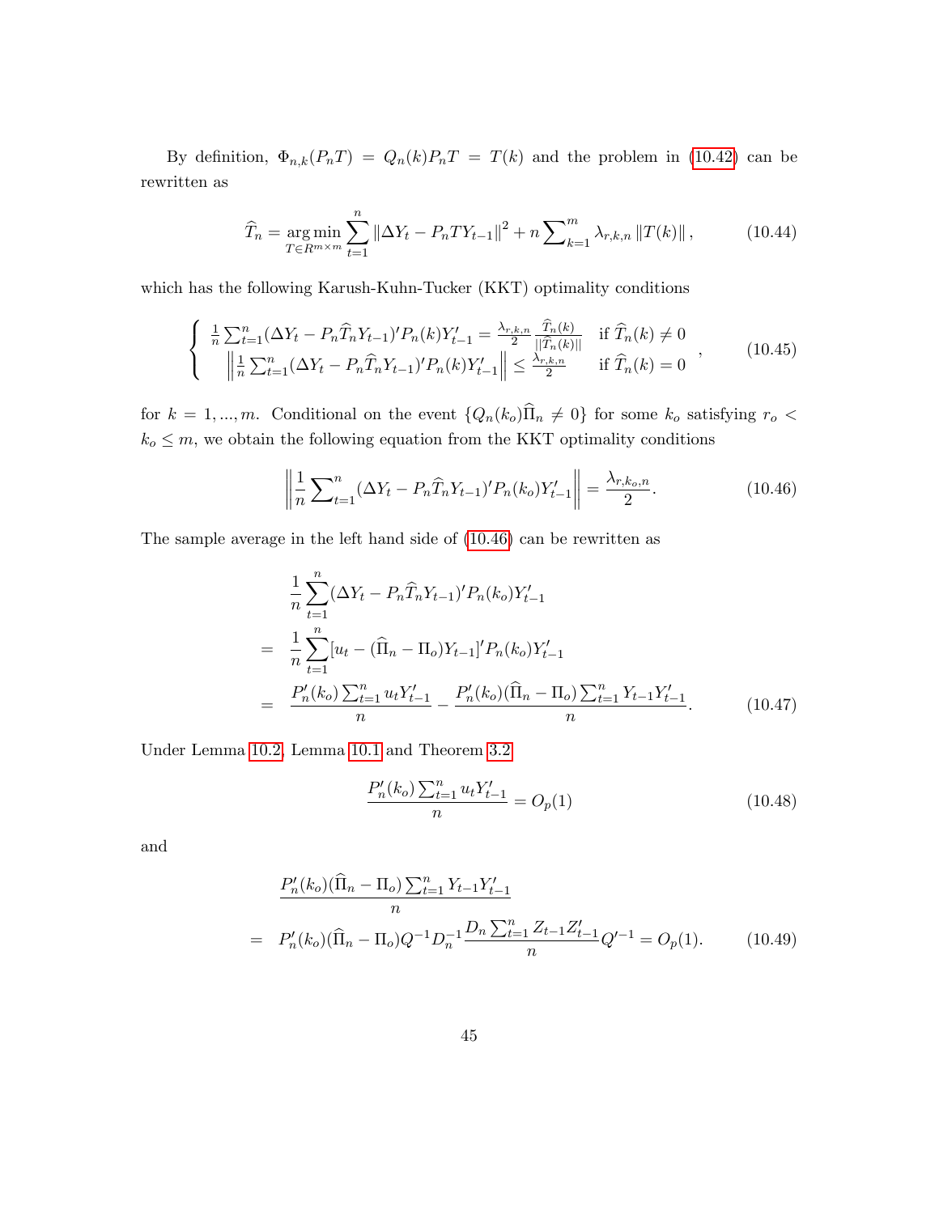By definition, $\Phi_{n,k}(P_n T) = Q_n(k) P_n T = T(k)$ and the problem in (10.42) can be rewritten as

$$\widehat{T}_n = \underset{T \in R^{m\times m}}{\arg\min} \sum_{t=1}^{n} \left\| \Delta Y_t - P_n T Y_{t-1} \right\|^2 + n \sum\nolimits_{k=1}^{m} \lambda_{r,k,n} \left\| T(k) \right\|, \tag{10.44}$$

which has the following Karush-Kuhn-Tucker (KKT) optimality conditions

$$\left\{ \begin{array}{ll} \frac{1}{n}\sum_{t=1}^{n}(\Delta Y_t - P_n \widehat{T}_n Y_{t-1})' P_n(k) Y_{t-1}' = \frac{\lambda_{r,k,n}}{2} \frac{\widehat{T}_n(k)}{\|\widehat{T}_n(k)\|} & \text{if } \widehat{T}_n(k) \neq 0 \\ \left\| \frac{1}{n}\sum_{t=1}^{n}(\Delta Y_t - P_n \widehat{T}_n Y_{t-1})' P_n(k) Y_{t-1}' \right\| \leq \frac{\lambda_{r,k,n}}{2} & \text{if } \widehat{T}_n(k) = 0 \end{array} \right. , \tag{10.45}$$

for $k = 1, ..., m$. Conditional on the event $\{Q_n(k_o)\widehat{\Pi}_n \neq 0\}$ for some $k_o$ satisfying $r_o < k_o \leq m$, we obtain the following equation from the KKT optimality conditions

$$\left\| \frac{1}{n}\sum\nolimits_{t=1}^{n}(\Delta Y_t - P_n \widehat{T}_n Y_{t-1})' P_n(k_o) Y_{t-1}' \right\| = \frac{\lambda_{r,k_o,n}}{2}. \tag{10.46}$$

The sample average in the left hand side of (10.46) can be rewritten as

$$\begin{aligned} & \frac{1}{n}\sum_{t=1}^{n}(\Delta Y_t - P_n \widehat{T}_n Y_{t-1})' P_n(k_o) Y_{t-1}' \\ = \; & \frac{1}{n}\sum_{t=1}^{n}[u_t - (\widehat{\Pi}_n - \Pi_o) Y_{t-1}]' P_n(k_o) Y_{t-1}' \\ = \; & \frac{P_n'(k_o)\sum_{t=1}^{n} u_t Y_{t-1}'}{n} - \frac{P_n'(k_o)(\widehat{\Pi}_n - \Pi_o)\sum_{t=1}^{n} Y_{t-1} Y_{t-1}'}{n}. \end{aligned} \tag{10.47}$$

Under Lemma 10.2, Lemma 10.1 and Theorem 3.2

$$\frac{P_n'(k_o)\sum_{t=1}^{n} u_t Y_{t-1}'}{n} = O_p(1) \tag{10.48}$$

and

$$\begin{aligned} & \frac{P_n'(k_o)(\widehat{\Pi}_n - \Pi_o)\sum_{t=1}^{n} Y_{t-1} Y_{t-1}'}{n} \\ = \; & P_n'(k_o)(\widehat{\Pi}_n - \Pi_o) Q^{-1} D_n^{-1} \frac{D_n \sum_{t=1}^{n} Z_{t-1} Z_{t-1}'}{n} Q'^{-1} = O_p(1). \end{aligned} \tag{10.49}$$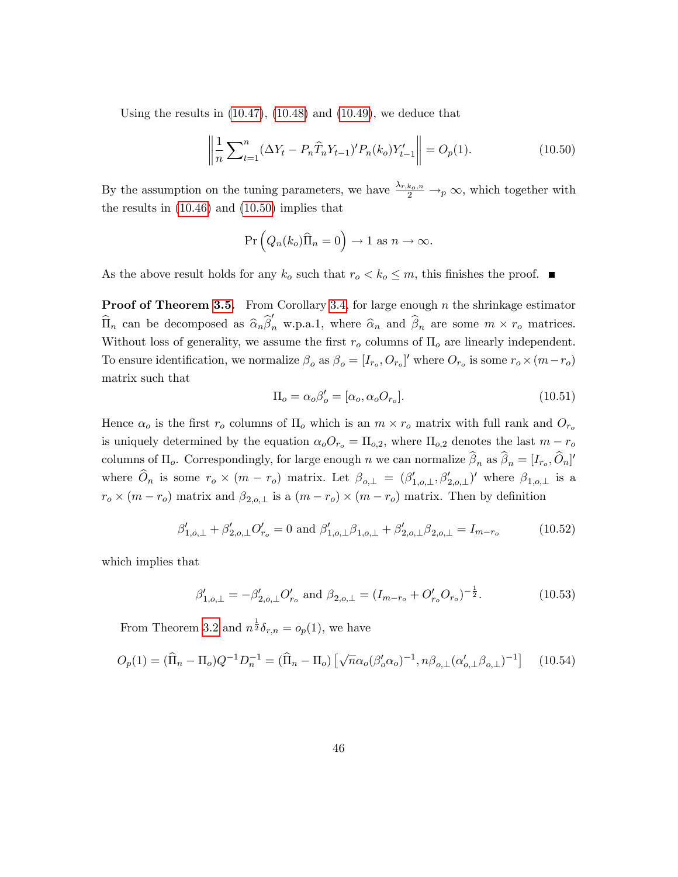Using the results in (10.47), (10.48) and (10.49), we deduce that

$$\left\| \frac{1}{n} \sum\nolimits_{t=1}^{n} (\Delta Y_t - P_n \widehat{T}_n Y_{t-1})' P_n(k_o) Y_{t-1}' \right\| = O_p(1). \tag{10.50}$$

By the assumption on the tuning parameters, we have $\frac{\lambda_{r,k_o,n}}{2} \to_p \infty$, which together with the results in (10.46) and (10.50) implies that

$$\Pr\left( Q_n(k_o) \widehat{\Pi}_n = 0 \right) \to 1 \text{ as } n \to \infty.$$

As the above result holds for any $k_o$ such that $r_o < k_o \leq m$, this finishes the proof. ■

**Proof of Theorem 3.5.** From Corollary 3.4, for large enough $n$ the shrinkage estimator $\widehat{\Pi}_n$ can be decomposed as $\widehat{\alpha}_n \widehat{\beta}_n'$ w.p.a.1, where $\widehat{\alpha}_n$ and $\widehat{\beta}_n$ are some $m \times r_o$ matrices. Without loss of generality, we assume the first $r_o$ columns of $\Pi_o$ are linearly independent. To ensure identification, we normalize $\beta_o$ as $\beta_o = [I_{r_o}, O_{r_o}]'$ where $O_{r_o}$ is some $r_o \times (m - r_o)$ matrix such that

$$\Pi_o = \alpha_o \beta_o' = [\alpha_o, \alpha_o O_{r_o}]. \tag{10.51}$$

Hence $\alpha_o$ is the first $r_o$ columns of $\Pi_o$ which is an $m \times r_o$ matrix with full rank and $O_{r_o}$ is uniquely determined by the equation $\alpha_o O_{r_o} = \Pi_{o,2}$, where $\Pi_{o,2}$ denotes the last $m - r_o$ columns of $\Pi_o$. Correspondingly, for large enough $n$ we can normalize $\widehat{\beta}_n$ as $\widehat{\beta}_n = [I_{r_o}, \widehat{O}_n]'$ where $\widehat{O}_n$ is some $r_o \times (m - r_o)$ matrix. Let $\beta_{o,\perp} = (\beta_{1,o,\perp}', \beta_{2,o,\perp}')'$ where $\beta_{1,o,\perp}$ is a $r_o \times (m - r_o)$ matrix and $\beta_{2,o,\perp}$ is a $(m - r_o) \times (m - r_o)$ matrix. Then by definition

$$\beta_{1,o,\perp}' + \beta_{2,o,\perp}' O_{r_o}' = 0 \text{ and } \beta_{1,o,\perp}' \beta_{1,o,\perp} + \beta_{2,o,\perp}' \beta_{2,o,\perp} = I_{m-r_o} \tag{10.52}$$

which implies that

$$\beta_{1,o,\perp}' = -\beta_{2,o,\perp}' O_{r_o}' \text{ and } \beta_{2,o,\perp} = (I_{m-r_o} + O_{r_o}' O_{r_o})^{-\frac{1}{2}}. \tag{10.53}$$

From Theorem 3.2 and $n^{\frac{1}{2}} \delta_{r,n} = o_p(1)$, we have

$$O_p(1) = (\widehat{\Pi}_n - \Pi_o) Q^{-1} D_n^{-1} = (\widehat{\Pi}_n - \Pi_o) \left[ \sqrt{n} \alpha_o (\beta_o' \alpha_o)^{-1}, n \beta_{o,\perp} (\alpha_{o,\perp}' \beta_{o,\perp})^{-1} \right] \tag{10.54}$$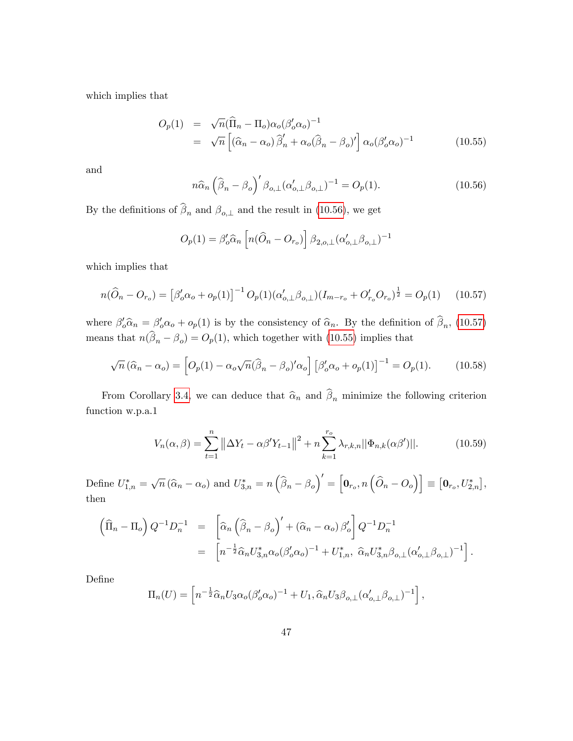which implies that

$$
\begin{aligned}
O_p(1) &= \sqrt{n}(\widehat{\Pi}_n - \Pi_o)\alpha_o(\beta_o'\alpha_o)^{-1} \\
&= \sqrt{n}\left[(\widehat{\alpha}_n - \alpha_o)\widehat{\beta}_n' + \alpha_o(\widehat{\beta}_n - \beta_o)'\right]\alpha_o(\beta_o'\alpha_o)^{-1} \qquad (10.55)
\end{aligned}
$$

and

$$
n\widehat{\alpha}_n\left(\widehat{\beta}_n - \beta_o\right)'\beta_{o,\perp}(\alpha_{o,\perp}'\beta_{o,\perp})^{-1} = O_p(1). \qquad (10.56)
$$

By the definitions of $\widehat{\beta}_n$ and $\beta_{o,\perp}$ and the result in (10.56), we get

$$
O_p(1) = \beta_o'\widehat{\alpha}_n\left[n(\widehat{O}_n - O_{r_o})\right]\beta_{2,o,\perp}(\alpha_{o,\perp}'\beta_{o,\perp})^{-1}
$$

which implies that

$$
n(\widehat{O}_n - O_{r_o}) = \left[\beta_o'\alpha_o + o_p(1)\right]^{-1}O_p(1)(\alpha_{o,\perp}'\beta_{o,\perp})(I_{m-r_o} + O_{r_o}'O_{r_o})^{\frac{1}{2}} = O_p(1) \qquad (10.57)
$$

where $\beta_o'\widehat{\alpha}_n = \beta_o'\alpha_o + o_p(1)$ is by the consistency of $\widehat{\alpha}_n$. By the definition of $\widehat{\beta}_n$, (10.57) means that $n(\widehat{\beta}_n - \beta_o) = O_p(1)$, which together with (10.55) implies that

$$
\sqrt{n}\left(\widehat{\alpha}_n - \alpha_o\right) = \left[O_p(1) - \alpha_o\sqrt{n}(\widehat{\beta}_n - \beta_o)'\alpha_o\right]\left[\beta_o'\alpha_o + o_p(1)\right]^{-1} = O_p(1). \qquad (10.58)
$$

From Corollary 3.4, we can deduce that $\widehat{\alpha}_n$ and $\widehat{\beta}_n$ minimize the following criterion function w.p.a.1

$$
V_n(\alpha, \beta) = \sum_{t=1}^{n}\left\|\Delta Y_t - \alpha\beta' Y_{t-1}\right\|^2 + n\sum_{k=1}^{r_o}\lambda_{r,k,n}||\Phi_{n,k}(\alpha\beta')||. \qquad (10.59)
$$

Define $U_{1,n}^* = \sqrt{n}\left(\widehat{\alpha}_n - \alpha_o\right)$ and $U_{3,n}^* = n\left(\widehat{\beta}_n - \beta_o\right)' = \left[\mathbf{0}_{r_o}, n\left(\widehat{O}_n - O_o\right)\right] \equiv \left[\mathbf{0}_{r_o}, U_{2,n}^*\right]$, then

$$
\begin{aligned}
\left(\widehat{\Pi}_n - \Pi_o\right)Q^{-1}D_n^{-1} &= \left[\widehat{\alpha}_n\left(\widehat{\beta}_n - \beta_o\right)' + \left(\widehat{\alpha}_n - \alpha_o\right)\beta_o'\right]Q^{-1}D_n^{-1} \\
&= \left[n^{-\frac{1}{2}}\widehat{\alpha}_n U_{3,n}^*\alpha_o(\beta_o'\alpha_o)^{-1} + U_{1,n}^*,\ \widehat{\alpha}_n U_{3,n}^*\beta_{o,\perp}(\alpha_{o,\perp}'\beta_{o,\perp})^{-1}\right].
\end{aligned}
$$

Define

$$
\Pi_n(U) = \left[n^{-\frac{1}{2}}\widehat{\alpha}_n U_3\alpha_o(\beta_o'\alpha_o)^{-1} + U_1, \widehat{\alpha}_n U_3\beta_{o,\perp}(\alpha_{o,\perp}'\beta_{o,\perp})^{-1}\right],
$$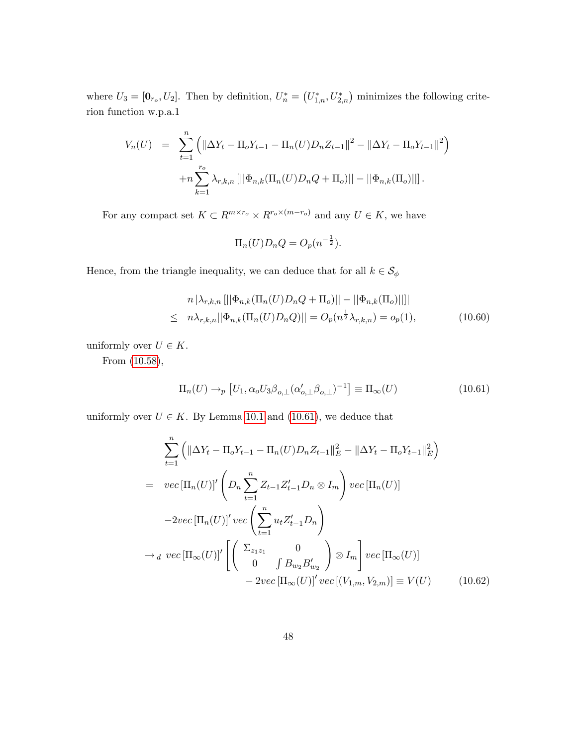where $U_3 = [\mathbf{0}_{r_o}, U_2]$. Then by definition, $U_n^* = \left(U_{1,n}^*, U_{2,n}^*\right)$ minimizes the following criterion function w.p.a.1

$$
\begin{aligned}
V_n(U) &= \sum_{t=1}^{n} \left( \left\| \Delta Y_t - \Pi_o Y_{t-1} - \Pi_n(U) D_n Z_{t-1} \right\|^2 - \left\| \Delta Y_t - \Pi_o Y_{t-1} \right\|^2 \right) \\
&\quad + n \sum_{k=1}^{r_o} \lambda_{r,k,n} \left[ ||\Phi_{n,k}(\Pi_n(U) D_n Q + \Pi_o)|| - ||\Phi_{n,k}(\Pi_o)|| \right].
\end{aligned}
$$

For any compact set $K \subset R^{m \times r_o} \times R^{r_o \times (m-r_o)}$ and any $U \in K$, we have

$$
\Pi_n(U) D_n Q = O_p(n^{-\frac{1}{2}}).
$$

Hence, from the triangle inequality, we can deduce that for all $k \in \mathcal{S}_\phi$

$$
\begin{aligned}
& n \left| \lambda_{r,k,n} \left[ ||\Phi_{n,k}(\Pi_n(U) D_n Q + \Pi_o)|| - ||\Phi_{n,k}(\Pi_o)|| \right] \right| \\
\leq \;& n \lambda_{r,k,n} ||\Phi_{n,k}(\Pi_n(U) D_n Q)|| = O_p(n^{\frac{1}{2}} \lambda_{r,k,n}) = o_p(1),
\end{aligned} \tag{10.60}
$$

uniformly over $U \in K$.

From (10.58),

$$
\Pi_n(U) \rightarrow_p \left[ U_1, \alpha_o U_3 \beta_{o,\perp} (\alpha_{o,\perp}' \beta_{o,\perp})^{-1} \right] \equiv \Pi_\infty(U) \tag{10.61}
$$

uniformly over $U \in K$. By Lemma 10.1 and (10.61), we deduce that

$$
\begin{aligned}
& \sum_{t=1}^{n} \left( \left\| \Delta Y_t - \Pi_o Y_{t-1} - \Pi_n(U) D_n Z_{t-1} \right\|_E^2 - \left\| \Delta Y_t - \Pi_o Y_{t-1} \right\|_E^2 \right) \\
=\;& vec\left[\Pi_n(U)\right]' \left( D_n \sum_{t=1}^{n} Z_{t-1} Z_{t-1}' D_n \otimes I_m \right) vec\left[\Pi_n(U)\right] \\
& - 2 vec\left[\Pi_n(U)\right]' vec\left( \sum_{t=1}^{n} u_t Z_{t-1}' D_n \right) \\
\rightarrow_d \;& vec\left[\Pi_\infty(U)\right]' \left[ \begin{pmatrix} \Sigma_{z_1 z_1} & 0 \\ 0 & \int B_{w_2} B_{w_2}' \end{pmatrix} \otimes I_m \right] vec\left[\Pi_\infty(U)\right] \\
& \quad - 2 vec\left[\Pi_\infty(U)\right]' vec\left[(V_{1,m}, V_{2,m})\right] \equiv V(U)
\end{aligned} \tag{10.62}
$$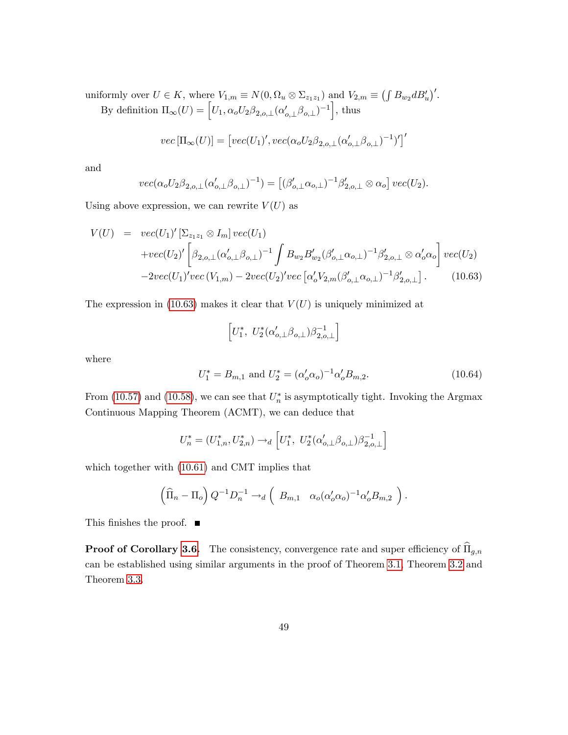uniformly over $U \in K$, where $V_{1,m} \equiv N(0, \Omega_u \otimes \Sigma_{z_1 z_1})$ and $V_{2,m} \equiv \left(\int B_{w_2} dB_u'\right)'$.

By definition $\Pi_\infty(U) = \left[U_1, \alpha_o U_2 \beta_{2,o,\perp}(\alpha_{o,\perp}'\beta_{o,\perp})^{-1}\right]$, thus

$$vec\left[\Pi_\infty(U)\right] = \left[vec(U_1)', vec(\alpha_o U_2 \beta_{2,o,\perp}(\alpha_{o,\perp}'\beta_{o,\perp})^{-1})'\right]'$$

and

$$vec(\alpha_o U_2 \beta_{2,o,\perp}(\alpha_{o,\perp}'\beta_{o,\perp})^{-1}) = \left[(\beta_{o,\perp}'\alpha_{o,\perp})^{-1}\beta_{2,o,\perp}' \otimes \alpha_o\right] vec(U_2).$$

Using above expression, we can rewrite $V(U)$ as

$$\begin{aligned}
V(U) \;\; &= \;\; vec(U_1)' \left[\Sigma_{z_1 z_1} \otimes I_m\right] vec(U_1) \\
&\quad + vec(U_2)' \left[\beta_{2,o,\perp}(\alpha_{o,\perp}'\beta_{o,\perp})^{-1} \int B_{w_2} B_{w_2}' (\beta_{o,\perp}'\alpha_{o,\perp})^{-1}\beta_{2,o,\perp}' \otimes \alpha_o'\alpha_o\right] vec(U_2) \\
&\quad - 2vec(U_1)' vec\left(V_{1,m}\right) - 2vec(U_2)' vec\left[\alpha_o' V_{2,m}(\beta_{o,\perp}'\alpha_{o,\perp})^{-1}\beta_{2,o,\perp}'\right]. \qquad (10.63)
\end{aligned}$$

The expression in (10.63) makes it clear that $V(U)$ is uniquely minimized at

$$\left[U_1^*,\ U_2^*(\alpha_{o,\perp}'\beta_{o,\perp})\beta_{2,o,\perp}^{-1}\right]$$

where

$$U_1^* = B_{m,1} \text{ and } U_2^* = (\alpha_o'\alpha_o)^{-1}\alpha_o' B_{m,2}. \qquad (10.64)$$

From (10.57) and (10.58), we can see that $U_n^*$ is asymptotically tight. Invoking the Argmax Continuous Mapping Theorem (ACMT), we can deduce that

$$U_n^* = (U_{1,n}^*, U_{2,n}^*) \to_d \left[U_1^*,\ U_2^*(\alpha_{o,\perp}'\beta_{o,\perp})\beta_{2,o,\perp}^{-1}\right]$$

which together with (10.61) and CMT implies that

$$\left(\widehat{\Pi}_n - \Pi_o\right) Q^{-1} D_n^{-1} \to_d \left(\begin{array}{cc} B_{m,1} & \alpha_o(\alpha_o'\alpha_o)^{-1}\alpha_o' B_{m,2} \end{array}\right).$$

This finishes the proof. ■

**Proof of Corollary 3.6.** The consistency, convergence rate and super efficiency of $\widehat{\Pi}_{g,n}$ can be established using similar arguments in the proof of Theorem 3.1, Theorem 3.2 and Theorem 3.3.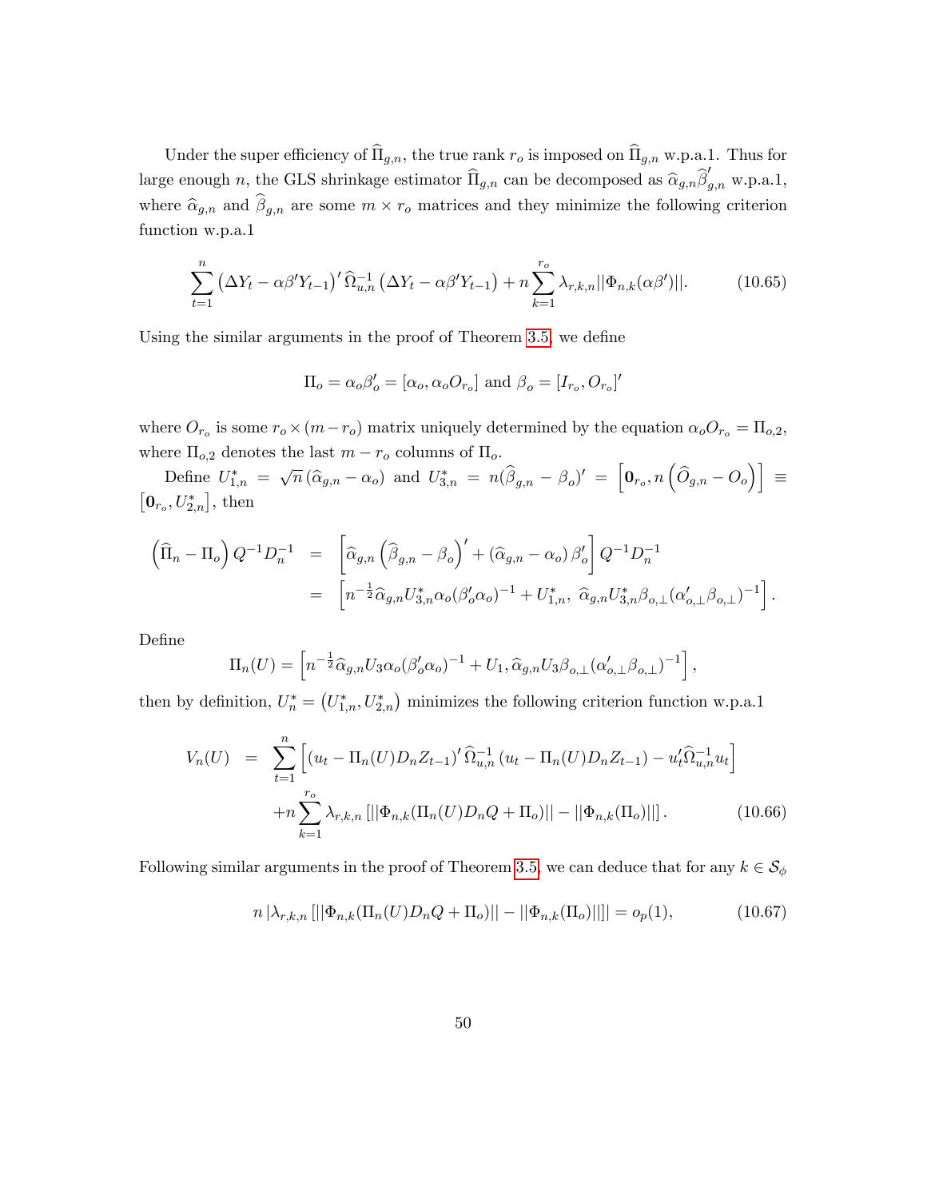Under the super efficiency of $\widehat{\Pi}_{g,n}$, the true rank $r_o$ is imposed on $\widehat{\Pi}_{g,n}$ w.p.a.1. Thus for large enough $n$, the GLS shrinkage estimator $\widehat{\Pi}_{g,n}$ can be decomposed as $\widehat{\alpha}_{g,n}\widehat{\beta}_{g,n}'$ w.p.a.1, where $\widehat{\alpha}_{g,n}$ and $\widehat{\beta}_{g,n}$ are some $m \times r_o$ matrices and they minimize the following criterion function w.p.a.1

$$\sum_{t=1}^{n} \left(\Delta Y_t - \alpha\beta' Y_{t-1}\right)' \widehat{\Omega}_{u,n}^{-1} \left(\Delta Y_t - \alpha\beta' Y_{t-1}\right) + n\sum_{k=1}^{r_o} \lambda_{r,k,n} ||\Phi_{n,k}(\alpha\beta')||. \tag{10.65}$$

Using the similar arguments in the proof of Theorem 3.5, we define

$$\Pi_o = \alpha_o\beta_o' = [\alpha_o, \alpha_o O_{r_o}] \text{ and } \beta_o = [I_{r_o}, O_{r_o}]'$$

where $O_{r_o}$ is some $r_o \times (m - r_o)$ matrix uniquely determined by the equation $\alpha_o O_{r_o} = \Pi_{o,2}$, where $\Pi_{o,2}$ denotes the last $m - r_o$ columns of $\Pi_o$.

Define $U_{1,n}^* = \sqrt{n}\left(\widehat{\alpha}_{g,n} - \alpha_o\right)$ and $U_{3,n}^* = n(\widehat{\beta}_{g,n} - \beta_o)' = \left[\mathbf{0}_{r_o}, n\left(\widehat{O}_{g,n} - O_o\right)\right] \equiv \left[\mathbf{0}_{r_o}, U_{2,n}^*\right]$, then

$$\begin{aligned}
\left(\widehat{\Pi}_n - \Pi_o\right) Q^{-1} D_n^{-1} &= \left[\widehat{\alpha}_{g,n}\left(\widehat{\beta}_{g,n} - \beta_o\right)' + \left(\widehat{\alpha}_{g,n} - \alpha_o\right)\beta_o'\right] Q^{-1} D_n^{-1} \\
&= \left[n^{-\frac{1}{2}}\widehat{\alpha}_{g,n} U_{3,n}^* \alpha_o (\beta_o'\alpha_o)^{-1} + U_{1,n}^*,\ \widehat{\alpha}_{g,n} U_{3,n}^* \beta_{o,\perp}(\alpha_{o,\perp}'\beta_{o,\perp})^{-1}\right].
\end{aligned}$$

Define

$$\Pi_n(U) = \left[n^{-\frac{1}{2}}\widehat{\alpha}_{g,n} U_3 \alpha_o (\beta_o'\alpha_o)^{-1} + U_1, \widehat{\alpha}_{g,n} U_3 \beta_{o,\perp}(\alpha_{o,\perp}'\beta_{o,\perp})^{-1}\right],$$

then by definition, $U_n^* = \left(U_{1,n}^*, U_{2,n}^*\right)$ minimizes the following criterion function w.p.a.1

$$\begin{aligned}
V_n(U) &= \sum_{t=1}^{n} \left[\left(u_t - \Pi_n(U) D_n Z_{t-1}\right)' \widehat{\Omega}_{u,n}^{-1} \left(u_t - \Pi_n(U) D_n Z_{t-1}\right) - u_t'\widehat{\Omega}_{u,n}^{-1} u_t\right] \\
&\quad + n\sum_{k=1}^{r_o} \lambda_{r,k,n} \left[||\Phi_{n,k}(\Pi_n(U) D_n Q + \Pi_o)|| - ||\Phi_{n,k}(\Pi_o)||\right].
\end{aligned} \tag{10.66}$$

Following similar arguments in the proof of Theorem 3.5, we can deduce that for any $k \in \mathcal{S}_\phi$

$$n\left|\lambda_{r,k,n}\left[||\Phi_{n,k}(\Pi_n(U) D_n Q + \Pi_o)|| - ||\Phi_{n,k}(\Pi_o)||\right]\right| = o_p(1), \tag{10.67}$$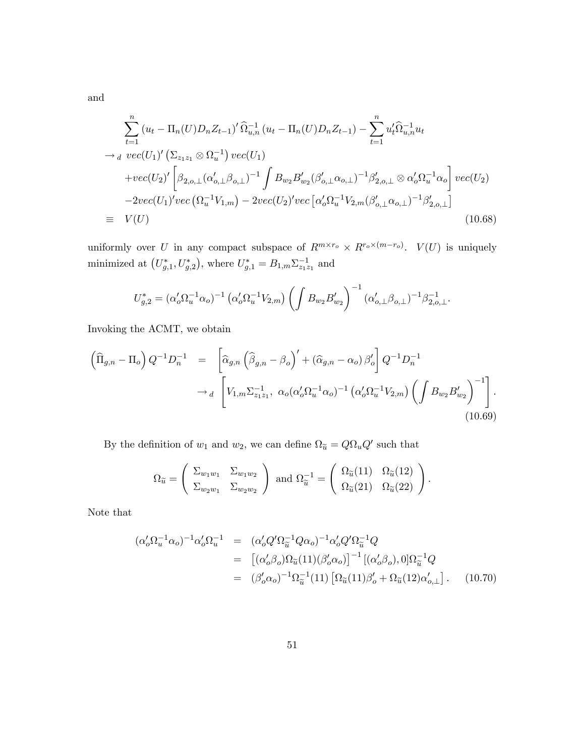and

$$
\begin{aligned}
&\sum_{t=1}^{n}\left(u_t-\Pi_n(U)D_nZ_{t-1}\right)'\widehat{\Omega}_{u,n}^{-1}\left(u_t-\Pi_n(U)D_nZ_{t-1}\right)-\sum_{t=1}^{n}u_t'\widehat{\Omega}_{u,n}^{-1}u_t \\
\rightarrow_d\ & vec(U_1)'\left(\Sigma_{z_1z_1}\otimes\Omega_u^{-1}\right)vec(U_1) \\
&+vec(U_2)'\left[\beta_{2,o,\perp}(\alpha_{o,\perp}'\beta_{o,\perp})^{-1}\int B_{w_2}B_{w_2}'(\beta_{o,\perp}'\alpha_{o,\perp})^{-1}\beta_{2,o,\perp}'\otimes\alpha_o'\Omega_u^{-1}\alpha_o\right]vec(U_2) \\
&-2vec(U_1)'vec\left(\Omega_u^{-1}V_{1,m}\right)-2vec(U_2)'vec\left[\alpha_o'\Omega_u^{-1}V_{2,m}(\beta_{o,\perp}'\alpha_{o,\perp})^{-1}\beta_{2,o,\perp}'\right] \\
\equiv\ & V(U)
\end{aligned}
\tag{10.68}
$$

uniformly over $U$ in any compact subspace of $R^{m\times r_o}\times R^{r_o\times(m-r_o)}$. $V(U)$ is uniquely minimized at $\left(U_{g,1}^*,U_{g,2}^*\right)$, where $U_{g,1}^*=B_{1,m}\Sigma_{z_1z_1}^{-1}$ and

$$
U_{g,2}^*=(\alpha_o'\Omega_u^{-1}\alpha_o)^{-1}\left(\alpha_o'\Omega_u^{-1}V_{2,m}\right)\left(\int B_{w_2}B_{w_2}'\right)^{-1}(\alpha_{o,\perp}'\beta_{o,\perp})^{-1}\beta_{2,o,\perp}^{-1}.
$$

Invoking the ACMT, we obtain

$$
\begin{aligned}
\left(\widehat{\Pi}_{g,n}-\Pi_o\right)Q^{-1}D_n^{-1} &= \left[\widehat{\alpha}_{g,n}\left(\widehat{\beta}_{g,n}-\beta_o\right)'+\left(\widehat{\alpha}_{g,n}-\alpha_o\right)\beta_o'\right]Q^{-1}D_n^{-1} \\
&\rightarrow_d \left[V_{1,m}\Sigma_{z_1z_1}^{-1},\ \alpha_o(\alpha_o'\Omega_u^{-1}\alpha_o)^{-1}\left(\alpha_o'\Omega_u^{-1}V_{2,m}\right)\left(\int B_{w_2}B_{w_2}'\right)^{-1}\right].
\end{aligned}
\tag{10.69}
$$

By the definition of $w_1$ and $w_2$, we can define $\Omega_{\widetilde{u}}=Q\Omega_uQ'$ such that

$$
\Omega_{\widetilde{u}}=\begin{pmatrix}\Sigma_{w_1w_1} & \Sigma_{w_1w_2}\\ \Sigma_{w_2w_1} & \Sigma_{w_2w_2}\end{pmatrix}\text{ and }\Omega_{\widetilde{u}}^{-1}=\begin{pmatrix}\Omega_{\widetilde{u}}(11) & \Omega_{\widetilde{u}}(12)\\ \Omega_{\widetilde{u}}(21) & \Omega_{\widetilde{u}}(22)\end{pmatrix}.
$$

Note that

$$
\begin{aligned}
(\alpha_o'\Omega_u^{-1}\alpha_o)^{-1}\alpha_o'\Omega_u^{-1} &= (\alpha_o'Q'\Omega_{\widetilde{u}}^{-1}Q\alpha_o)^{-1}\alpha_o'Q'\Omega_{\widetilde{u}}^{-1}Q \\
&= \left[(\alpha_o'\beta_o)\Omega_{\widetilde{u}}(11)(\beta_o'\alpha_o)\right]^{-1}[(\alpha_o'\beta_o),0]\Omega_{\widetilde{u}}^{-1}Q \\
&= (\beta_o'\alpha_o)^{-1}\Omega_{\widetilde{u}}^{-1}(11)\left[\Omega_{\widetilde{u}}(11)\beta_o'+\Omega_{\widetilde{u}}(12)\alpha_{o,\perp}'\right].
\end{aligned}
\tag{10.70}
$$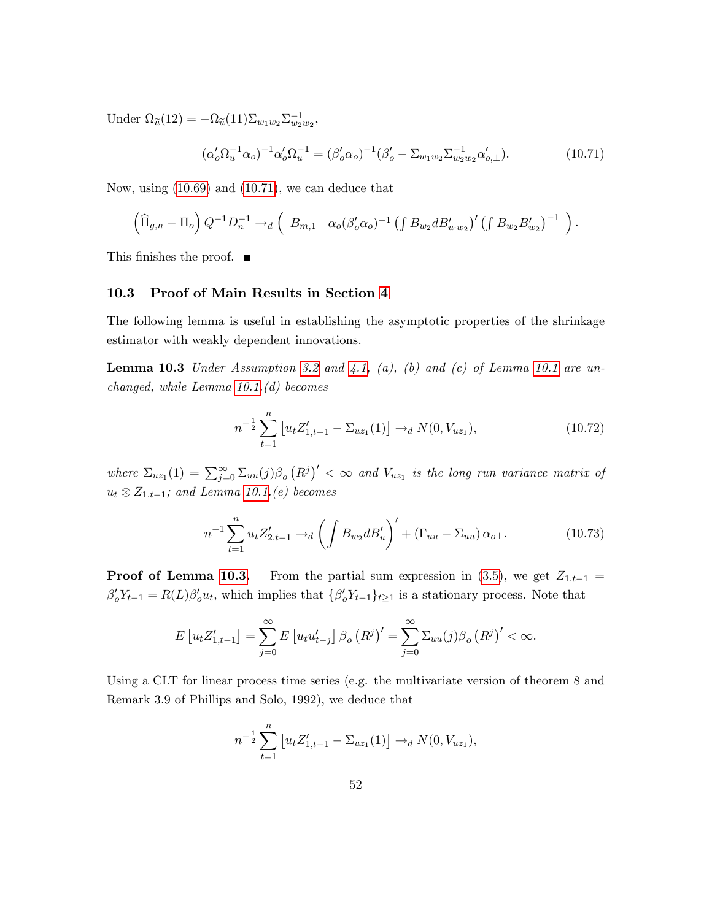Under $\Omega_{\widetilde{u}}(12) = -\Omega_{\widetilde{u}}(11)\Sigma_{w_1w_2}\Sigma_{w_2w_2}^{-1}$,

$$(\alpha_o'\Omega_u^{-1}\alpha_o)^{-1}\alpha_o'\Omega_u^{-1} = (\beta_o'\alpha_o)^{-1}(\beta_o' - \Sigma_{w_1w_2}\Sigma_{w_2w_2}^{-1}\alpha_{o,\perp}'). \tag{10.71}$$

Now, using (10.69) and (10.71), we can deduce that

$$\left(\widehat{\Pi}_{g,n} - \Pi_o\right) Q^{-1} D_n^{-1} \rightarrow_d \left( \begin{array}{cc} B_{m,1} & \alpha_o(\beta_o'\alpha_o)^{-1}\left(\int B_{w_2} dB_{u\cdot w_2}'\right)'\left(\int B_{w_2}B_{w_2}'\right)^{-1} \end{array}\right).$$

This finishes the proof. ■

### 10.3 Proof of Main Results in Section 4

The following lemma is useful in establishing the asymptotic properties of the shrinkage estimator with weakly dependent innovations.

**Lemma 10.3** *Under Assumption 3.2 and 4.1, (a), (b) and (c) of Lemma 10.1 are unchanged, while Lemma 10.1.(d) becomes*

$$n^{-\frac{1}{2}} \sum_{t=1}^{n} \left[u_t Z_{1,t-1}' - \Sigma_{uz_1}(1)\right] \rightarrow_d N(0, V_{uz_1}), \tag{10.72}$$

*where* $\Sigma_{uz_1}(1) = \sum_{j=0}^{\infty} \Sigma_{uu}(j)\beta_o\left(R^j\right)' < \infty$ *and* $V_{uz_1}$ *is the long run variance matrix of* $u_t \otimes Z_{1,t-1}$*; and Lemma 10.1.(e) becomes*

$$n^{-1}\sum_{t=1}^{n} u_t Z_{2,t-1}' \rightarrow_d \left(\int B_{w_2} dB_u'\right)' + \left(\Gamma_{uu} - \Sigma_{uu}\right)\alpha_{o\perp}. \tag{10.73}$$

**Proof of Lemma 10.3.** From the partial sum expression in (3.5), we get $Z_{1,t-1} = \beta_o' Y_{t-1} = R(L)\beta_o' u_t$, which implies that $\{\beta_o' Y_{t-1}\}_{t\geq 1}$ is a stationary process. Note that

$$E\left[u_t Z_{1,t-1}'\right] = \sum_{j=0}^{\infty} E\left[u_t u_{t-j}'\right]\beta_o\left(R^j\right)' = \sum_{j=0}^{\infty}\Sigma_{uu}(j)\beta_o\left(R^j\right)' < \infty.$$

Using a CLT for linear process time series (e.g. the multivariate version of theorem 8 and Remark 3.9 of Phillips and Solo, 1992), we deduce that

$$n^{-\frac{1}{2}} \sum_{t=1}^{n} \left[u_t Z_{1,t-1}' - \Sigma_{uz_1}(1)\right] \rightarrow_d N(0, V_{uz_1}),$$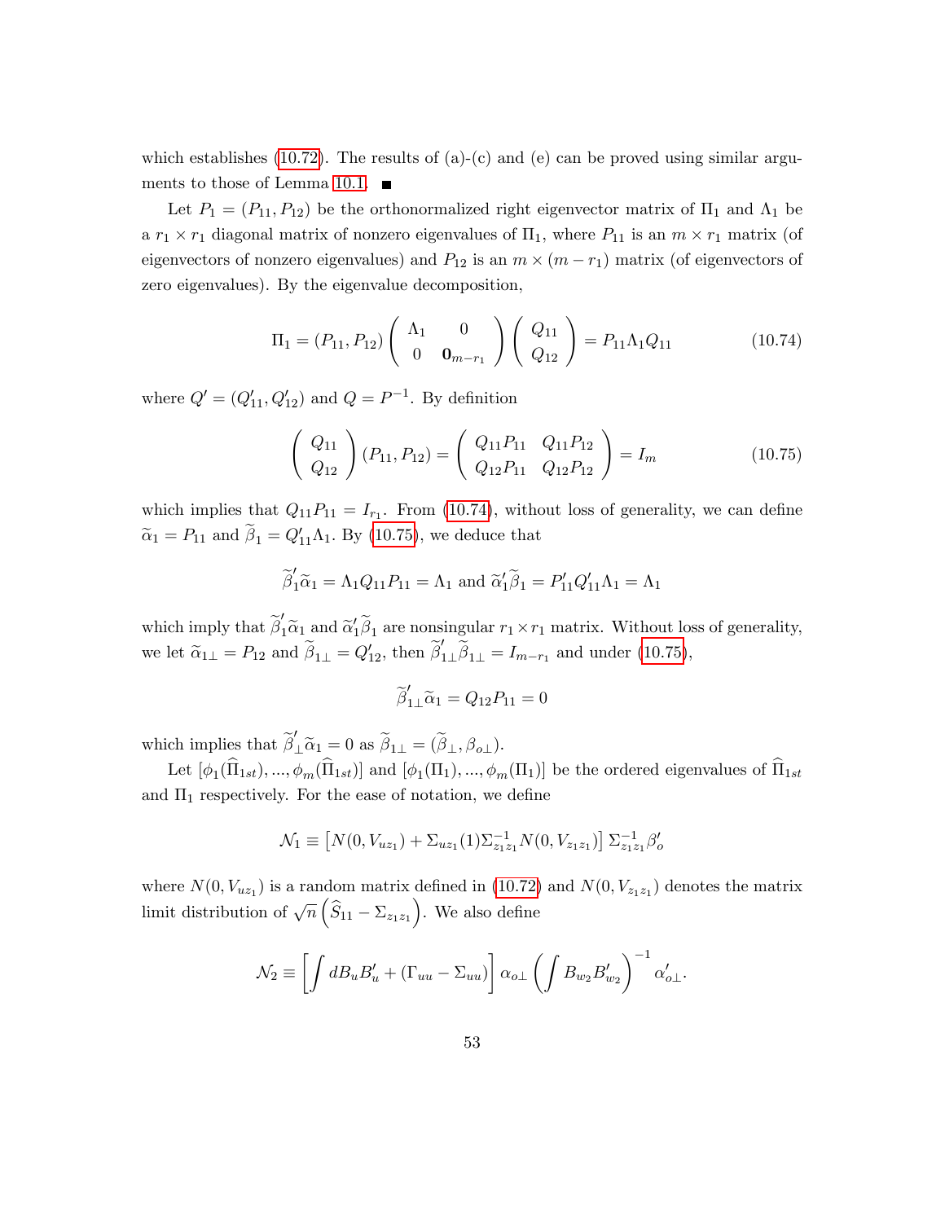which establishes (10.72). The results of (a)-(c) and (e) can be proved using similar arguments to those of Lemma 10.1. ■

Let $P_1 = (P_{11}, P_{12})$ be the orthonormalized right eigenvector matrix of $\Pi_1$ and $\Lambda_1$ be a $r_1 \times r_1$ diagonal matrix of nonzero eigenvalues of $\Pi_1$, where $P_{11}$ is an $m \times r_1$ matrix (of eigenvectors of nonzero eigenvalues) and $P_{12}$ is an $m \times (m - r_1)$ matrix (of eigenvectors of zero eigenvalues). By the eigenvalue decomposition,

$$\Pi_1 = (P_{11}, P_{12}) \begin{pmatrix} \Lambda_1 & 0 \\ 0 & \mathbf{0}_{m-r_1} \end{pmatrix} \begin{pmatrix} Q_{11} \\ Q_{12} \end{pmatrix} = P_{11}\Lambda_1 Q_{11} \tag{10.74}$$

where $Q' = (Q_{11}', Q_{12}')$ and $Q = P^{-1}$. By definition

$$\begin{pmatrix} Q_{11} \\ Q_{12} \end{pmatrix} (P_{11}, P_{12}) = \begin{pmatrix} Q_{11}P_{11} & Q_{11}P_{12} \\ Q_{12}P_{11} & Q_{12}P_{12} \end{pmatrix} = I_m \tag{10.75}$$

which implies that $Q_{11}P_{11} = I_{r_1}$. From (10.74), without loss of generality, we can define $\widetilde{\alpha}_1 = P_{11}$ and $\widetilde{\beta}_1 = Q_{11}'\Lambda_1$. By (10.75), we deduce that

$$\widetilde{\beta}_1'\widetilde{\alpha}_1 = \Lambda_1 Q_{11}P_{11} = \Lambda_1 \text{ and } \widetilde{\alpha}_1'\widetilde{\beta}_1 = P_{11}'Q_{11}'\Lambda_1 = \Lambda_1$$

which imply that $\widetilde{\beta}_1'\widetilde{\alpha}_1$ and $\widetilde{\alpha}_1'\widetilde{\beta}_1$ are nonsingular $r_1 \times r_1$ matrix. Without loss of generality, we let $\widetilde{\alpha}_{1\perp} = P_{12}$ and $\widetilde{\beta}_{1\perp} = Q_{12}'$, then $\widetilde{\beta}_{1\perp}'\widetilde{\beta}_{1\perp} = I_{m-r_1}$ and under (10.75),

$$\widetilde{\beta}_{1\perp}'\widetilde{\alpha}_1 = Q_{12}P_{11} = 0$$

which implies that $\widetilde{\beta}_\perp'\widetilde{\alpha}_1 = 0$ as $\widetilde{\beta}_{1\perp} = (\widetilde{\beta}_\perp, \beta_{o\perp})$.

Let $[\phi_1(\widehat{\Pi}_{1st}), ..., \phi_m(\widehat{\Pi}_{1st})]$ and $[\phi_1(\Pi_1), ..., \phi_m(\Pi_1)]$ be the ordered eigenvalues of $\widehat{\Pi}_{1st}$ and $\Pi_1$ respectively. For the ease of notation, we define

$$\mathcal{N}_1 \equiv \left[N(0, V_{uz_1}) + \Sigma_{uz_1}(1)\Sigma_{z_1z_1}^{-1}N(0, V_{z_1z_1})\right]\Sigma_{z_1z_1}^{-1}\beta_o'$$

where $N(0, V_{uz_1})$ is a random matrix defined in (10.72) and $N(0, V_{z_1z_1})$ denotes the matrix limit distribution of $\sqrt{n}\left(\widehat{S}_{11} - \Sigma_{z_1z_1}\right)$. We also define

$$\mathcal{N}_2 \equiv \left[\int dB_u B_u' + (\Gamma_{uu} - \Sigma_{uu})\right]\alpha_{o\perp}\left(\int B_{w_2}B_{w_2}'\right)^{-1}\alpha_{o\perp}'.$$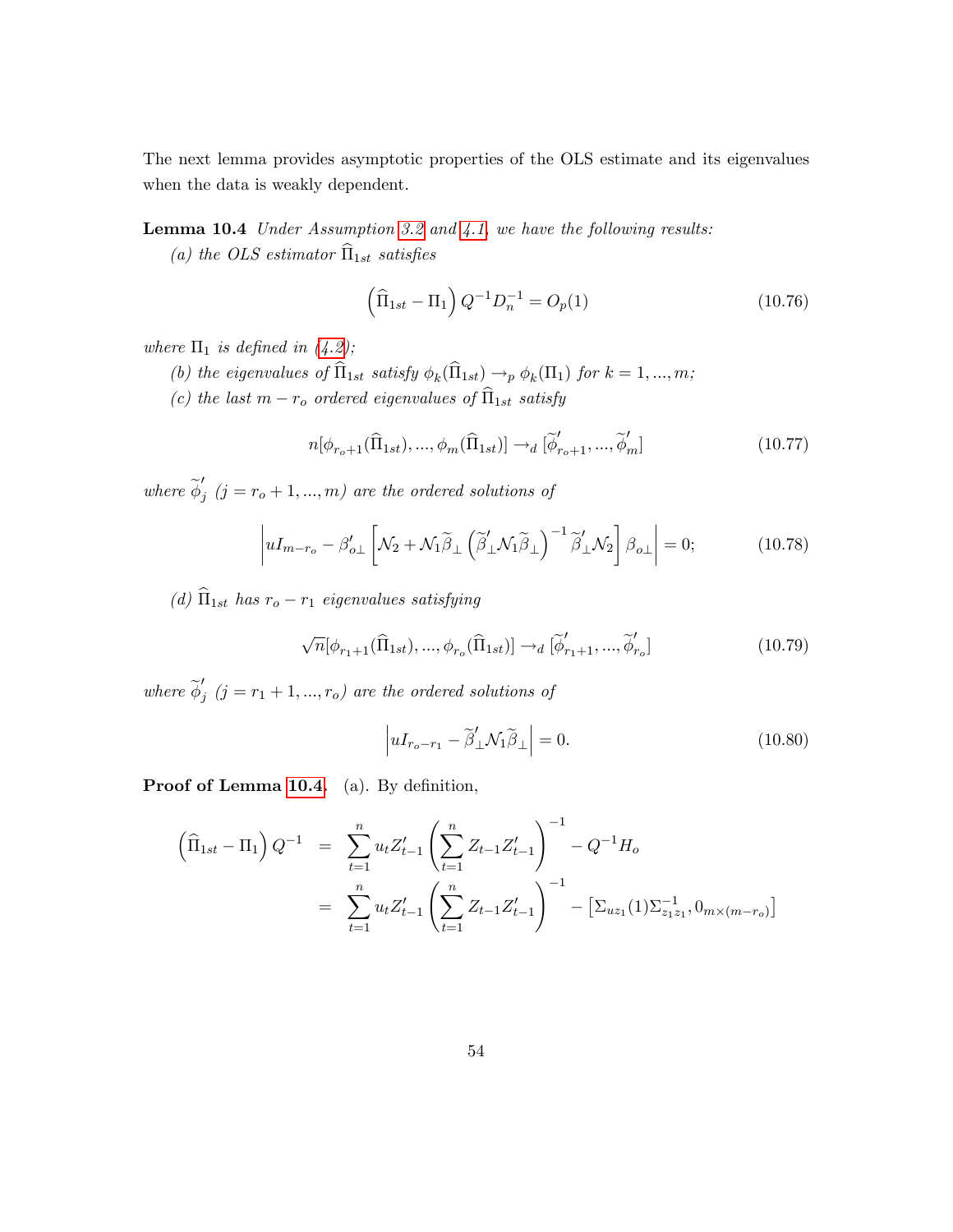The next lemma provides asymptotic properties of the OLS estimate and its eigenvalues when the data is weakly dependent.

**Lemma 10.4** *Under Assumption 3.2 and 4.1, we have the following results:*

*(a) the OLS estimator $\widehat{\Pi}_{1st}$ satisfies*

$$\left(\widehat{\Pi}_{1st} - \Pi_1\right) Q^{-1} D_n^{-1} = O_p(1) \tag{10.76}$$

*where $\Pi_1$ is defined in (4.2);*

*(b) the eigenvalues of $\widehat{\Pi}_{1st}$ satisfy $\phi_k(\widehat{\Pi}_{1st}) \to_p \phi_k(\Pi_1)$ for $k = 1, ..., m$;*

*(c) the last $m - r_o$ ordered eigenvalues of $\widehat{\Pi}_{1st}$ satisfy*

$$n[\phi_{r_o+1}(\widehat{\Pi}_{1st}), ..., \phi_m(\widehat{\Pi}_{1st})] \to_d [\widetilde{\phi}'_{r_o+1}, ..., \widetilde{\phi}'_m] \tag{10.77}$$

*where $\widetilde{\phi}'_j$ $(j = r_o + 1, ..., m)$ are the ordered solutions of*

$$\left| uI_{m-r_o} - \beta'_{o\perp}\left[\mathcal{N}_2 + \mathcal{N}_1\widetilde{\beta}_{\perp}\left(\widetilde{\beta}'_{\perp}\mathcal{N}_1\widetilde{\beta}_{\perp}\right)^{-1}\widetilde{\beta}'_{\perp}\mathcal{N}_2\right]\beta_{o\perp}\right| = 0; \tag{10.78}$$

*(d) $\widehat{\Pi}_{1st}$ has $r_o - r_1$ eigenvalues satisfying*

$$\sqrt{n}[\phi_{r_1+1}(\widehat{\Pi}_{1st}), ..., \phi_{r_o}(\widehat{\Pi}_{1st})] \to_d [\widetilde{\phi}'_{r_1+1}, ..., \widetilde{\phi}'_{r_o}] \tag{10.79}$$

*where $\widetilde{\phi}'_j$ $(j = r_1 + 1, ..., r_o)$ are the ordered solutions of*

$$\left| uI_{r_o-r_1} - \widetilde{\beta}'_{\perp}\mathcal{N}_1\widetilde{\beta}_{\perp}\right| = 0. \tag{10.80}$$

**Proof of Lemma 10.4.** (a). By definition,

$$\begin{aligned}
\left(\widehat{\Pi}_{1st} - \Pi_1\right) Q^{-1} &= \sum_{t=1}^{n} u_t Z'_{t-1}\left(\sum_{t=1}^{n} Z_{t-1}Z'_{t-1}\right)^{-1} - Q^{-1}H_o \\
&= \sum_{t=1}^{n} u_t Z'_{t-1}\left(\sum_{t=1}^{n} Z_{t-1}Z'_{t-1}\right)^{-1} - \left[\Sigma_{uz_1}(1)\Sigma^{-1}_{z_1z_1}, 0_{m\times(m-r_o)}\right]
\end{aligned}$$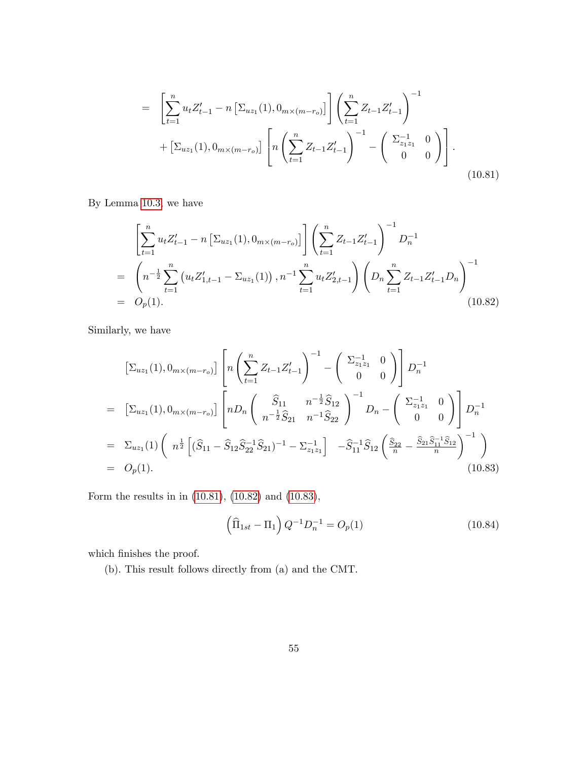$$
\begin{aligned}
&= \left[\sum_{t=1}^{n} u_t Z_{t-1}' - n\left[\Sigma_{uz_1}(1), 0_{m\times(m-r_o)}\right]\right]\left(\sum_{t=1}^{n} Z_{t-1}Z_{t-1}'\right)^{-1} \\
&\quad + \left[\Sigma_{uz_1}(1), 0_{m\times(m-r_o)}\right]\left[n\left(\sum_{t=1}^{n} Z_{t-1}Z_{t-1}'\right)^{-1} - \begin{pmatrix} \Sigma_{z_1z_1}^{-1} & 0 \\ 0 & 0 \end{pmatrix}\right].
\end{aligned} \tag{10.81}
$$

By Lemma 10.3, we have

$$
\begin{aligned}
&\left[\sum_{t=1}^{n} u_t Z_{t-1}' - n\left[\Sigma_{uz_1}(1), 0_{m\times(m-r_o)}\right]\right]\left(\sum_{t=1}^{n} Z_{t-1}Z_{t-1}'\right)^{-1} D_n^{-1} \\
&= \left(n^{-\frac{1}{2}}\sum_{t=1}^{n}\left(u_t Z_{1,t-1}' - \Sigma_{uz_1}(1)\right), n^{-1}\sum_{t=1}^{n} u_t Z_{2,t-1}'\right)\left(D_n\sum_{t=1}^{n} Z_{t-1}Z_{t-1}'D_n\right)^{-1} \\
&= O_p(1).
\end{aligned} \tag{10.82}
$$

Similarly, we have

$$
\begin{aligned}
&\left[\Sigma_{uz_1}(1), 0_{m\times(m-r_o)}\right]\left[n\left(\sum_{t=1}^{n} Z_{t-1}Z_{t-1}'\right)^{-1} - \begin{pmatrix} \Sigma_{z_1z_1}^{-1} & 0 \\ 0 & 0 \end{pmatrix}\right] D_n^{-1} \\
&= \left[\Sigma_{uz_1}(1), 0_{m\times(m-r_o)}\right]\left[nD_n\begin{pmatrix} \widehat{S}_{11} & n^{-\frac{1}{2}}\widehat{S}_{12} \\ n^{-\frac{1}{2}}\widehat{S}_{21} & n^{-1}\widehat{S}_{22} \end{pmatrix}^{-1} D_n - \begin{pmatrix} \Sigma_{z_1z_1}^{-1} & 0 \\ 0 & 0 \end{pmatrix}\right] D_n^{-1} \\
&= \Sigma_{uz_1}(1)\begin{pmatrix} n^{\frac{1}{2}}\left[(\widehat{S}_{11} - \widehat{S}_{12}\widehat{S}_{22}^{-1}\widehat{S}_{21})^{-1} - \Sigma_{z_1z_1}^{-1}\right] & -\widehat{S}_{11}^{-1}\widehat{S}_{12}\left(\frac{\widehat{S}_{22}}{n} - \frac{\widehat{S}_{21}\widehat{S}_{11}^{-1}\widehat{S}_{12}}{n}\right)^{-1} \end{pmatrix} \\
&= O_p(1).
\end{aligned} \tag{10.83}
$$

Form the results in in (10.81), (10.82) and (10.83),

$$
\left(\widehat{\Pi}_{1st} - \Pi_1\right) Q^{-1} D_n^{-1} = O_p(1) \tag{10.84}
$$

which finishes the proof.

(b). This result follows directly from (a) and the CMT.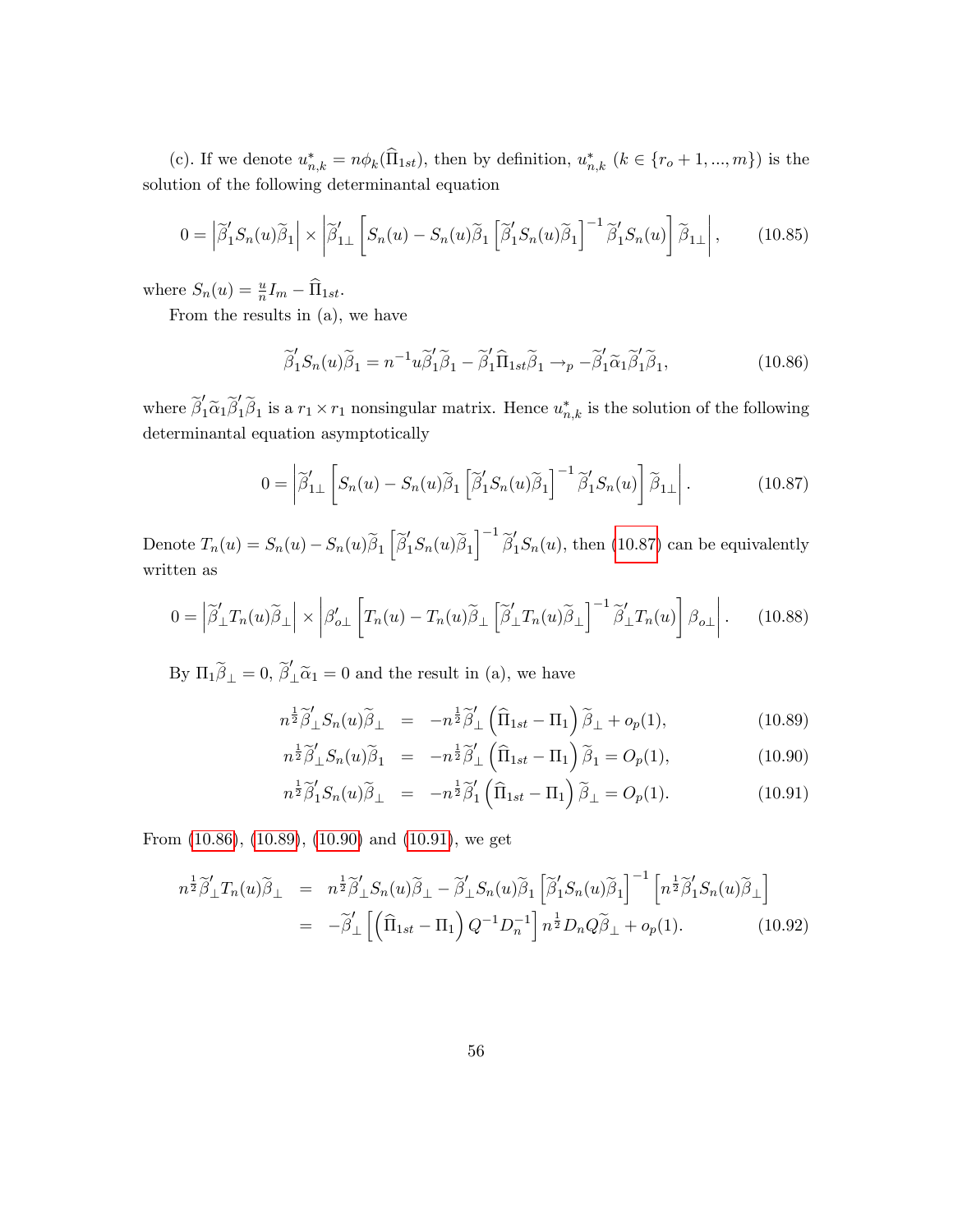(c). If we denote $u^*_{n,k} = n\phi_k(\widehat{\Pi}_{1st})$, then by definition, $u^*_{n,k}$ ($k \in \{r_o+1, ..., m\}$) is the solution of the following determinantal equation

$$0 = \left|\widetilde{\beta}_1' S_n(u)\widetilde{\beta}_1\right| \times \left|\widetilde{\beta}_{1\perp}' \left[S_n(u) - S_n(u)\widetilde{\beta}_1 \left[\widetilde{\beta}_1' S_n(u)\widetilde{\beta}_1\right]^{-1} \widetilde{\beta}_1' S_n(u)\right] \widetilde{\beta}_{1\perp}\right|, \tag{10.85}$$

where $S_n(u) = \frac{u}{n} I_m - \widehat{\Pi}_{1st}$.

From the results in (a), we have

$$\widetilde{\beta}_1' S_n(u)\widetilde{\beta}_1 = n^{-1} u \widetilde{\beta}_1' \widetilde{\beta}_1 - \widetilde{\beta}_1' \widehat{\Pi}_{1st} \widetilde{\beta}_1 \rightarrow_p -\widetilde{\beta}_1' \widetilde{\alpha}_1 \widetilde{\beta}_1' \widetilde{\beta}_1, \tag{10.86}$$

where $\widetilde{\beta}_1' \widetilde{\alpha}_1 \widetilde{\beta}_1' \widetilde{\beta}_1$ is a $r_1 \times r_1$ nonsingular matrix. Hence $u^*_{n,k}$ is the solution of the following determinantal equation asymptotically

$$0 = \left|\widetilde{\beta}_{1\perp}' \left[S_n(u) - S_n(u)\widetilde{\beta}_1 \left[\widetilde{\beta}_1' S_n(u)\widetilde{\beta}_1\right]^{-1} \widetilde{\beta}_1' S_n(u)\right] \widetilde{\beta}_{1\perp}\right|. \tag{10.87}$$

Denote $T_n(u) = S_n(u) - S_n(u)\widetilde{\beta}_1 \left[\widetilde{\beta}_1' S_n(u)\widetilde{\beta}_1\right]^{-1} \widetilde{\beta}_1' S_n(u)$, then (10.87) can be equivalently written as

$$0 = \left|\widetilde{\beta}_{\perp}' T_n(u)\widetilde{\beta}_{\perp}\right| \times \left|\beta_{o\perp}' \left[T_n(u) - T_n(u)\widetilde{\beta}_{\perp} \left[\widetilde{\beta}_{\perp}' T_n(u)\widetilde{\beta}_{\perp}\right]^{-1} \widetilde{\beta}_{\perp}' T_n(u)\right] \beta_{o\perp}\right|. \tag{10.88}$$

By $\Pi_1 \widetilde{\beta}_{\perp} = 0$, $\widetilde{\beta}_{\perp}' \widetilde{\alpha}_1 = 0$ and the result in (a), we have

$$\begin{aligned}
n^{\frac{1}{2}} \widetilde{\beta}_{\perp}' S_n(u)\widetilde{\beta}_{\perp} &= -n^{\frac{1}{2}} \widetilde{\beta}_{\perp}' \left(\widehat{\Pi}_{1st} - \Pi_1\right) \widetilde{\beta}_{\perp} + o_p(1), &(10.89)\\
n^{\frac{1}{2}} \widetilde{\beta}_{\perp}' S_n(u)\widetilde{\beta}_1 &= -n^{\frac{1}{2}} \widetilde{\beta}_{\perp}' \left(\widehat{\Pi}_{1st} - \Pi_1\right) \widetilde{\beta}_1 = O_p(1), &(10.90)\\
n^{\frac{1}{2}} \widetilde{\beta}_1' S_n(u)\widetilde{\beta}_{\perp} &= -n^{\frac{1}{2}} \widetilde{\beta}_1' \left(\widehat{\Pi}_{1st} - \Pi_1\right) \widetilde{\beta}_{\perp} = O_p(1). &(10.91)
\end{aligned}$$

From (10.86), (10.89), (10.90) and (10.91), we get

$$\begin{aligned}
n^{\frac{1}{2}} \widetilde{\beta}_{\perp}' T_n(u)\widetilde{\beta}_{\perp} &= n^{\frac{1}{2}} \widetilde{\beta}_{\perp}' S_n(u)\widetilde{\beta}_{\perp} - \widetilde{\beta}_{\perp}' S_n(u)\widetilde{\beta}_1 \left[\widetilde{\beta}_1' S_n(u)\widetilde{\beta}_1\right]^{-1} \left[n^{\frac{1}{2}} \widetilde{\beta}_1' S_n(u)\widetilde{\beta}_{\perp}\right] \\
&= -\widetilde{\beta}_{\perp}' \left[\left(\widehat{\Pi}_{1st} - \Pi_1\right) Q^{-1} D_n^{-1}\right] n^{\frac{1}{2}} D_n Q \widetilde{\beta}_{\perp} + o_p(1). &(10.92)
\end{aligned}$$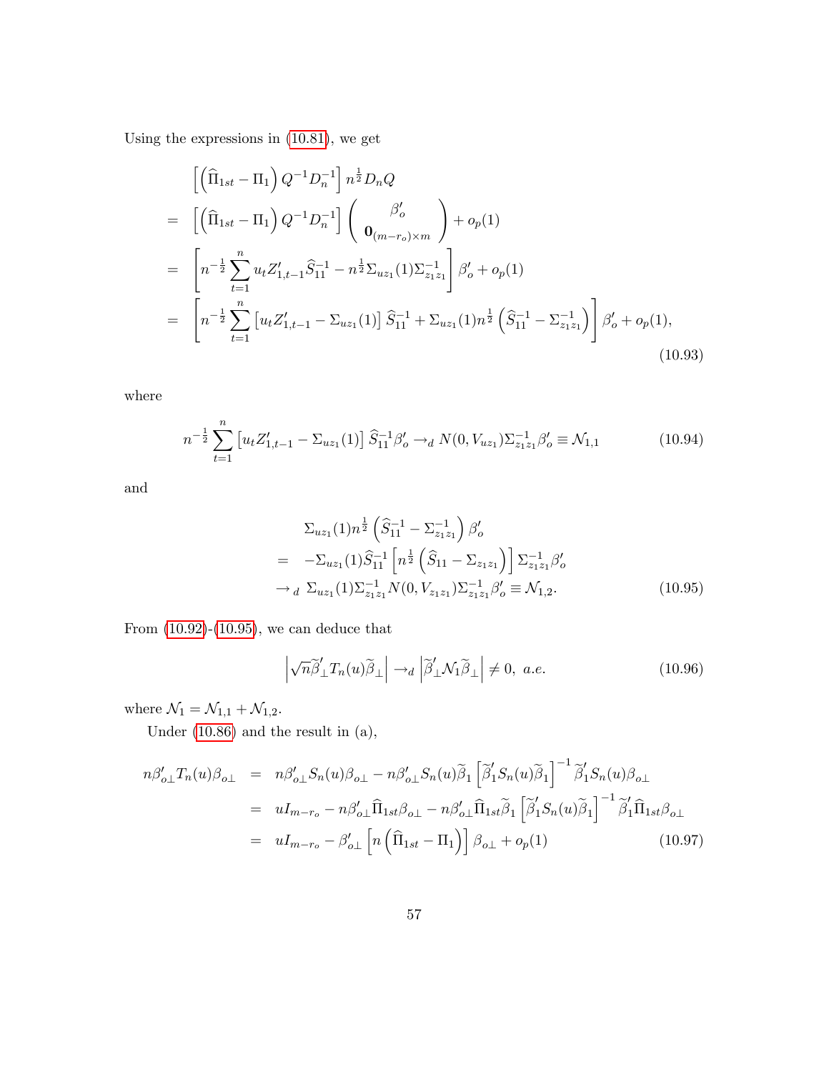Using the expressions in (10.81), we get

$$
\begin{aligned}
& \left[\left(\widehat{\Pi}_{1st}-\Pi_1\right)Q^{-1}D_n^{-1}\right]n^{\frac{1}{2}}D_nQ \\
= & \left[\left(\widehat{\Pi}_{1st}-\Pi_1\right)Q^{-1}D_n^{-1}\right]\left(\begin{array}{c}\beta_o' \\ \mathbf{0}_{(m-r_o)\times m}\end{array}\right)+o_p(1) \\
= & \left[n^{-\frac{1}{2}}\sum_{t=1}^n u_tZ_{1,t-1}'\widehat{S}_{11}^{-1}-n^{\frac{1}{2}}\Sigma_{uz_1}(1)\Sigma_{z_1z_1}^{-1}\right]\beta_o'+o_p(1) \\
= & \left[n^{-\frac{1}{2}}\sum_{t=1}^n\left[u_tZ_{1,t-1}'-\Sigma_{uz_1}(1)\right]\widehat{S}_{11}^{-1}+\Sigma_{uz_1}(1)n^{\frac{1}{2}}\left(\widehat{S}_{11}^{-1}-\Sigma_{z_1z_1}^{-1}\right)\right]\beta_o'+o_p(1),
\end{aligned}
\tag{10.93}
$$

where

$$
n^{-\frac{1}{2}}\sum_{t=1}^n\left[u_tZ_{1,t-1}'-\Sigma_{uz_1}(1)\right]\widehat{S}_{11}^{-1}\beta_o'\rightarrow_d N(0,V_{uz_1})\Sigma_{z_1z_1}^{-1}\beta_o'\equiv\mathcal{N}_{1,1} \tag{10.94}
$$

and

$$
\begin{aligned}
& \Sigma_{uz_1}(1)n^{\frac{1}{2}}\left(\widehat{S}_{11}^{-1}-\Sigma_{z_1z_1}^{-1}\right)\beta_o' \\
= & -\Sigma_{uz_1}(1)\widehat{S}_{11}^{-1}\left[n^{\frac{1}{2}}\left(\widehat{S}_{11}-\Sigma_{z_1z_1}\right)\right]\Sigma_{z_1z_1}^{-1}\beta_o' \\
\rightarrow_d & \ \Sigma_{uz_1}(1)\Sigma_{z_1z_1}^{-1}N(0,V_{z_1z_1})\Sigma_{z_1z_1}^{-1}\beta_o'\equiv\mathcal{N}_{1,2}.
\end{aligned}
\tag{10.95}
$$

From (10.92)-(10.95), we can deduce that

$$
\left|\sqrt{n}\widetilde{\beta}_{\perp}'T_n(u)\widetilde{\beta}_{\perp}\right|\rightarrow_d\left|\widetilde{\beta}_{\perp}'\mathcal{N}_1\widetilde{\beta}_{\perp}\right|\neq 0,\ a.e. \tag{10.96}
$$

where $\mathcal{N}_1=\mathcal{N}_{1,1}+\mathcal{N}_{1,2}$.

Under (10.86) and the result in (a),

$$
\begin{aligned}
n\beta_{o\perp}'T_n(u)\beta_{o\perp} &= n\beta_{o\perp}'S_n(u)\beta_{o\perp}-n\beta_{o\perp}'S_n(u)\widetilde{\beta}_1\left[\widetilde{\beta}_1'S_n(u)\widetilde{\beta}_1\right]^{-1}\widetilde{\beta}_1'S_n(u)\beta_{o\perp} \\
&= uI_{m-r_o}-n\beta_{o\perp}'\widehat{\Pi}_{1st}\beta_{o\perp}-n\beta_{o\perp}'\widehat{\Pi}_{1st}\widetilde{\beta}_1\left[\widetilde{\beta}_1'S_n(u)\widetilde{\beta}_1\right]^{-1}\widetilde{\beta}_1'\widehat{\Pi}_{1st}\beta_{o\perp} \\
&= uI_{m-r_o}-\beta_{o\perp}'\left[n\left(\widehat{\Pi}_{1st}-\Pi_1\right)\right]\beta_{o\perp}+o_p(1)
\end{aligned}
\tag{10.97}
$$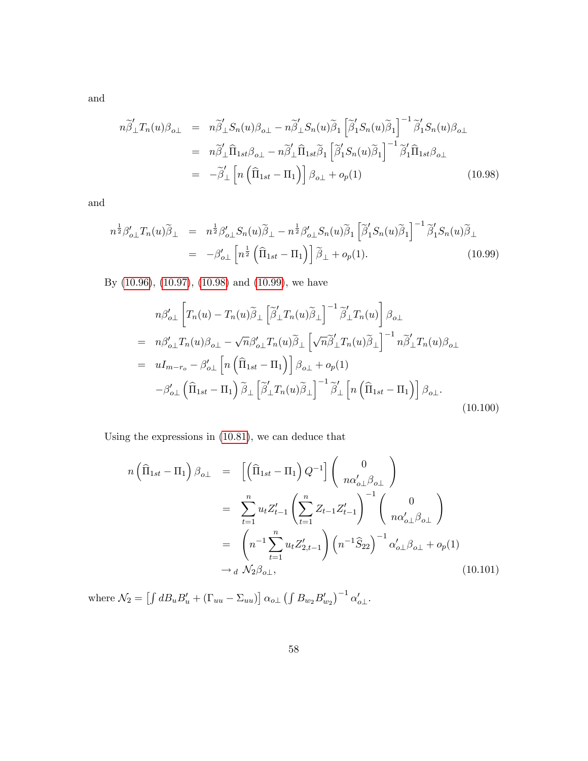and

$$
\begin{aligned}
n\widetilde{\beta}_{\perp}' T_n(u)\beta_{o\perp} &= n\widetilde{\beta}_{\perp}' S_n(u)\beta_{o\perp} - n\widetilde{\beta}_{\perp}' S_n(u)\widetilde{\beta}_1 \left[\widetilde{\beta}_1' S_n(u)\widetilde{\beta}_1\right]^{-1} \widetilde{\beta}_1' S_n(u)\beta_{o\perp} \\
&= n\widetilde{\beta}_{\perp}' \widehat{\Pi}_{1st}\beta_{o\perp} - n\widetilde{\beta}_{\perp}' \widehat{\Pi}_{1st}\widetilde{\beta}_1 \left[\widetilde{\beta}_1' S_n(u)\widetilde{\beta}_1\right]^{-1} \widetilde{\beta}_1' \widehat{\Pi}_{1st}\beta_{o\perp} \\
&= -\widetilde{\beta}_{\perp}' \left[n\left(\widehat{\Pi}_{1st} - \Pi_1\right)\right]\beta_{o\perp} + o_p(1) \qquad (10.98)
\end{aligned}
$$

and

$$
\begin{aligned}
n^{\frac{1}{2}}\beta_{o\perp}' T_n(u)\widetilde{\beta}_{\perp} &= n^{\frac{1}{2}}\beta_{o\perp}' S_n(u)\widetilde{\beta}_{\perp} - n^{\frac{1}{2}}\beta_{o\perp}' S_n(u)\widetilde{\beta}_1 \left[\widetilde{\beta}_1' S_n(u)\widetilde{\beta}_1\right]^{-1} \widetilde{\beta}_1' S_n(u)\widetilde{\beta}_{\perp} \\
&= -\beta_{o\perp}' \left[n^{\frac{1}{2}}\left(\widehat{\Pi}_{1st} - \Pi_1\right)\right]\widetilde{\beta}_{\perp} + o_p(1). \qquad (10.99)
\end{aligned}
$$

By (10.96), (10.97), (10.98) and (10.99), we have

$$
\begin{aligned}
& n\beta_{o\perp}' \left[T_n(u) - T_n(u)\widetilde{\beta}_{\perp}\left[\widetilde{\beta}_{\perp}' T_n(u)\widetilde{\beta}_{\perp}\right]^{-1}\widetilde{\beta}_{\perp}' T_n(u)\right]\beta_{o\perp} \\
=\ & n\beta_{o\perp}' T_n(u)\beta_{o\perp} - \sqrt{n}\beta_{o\perp}' T_n(u)\widetilde{\beta}_{\perp}\left[\sqrt{n}\widetilde{\beta}_{\perp}' T_n(u)\widetilde{\beta}_{\perp}\right]^{-1} n\widetilde{\beta}_{\perp}' T_n(u)\beta_{o\perp} \\
=\ & uI_{m-r_o} - \beta_{o\perp}' \left[n\left(\widehat{\Pi}_{1st} - \Pi_1\right)\right]\beta_{o\perp} + o_p(1) \\
& -\beta_{o\perp}' \left(\widehat{\Pi}_{1st} - \Pi_1\right)\widetilde{\beta}_{\perp}\left[\widetilde{\beta}_{\perp}' T_n(u)\widetilde{\beta}_{\perp}\right]^{-1}\widetilde{\beta}_{\perp}' \left[n\left(\widehat{\Pi}_{1st} - \Pi_1\right)\right]\beta_{o\perp}. \qquad (10.100)
\end{aligned}
$$

Using the expressions in (10.81), we can deduce that

$$
\begin{aligned}
n\left(\widehat{\Pi}_{1st} - \Pi_1\right)\beta_{o\perp} &= \left[\left(\widehat{\Pi}_{1st} - \Pi_1\right)Q^{-1}\right]\begin{pmatrix} 0 \\ n\alpha_{o\perp}'\beta_{o\perp} \end{pmatrix} \\
&= \sum_{t=1}^{n} u_t Z_{t-1}' \left(\sum_{t=1}^{n} Z_{t-1}Z_{t-1}'\right)^{-1}\begin{pmatrix} 0 \\ n\alpha_{o\perp}'\beta_{o\perp} \end{pmatrix} \\
&= \left(n^{-1}\sum_{t=1}^{n} u_t Z_{2,t-1}'\right)\left(n^{-1}\widehat{S}_{22}\right)^{-1}\alpha_{o\perp}'\beta_{o\perp} + o_p(1) \\
&\to_d \mathcal{N}_2\beta_{o\perp}, \qquad (10.101)
\end{aligned}
$$

where $\mathcal{N}_2 = \left[\int dB_u B_u' + (\Gamma_{uu} - \Sigma_{uu})\right]\alpha_{o\perp}\left(\int B_{w_2}B_{w_2}'\right)^{-1}\alpha_{o\perp}'$.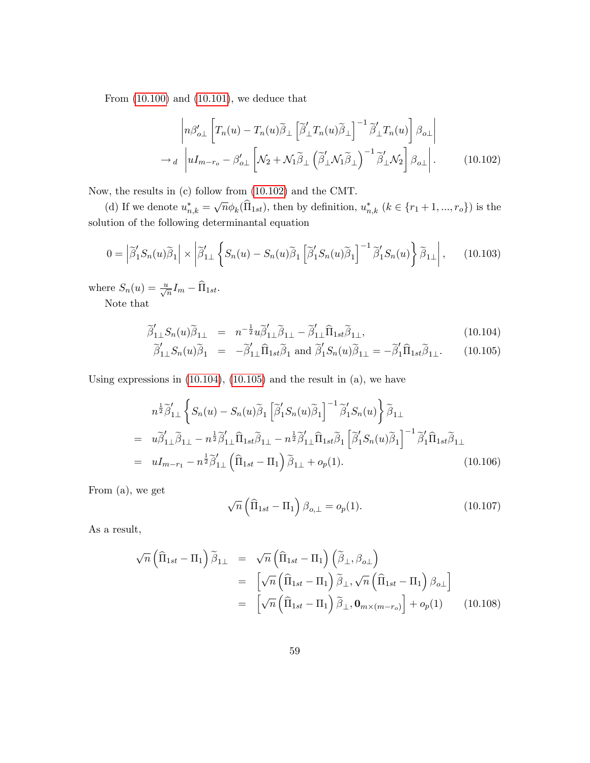From (10.100) and (10.101), we deduce that

$$
\begin{aligned}
&\left| n\beta_{o\perp}' \left[ T_n(u) - T_n(u)\widetilde{\beta}_{\perp} \left[ \widetilde{\beta}_{\perp}' T_n(u) \widetilde{\beta}_{\perp} \right]^{-1} \widetilde{\beta}_{\perp}' T_n(u) \right] \beta_{o\perp} \right| \\
\rightarrow_d \; &\left| uI_{m-r_o} - \beta_{o\perp}' \left[ \mathcal{N}_2 + \mathcal{N}_1 \widetilde{\beta}_{\perp} \left( \widetilde{\beta}_{\perp}' \mathcal{N}_1 \widetilde{\beta}_{\perp} \right)^{-1} \widetilde{\beta}_{\perp}' \mathcal{N}_2 \right] \beta_{o\perp} \right|. \qquad (10.102)
\end{aligned}
$$

Now, the results in (c) follow from (10.102) and the CMT.

(d) If we denote $u_{n,k}^* = \sqrt{n}\phi_k(\widehat{\Pi}_{1st})$, then by definition, $u_{n,k}^*$ ($k \in \{r_1+1, ..., r_o\}$) is the solution of the following determinantal equation

$$
0 = \left| \widetilde{\beta}_1' S_n(u) \widetilde{\beta}_1 \right| \times \left| \widetilde{\beta}_{1\perp}' \left\{ S_n(u) - S_n(u)\widetilde{\beta}_1 \left[ \widetilde{\beta}_1' S_n(u) \widetilde{\beta}_1 \right]^{-1} \widetilde{\beta}_1' S_n(u) \right\} \widetilde{\beta}_{1\perp} \right|, \qquad (10.103)
$$

where $S_n(u) = \frac{u}{\sqrt{n}} I_m - \widehat{\Pi}_{1st}$.

Note that

$$
\begin{aligned}
\widetilde{\beta}_{1\perp}' S_n(u) \widetilde{\beta}_{1\perp} &= n^{-\frac{1}{2}} u \widetilde{\beta}_{1\perp}' \widetilde{\beta}_{1\perp} - \widetilde{\beta}_{1\perp}' \widehat{\Pi}_{1st} \widetilde{\beta}_{1\perp}, & (10.104) \\
\widetilde{\beta}_{1\perp}' S_n(u) \widetilde{\beta}_1 &= -\widetilde{\beta}_{1\perp}' \widehat{\Pi}_{1st} \widetilde{\beta}_1 \text{ and } \widetilde{\beta}_1' S_n(u) \widetilde{\beta}_{1\perp} = -\widetilde{\beta}_1' \widehat{\Pi}_{1st} \widetilde{\beta}_{1\perp}. & (10.105)
\end{aligned}
$$

Using expressions in (10.104), (10.105) and the result in (a), we have

$$
\begin{aligned}
& n^{\frac{1}{2}} \widetilde{\beta}_{1\perp}' \left\{ S_n(u) - S_n(u)\widetilde{\beta}_1 \left[ \widetilde{\beta}_1' S_n(u) \widetilde{\beta}_1 \right]^{-1} \widetilde{\beta}_1' S_n(u) \right\} \widetilde{\beta}_{1\perp} \\
= \; & u\widetilde{\beta}_{1\perp}' \widetilde{\beta}_{1\perp} - n^{\frac{1}{2}} \widetilde{\beta}_{1\perp}' \widehat{\Pi}_{1st} \widetilde{\beta}_{1\perp} - n^{\frac{1}{2}} \widetilde{\beta}_{1\perp}' \widehat{\Pi}_{1st} \widetilde{\beta}_1 \left[ \widetilde{\beta}_1' S_n(u) \widetilde{\beta}_1 \right]^{-1} \widetilde{\beta}_1' \widehat{\Pi}_{1st} \widetilde{\beta}_{1\perp} \\
= \; & uI_{m-r_1} - n^{\frac{1}{2}} \widetilde{\beta}_{1\perp}' \left( \widehat{\Pi}_{1st} - \Pi_1 \right) \widetilde{\beta}_{1\perp} + o_p(1). \qquad (10.106)
\end{aligned}
$$

From (a), we get

$$
\sqrt{n} \left( \widehat{\Pi}_{1st} - \Pi_1 \right) \beta_{o,\perp} = o_p(1). \qquad (10.107)
$$

As a result,

$$
\begin{aligned}
\sqrt{n} \left( \widehat{\Pi}_{1st} - \Pi_1 \right) \widetilde{\beta}_{1\perp} &= \sqrt{n} \left( \widehat{\Pi}_{1st} - \Pi_1 \right) \left( \widetilde{\beta}_{\perp}, \beta_{o\perp} \right) \\
&= \left[ \sqrt{n} \left( \widehat{\Pi}_{1st} - \Pi_1 \right) \widetilde{\beta}_{\perp}, \sqrt{n} \left( \widehat{\Pi}_{1st} - \Pi_1 \right) \beta_{o\perp} \right] \\
&= \left[ \sqrt{n} \left( \widehat{\Pi}_{1st} - \Pi_1 \right) \widetilde{\beta}_{\perp}, \mathbf{0}_{m \times (m-r_o)} \right] + o_p(1) \qquad (10.108)
\end{aligned}
$$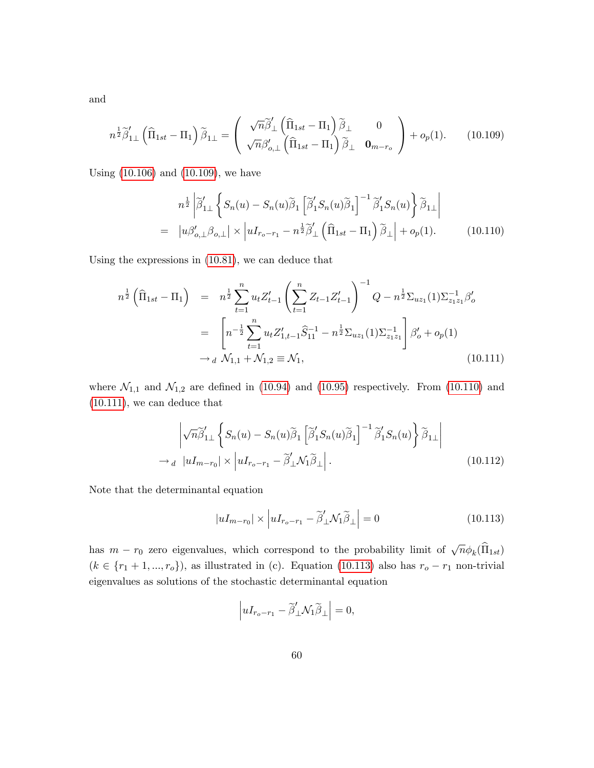and

$$n^{\frac{1}{2}}\widetilde{\beta}_{1\perp}'\left(\widehat{\Pi}_{1st}-\Pi_1\right)\widetilde{\beta}_{1\perp}=\begin{pmatrix} \sqrt{n}\widetilde{\beta}_{\perp}'\left(\widehat{\Pi}_{1st}-\Pi_1\right)\widetilde{\beta}_{\perp} & 0 \\ \sqrt{n}\beta_{o,\perp}'\left(\widehat{\Pi}_{1st}-\Pi_1\right)\widetilde{\beta}_{\perp} & \mathbf{0}_{m-r_o} \end{pmatrix}+o_p(1). \tag{10.109}$$

Using (10.106) and (10.109), we have

$$\begin{aligned} & n^{\frac{1}{2}}\left|\widetilde{\beta}_{1\perp}'\left\{S_n(u)-S_n(u)\widetilde{\beta}_1\left[\widetilde{\beta}_1'S_n(u)\widetilde{\beta}_1\right]^{-1}\widetilde{\beta}_1'S_n(u)\right\}\widetilde{\beta}_{1\perp}\right| \\ = & \left|u\beta_{o,\perp}'\beta_{o,\perp}\right|\times\left|uI_{r_o-r_1}-n^{\frac{1}{2}}\widetilde{\beta}_{\perp}'\left(\widehat{\Pi}_{1st}-\Pi_1\right)\widetilde{\beta}_{\perp}\right|+o_p(1). \end{aligned} \tag{10.110}$$

Using the expressions in (10.81), we can deduce that

$$\begin{aligned} n^{\frac{1}{2}}\left(\widehat{\Pi}_{1st}-\Pi_1\right) &= n^{\frac{1}{2}}\sum_{t=1}^{n}u_tZ_{t-1}'\left(\sum_{t=1}^{n}Z_{t-1}Z_{t-1}'\right)^{-1}Q-n^{\frac{1}{2}}\Sigma_{uz_1}(1)\Sigma_{z_1z_1}^{-1}\beta_o' \\ &= \left[n^{-\frac{1}{2}}\sum_{t=1}^{n}u_tZ_{1,t-1}'\widehat{S}_{11}^{-1}-n^{\frac{1}{2}}\Sigma_{uz_1}(1)\Sigma_{z_1z_1}^{-1}\right]\beta_o'+o_p(1) \\ &\to_d \mathcal{N}_{1,1}+\mathcal{N}_{1,2}\equiv\mathcal{N}_1, \end{aligned} \tag{10.111}$$

where $\mathcal{N}_{1,1}$ and $\mathcal{N}_{1,2}$ are defined in (10.94) and (10.95) respectively. From (10.110) and (10.111), we can deduce that

$$\begin{aligned} & \left|\sqrt{n}\widetilde{\beta}_{1\perp}'\left\{S_n(u)-S_n(u)\widetilde{\beta}_1\left[\widetilde{\beta}_1'S_n(u)\widetilde{\beta}_1\right]^{-1}\widetilde{\beta}_1'S_n(u)\right\}\widetilde{\beta}_{1\perp}\right| \\ \to_d & \left|uI_{m-r_0}\right|\times\left|uI_{r_o-r_1}-\widetilde{\beta}_{\perp}'\mathcal{N}_1\widetilde{\beta}_{\perp}\right|. \end{aligned} \tag{10.112}$$

Note that the determinantal equation

$$\left|uI_{m-r_0}\right|\times\left|uI_{r_o-r_1}-\widetilde{\beta}_{\perp}'\mathcal{N}_1\widetilde{\beta}_{\perp}\right|=0 \tag{10.113}$$

has $m-r_0$ zero eigenvalues, which correspond to the probability limit of $\sqrt{n}\phi_k(\widehat{\Pi}_{1st})$ ($k\in\{r_1+1,...,r_o\}$), as illustrated in (c). Equation (10.113) also has $r_o-r_1$ non-trivial eigenvalues as solutions of the stochastic determinantal equation

$$\left|uI_{r_o-r_1}-\widetilde{\beta}_{\perp}'\mathcal{N}_1\widetilde{\beta}_{\perp}\right|=0,$$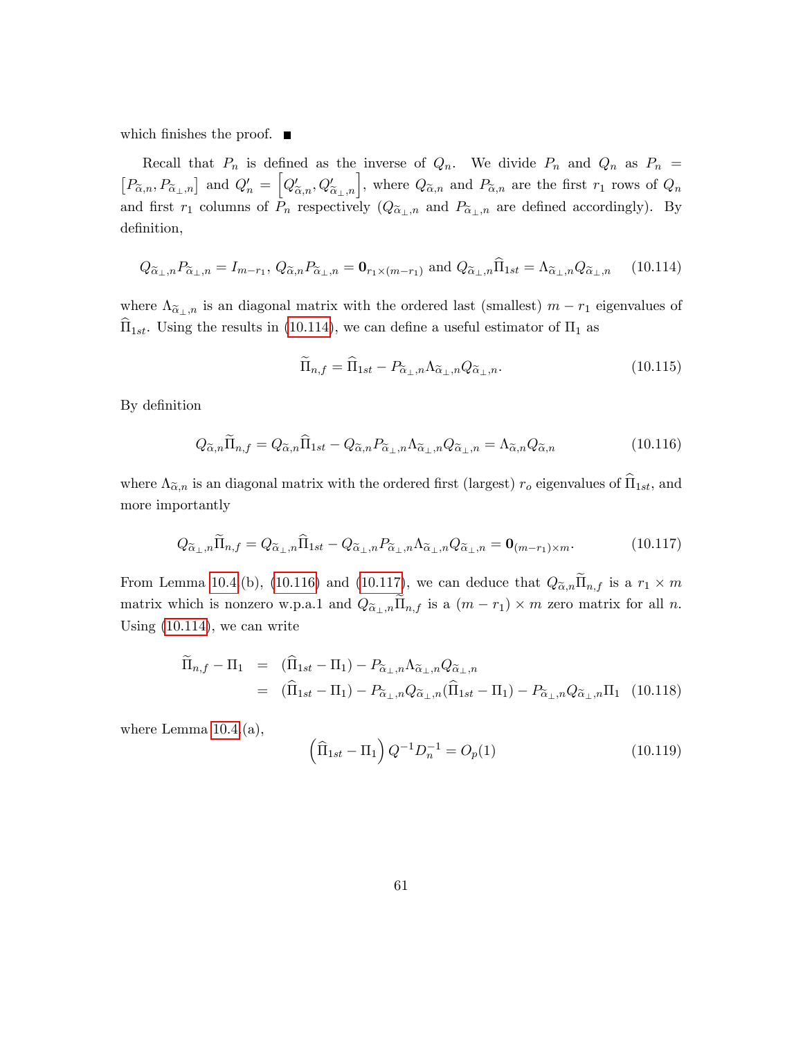which finishes the proof. ■

Recall that $P_n$ is defined as the inverse of $Q_n$. We divide $P_n$ and $Q_n$ as $P_n = \left[P_{\widetilde{\alpha},n}, P_{\widetilde{\alpha}_\perp,n}\right]$ and $Q_n' = \left[Q_{\widetilde{\alpha},n}', Q_{\widetilde{\alpha}_\perp,n}'\right]$, where $Q_{\widetilde{\alpha},n}$ and $P_{\widetilde{\alpha},n}$ are the first $r_1$ rows of $Q_n$ and first $r_1$ columns of $P_n$ respectively ($Q_{\widetilde{\alpha}_\perp,n}$ and $P_{\widetilde{\alpha}_\perp,n}$ are defined accordingly). By definition,

$$Q_{\widetilde{\alpha}_\perp,n}P_{\widetilde{\alpha}_\perp,n} = I_{m-r_1},\; Q_{\widetilde{\alpha},n}P_{\widetilde{\alpha}_\perp,n} = \mathbf{0}_{r_1\times(m-r_1)} \text{ and } Q_{\widetilde{\alpha}_\perp,n}\widehat{\Pi}_{1st} = \Lambda_{\widetilde{\alpha}_\perp,n}Q_{\widetilde{\alpha}_\perp,n} \tag{10.114}$$

where $\Lambda_{\widetilde{\alpha}_\perp,n}$ is an diagonal matrix with the ordered last (smallest) $m-r_1$ eigenvalues of $\widehat{\Pi}_{1st}$. Using the results in (10.114), we can define a useful estimator of $\Pi_1$ as

$$\widetilde{\Pi}_{n,f} = \widehat{\Pi}_{1st} - P_{\widetilde{\alpha}_\perp,n}\Lambda_{\widetilde{\alpha}_\perp,n}Q_{\widetilde{\alpha}_\perp,n}. \tag{10.115}$$

By definition

$$Q_{\widetilde{\alpha},n}\widetilde{\Pi}_{n,f} = Q_{\widetilde{\alpha},n}\widehat{\Pi}_{1st} - Q_{\widetilde{\alpha},n}P_{\widetilde{\alpha}_\perp,n}\Lambda_{\widetilde{\alpha}_\perp,n}Q_{\widetilde{\alpha}_\perp,n} = \Lambda_{\widetilde{\alpha},n}Q_{\widetilde{\alpha},n} \tag{10.116}$$

where $\Lambda_{\widetilde{\alpha},n}$ is an diagonal matrix with the ordered first (largest) $r_o$ eigenvalues of $\widehat{\Pi}_{1st}$, and more importantly

$$Q_{\widetilde{\alpha}_\perp,n}\widetilde{\Pi}_{n,f} = Q_{\widetilde{\alpha}_\perp,n}\widehat{\Pi}_{1st} - Q_{\widetilde{\alpha}_\perp,n}P_{\widetilde{\alpha}_\perp,n}\Lambda_{\widetilde{\alpha}_\perp,n}Q_{\widetilde{\alpha}_\perp,n} = \mathbf{0}_{(m-r_1)\times m}. \tag{10.117}$$

From Lemma 10.4.(b), (10.116) and (10.117), we can deduce that $Q_{\widetilde{\alpha},n}\widetilde{\Pi}_{n,f}$ is a $r_1\times m$ matrix which is nonzero w.p.a.1 and $Q_{\widetilde{\alpha}_\perp,n}\widetilde{\Pi}_{n,f}$ is a $(m-r_1)\times m$ zero matrix for all $n$. Using (10.114), we can write

$$\begin{aligned}
\widetilde{\Pi}_{n,f} - \Pi_1 &= (\widehat{\Pi}_{1st} - \Pi_1) - P_{\widetilde{\alpha}_\perp,n}\Lambda_{\widetilde{\alpha}_\perp,n}Q_{\widetilde{\alpha}_\perp,n} \\
&= (\widehat{\Pi}_{1st} - \Pi_1) - P_{\widetilde{\alpha}_\perp,n}Q_{\widetilde{\alpha}_\perp,n}(\widehat{\Pi}_{1st} - \Pi_1) - P_{\widetilde{\alpha}_\perp,n}Q_{\widetilde{\alpha}_\perp,n}\Pi_1
\end{aligned} \tag{10.118}$$

where Lemma 10.4.(a),

$$\left(\widehat{\Pi}_{1st} - \Pi_1\right)Q^{-1}D_n^{-1} = O_p(1) \tag{10.119}$$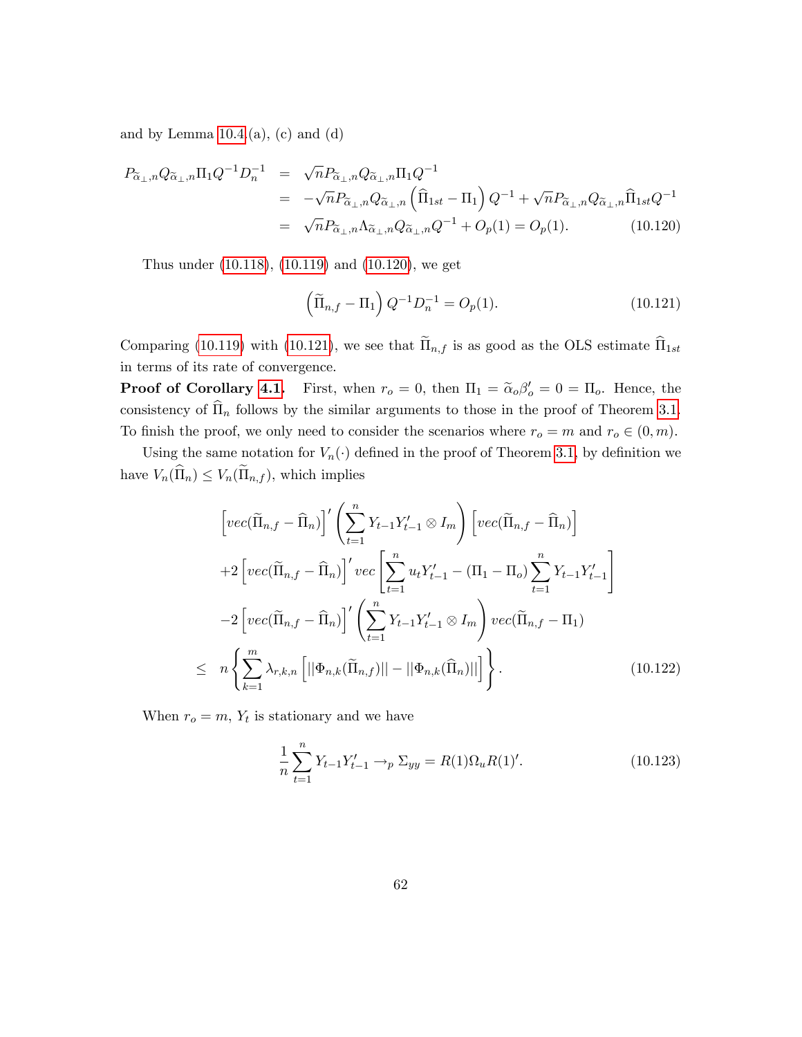and by Lemma 10.4.(a), (c) and (d)

$$
\begin{aligned}
P_{\widetilde{\alpha}_{\perp},n}Q_{\widetilde{\alpha}_{\perp},n}\Pi_1 Q^{-1}D_n^{-1} &= \sqrt{n}P_{\widetilde{\alpha}_{\perp},n}Q_{\widetilde{\alpha}_{\perp},n}\Pi_1 Q^{-1} \\
&= -\sqrt{n}P_{\widetilde{\alpha}_{\perp},n}Q_{\widetilde{\alpha}_{\perp},n}\left(\widehat{\Pi}_{1st}-\Pi_1\right)Q^{-1}+\sqrt{n}P_{\widetilde{\alpha}_{\perp},n}Q_{\widetilde{\alpha}_{\perp},n}\widehat{\Pi}_{1st}Q^{-1} \\
&= \sqrt{n}P_{\widetilde{\alpha}_{\perp},n}\Lambda_{\widetilde{\alpha}_{\perp},n}Q_{\widetilde{\alpha}_{\perp},n}Q^{-1}+O_p(1)=O_p(1). \qquad (10.120)
\end{aligned}
$$

Thus under (10.118), (10.119) and (10.120), we get

$$
\left(\widetilde{\Pi}_{n,f}-\Pi_1\right)Q^{-1}D_n^{-1}=O_p(1). \tag{10.121}
$$

Comparing (10.119) with (10.121), we see that $\widetilde{\Pi}_{n,f}$ is as good as the OLS estimate $\widehat{\Pi}_{1st}$ in terms of its rate of convergence.

**Proof of Corollary 4.1.** First, when $r_o=0$, then $\Pi_1=\widetilde{\alpha}_o\beta_o'=0=\Pi_o$. Hence, the consistency of $\widehat{\Pi}_n$ follows by the similar arguments to those in the proof of Theorem 3.1. To finish the proof, we only need to consider the scenarios where $r_o=m$ and $r_o\in(0,m)$.

Using the same notation for $V_n(\cdot)$ defined in the proof of Theorem 3.1, by definition we have $V_n(\widehat{\Pi}_n)\leq V_n(\widetilde{\Pi}_{n,f})$, which implies

$$
\begin{aligned}
&\left[vec(\widetilde{\Pi}_{n,f}-\widehat{\Pi}_n)\right]'\left(\sum_{t=1}^{n}Y_{t-1}Y_{t-1}'\otimes I_m\right)\left[vec(\widetilde{\Pi}_{n,f}-\widehat{\Pi}_n)\right] \\
&+2\left[vec(\widetilde{\Pi}_{n,f}-\widehat{\Pi}_n)\right]'vec\left[\sum_{t=1}^{n}u_tY_{t-1}'-(\Pi_1-\Pi_o)\sum_{t=1}^{n}Y_{t-1}Y_{t-1}'\right] \\
&-2\left[vec(\widetilde{\Pi}_{n,f}-\widehat{\Pi}_n)\right]'\left(\sum_{t=1}^{n}Y_{t-1}Y_{t-1}'\otimes I_m\right)vec(\widetilde{\Pi}_{n,f}-\Pi_1) \\
\leq\ & n\left\{\sum_{k=1}^{m}\lambda_{r,k,n}\left[||\Phi_{n,k}(\widetilde{\Pi}_{n,f})||-||\Phi_{n,k}(\widehat{\Pi}_n)||\right]\right\}. \qquad (10.122)
\end{aligned}
$$

When $r_o=m$, $Y_t$ is stationary and we have

$$
\frac{1}{n}\sum_{t=1}^{n}Y_{t-1}Y_{t-1}'\rightarrow_p\Sigma_{yy}=R(1)\Omega_uR(1)'. \tag{10.123}
$$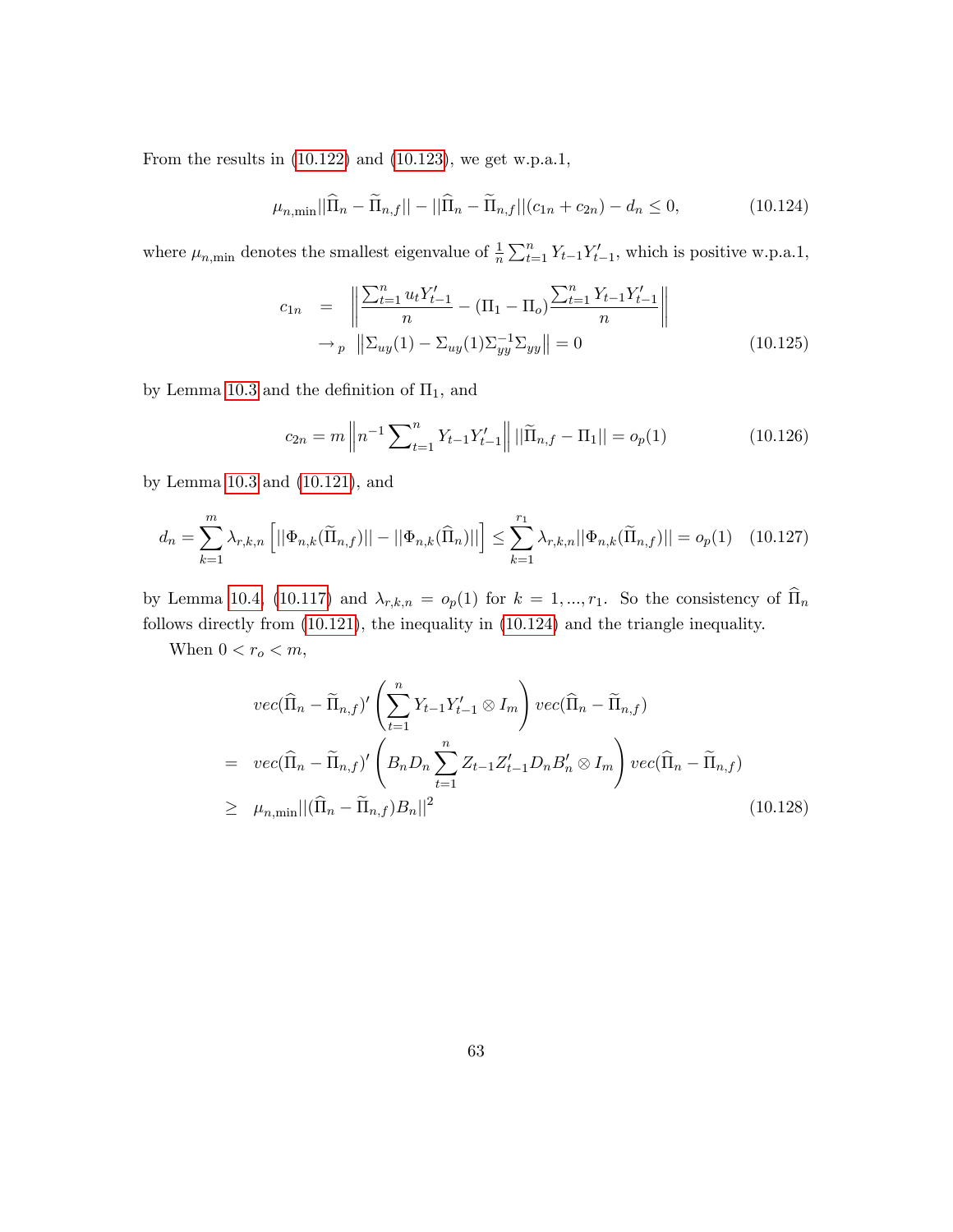From the results in (10.122) and (10.123), we get w.p.a.1,

$$\mu_{n,\min}||\widehat{\Pi}_n - \widetilde{\Pi}_{n,f}|| - ||\widehat{\Pi}_n - \widetilde{\Pi}_{n,f}||(c_{1n} + c_{2n}) - d_n \leq 0, \tag{10.124}$$

where $\mu_{n,\min}$ denotes the smallest eigenvalue of $\frac{1}{n}\sum_{t=1}^{n} Y_{t-1}Y_{t-1}'$, which is positive w.p.a.1,

$$\begin{aligned} c_{1n} &= \left\| \frac{\sum_{t=1}^{n} u_t Y_{t-1}'}{n} - (\Pi_1 - \Pi_o)\frac{\sum_{t=1}^{n} Y_{t-1}Y_{t-1}'}{n} \right\| \\ &\to_p \left\| \Sigma_{uy}(1) - \Sigma_{uy}(1)\Sigma_{yy}^{-1}\Sigma_{yy} \right\| = 0 \end{aligned} \tag{10.125}$$

by Lemma 10.3 and the definition of $\Pi_1$, and

$$c_{2n} = m\left\| n^{-1}\sum\nolimits_{t=1}^{n} Y_{t-1}Y_{t-1}' \right\| ||\widetilde{\Pi}_{n,f} - \Pi_1|| = o_p(1) \tag{10.126}$$

by Lemma 10.3 and (10.121), and

$$d_n = \sum_{k=1}^{m} \lambda_{r,k,n}\left[ ||\Phi_{n,k}(\widetilde{\Pi}_{n,f})|| - ||\Phi_{n,k}(\widehat{\Pi}_n)|| \right] \leq \sum_{k=1}^{r_1} \lambda_{r,k,n}||\Phi_{n,k}(\widetilde{\Pi}_{n,f})|| = o_p(1) \tag{10.127}$$

by Lemma 10.4, (10.117) and $\lambda_{r,k,n} = o_p(1)$ for $k = 1, ..., r_1$. So the consistency of $\widehat{\Pi}_n$ follows directly from (10.121), the inequality in (10.124) and the triangle inequality.

When $0 < r_o < m$,

$$\begin{aligned} & vec(\widehat{\Pi}_n - \widetilde{\Pi}_{n,f})' \left( \sum_{t=1}^{n} Y_{t-1}Y_{t-1}' \otimes I_m \right) vec(\widehat{\Pi}_n - \widetilde{\Pi}_{n,f}) \\ = \; & vec(\widehat{\Pi}_n - \widetilde{\Pi}_{n,f})' \left( B_n D_n \sum_{t=1}^{n} Z_{t-1}Z_{t-1}' D_n B_n' \otimes I_m \right) vec(\widehat{\Pi}_n - \widetilde{\Pi}_{n,f}) \\ \geq \; & \mu_{n,\min}||(\widehat{\Pi}_n - \widetilde{\Pi}_{n,f})B_n||^2 \end{aligned} \tag{10.128}$$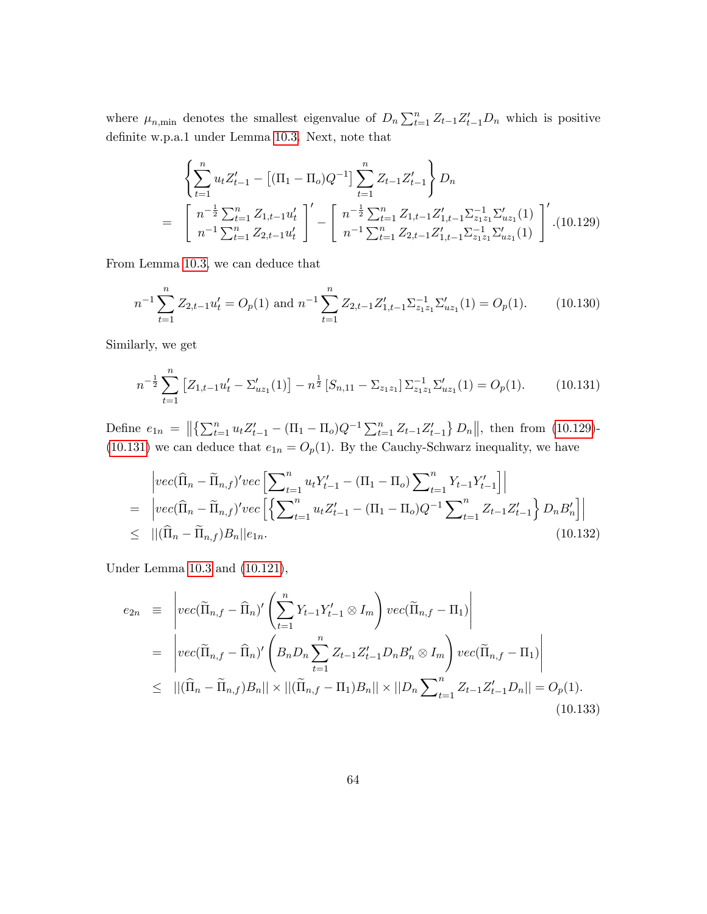where $\mu_{n,\min}$ denotes the smallest eigenvalue of $D_n \sum_{t=1}^n Z_{t-1}Z_{t-1}' D_n$ which is positive definite w.p.a.1 under Lemma 10.3. Next, note that

$$
\begin{aligned}
& \left\{ \sum_{t=1}^n u_t Z_{t-1}' - \left[ (\Pi_1 - \Pi_o) Q^{-1} \right] \sum_{t=1}^n Z_{t-1} Z_{t-1}' \right\} D_n \\
= & \left[ \begin{array}{c} n^{-\frac{1}{2}} \sum_{t=1}^n Z_{1,t-1} u_t' \\ n^{-1} \sum_{t=1}^n Z_{2,t-1} u_t' \end{array} \right]' - \left[ \begin{array}{c} n^{-\frac{1}{2}} \sum_{t=1}^n Z_{1,t-1} Z_{1,t-1}' \Sigma_{z_1 z_1}^{-1} \Sigma_{u z_1}'(1) \\ n^{-1} \sum_{t=1}^n Z_{2,t-1} Z_{1,t-1}' \Sigma_{z_1 z_1}^{-1} \Sigma_{u z_1}'(1) \end{array} \right]' . \quad (10.129)
\end{aligned}
$$

From Lemma 10.3, we can deduce that

$$
n^{-1} \sum_{t=1}^n Z_{2,t-1} u_t' = O_p(1) \text{ and } n^{-1} \sum_{t=1}^n Z_{2,t-1} Z_{1,t-1}' \Sigma_{z_1 z_1}^{-1} \Sigma_{u z_1}'(1) = O_p(1). \quad (10.130)
$$

Similarly, we get

$$
n^{-\frac{1}{2}} \sum_{t=1}^n \left[ Z_{1,t-1} u_t' - \Sigma_{u z_1}'(1) \right] - n^{\frac{1}{2}} \left[ S_{n,11} - \Sigma_{z_1 z_1} \right] \Sigma_{z_1 z_1}^{-1} \Sigma_{u z_1}'(1) = O_p(1). \quad (10.131)
$$

Define $e_{1n} = \left\| \left\{ \sum_{t=1}^n u_t Z_{t-1}' - (\Pi_1 - \Pi_o) Q^{-1} \sum_{t=1}^n Z_{t-1} Z_{t-1}' \right\} D_n \right\|$, then from (10.129)-(10.131) we can deduce that $e_{1n} = O_p(1)$. By the Cauchy-Schwarz inequality, we have

$$
\begin{aligned}
& \left| vec(\widehat{\Pi}_n - \widetilde{\Pi}_{n,f})' vec\left[ \sum_{t=1}^n u_t Y_{t-1}' - (\Pi_1 - \Pi_o) \sum_{t=1}^n Y_{t-1} Y_{t-1}' \right] \right| \\
= & \left| vec(\widehat{\Pi}_n - \widetilde{\Pi}_{n,f})' vec\left[ \left\{ \sum_{t=1}^n u_t Z_{t-1}' - (\Pi_1 - \Pi_o) Q^{-1} \sum_{t=1}^n Z_{t-1} Z_{t-1}' \right\} D_n B_n' \right] \right| \\
\leq & \ ||(\widehat{\Pi}_n - \widetilde{\Pi}_{n,f}) B_n|| e_{1n}. \quad (10.132)
\end{aligned}
$$

Under Lemma 10.3 and (10.121),

$$
\begin{aligned}
e_{2n} & \equiv \left| vec(\widetilde{\Pi}_{n,f} - \widehat{\Pi}_n)' \left( \sum_{t=1}^n Y_{t-1} Y_{t-1}' \otimes I_m \right) vec(\widetilde{\Pi}_{n,f} - \Pi_1) \right| \\
& = \left| vec(\widetilde{\Pi}_{n,f} - \widehat{\Pi}_n)' \left( B_n D_n \sum_{t=1}^n Z_{t-1} Z_{t-1}' D_n B_n' \otimes I_m \right) vec(\widetilde{\Pi}_{n,f} - \Pi_1) \right| \\
& \leq \ ||(\widehat{\Pi}_n - \widetilde{\Pi}_{n,f}) B_n|| \times ||(\widetilde{\Pi}_{n,f} - \Pi_1) B_n|| \times ||D_n \sum_{t=1}^n Z_{t-1} Z_{t-1}' D_n|| = O_p(1). \quad (10.133)
\end{aligned}
$$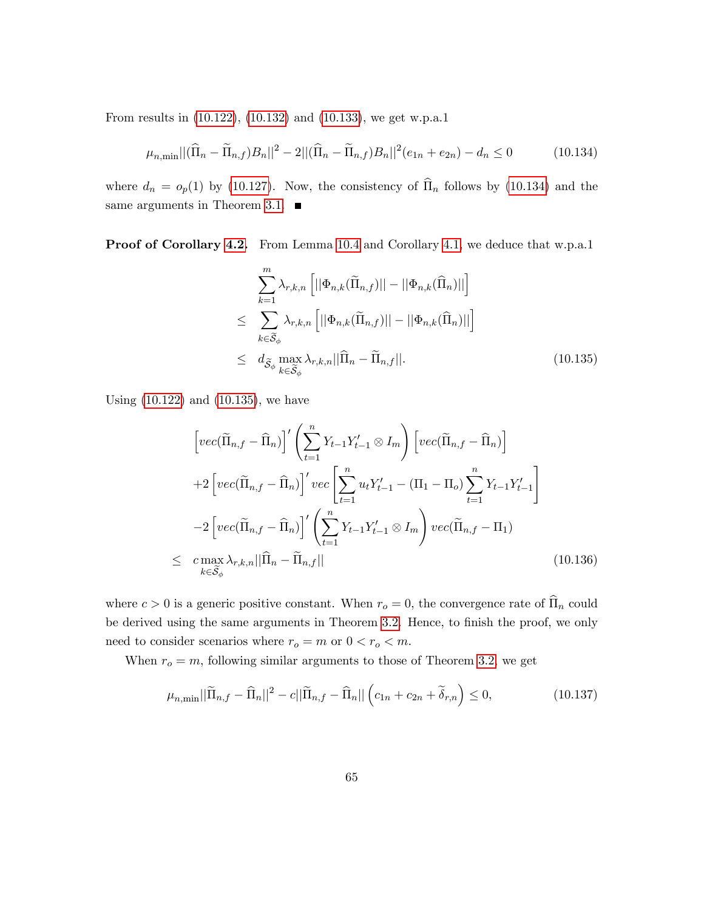From results in (10.122), (10.132) and (10.133), we get w.p.a.1

$$\mu_{n,\min}||(\widehat{\Pi}_n - \widetilde{\Pi}_{n,f})B_n||^2 - 2||(\widehat{\Pi}_n - \widetilde{\Pi}_{n,f})B_n||^2(e_{1n} + e_{2n}) - d_n \leq 0 \tag{10.134}$$

where $d_n = o_p(1)$ by (10.127). Now, the consistency of $\widehat{\Pi}_n$ follows by (10.134) and the same arguments in Theorem 3.1. ■

**Proof of Corollary 4.2.** From Lemma 10.4 and Corollary 4.1, we deduce that w.p.a.1

$$\begin{aligned}
& \sum_{k=1}^{m} \lambda_{r,k,n} \left[ ||\Phi_{n,k}(\widetilde{\Pi}_{n,f})|| - ||\Phi_{n,k}(\widehat{\Pi}_n)|| \right] \\
\leq & \sum_{k \in \widetilde{\mathcal{S}}_\phi} \lambda_{r,k,n} \left[ ||\Phi_{n,k}(\widetilde{\Pi}_{n,f})|| - ||\Phi_{n,k}(\widehat{\Pi}_n)|| \right] \\
\leq & \; d_{\widetilde{\mathcal{S}}_\phi} \max_{k \in \widetilde{\mathcal{S}}_\phi} \lambda_{r,k,n} ||\widehat{\Pi}_n - \widetilde{\Pi}_{n,f}||.
\end{aligned} \tag{10.135}$$

Using (10.122) and (10.135), we have

$$\begin{aligned}
& \left[ vec(\widetilde{\Pi}_{n,f} - \widehat{\Pi}_n) \right]' \left( \sum_{t=1}^{n} Y_{t-1} Y_{t-1}' \otimes I_m \right) \left[ vec(\widetilde{\Pi}_{n,f} - \widehat{\Pi}_n) \right] \\
& + 2 \left[ vec(\widetilde{\Pi}_{n,f} - \widehat{\Pi}_n) \right]' vec \left[ \sum_{t=1}^{n} u_t Y_{t-1}' - (\Pi_1 - \Pi_o) \sum_{t=1}^{n} Y_{t-1} Y_{t-1}' \right] \\
& - 2 \left[ vec(\widetilde{\Pi}_{n,f} - \widehat{\Pi}_n) \right]' \left( \sum_{t=1}^{n} Y_{t-1} Y_{t-1}' \otimes I_m \right) vec(\widetilde{\Pi}_{n,f} - \Pi_1) \\
\leq & \; c \max_{k \in \widetilde{\mathcal{S}}_\phi} \lambda_{r,k,n} ||\widehat{\Pi}_n - \widetilde{\Pi}_{n,f}||
\end{aligned} \tag{10.136}$$

where $c > 0$ is a generic positive constant. When $r_o = 0$, the convergence rate of $\widehat{\Pi}_n$ could be derived using the same arguments in Theorem 3.2. Hence, to finish the proof, we only need to consider scenarios where $r_o = m$ or $0 < r_o < m$.

When $r_o = m$, following similar arguments to those of Theorem 3.2, we get

$$\mu_{n,\min}||\widetilde{\Pi}_{n,f} - \widehat{\Pi}_n||^2 - c||\widetilde{\Pi}_{n,f} - \widehat{\Pi}_n|| \left( c_{1n} + c_{2n} + \widetilde{\delta}_{r,n} \right) \leq 0, \tag{10.137}$$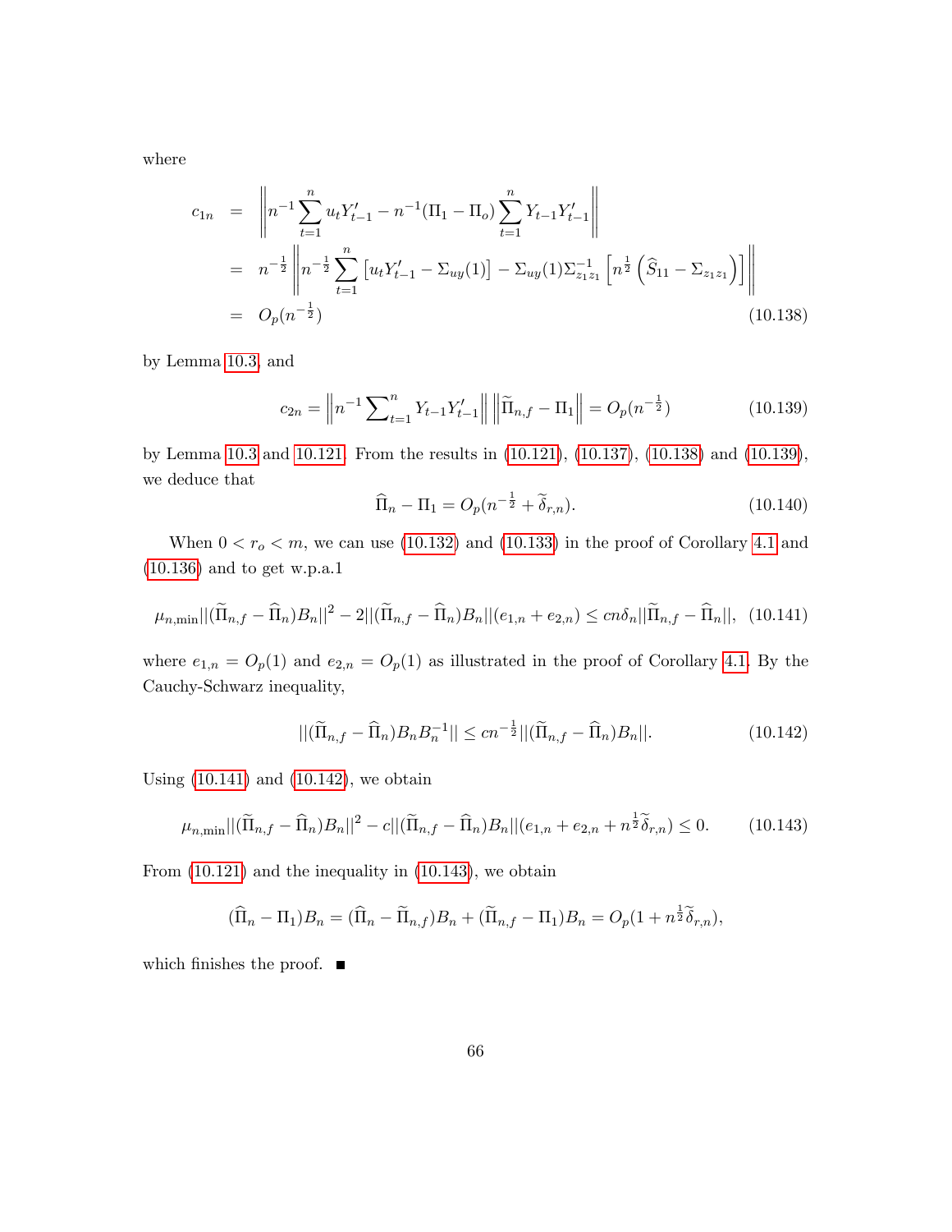where

$$
\begin{aligned}
c_{1n} &= \left\| n^{-1} \sum_{t=1}^{n} u_t Y_{t-1}' - n^{-1}(\Pi_1 - \Pi_o) \sum_{t=1}^{n} Y_{t-1} Y_{t-1}' \right\| \\
&= n^{-\frac{1}{2}} \left\| n^{-\frac{1}{2}} \sum_{t=1}^{n} \left[ u_t Y_{t-1}' - \Sigma_{uy}(1) \right] - \Sigma_{uy}(1) \Sigma_{z_1 z_1}^{-1} \left[ n^{\frac{1}{2}} \left( \widehat{S}_{11} - \Sigma_{z_1 z_1} \right) \right] \right\| \\
&= O_p(n^{-\frac{1}{2}}) \qquad (10.138)
\end{aligned}
$$

by Lemma 10.3, and

$$
c_{2n} = \left\| n^{-1} \sum\nolimits_{t=1}^{n} Y_{t-1} Y_{t-1}' \right\| \left\| \widetilde{\Pi}_{n,f} - \Pi_1 \right\| = O_p(n^{-\frac{1}{2}}) \qquad (10.139)
$$

by Lemma 10.3 and 10.121. From the results in (10.121), (10.137), (10.138) and (10.139), we deduce that

$$
\widehat{\Pi}_n - \Pi_1 = O_p(n^{-\frac{1}{2}} + \widetilde{\delta}_{r,n}). \qquad (10.140)
$$

When $0 < r_o < m$, we can use (10.132) and (10.133) in the proof of Corollary 4.1 and (10.136) and to get w.p.a.1

$$
\mu_{n,\min} ||(\widetilde{\Pi}_{n,f} - \widehat{\Pi}_n) B_n||^2 - 2||(\widetilde{\Pi}_{n,f} - \widehat{\Pi}_n) B_n||(e_{1,n} + e_{2,n}) \leq c n \delta_n ||\widetilde{\Pi}_{n,f} - \widehat{\Pi}_n||, \quad (10.141)
$$

where $e_{1,n} = O_p(1)$ and $e_{2,n} = O_p(1)$ as illustrated in the proof of Corollary 4.1. By the Cauchy-Schwarz inequality,

$$
||(\widetilde{\Pi}_{n,f} - \widehat{\Pi}_n) B_n B_n^{-1}|| \leq c n^{-\frac{1}{2}} ||(\widetilde{\Pi}_{n,f} - \widehat{\Pi}_n) B_n||. \qquad (10.142)
$$

Using (10.141) and (10.142), we obtain

$$
\mu_{n,\min} ||(\widetilde{\Pi}_{n,f} - \widehat{\Pi}_n) B_n||^2 - c||(\widetilde{\Pi}_{n,f} - \widehat{\Pi}_n) B_n||(e_{1,n} + e_{2,n} + n^{\frac{1}{2}} \widetilde{\delta}_{r,n}) \leq 0. \qquad (10.143)
$$

From (10.121) and the inequality in (10.143), we obtain

$$
(\widehat{\Pi}_n - \Pi_1) B_n = (\widehat{\Pi}_n - \widetilde{\Pi}_{n,f}) B_n + (\widetilde{\Pi}_{n,f} - \Pi_1) B_n = O_p(1 + n^{\frac{1}{2}} \widetilde{\delta}_{r,n}),
$$

which finishes the proof. ■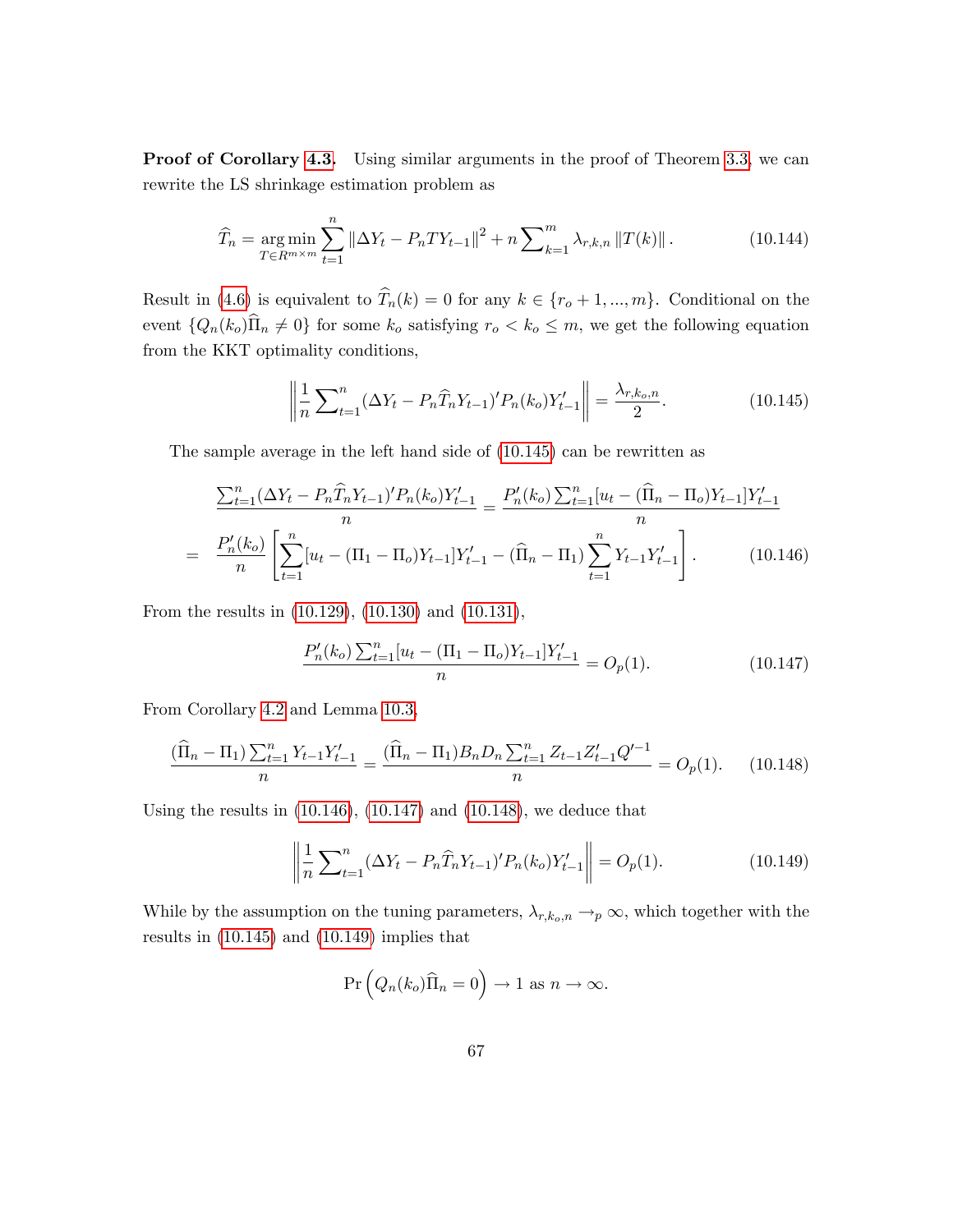**Proof of Corollary 4.3.** Using similar arguments in the proof of Theorem 3.3, we can rewrite the LS shrinkage estimation problem as

$$\widehat{T}_n = \underset{T \in R^{m\times m}}{\arg\min} \sum_{t=1}^{n} \left\| \Delta Y_t - P_n T Y_{t-1} \right\|^2 + n \sum\nolimits_{k=1}^{m} \lambda_{r,k,n} \left\| T(k) \right\|. \tag{10.144}$$

Result in (4.6) is equivalent to $\widehat{T}_n(k) = 0$ for any $k \in \{r_o+1, ..., m\}$. Conditional on the event $\{Q_n(k_o)\widehat{\Pi}_n \neq 0\}$ for some $k_o$ satisfying $r_o < k_o \leq m$, we get the following equation from the KKT optimality conditions,

$$\left\| \frac{1}{n} \sum\nolimits_{t=1}^{n} (\Delta Y_t - P_n \widehat{T}_n Y_{t-1})' P_n(k_o) Y_{t-1}' \right\| = \frac{\lambda_{r,k_o,n}}{2}. \tag{10.145}$$

The sample average in the left hand side of (10.145) can be rewritten as

$$\begin{aligned}
\frac{\sum_{t=1}^{n} (\Delta Y_t - P_n \widehat{T}_n Y_{t-1})' P_n(k_o) Y_{t-1}'}{n} &= \frac{P_n'(k_o) \sum_{t=1}^{n} [u_t - (\widehat{\Pi}_n - \Pi_o) Y_{t-1}] Y_{t-1}'}{n} \\
= \frac{P_n'(k_o)}{n} &\left[ \sum_{t=1}^{n} [u_t - (\Pi_1 - \Pi_o) Y_{t-1}] Y_{t-1}' - (\widehat{\Pi}_n - \Pi_1) \sum_{t=1}^{n} Y_{t-1} Y_{t-1}' \right].
\end{aligned} \tag{10.146}$$

From the results in (10.129), (10.130) and (10.131),

$$\frac{P_n'(k_o) \sum_{t=1}^{n} [u_t - (\Pi_1 - \Pi_o) Y_{t-1}] Y_{t-1}'}{n} = O_p(1). \tag{10.147}$$

From Corollary 4.2 and Lemma 10.3,

$$\frac{(\widehat{\Pi}_n - \Pi_1) \sum_{t=1}^{n} Y_{t-1} Y_{t-1}'}{n} = \frac{(\widehat{\Pi}_n - \Pi_1) B_n D_n \sum_{t=1}^{n} Z_{t-1} Z_{t-1}' Q'^{-1}}{n} = O_p(1). \tag{10.148}$$

Using the results in (10.146), (10.147) and (10.148), we deduce that

$$\left\| \frac{1}{n} \sum\nolimits_{t=1}^{n} (\Delta Y_t - P_n \widehat{T}_n Y_{t-1})' P_n(k_o) Y_{t-1}' \right\| = O_p(1). \tag{10.149}$$

While by the assumption on the tuning parameters, $\lambda_{r,k_o,n} \to_p \infty$, which together with the results in (10.145) and (10.149) implies that

$$\Pr\left( Q_n(k_o) \widehat{\Pi}_n = 0 \right) \to 1 \text{ as } n \to \infty.$$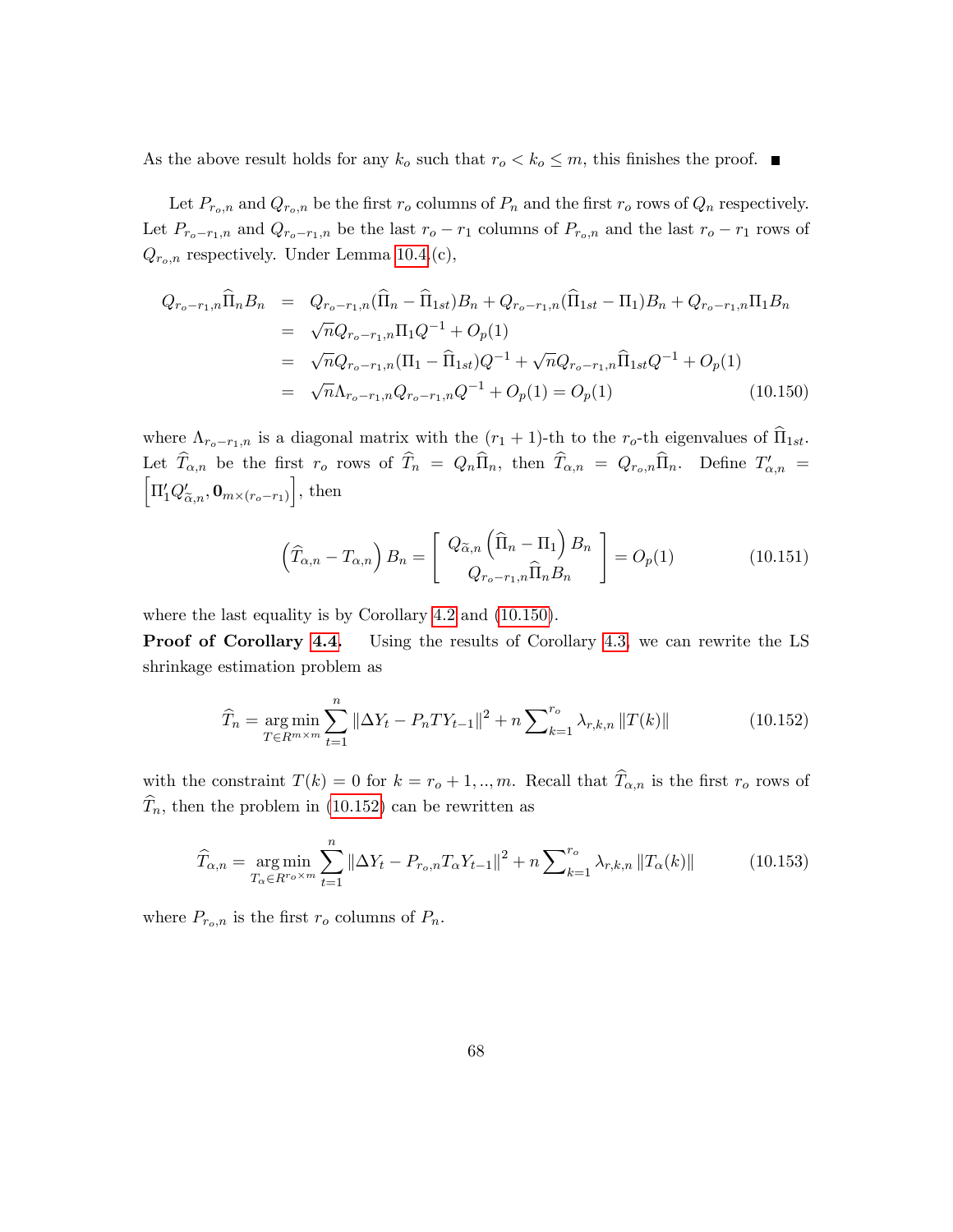As the above result holds for any $k_o$ such that $r_o < k_o \leq m$, this finishes the proof. ■

Let $P_{r_o,n}$ and $Q_{r_o,n}$ be the first $r_o$ columns of $P_n$ and the first $r_o$ rows of $Q_n$ respectively. Let $P_{r_o-r_1,n}$ and $Q_{r_o-r_1,n}$ be the last $r_o - r_1$ columns of $P_{r_o,n}$ and the last $r_o - r_1$ rows of $Q_{r_o,n}$ respectively. Under Lemma 10.4.(c),

$$
\begin{aligned}
Q_{r_o-r_1,n}\widehat{\Pi}_n B_n &= Q_{r_o-r_1,n}(\widehat{\Pi}_n - \widehat{\Pi}_{1st})B_n + Q_{r_o-r_1,n}(\widehat{\Pi}_{1st} - \Pi_1)B_n + Q_{r_o-r_1,n}\Pi_1 B_n \\
&= \sqrt{n}Q_{r_o-r_1,n}\Pi_1 Q^{-1} + O_p(1) \\
&= \sqrt{n}Q_{r_o-r_1,n}(\Pi_1 - \widehat{\Pi}_{1st})Q^{-1} + \sqrt{n}Q_{r_o-r_1,n}\widehat{\Pi}_{1st}Q^{-1} + O_p(1) \\
&= \sqrt{n}\Lambda_{r_o-r_1,n}Q_{r_o-r_1,n}Q^{-1} + O_p(1) = O_p(1) \qquad (10.150)
\end{aligned}
$$

where $\Lambda_{r_o-r_1,n}$ is a diagonal matrix with the $(r_1+1)$-th to the $r_o$-th eigenvalues of $\widehat{\Pi}_{1st}$. Let $\widehat{T}_{\alpha,n}$ be the first $r_o$ rows of $\widehat{T}_n = Q_n\widehat{\Pi}_n$, then $\widehat{T}_{\alpha,n} = Q_{r_o,n}\widehat{\Pi}_n$. Define $T'_{\alpha,n} = \left[\Pi'_1 Q'_{\widetilde{\alpha},n}, \mathbf{0}_{m\times(r_o-r_1)}\right]$, then

$$
\left(\widehat{T}_{\alpha,n} - T_{\alpha,n}\right)B_n = \begin{bmatrix} Q_{\widetilde{\alpha},n}\left(\widehat{\Pi}_n - \Pi_1\right)B_n \\ Q_{r_o-r_1,n}\widehat{\Pi}_n B_n \end{bmatrix} = O_p(1) \qquad (10.151)
$$

where the last equality is by Corollary 4.2 and (10.150).

**Proof of Corollary 4.4.** Using the results of Corollary 4.3, we can rewrite the LS shrinkage estimation problem as

$$
\widehat{T}_n = \underset{T\in R^{m\times m}}{\arg\min}\sum_{t=1}^{n}\|\Delta Y_t - P_n T Y_{t-1}\|^2 + n\sum\nolimits_{k=1}^{r_o}\lambda_{r,k,n}\|T(k)\| \qquad (10.152)
$$

with the constraint $T(k) = 0$ for $k = r_o+1, .., m$. Recall that $\widehat{T}_{\alpha,n}$ is the first $r_o$ rows of $\widehat{T}_n$, then the problem in (10.152) can be rewritten as

$$
\widehat{T}_{\alpha,n} = \underset{T_\alpha\in R^{r_o\times m}}{\arg\min}\sum_{t=1}^{n}\|\Delta Y_t - P_{r_o,n}T_\alpha Y_{t-1}\|^2 + n\sum\nolimits_{k=1}^{r_o}\lambda_{r,k,n}\|T_\alpha(k)\| \qquad (10.153)
$$

where $P_{r_o,n}$ is the first $r_o$ columns of $P_n$.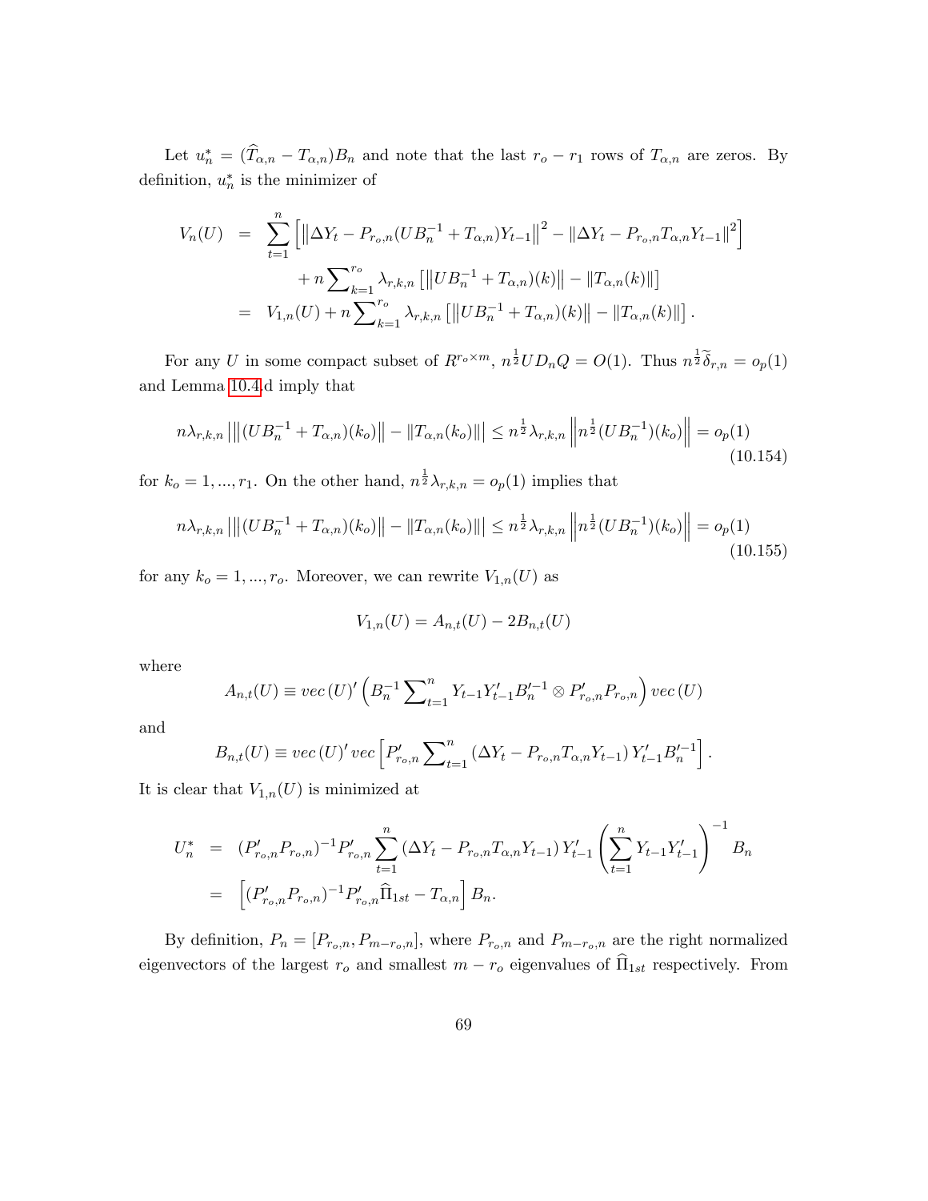Let $u_n^* = (\widehat{T}_{\alpha,n} - T_{\alpha,n})B_n$ and note that the last $r_o - r_1$ rows of $T_{\alpha,n}$ are zeros. By definition, $u_n^*$ is the minimizer of

$$
\begin{aligned}
V_n(U) &= \sum_{t=1}^{n} \left[ \left\| \Delta Y_t - P_{r_o,n}(UB_n^{-1} + T_{\alpha,n})Y_{t-1} \right\|^2 - \left\| \Delta Y_t - P_{r_o,n}T_{\alpha,n}Y_{t-1} \right\|^2 \right] \\
&\quad + n \sum\nolimits_{k=1}^{r_o} \lambda_{r,k,n} \left[ \left\| UB_n^{-1} + T_{\alpha,n})(k) \right\| - \left\| T_{\alpha,n}(k) \right\| \right] \\
&= V_{1,n}(U) + n \sum\nolimits_{k=1}^{r_o} \lambda_{r,k,n} \left[ \left\| UB_n^{-1} + T_{\alpha,n})(k) \right\| - \left\| T_{\alpha,n}(k) \right\| \right].
\end{aligned}
$$

For any $U$ in some compact subset of $R^{r_o \times m}$, $n^{\frac{1}{2}} U D_n Q = O(1)$. Thus $n^{\frac{1}{2}} \widetilde{\delta}_{r,n} = o_p(1)$ and Lemma 10.4.d imply that

$$
n\lambda_{r,k,n} \left| \left\| (UB_n^{-1} + T_{\alpha,n})(k_o) \right\| - \left\| T_{\alpha,n}(k_o) \right\| \right| \leq n^{\frac{1}{2}} \lambda_{r,k,n} \left\| n^{\frac{1}{2}} (UB_n^{-1})(k_o) \right\| = o_p(1) \tag{10.154}
$$

for $k_o = 1, ..., r_1$. On the other hand, $n^{\frac{1}{2}} \lambda_{r,k,n} = o_p(1)$ implies that

$$
n\lambda_{r,k,n} \left| \left\| (UB_n^{-1} + T_{\alpha,n})(k_o) \right\| - \left\| T_{\alpha,n}(k_o) \right\| \right| \leq n^{\frac{1}{2}} \lambda_{r,k,n} \left\| n^{\frac{1}{2}} (UB_n^{-1})(k_o) \right\| = o_p(1) \tag{10.155}
$$

for any $k_o = 1, ..., r_o$. Moreover, we can rewrite $V_{1,n}(U)$ as

$$
V_{1,n}(U) = A_{n,t}(U) - 2B_{n,t}(U)
$$

where

$$
A_{n,t}(U) \equiv vec\,(U)' \left( B_n^{-1} \sum\nolimits_{t=1}^{n} Y_{t-1} Y_{t-1}' B_n'^{-1} \otimes P_{r_o,n}' P_{r_o,n} \right) vec\,(U)
$$

and

$$
B_{n,t}(U) \equiv vec\,(U)'\, vec \left[ P_{r_o,n}' \sum\nolimits_{t=1}^{n} \left( \Delta Y_t - P_{r_o,n} T_{\alpha,n} Y_{t-1} \right) Y_{t-1}' B_n'^{-1} \right].
$$

It is clear that $V_{1,n}(U)$ is minimized at

$$
\begin{aligned}
U_n^* &= (P_{r_o,n}' P_{r_o,n})^{-1} P_{r_o,n}' \sum_{t=1}^{n} \left( \Delta Y_t - P_{r_o,n} T_{\alpha,n} Y_{t-1} \right) Y_{t-1}' \left( \sum_{t=1}^{n} Y_{t-1} Y_{t-1}' \right)^{-1} B_n \\
&= \left[ (P_{r_o,n}' P_{r_o,n})^{-1} P_{r_o,n}' \widehat{\Pi}_{1st} - T_{\alpha,n} \right] B_n.
\end{aligned}
$$

By definition, $P_n = [P_{r_o,n}, P_{m-r_o,n}]$, where $P_{r_o,n}$ and $P_{m-r_o,n}$ are the right normalized eigenvectors of the largest $r_o$ and smallest $m - r_o$ eigenvalues of $\widehat{\Pi}_{1st}$ respectively. From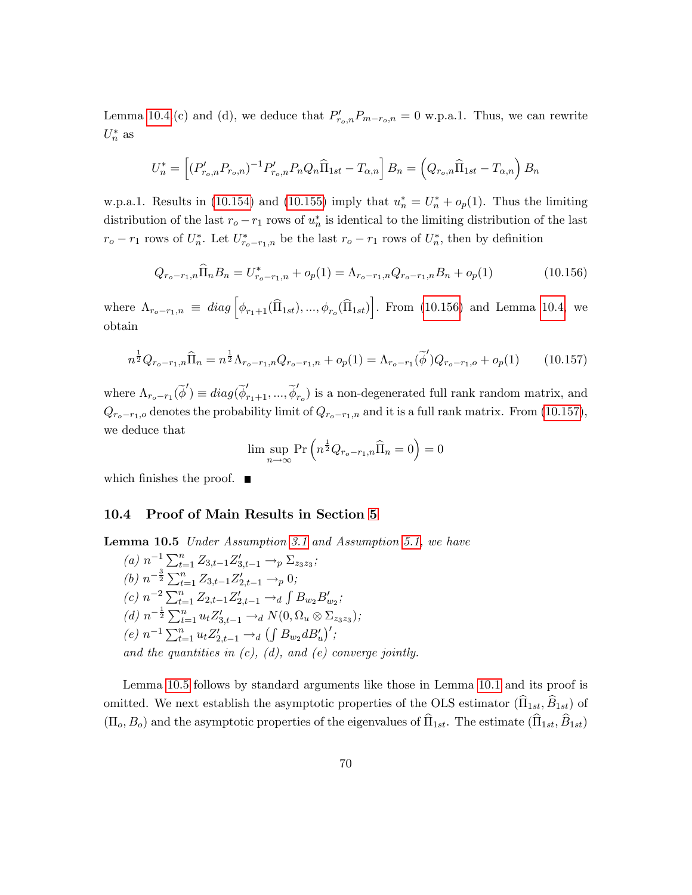Lemma 10.4.(c) and (d), we deduce that $P'_{r_o,n}P_{m-r_o,n} = 0$ w.p.a.1. Thus, we can rewrite $U^*_n$ as

$$U^*_n = \left[(P'_{r_o,n}P_{r_o,n})^{-1}P'_{r_o,n}P_nQ_n\widehat{\Pi}_{1st} - T_{\alpha,n}\right]B_n = \left(Q_{r_o,n}\widehat{\Pi}_{1st} - T_{\alpha,n}\right)B_n$$

w.p.a.1. Results in (10.154) and (10.155) imply that $u^*_n = U^*_n + o_p(1)$. Thus the limiting distribution of the last $r_o - r_1$ rows of $u^*_n$ is identical to the limiting distribution of the last $r_o - r_1$ rows of $U^*_n$. Let $U^*_{r_o-r_1,n}$ be the last $r_o - r_1$ rows of $U^*_n$, then by definition

$$Q_{r_o-r_1,n}\widehat{\Pi}_nB_n = U^*_{r_o-r_1,n} + o_p(1) = \Lambda_{r_o-r_1,n}Q_{r_o-r_1,n}B_n + o_p(1) \tag{10.156}$$

where $\Lambda_{r_o-r_1,n} \equiv diag\left[\phi_{r_1+1}(\widehat{\Pi}_{1st}), ..., \phi_{r_o}(\widehat{\Pi}_{1st})\right]$. From (10.156) and Lemma 10.4, we obtain

$$n^{\frac{1}{2}}Q_{r_o-r_1,n}\widehat{\Pi}_n = n^{\frac{1}{2}}\Lambda_{r_o-r_1,n}Q_{r_o-r_1,n} + o_p(1) = \Lambda_{r_o-r_1}(\widetilde{\phi}')Q_{r_o-r_1,o} + o_p(1) \tag{10.157}$$

where $\Lambda_{r_o-r_1}(\widetilde{\phi}') \equiv diag(\widetilde{\phi}'_{r_1+1}, ..., \widetilde{\phi}'_{r_o})$ is a non-degenerated full rank random matrix, and $Q_{r_o-r_1,o}$ denotes the probability limit of $Q_{r_o-r_1,n}$ and it is a full rank matrix. From (10.157), we deduce that

$$\limsup_{n\to\infty} \Pr\left(n^{\frac{1}{2}}Q_{r_o-r_1,n}\widehat{\Pi}_n = 0\right) = 0$$

which finishes the proof. ■

## 10.4 Proof of Main Results in Section 5

**Lemma 10.5** *Under Assumption 3.1 and Assumption 5.1, we have*

*(a)* $n^{-1}\sum_{t=1}^n Z_{3,t-1}Z'_{3,t-1} \to_p \Sigma_{z_3z_3}$;
*(b)* $n^{-\frac{3}{2}}\sum_{t=1}^n Z_{3,t-1}Z'_{2,t-1} \to_p 0$;
*(c)* $n^{-2}\sum_{t=1}^n Z_{2,t-1}Z'_{2,t-1} \to_d \int B_{w_2}B'_{w_2}$;
*(d)* $n^{-\frac{1}{2}}\sum_{t=1}^n u_tZ'_{3,t-1} \to_d N(0, \Omega_u \otimes \Sigma_{z_3z_3})$;
*(e)* $n^{-1}\sum_{t=1}^n u_tZ'_{2,t-1} \to_d \left(\int B_{w_2}dB'_u\right)'$;
*and the quantities in (c), (d), and (e) converge jointly.*

Lemma 10.5 follows by standard arguments like those in Lemma 10.1 and its proof is omitted. We next establish the asymptotic properties of the OLS estimator $(\widehat{\Pi}_{1st}, \widehat{B}_{1st})$ of $(\Pi_o, B_o)$ and the asymptotic properties of the eigenvalues of $\widehat{\Pi}_{1st}$. The estimate $(\widehat{\Pi}_{1st}, \widehat{B}_{1st})$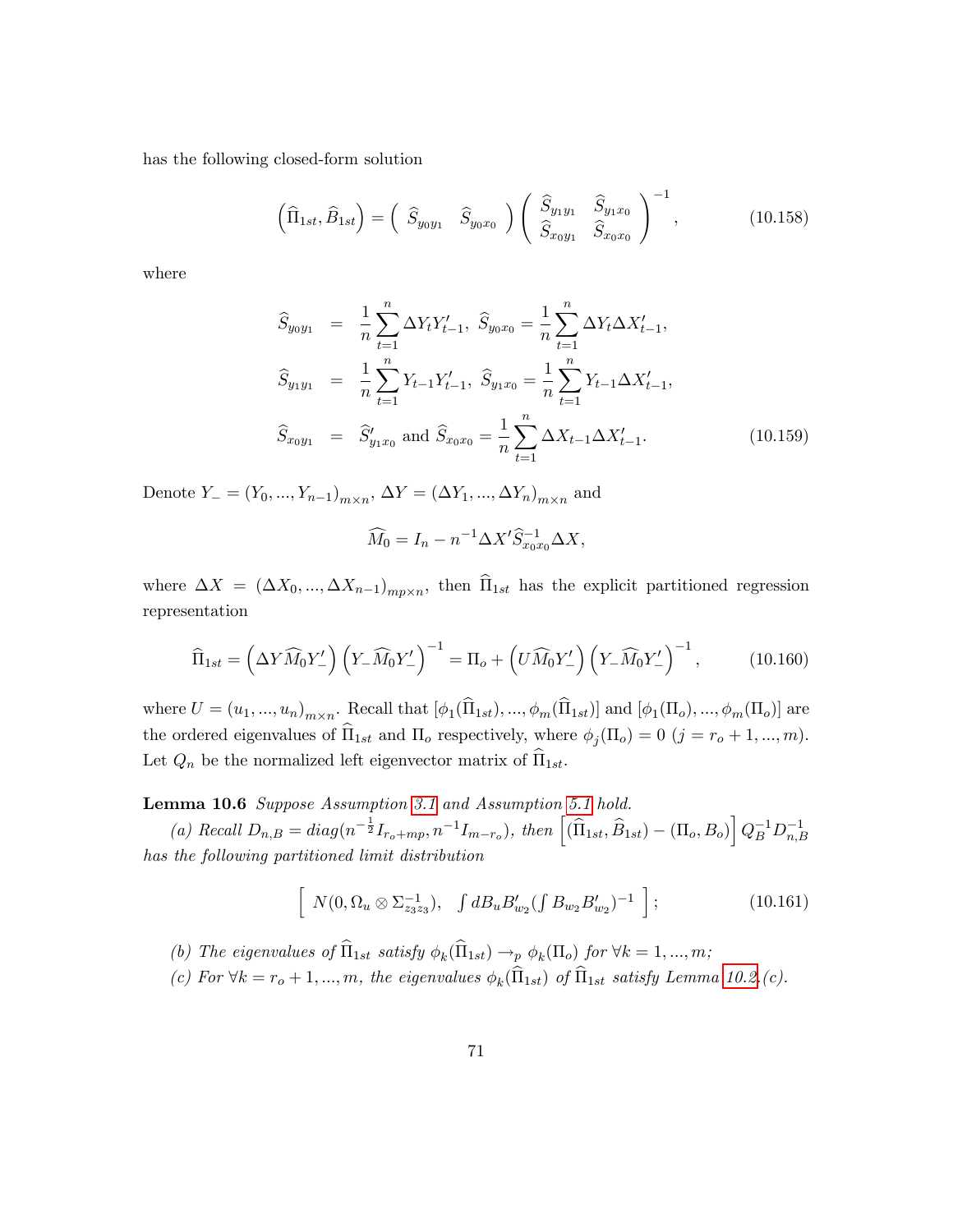has the following closed-form solution

$$\left(\widehat{\Pi}_{1st}, \widehat{B}_{1st}\right) = \left( \begin{array}{cc} \widehat{S}_{y_0 y_1} & \widehat{S}_{y_0 x_0} \end{array} \right) \left( \begin{array}{cc} \widehat{S}_{y_1 y_1} & \widehat{S}_{y_1 x_0} \\ \widehat{S}_{x_0 y_1} & \widehat{S}_{x_0 x_0} \end{array} \right)^{-1}, \tag{10.158}$$

where

$$\begin{aligned}
\widehat{S}_{y_0 y_1} &= \frac{1}{n}\sum_{t=1}^{n} \Delta Y_t Y_{t-1}', \ \widehat{S}_{y_0 x_0} = \frac{1}{n}\sum_{t=1}^{n} \Delta Y_t \Delta X_{t-1}', \\
\widehat{S}_{y_1 y_1} &= \frac{1}{n}\sum_{t=1}^{n} Y_{t-1} Y_{t-1}', \ \widehat{S}_{y_1 x_0} = \frac{1}{n}\sum_{t=1}^{n} Y_{t-1} \Delta X_{t-1}', \\
\widehat{S}_{x_0 y_1} &= \widehat{S}_{y_1 x_0}' \text{ and } \widehat{S}_{x_0 x_0} = \frac{1}{n}\sum_{t=1}^{n} \Delta X_{t-1} \Delta X_{t-1}'.
\end{aligned} \tag{10.159}$$

Denote $Y_- = (Y_0, ..., Y_{n-1})_{m\times n}$, $\Delta Y = (\Delta Y_1, ..., \Delta Y_n)_{m\times n}$ and

$$\widehat{M}_0 = I_n - n^{-1}\Delta X' \widehat{S}_{x_0 x_0}^{-1} \Delta X,$$

where $\Delta X = (\Delta X_0, ..., \Delta X_{n-1})_{mp\times n}$, then $\widehat{\Pi}_{1st}$ has the explicit partitioned regression representation

$$\widehat{\Pi}_{1st} = \left(\Delta Y \widehat{M}_0 Y_-'\right)\left(Y_- \widehat{M}_0 Y_-'\right)^{-1} = \Pi_o + \left(U \widehat{M}_0 Y_-'\right)\left(Y_- \widehat{M}_0 Y_-'\right)^{-1}, \tag{10.160}$$

where $U = (u_1, ..., u_n)_{m\times n}$. Recall that $[\phi_1(\widehat{\Pi}_{1st}), ..., \phi_m(\widehat{\Pi}_{1st})]$ and $[\phi_1(\Pi_o), ..., \phi_m(\Pi_o)]$ are the ordered eigenvalues of $\widehat{\Pi}_{1st}$ and $\Pi_o$ respectively, where $\phi_j(\Pi_o) = 0$ $(j = r_o + 1, ..., m)$. Let $Q_n$ be the normalized left eigenvector matrix of $\widehat{\Pi}_{1st}$.

**Lemma 10.6** *Suppose Assumption 3.1 and Assumption 5.1 hold.*

*(a) Recall $D_{n,B} = diag(n^{-\frac{1}{2}} I_{r_o+mp}, n^{-1} I_{m-r_o})$, then $\left[(\widehat{\Pi}_{1st}, \widehat{B}_{1st}) - (\Pi_o, B_o)\right] Q_B^{-1} D_{n,B}^{-1}$ has the following partitioned limit distribution*

$$\left[ \begin{array}{cc} N(0, \Omega_u \otimes \Sigma_{z_3 z_3}^{-1}), & \int dB_u B_{w_2}' (\int B_{w_2} B_{w_2}')^{-1} \end{array} \right]; \tag{10.161}$$

*(b) The eigenvalues of $\widehat{\Pi}_{1st}$ satisfy $\phi_k(\widehat{\Pi}_{1st}) \to_p \phi_k(\Pi_o)$ for $\forall k = 1, ..., m$;*

*(c) For $\forall k = r_o + 1, ..., m$, the eigenvalues $\phi_k(\widehat{\Pi}_{1st})$ of $\widehat{\Pi}_{1st}$ satisfy Lemma 10.2.(c).*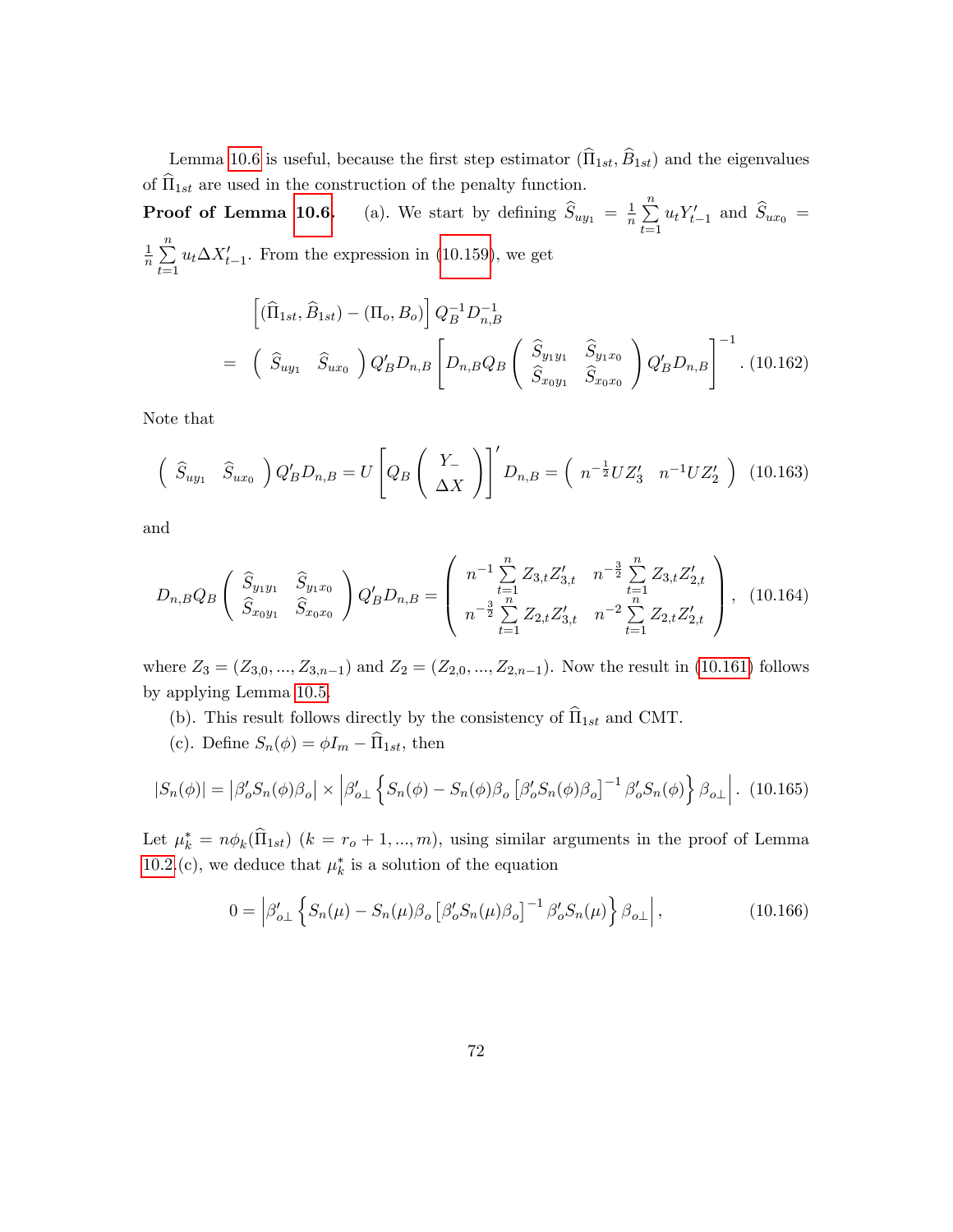Lemma 10.6 is useful, because the first step estimator $(\widehat{\Pi}_{1st}, \widehat{B}_{1st})$ and the eigenvalues of $\widehat{\Pi}_{1st}$ are used in the construction of the penalty function.

**Proof of Lemma 10.6.** (a). We start by defining $\widehat{S}_{uy_1} = \frac{1}{n}\sum_{t=1}^{n} u_t Y_{t-1}'$ and $\widehat{S}_{ux_0} = \frac{1}{n}\sum_{t=1}^{n} u_t \Delta X_{t-1}'$. From the expression in (10.159), we get

$$
\begin{aligned}
&\left[(\widehat{\Pi}_{1st}, \widehat{B}_{1st}) - (\Pi_o, B_o)\right] Q_B^{-1} D_{n,B}^{-1} \\
&= \left( \begin{array}{cc} \widehat{S}_{uy_1} & \widehat{S}_{ux_0} \end{array} \right) Q_B' D_{n,B} \left[ D_{n,B} Q_B \left( \begin{array}{cc} \widehat{S}_{y_1 y_1} & \widehat{S}_{y_1 x_0} \\ \widehat{S}_{x_0 y_1} & \widehat{S}_{x_0 x_0} \end{array} \right) Q_B' D_{n,B} \right]^{-1}.
\end{aligned} \quad (10.162)
$$

Note that

$$
\left( \begin{array}{cc} \widehat{S}_{uy_1} & \widehat{S}_{ux_0} \end{array} \right) Q_B' D_{n,B} = U \left[ Q_B \left( \begin{array}{c} Y_- \\ \Delta X \end{array} \right) \right]' D_{n,B} = \left( \begin{array}{cc} n^{-\frac{1}{2}} U Z_3' & n^{-1} U Z_2' \end{array} \right) \quad (10.163)
$$

and

$$
D_{n,B} Q_B \left( \begin{array}{cc} \widehat{S}_{y_1 y_1} & \widehat{S}_{y_1 x_0} \\ \widehat{S}_{x_0 y_1} & \widehat{S}_{x_0 x_0} \end{array} \right) Q_B' D_{n,B} = \left( \begin{array}{cc} n^{-1} \sum_{t=1}^{n} Z_{3,t} Z_{3,t}' & n^{-\frac{3}{2}} \sum_{t=1}^{n} Z_{3,t} Z_{2,t}' \\ n^{-\frac{3}{2}} \sum_{t=1}^{n} Z_{2,t} Z_{3,t}' & n^{-2} \sum_{t=1}^{n} Z_{2,t} Z_{2,t}' \end{array} \right), \quad (10.164)
$$

where $Z_3 = (Z_{3,0}, ..., Z_{3,n-1})$ and $Z_2 = (Z_{2,0}, ..., Z_{2,n-1})$. Now the result in (10.161) follows by applying Lemma 10.5.

(b). This result follows directly by the consistency of $\widehat{\Pi}_{1st}$ and CMT.

(c). Define $S_n(\phi) = \phi I_m - \widehat{\Pi}_{1st}$, then

$$
|S_n(\phi)| = \left| \beta_o' S_n(\phi) \beta_o \right| \times \left| \beta_{o\perp}' \left\{ S_n(\phi) - S_n(\phi) \beta_o \left[ \beta_o' S_n(\phi) \beta_o \right]^{-1} \beta_o' S_n(\phi) \right\} \beta_{o\perp} \right|. \quad (10.165)
$$

Let $\mu_k^* = n\phi_k(\widehat{\Pi}_{1st})$ $(k = r_o + 1, ..., m)$, using similar arguments in the proof of Lemma 10.2.(c), we deduce that $\mu_k^*$ is a solution of the equation

$$
0 = \left| \beta_{o\perp}' \left\{ S_n(\mu) - S_n(\mu) \beta_o \left[ \beta_o' S_n(\mu) \beta_o \right]^{-1} \beta_o' S_n(\mu) \right\} \beta_{o\perp} \right|, \quad (10.166)
$$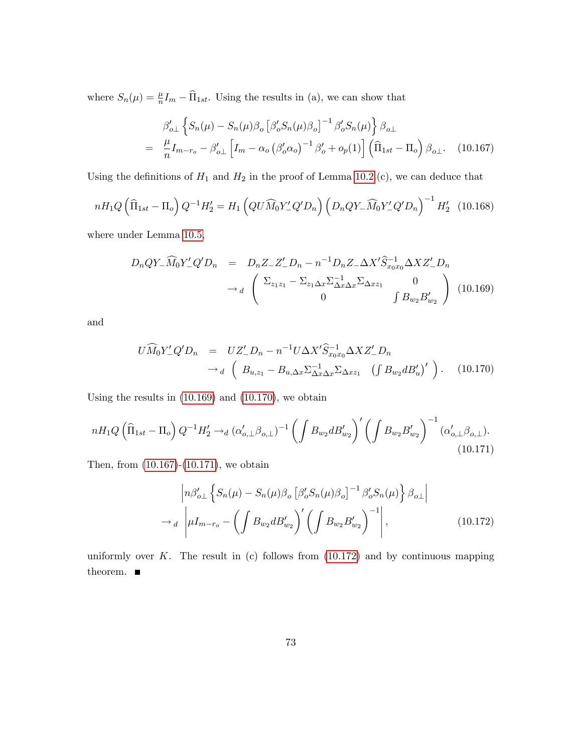where $S_n(\mu) = \frac{\mu}{n} I_m - \widehat{\Pi}_{1st}$. Using the results in (a), we can show that

$$
\begin{aligned}
& \beta_{o\perp}' \left\{ S_n(\mu) - S_n(\mu)\beta_o \left[\beta_o' S_n(\mu)\beta_o\right]^{-1} \beta_o' S_n(\mu) \right\} \beta_{o\perp} \\
= \; & \frac{\mu}{n} I_{m-r_o} - \beta_{o\perp}' \left[ I_m - \alpha_o \left(\beta_o'\alpha_o\right)^{-1} \beta_o' + o_p(1) \right] \left( \widehat{\Pi}_{1st} - \Pi_o \right) \beta_{o\perp}. \quad (10.167)
\end{aligned}
$$

Using the definitions of $H_1$ and $H_2$ in the proof of Lemma 10.2.(c), we can deduce that

$$
nH_1 Q \left( \widehat{\Pi}_{1st} - \Pi_o \right) Q^{-1} H_2' = H_1 \left( QU\widehat{M}_0 Y_-' Q' D_n \right) \left( D_n Q Y_- \widehat{M}_0 Y_-' Q' D_n \right)^{-1} H_2' \quad (10.168)
$$

where under Lemma 10.5,

$$
\begin{aligned}
D_n Q Y_- \widehat{M}_0 Y_-' Q' D_n \; &= \; D_n Z_- Z_-' D_n - n^{-1} D_n Z_- \Delta X' \widehat{S}_{x_0 x_0}^{-1} \Delta X Z_-' D_n \\
&\rightarrow_d \begin{pmatrix} \Sigma_{z_1 z_1} - \Sigma_{z_1 \Delta x} \Sigma_{\Delta x \Delta x}^{-1} \Sigma_{\Delta x z_1} & 0 \\ 0 & \int B_{w_2} B_{w_2}' \end{pmatrix} \quad (10.169)
\end{aligned}
$$

and

$$
\begin{aligned}
U\widehat{M}_0 Y_-' Q' D_n \; &= \; U Z_-' D_n - n^{-1} U \Delta X' \widehat{S}_{x_0 x_0}^{-1} \Delta X Z_-' D_n \\
&\rightarrow_d \begin{pmatrix} B_{u,z_1} - B_{u,\Delta x} \Sigma_{\Delta x \Delta x}^{-1} \Sigma_{\Delta x z_1} & \left( \int B_{w_2} dB_u' \right)' \end{pmatrix}. \quad (10.170)
\end{aligned}
$$

Using the results in (10.169) and (10.170), we obtain

$$
nH_1 Q \left( \widehat{\Pi}_{1st} - \Pi_o \right) Q^{-1} H_2' \rightarrow_d (\alpha_{o,\perp}' \beta_{o,\perp})^{-1} \left( \int B_{w_2} dB_{w_2}' \right)' \left( \int B_{w_2} B_{w_2}' \right)^{-1} (\alpha_{o,\perp}' \beta_{o,\perp}). \quad (10.171)
$$

Then, from (10.167)-(10.171), we obtain

$$
\begin{aligned}
& \left| n\beta_{o\perp}' \left\{ S_n(\mu) - S_n(\mu)\beta_o \left[\beta_o' S_n(\mu)\beta_o\right]^{-1} \beta_o' S_n(\mu) \right\} \beta_{o\perp} \right| \\
\rightarrow_d \; & \left| \mu I_{m-r_o} - \left( \int B_{w_2} dB_{w_2}' \right)' \left( \int B_{w_2} B_{w_2}' \right)^{-1} \right|, \quad (10.172)
\end{aligned}
$$

uniformly over $K$. The result in (c) follows from (10.172) and by continuous mapping theorem. ■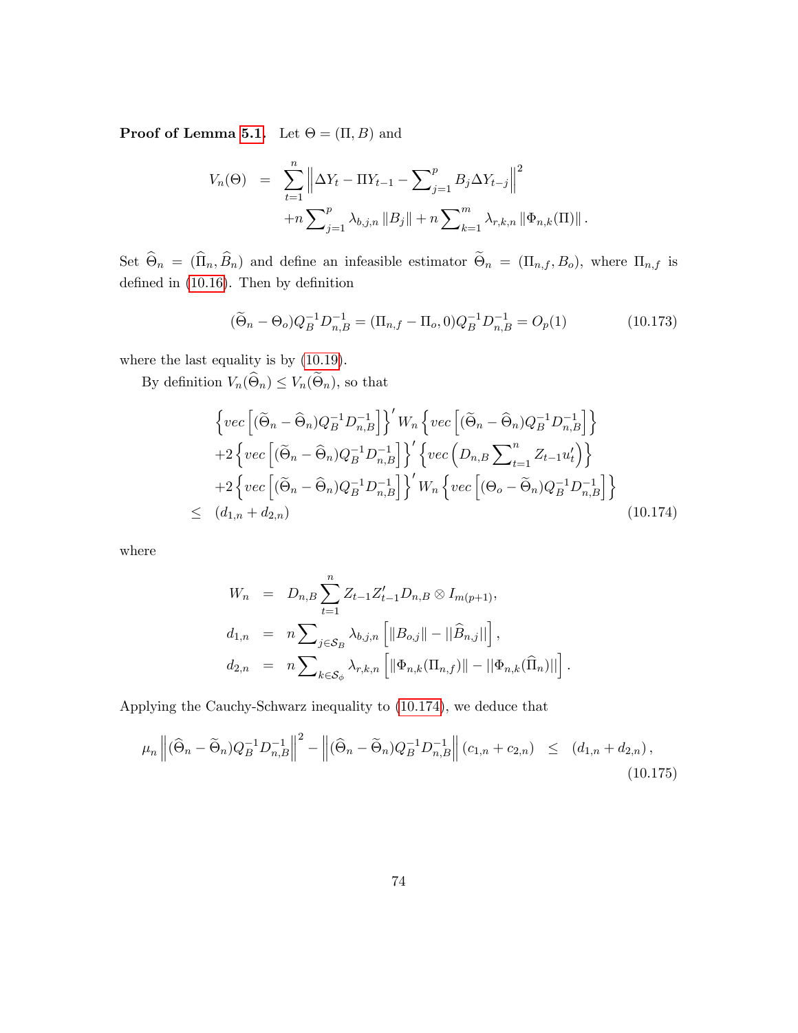**Proof of Lemma 5.1.** Let $\Theta = (\Pi, B)$ and

$$
\begin{aligned}
V_n(\Theta) &= \sum_{t=1}^{n} \left\| \Delta Y_t - \Pi Y_{t-1} - \sum\nolimits_{j=1}^{p} B_j \Delta Y_{t-j} \right\|^2 \\
&\quad + n \sum\nolimits_{j=1}^{p} \lambda_{b,j,n} \|B_j\| + n \sum\nolimits_{k=1}^{m} \lambda_{r,k,n} \|\Phi_{n,k}(\Pi)\| .
\end{aligned}
$$

Set $\widehat{\Theta}_n = (\widehat{\Pi}_n, \widehat{B}_n)$ and define an infeasible estimator $\widetilde{\Theta}_n = (\Pi_{n,f}, B_o)$, where $\Pi_{n,f}$ is defined in (10.16). Then by definition

$$
(\widetilde{\Theta}_n - \Theta_o) Q_B^{-1} D_{n,B}^{-1} = (\Pi_{n,f} - \Pi_o, 0) Q_B^{-1} D_{n,B}^{-1} = O_p(1) \tag{10.173}
$$

where the last equality is by (10.19).

By definition $V_n(\widehat{\Theta}_n) \leq V_n(\widetilde{\Theta}_n)$, so that

$$
\begin{aligned}
&\left\{ vec\left[ (\widetilde{\Theta}_n - \widehat{\Theta}_n) Q_B^{-1} D_{n,B}^{-1} \right] \right\}' W_n \left\{ vec\left[ (\widetilde{\Theta}_n - \widehat{\Theta}_n) Q_B^{-1} D_{n,B}^{-1} \right] \right\} \\
&+ 2 \left\{ vec\left[ (\widetilde{\Theta}_n - \widehat{\Theta}_n) Q_B^{-1} D_{n,B}^{-1} \right] \right\}' \left\{ vec\left( D_{n,B} \sum\nolimits_{t=1}^{n} Z_{t-1} u_t' \right) \right\} \\
&+ 2 \left\{ vec\left[ (\widetilde{\Theta}_n - \widehat{\Theta}_n) Q_B^{-1} D_{n,B}^{-1} \right] \right\}' W_n \left\{ vec\left[ (\Theta_o - \widetilde{\Theta}_n) Q_B^{-1} D_{n,B}^{-1} \right] \right\} \\
\leq \; & (d_{1,n} + d_{2,n})
\end{aligned} \tag{10.174}
$$

where

$$
\begin{aligned}
W_n &= D_{n,B} \sum_{t=1}^{n} Z_{t-1} Z_{t-1}' D_{n,B} \otimes I_{m(p+1)}, \\
d_{1,n} &= n \sum\nolimits_{j \in \mathcal{S}_B} \lambda_{b,j,n} \left[ \|B_{o,j}\| - ||\widehat{B}_{n,j}|| \right], \\
d_{2,n} &= n \sum\nolimits_{k \in \mathcal{S}_\phi} \lambda_{r,k,n} \left[ \|\Phi_{n,k}(\Pi_{n,f})\| - ||\Phi_{n,k}(\widehat{\Pi}_n)|| \right].
\end{aligned}
$$

Applying the Cauchy-Schwarz inequality to (10.174), we deduce that

$$
\mu_n \left\| (\widehat{\Theta}_n - \widetilde{\Theta}_n) Q_B^{-1} D_{n,B}^{-1} \right\|^2 - \left\| (\widehat{\Theta}_n - \widetilde{\Theta}_n) Q_B^{-1} D_{n,B}^{-1} \right\| (c_{1,n} + c_{2,n}) \;\leq\; (d_{1,n} + d_{2,n}), \tag{10.175}
$$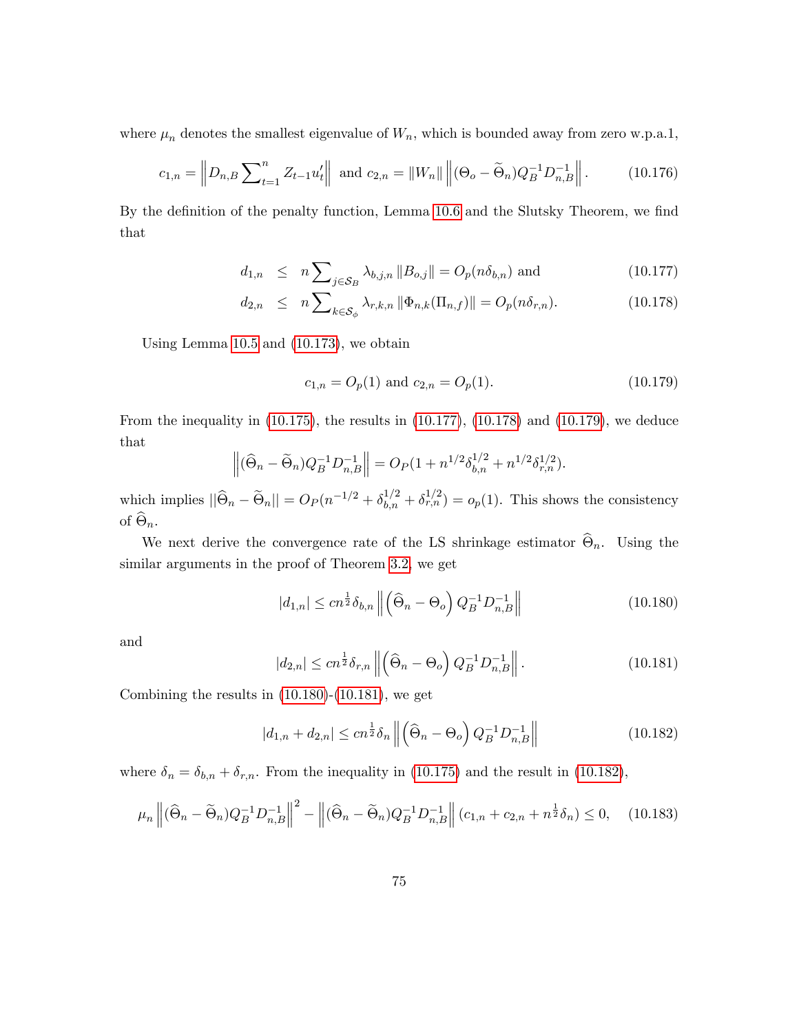where $\mu_n$ denotes the smallest eigenvalue of $W_n$, which is bounded away from zero w.p.a.1,

$$c_{1,n} = \left\| D_{n,B} \sum\nolimits_{t=1}^{n} Z_{t-1} u_t' \right\| \text{ and } c_{2,n} = \|W_n\| \left\| (\Theta_o - \widetilde{\Theta}_n) Q_B^{-1} D_{n,B}^{-1} \right\|. \tag{10.176}$$

By the definition of the penalty function, Lemma 10.6 and the Slutsky Theorem, we find that

$$\begin{aligned} d_{1,n} &\leq n \sum\nolimits_{j \in \mathcal{S}_B} \lambda_{b,j,n} \|B_{o,j}\| = O_p(n\delta_{b,n}) \text{ and} & (10.177) \\ d_{2,n} &\leq n \sum\nolimits_{k \in \mathcal{S}_\phi} \lambda_{r,k,n} \|\Phi_{n,k}(\Pi_{n,f})\| = O_p(n\delta_{r,n}). & (10.178) \end{aligned}$$

Using Lemma 10.5 and (10.173), we obtain

$$c_{1,n} = O_p(1) \text{ and } c_{2,n} = O_p(1). \tag{10.179}$$

From the inequality in (10.175), the results in (10.177), (10.178) and (10.179), we deduce that

$$\left\| (\widehat{\Theta}_n - \widetilde{\Theta}_n) Q_B^{-1} D_{n,B}^{-1} \right\| = O_P(1 + n^{1/2}\delta_{b,n}^{1/2} + n^{1/2}\delta_{r,n}^{1/2}).$$

which implies $||\widehat{\Theta}_n - \widetilde{\Theta}_n|| = O_P(n^{-1/2} + \delta_{b,n}^{1/2} + \delta_{r,n}^{1/2}) = o_p(1)$. This shows the consistency of $\widehat{\Theta}_n$.

We next derive the convergence rate of the LS shrinkage estimator $\widehat{\Theta}_n$. Using the similar arguments in the proof of Theorem 3.2, we get

$$|d_{1,n}| \leq cn^{\frac{1}{2}}\delta_{b,n} \left\| \left(\widehat{\Theta}_n - \Theta_o\right) Q_B^{-1} D_{n,B}^{-1} \right\| \tag{10.180}$$

and

$$|d_{2,n}| \leq cn^{\frac{1}{2}}\delta_{r,n} \left\| \left(\widehat{\Theta}_n - \Theta_o\right) Q_B^{-1} D_{n,B}^{-1} \right\|. \tag{10.181}$$

Combining the results in (10.180)-(10.181), we get

$$|d_{1,n} + d_{2,n}| \leq cn^{\frac{1}{2}}\delta_n \left\| \left(\widehat{\Theta}_n - \Theta_o\right) Q_B^{-1} D_{n,B}^{-1} \right\| \tag{10.182}$$

where $\delta_n = \delta_{b,n} + \delta_{r,n}$. From the inequality in (10.175) and the result in (10.182),

$$\mu_n \left\| (\widehat{\Theta}_n - \widetilde{\Theta}_n) Q_B^{-1} D_{n,B}^{-1} \right\|^2 - \left\| (\widehat{\Theta}_n - \widetilde{\Theta}_n) Q_B^{-1} D_{n,B}^{-1} \right\| (c_{1,n} + c_{2,n} + n^{\frac{1}{2}}\delta_n) \leq 0, \tag{10.183}$$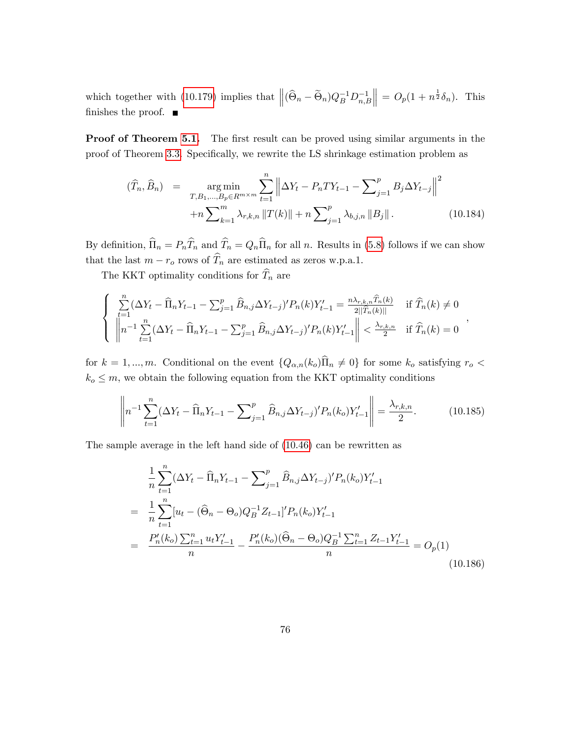which together with (10.179) implies that $\left\|(\widehat{\Theta}_n - \widetilde{\Theta}_n)Q_B^{-1}D_{n,B}^{-1}\right\| = O_p(1 + n^{\frac{1}{2}}\delta_n)$. This finishes the proof. ■

**Proof of Theorem 5.1.** The first result can be proved using similar arguments in the proof of Theorem 3.3. Specifically, we rewrite the LS shrinkage estimation problem as

$$
\begin{aligned}
(\widehat{T}_n, \widehat{B}_n) &= \underset{T,B_1,\ldots,B_p \in R^{m\times m}}{\arg\min} \sum_{t=1}^{n} \left\| \Delta Y_t - P_n T Y_{t-1} - \sum\nolimits_{j=1}^{p} B_j \Delta Y_{t-j} \right\|^2 \\
&\quad + n\sum\nolimits_{k=1}^{m} \lambda_{r,k,n} \left\| T(k) \right\| + n\sum\nolimits_{j=1}^{p} \lambda_{b,j,n} \left\| B_j \right\|. \qquad (10.184)
\end{aligned}
$$

By definition, $\widehat{\Pi}_n = P_n \widehat{T}_n$ and $\widehat{T}_n = Q_n \widehat{\Pi}_n$ for all $n$. Results in (5.8) follows if we can show that the last $m - r_o$ rows of $\widehat{T}_n$ are estimated as zeros w.p.a.1.

The KKT optimality conditions for $\widehat{T}_n$ are

$$
\begin{cases}
\sum\limits_{t=1}^{n} (\Delta Y_t - \widehat{\Pi}_n Y_{t-1} - \sum_{j=1}^{p} \widehat{B}_{n,j} \Delta Y_{t-j})' P_n(k) Y_{t-1}' = \frac{n\lambda_{r,k,n} \widehat{T}_n(k)}{2\|\widehat{T}_n(k)\|} & \text{if } \widehat{T}_n(k) \neq 0 \\
\left\| n^{-1} \sum\limits_{t=1}^{n} (\Delta Y_t - \widehat{\Pi}_n Y_{t-1} - \sum_{j=1}^{p} \widehat{B}_{n,j} \Delta Y_{t-j})' P_n(k) Y_{t-1}' \right\| < \frac{\lambda_{r,k,n}}{2} & \text{if } \widehat{T}_n(k) = 0
\end{cases},
$$

for $k = 1, \ldots, m$. Conditional on the event $\{Q_{\alpha,n}(k_o)\widehat{\Pi}_n \neq 0\}$ for some $k_o$ satisfying $r_o < k_o \leq m$, we obtain the following equation from the KKT optimality conditions

$$
\left\| n^{-1} \sum_{t=1}^{n} (\Delta Y_t - \widehat{\Pi}_n Y_{t-1} - \sum\nolimits_{j=1}^{p} \widehat{B}_{n,j} \Delta Y_{t-j})' P_n(k_o) Y_{t-1}' \right\| = \frac{\lambda_{r,k,n}}{2}. \qquad (10.185)
$$

The sample average in the left hand side of (10.46) can be rewritten as

$$
\begin{aligned}
& \frac{1}{n} \sum_{t=1}^{n} (\Delta Y_t - \widehat{\Pi}_n Y_{t-1} - \sum\nolimits_{j=1}^{p} \widehat{B}_{n,j} \Delta Y_{t-j})' P_n(k_o) Y_{t-1}' \\
&= \frac{1}{n} \sum_{t=1}^{n} [u_t - (\widehat{\Theta}_n - \Theta_o) Q_B^{-1} Z_{t-1}]' P_n(k_o) Y_{t-1}' \\
&= \frac{P_n'(k_o) \sum_{t=1}^{n} u_t Y_{t-1}'}{n} - \frac{P_n'(k_o)(\widehat{\Theta}_n - \Theta_o) Q_B^{-1} \sum_{t=1}^{n} Z_{t-1} Y_{t-1}'}{n} = O_p(1)
\end{aligned}
\qquad (10.186)
$$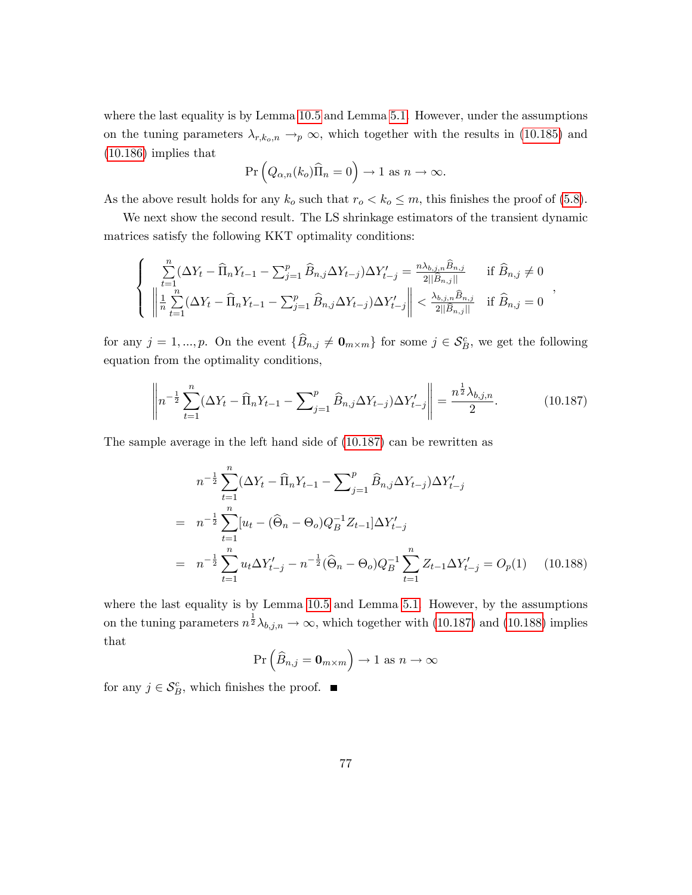where the last equality is by Lemma 10.5 and Lemma 5.1. However, under the assumptions on the tuning parameters $\lambda_{r,k_o,n} \to_p \infty$, which together with the results in (10.185) and (10.186) implies that

$$\Pr\left(Q_{\alpha,n}(k_o)\widehat{\Pi}_n = 0\right) \to 1 \text{ as } n \to \infty.$$

As the above result holds for any $k_o$ such that $r_o < k_o \leq m$, this finishes the proof of (5.8).

We next show the second result. The LS shrinkage estimators of the transient dynamic matrices satisfy the following KKT optimality conditions:

$$\begin{cases} \sum_{t=1}^{n}(\Delta Y_t - \widehat{\Pi}_n Y_{t-1} - \sum_{j=1}^{p}\widehat{B}_{n,j}\Delta Y_{t-j})\Delta Y_{t-j}' = \frac{n\lambda_{b,j,n}\widehat{B}_{n,j}}{2\|\widehat{B}_{n,j}\|} & \text{if } \widehat{B}_{n,j} \neq 0 \\ \left\| \frac{1}{n}\sum_{t=1}^{n}(\Delta Y_t - \widehat{\Pi}_n Y_{t-1} - \sum_{j=1}^{p}\widehat{B}_{n,j}\Delta Y_{t-j})\Delta Y_{t-j}' \right\| < \frac{\lambda_{b,j,n}\widehat{B}_{n,j}}{2\|\widehat{B}_{n,j}\|} & \text{if } \widehat{B}_{n,j} = 0 \end{cases},$$

for any $j = 1, ..., p$. On the event $\{\widehat{B}_{n,j} \neq \mathbf{0}_{m\times m}\}$ for some $j \in \mathcal{S}_B^c$, we get the following equation from the optimality conditions,

$$\left\| n^{-\frac{1}{2}}\sum_{t=1}^{n}(\Delta Y_t - \widehat{\Pi}_n Y_{t-1} - \sum\nolimits_{j=1}^{p}\widehat{B}_{n,j}\Delta Y_{t-j})\Delta Y_{t-j}' \right\| = \frac{n^{\frac{1}{2}}\lambda_{b,j,n}}{2}. \tag{10.187}$$

The sample average in the left hand side of (10.187) can be rewritten as

$$\begin{aligned} & n^{-\frac{1}{2}}\sum_{t=1}^{n}(\Delta Y_t - \widehat{\Pi}_n Y_{t-1} - \sum\nolimits_{j=1}^{p}\widehat{B}_{n,j}\Delta Y_{t-j})\Delta Y_{t-j}' \\ = \;& n^{-\frac{1}{2}}\sum_{t=1}^{n}[u_t - (\widehat{\Theta}_n - \Theta_o)Q_B^{-1}Z_{t-1}]\Delta Y_{t-j}' \\ = \;& n^{-\frac{1}{2}}\sum_{t=1}^{n}u_t\Delta Y_{t-j}' - n^{-\frac{1}{2}}(\widehat{\Theta}_n - \Theta_o)Q_B^{-1}\sum_{t=1}^{n}Z_{t-1}\Delta Y_{t-j}' = O_p(1) \end{aligned} \tag{10.188}$$

where the last equality is by Lemma 10.5 and Lemma 5.1. However, by the assumptions on the tuning parameters $n^{\frac{1}{2}}\lambda_{b,j,n} \to \infty$, which together with (10.187) and (10.188) implies that

$$\Pr\left(\widehat{B}_{n,j} = \mathbf{0}_{m\times m}\right) \to 1 \text{ as } n \to \infty$$

for any $j \in \mathcal{S}_B^c$, which finishes the proof. ■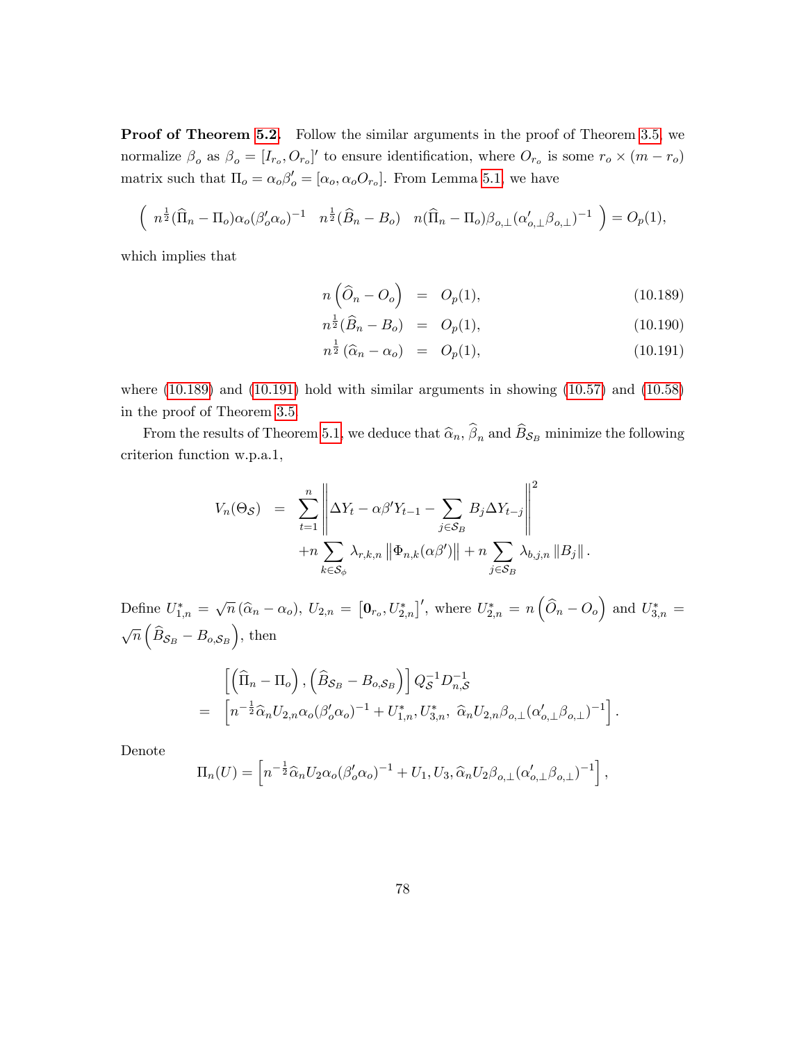**Proof of Theorem 5.2.** Follow the similar arguments in the proof of Theorem 3.5, we normalize $\beta_o$ as $\beta_o = [I_{r_o}, O_{r_o}]'$ to ensure identification, where $O_{r_o}$ is some $r_o \times (m - r_o)$ matrix such that $\Pi_o = \alpha_o \beta_o' = [\alpha_o, \alpha_o O_{r_o}]$. From Lemma 5.1, we have

$$\left( \begin{array}{ccc} n^{\frac{1}{2}}(\widehat{\Pi}_n - \Pi_o)\alpha_o(\beta_o'\alpha_o)^{-1} & n^{\frac{1}{2}}(\widehat{B}_n - B_o) & n(\widehat{\Pi}_n - \Pi_o)\beta_{o,\perp}(\alpha_{o,\perp}'\beta_{o,\perp})^{-1} \end{array} \right) = O_p(1),$$

which implies that

$$n\left(\widehat{O}_n - O_o\right) = O_p(1), \tag{10.189}$$

$$n^{\frac{1}{2}}(\widehat{B}_n - B_o) = O_p(1), \tag{10.190}$$

$$n^{\frac{1}{2}}(\widehat{\alpha}_n - \alpha_o) = O_p(1), \tag{10.191}$$

where (10.189) and (10.191) hold with similar arguments in showing (10.57) and (10.58) in the proof of Theorem 3.5.

From the results of Theorem 5.1, we deduce that $\widehat{\alpha}_n$, $\widehat{\beta}_n$ and $\widehat{B}_{\mathcal{S}_B}$ minimize the following criterion function w.p.a.1,

$$\begin{aligned} V_n(\Theta_{\mathcal{S}}) &= \sum_{t=1}^{n} \left\| \Delta Y_t - \alpha\beta' Y_{t-1} - \sum_{j\in\mathcal{S}_B} B_j \Delta Y_{t-j} \right\|^2 \\ &\quad + n \sum_{k\in\mathcal{S}_\phi} \lambda_{r,k,n} \left\| \Phi_{n,k}(\alpha\beta') \right\| + n \sum_{j\in\mathcal{S}_B} \lambda_{b,j,n} \left\| B_j \right\|. \end{aligned}$$

Define $U_{1,n}^* = \sqrt{n}\left(\widehat{\alpha}_n - \alpha_o\right)$, $U_{2,n} = \left[\mathbf{0}_{r_o}, U_{2,n}^*\right]'$, where $U_{2,n}^* = n\left(\widehat{O}_n - O_o\right)$ and $U_{3,n}^* = \sqrt{n}\left(\widehat{B}_{\mathcal{S}_B} - B_{o,\mathcal{S}_B}\right)$, then

$$\begin{aligned} &\left[\left(\widehat{\Pi}_n - \Pi_o\right), \left(\widehat{B}_{\mathcal{S}_B} - B_{o,\mathcal{S}_B}\right)\right] Q_{\mathcal{S}}^{-1} D_{n,\mathcal{S}}^{-1} \\ = &\left[n^{-\frac{1}{2}}\widehat{\alpha}_n U_{2,n}\alpha_o(\beta_o'\alpha_o)^{-1} + U_{1,n}^*, U_{3,n}^*,\ \widehat{\alpha}_n U_{2,n}\beta_{o,\perp}(\alpha_{o,\perp}'\beta_{o,\perp})^{-1}\right]. \end{aligned}$$

Denote

$$\Pi_n(U) = \left[n^{-\frac{1}{2}}\widehat{\alpha}_n U_2 \alpha_o(\beta_o'\alpha_o)^{-1} + U_1, U_3, \widehat{\alpha}_n U_2 \beta_{o,\perp}(\alpha_{o,\perp}'\beta_{o,\perp})^{-1}\right],$$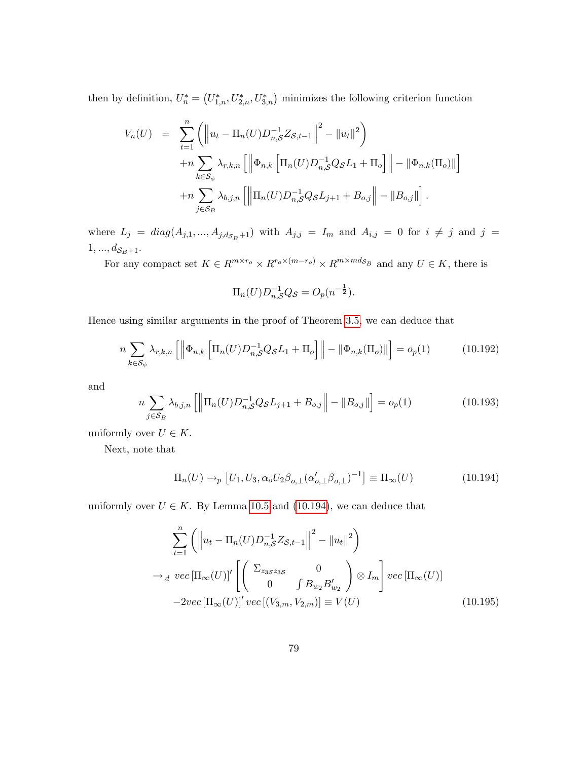then by definition, $U_n^* = \left(U_{1,n}^*, U_{2,n}^*, U_{3,n}^*\right)$ minimizes the following criterion function

$$
\begin{aligned}
V_n(U) &= \sum_{t=1}^{n}\left(\left\|u_t - \Pi_n(U)D_{n,\mathcal{S}}^{-1}Z_{\mathcal{S},t-1}\right\|^2 - \|u_t\|^2\right) \\
&\quad + n\sum_{k\in\mathcal{S}_\phi}\lambda_{r,k,n}\left[\left\|\Phi_{n,k}\left[\Pi_n(U)D_{n,\mathcal{S}}^{-1}Q_{\mathcal{S}}L_1 + \Pi_o\right]\right\| - \|\Phi_{n,k}(\Pi_o)\|\right] \\
&\quad + n\sum_{j\in\mathcal{S}_B}\lambda_{b,j,n}\left[\left\|\Pi_n(U)D_{n,\mathcal{S}}^{-1}Q_{\mathcal{S}}L_{j+1} + B_{o,j}\right\| - \|B_{o,j}\|\right].
\end{aligned}
$$

where $L_j = diag(A_{j,1}, ..., A_{j,d_{\mathcal{S}_B}+1})$ with $A_{j,j} = I_m$ and $A_{i,j} = 0$ for $i \neq j$ and $j = 1, ..., d_{\mathcal{S}_B+1}$.

For any compact set $K \in R^{m\times r_o} \times R^{r_o\times(m-r_o)} \times R^{m\times md_{\mathcal{S}_B}}$ and any $U \in K$, there is

$$
\Pi_n(U)D_{n,\mathcal{S}}^{-1}Q_{\mathcal{S}} = O_p(n^{-\frac{1}{2}}).
$$

Hence using similar arguments in the proof of Theorem 3.5, we can deduce that

$$
n\sum_{k\in\mathcal{S}_\phi}\lambda_{r,k,n}\left[\left\|\Phi_{n,k}\left[\Pi_n(U)D_{n,\mathcal{S}}^{-1}Q_{\mathcal{S}}L_1 + \Pi_o\right]\right\| - \|\Phi_{n,k}(\Pi_o)\|\right] = o_p(1) \tag{10.192}
$$

and

$$
n\sum_{j\in\mathcal{S}_B}\lambda_{b,j,n}\left[\left\|\Pi_n(U)D_{n,\mathcal{S}}^{-1}Q_{\mathcal{S}}L_{j+1} + B_{o,j}\right\| - \|B_{o,j}\|\right] = o_p(1) \tag{10.193}
$$

uniformly over $U \in K$.

Next, note that

$$
\Pi_n(U) \to_p \left[U_1, U_3, \alpha_o U_2 \beta_{o,\perp}(\alpha_{o,\perp}'\beta_{o,\perp})^{-1}\right] \equiv \Pi_\infty(U) \tag{10.194}
$$

uniformly over $U \in K$. By Lemma 10.5 and (10.194), we can deduce that

$$
\begin{aligned}
&\sum_{t=1}^{n}\left(\left\|u_t - \Pi_n(U)D_{n,\mathcal{S}}^{-1}Z_{\mathcal{S},t-1}\right\|^2 - \|u_t\|^2\right) \\
&\to_d \; vec\left[\Pi_\infty(U)\right]'\left[\begin{pmatrix}\Sigma_{z_{3\mathcal{S}}z_{3\mathcal{S}}} & 0 \\ 0 & \int B_{w_2}B_{w_2}'\end{pmatrix}\otimes I_m\right]vec\left[\Pi_\infty(U)\right] \\
&\quad -2vec\left[\Pi_\infty(U)\right]' vec\left[(V_{3,m}, V_{2,m})\right] \equiv V(U)
\end{aligned} \tag{10.195}
$$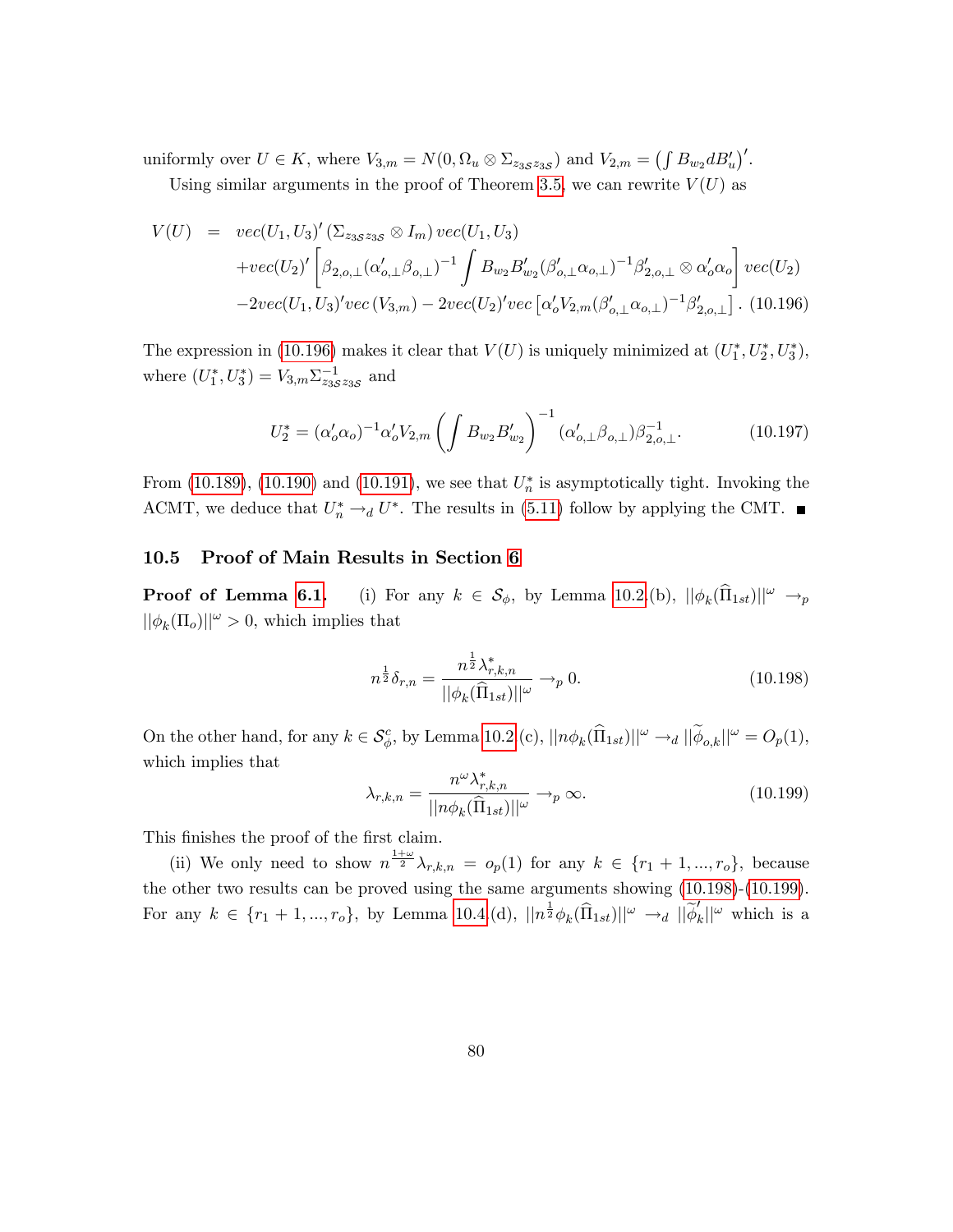uniformly over $U \in K$, where $V_{3,m} = N(0, \Omega_u \otimes \Sigma_{z_{3\mathcal{S}}z_{3\mathcal{S}}})$ and $V_{2,m} = \left(\int B_{w_2} dB_u'\right)'$.

Using similar arguments in the proof of Theorem 3.5, we can rewrite $V(U)$ as

$$
\begin{aligned}
V(U) \;=\;& vec(U_1, U_3)' \left(\Sigma_{z_{3\mathcal{S}}z_{3\mathcal{S}}} \otimes I_m\right) vec(U_1, U_3) \\
&+ vec(U_2)' \left[\beta_{2,o,\perp}(\alpha_{o,\perp}'\beta_{o,\perp})^{-1} \int B_{w_2} B_{w_2}' (\beta_{o,\perp}'\alpha_{o,\perp})^{-1}\beta_{2,o,\perp}' \otimes \alpha_o'\alpha_o\right] vec(U_2) \\
&- 2vec(U_1, U_3)' vec\left(V_{3,m}\right) - 2vec(U_2)' vec\left[\alpha_o' V_{2,m} (\beta_{o,\perp}'\alpha_{o,\perp})^{-1}\beta_{2,o,\perp}'\right]. \quad (10.196)
\end{aligned}
$$

The expression in (10.196) makes it clear that $V(U)$ is uniquely minimized at $(U_1^*, U_2^*, U_3^*)$, where $(U_1^*, U_3^*) = V_{3,m}\Sigma_{z_{3\mathcal{S}}z_{3\mathcal{S}}}^{-1}$ and

$$
U_2^* = (\alpha_o'\alpha_o)^{-1}\alpha_o' V_{2,m} \left(\int B_{w_2} B_{w_2}'\right)^{-1} (\alpha_{o,\perp}'\beta_{o,\perp})\beta_{2,o,\perp}^{-1}. \quad (10.197)
$$

From (10.189), (10.190) and (10.191), we see that $U_n^*$ is asymptotically tight. Invoking the ACMT, we deduce that $U_n^* \to_d U^*$. The results in (5.11) follow by applying the CMT. ∎

## 10.5 Proof of Main Results in Section 6

**Proof of Lemma 6.1.** (i) For any $k \in \mathcal{S}_\phi$, by Lemma 10.2.(b), $||\phi_k(\widehat{\Pi}_{1st})||^\omega \to_p ||\phi_k(\Pi_o)||^\omega > 0$, which implies that

$$
n^{\frac{1}{2}}\delta_{r,n} = \frac{n^{\frac{1}{2}}\lambda_{r,k,n}^*}{||\phi_k(\widehat{\Pi}_{1st})||^\omega} \to_p 0. \quad (10.198)
$$

On the other hand, for any $k \in \mathcal{S}_\phi^c$, by Lemma 10.2 (c), $||n\phi_k(\widehat{\Pi}_{1st})||^\omega \to_d ||\widetilde{\phi}_{o,k}||^\omega = O_p(1)$, which implies that

$$
\lambda_{r,k,n} = \frac{n^\omega \lambda_{r,k,n}^*}{||n\phi_k(\widehat{\Pi}_{1st})||^\omega} \to_p \infty. \quad (10.199)
$$

This finishes the proof of the first claim.

(ii) We only need to show $n^{\frac{1+\omega}{2}}\lambda_{r,k,n} = o_p(1)$ for any $k \in \{r_1+1, ..., r_o\}$, because the other two results can be proved using the same arguments showing (10.198)-(10.199). For any $k \in \{r_1+1, ..., r_o\}$, by Lemma 10.4.(d), $||n^{\frac{1}{2}}\phi_k(\widehat{\Pi}_{1st})||^\omega \to_d ||\widetilde{\phi}_k'||^\omega$ which is a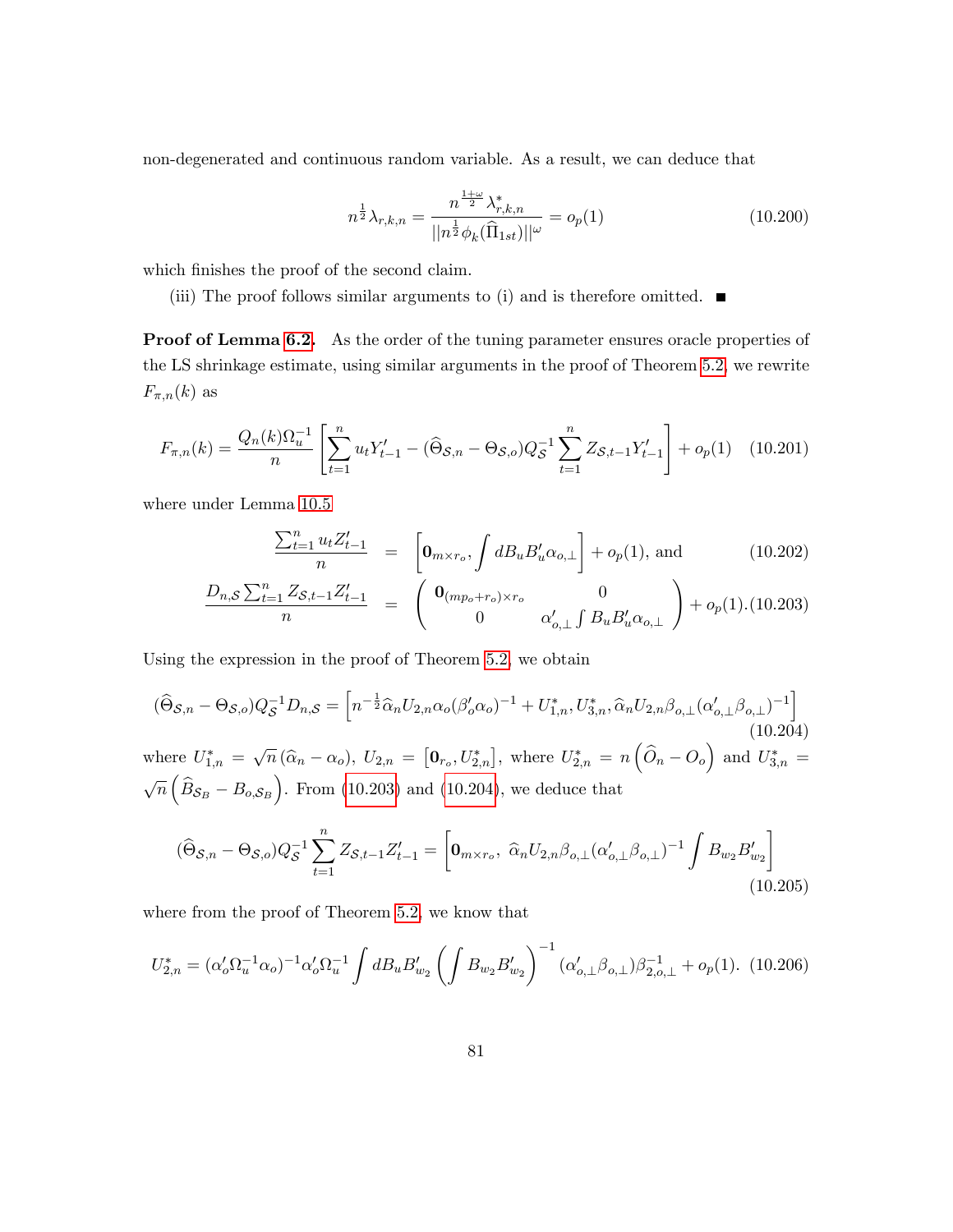non-degenerated and continuous random variable. As a result, we can deduce that

$$n^{\frac{1}{2}}\lambda_{r,k,n} = \frac{n^{\frac{1+\omega}{2}}\lambda^*_{r,k,n}}{||n^{\frac{1}{2}}\phi_k(\widehat{\Pi}_{1st})||^{\omega}} = o_p(1) \tag{10.200}$$

which finishes the proof of the second claim.

(iii) The proof follows similar arguments to (i) and is therefore omitted. ■

**Proof of Lemma 6.2.** As the order of the tuning parameter ensures oracle properties of the LS shrinkage estimate, using similar arguments in the proof of Theorem 5.2, we rewrite $F_{\pi,n}(k)$ as

$$F_{\pi,n}(k) = \frac{Q_n(k)\Omega_u^{-1}}{n}\left[\sum_{t=1}^{n} u_t Y'_{t-1} - (\widehat{\Theta}_{\mathcal{S},n} - \Theta_{\mathcal{S},o})Q_{\mathcal{S}}^{-1}\sum_{t=1}^{n} Z_{\mathcal{S},t-1}Y'_{t-1}\right] + o_p(1) \tag{10.201}$$

where under Lemma 10.5

$$\frac{\sum_{t=1}^{n} u_t Z'_{t-1}}{n} = \left[\mathbf{0}_{m\times r_o}, \int dB_u B'_u \alpha_{o,\perp}\right] + o_p(1), \text{ and} \tag{10.202}$$

$$\frac{D_{n,\mathcal{S}}\sum_{t=1}^{n} Z_{\mathcal{S},t-1}Z'_{t-1}}{n} = \begin{pmatrix} \mathbf{0}_{(mp_o+r_o)\times r_o} & 0 \\ 0 & \alpha'_{o,\perp}\int B_u B'_u \alpha_{o,\perp} \end{pmatrix} + o_p(1). \tag{10.203}$$

Using the expression in the proof of Theorem 5.2, we obtain

$$(\widehat{\Theta}_{\mathcal{S},n} - \Theta_{\mathcal{S},o})Q_{\mathcal{S}}^{-1}D_{n,\mathcal{S}} = \left[n^{-\frac{1}{2}}\widehat{\alpha}_n U_{2,n}\alpha_o(\beta'_o\alpha_o)^{-1} + U^*_{1,n}, U^*_{3,n}, \widehat{\alpha}_n U_{2,n}\beta_{o,\perp}(\alpha'_{o,\perp}\beta_{o,\perp})^{-1}\right] \tag{10.204}$$

where $U^*_{1,n} = \sqrt{n}(\widehat{\alpha}_n - \alpha_o)$, $U_{2,n} = \left[\mathbf{0}_{r_o}, U^*_{2,n}\right]$, where $U^*_{2,n} = n\left(\widehat{O}_n - O_o\right)$ and $U^*_{3,n} = \sqrt{n}\left(\widehat{B}_{\mathcal{S}_B} - B_{o,\mathcal{S}_B}\right)$. From (10.203) and (10.204), we deduce that

$$(\widehat{\Theta}_{\mathcal{S},n} - \Theta_{\mathcal{S},o})Q_{\mathcal{S}}^{-1}\sum_{t=1}^{n} Z_{\mathcal{S},t-1}Z'_{t-1} = \left[\mathbf{0}_{m\times r_o},\ \widehat{\alpha}_n U_{2,n}\beta_{o,\perp}(\alpha'_{o,\perp}\beta_{o,\perp})^{-1}\int B_{w_2}B'_{w_2}\right] \tag{10.205}$$

where from the proof of Theorem 5.2, we know that

$$U^*_{2,n} = (\alpha'_o\Omega_u^{-1}\alpha_o)^{-1}\alpha'_o\Omega_u^{-1}\int dB_u B'_{w_2}\left(\int B_{w_2}B'_{w_2}\right)^{-1}(\alpha'_{o,\perp}\beta_{o,\perp})\beta^{-1}_{2,o,\perp} + o_p(1). \tag{10.206}$$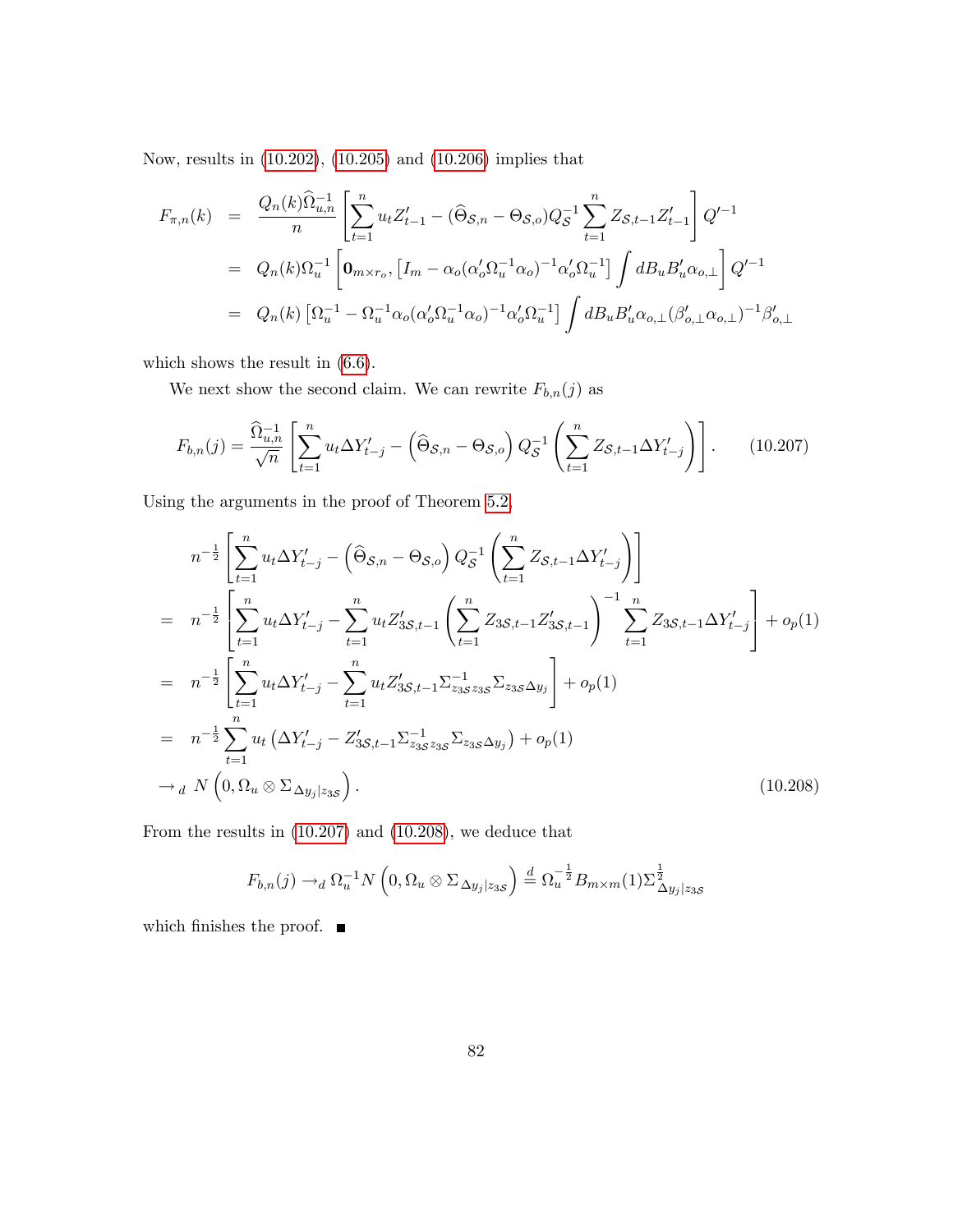Now, results in (10.202), (10.205) and (10.206) implies that

$$
\begin{aligned}
F_{\pi,n}(k) &= \frac{Q_n(k)\widehat{\Omega}_{u,n}^{-1}}{n}\left[\sum_{t=1}^{n} u_t Z_{t-1}' - (\widehat{\Theta}_{\mathcal{S},n} - \Theta_{\mathcal{S},o})Q_{\mathcal{S}}^{-1}\sum_{t=1}^{n} Z_{\mathcal{S},t-1}Z_{t-1}'\right]Q'^{-1} \\
&= Q_n(k)\Omega_u^{-1}\left[\mathbf{0}_{m\times r_o}, \left[I_m - \alpha_o(\alpha_o'\Omega_u^{-1}\alpha_o)^{-1}\alpha_o'\Omega_u^{-1}\right]\int dB_u B_u'\alpha_{o,\perp}\right]Q'^{-1} \\
&= Q_n(k)\left[\Omega_u^{-1} - \Omega_u^{-1}\alpha_o(\alpha_o'\Omega_u^{-1}\alpha_o)^{-1}\alpha_o'\Omega_u^{-1}\right]\int dB_u B_u'\alpha_{o,\perp}(\beta_{o,\perp}'\alpha_{o,\perp})^{-1}\beta_{o,\perp}'
\end{aligned}
$$

which shows the result in (6.6).

We next show the second claim. We can rewrite $F_{b,n}(j)$ as

$$
F_{b,n}(j) = \frac{\widehat{\Omega}_{u,n}^{-1}}{\sqrt{n}}\left[\sum_{t=1}^{n} u_t \Delta Y_{t-j}' - \left(\widehat{\Theta}_{\mathcal{S},n} - \Theta_{\mathcal{S},o}\right)Q_{\mathcal{S}}^{-1}\left(\sum_{t=1}^{n} Z_{\mathcal{S},t-1}\Delta Y_{t-j}'\right)\right]. \tag{10.207}
$$

Using the arguments in the proof of Theorem 5.2,

$$
\begin{aligned}
& n^{-\frac{1}{2}}\left[\sum_{t=1}^{n} u_t \Delta Y_{t-j}' - \left(\widehat{\Theta}_{\mathcal{S},n} - \Theta_{\mathcal{S},o}\right)Q_{\mathcal{S}}^{-1}\left(\sum_{t=1}^{n} Z_{\mathcal{S},t-1}\Delta Y_{t-j}'\right)\right] \\
&= n^{-\frac{1}{2}}\left[\sum_{t=1}^{n} u_t \Delta Y_{t-j}' - \sum_{t=1}^{n} u_t Z_{3\mathcal{S},t-1}'\left(\sum_{t=1}^{n} Z_{3\mathcal{S},t-1}Z_{3\mathcal{S},t-1}'\right)^{-1}\sum_{t=1}^{n} Z_{3\mathcal{S},t-1}\Delta Y_{t-j}'\right] + o_p(1) \\
&= n^{-\frac{1}{2}}\left[\sum_{t=1}^{n} u_t \Delta Y_{t-j}' - \sum_{t=1}^{n} u_t Z_{3\mathcal{S},t-1}'\Sigma_{z_{3\mathcal{S}}z_{3\mathcal{S}}}^{-1}\Sigma_{z_{3\mathcal{S}}\Delta y_j}\right] + o_p(1) \\
&= n^{-\frac{1}{2}}\sum_{t=1}^{n} u_t\left(\Delta Y_{t-j}' - Z_{3\mathcal{S},t-1}'\Sigma_{z_{3\mathcal{S}}z_{3\mathcal{S}}}^{-1}\Sigma_{z_{3\mathcal{S}}\Delta y_j}\right) + o_p(1) \\
&\to_d N\left(0, \Omega_u \otimes \Sigma_{\Delta y_j|z_{3\mathcal{S}}}\right).
\end{aligned} \tag{10.208}
$$

From the results in (10.207) and (10.208), we deduce that

$$
F_{b,n}(j) \to_d \Omega_u^{-1}N\left(0, \Omega_u \otimes \Sigma_{\Delta y_j|z_{3\mathcal{S}}}\right) \overset{d}{=} \Omega_u^{-\frac{1}{2}}B_{m\times m}(1)\Sigma_{\Delta y_j|z_{3\mathcal{S}}}^{\frac{1}{2}}
$$

which finishes the proof. ■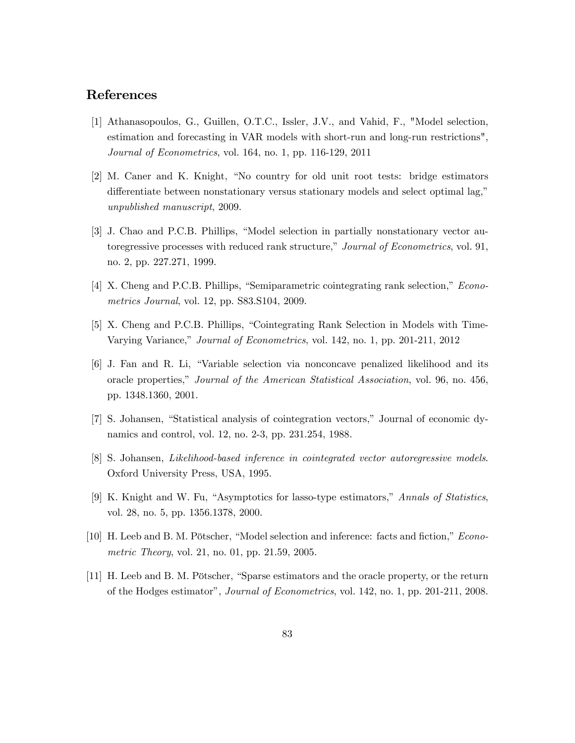## References

[1] Athanasopoulos, G., Guillen, O.T.C., Issler, J.V., and Vahid, F., "Model selection, estimation and forecasting in VAR models with short-run and long-run restrictions", *Journal of Econometrics*, vol. 164, no. 1, pp. 116-129, 2011

[2] M. Caner and K. Knight, "No country for old unit root tests: bridge estimators differentiate between nonstationary versus stationary models and select optimal lag," *unpublished manuscript*, 2009.

[3] J. Chao and P.C.B. Phillips, "Model selection in partially nonstationary vector autoregressive processes with reduced rank structure," *Journal of Econometrics*, vol. 91, no. 2, pp. 227.271, 1999.

[4] X. Cheng and P.C.B. Phillips, "Semiparametric cointegrating rank selection," *Econometrics Journal*, vol. 12, pp. S83.S104, 2009.

[5] X. Cheng and P.C.B. Phillips, "Cointegrating Rank Selection in Models with Time-Varying Variance," *Journal of Econometrics*, vol. 142, no. 1, pp. 201-211, 2012

[6] J. Fan and R. Li, "Variable selection via nonconcave penalized likelihood and its oracle properties," *Journal of the American Statistical Association*, vol. 96, no. 456, pp. 1348.1360, 2001.

[7] S. Johansen, "Statistical analysis of cointegration vectors," Journal of economic dynamics and control, vol. 12, no. 2-3, pp. 231.254, 1988.

[8] S. Johansen, *Likelihood-based inference in cointegrated vector autoregressive models*. Oxford University Press, USA, 1995.

[9] K. Knight and W. Fu, "Asymptotics for lasso-type estimators," *Annals of Statistics*, vol. 28, no. 5, pp. 1356.1378, 2000.

[10] H. Leeb and B. M. Pötscher, "Model selection and inference: facts and fiction," *Econometric Theory*, vol. 21, no. 01, pp. 21.59, 2005.

[11] H. Leeb and B. M. Pötscher, "Sparse estimators and the oracle property, or the return of the Hodges estimator", *Journal of Econometrics*, vol. 142, no. 1, pp. 201-211, 2008.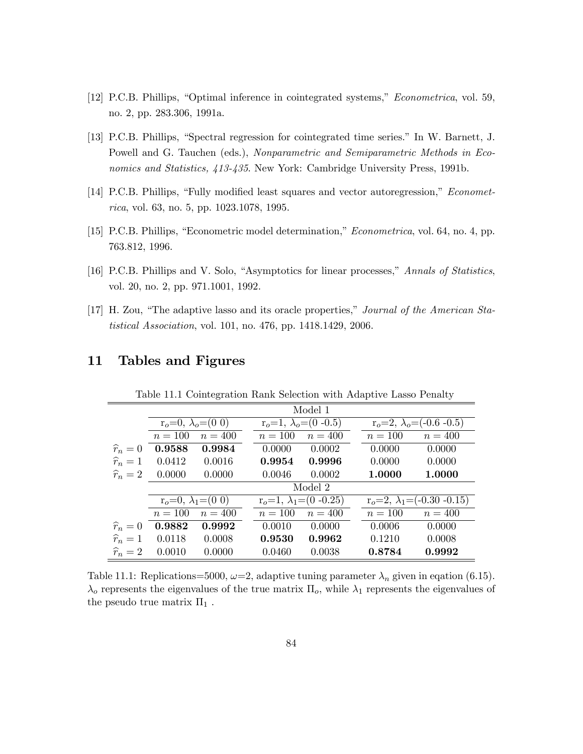[12] P.C.B. Phillips, "Optimal inference in cointegrated systems," *Econometrica*, vol. 59, no. 2, pp. 283.306, 1991a.

[13] P.C.B. Phillips, "Spectral regression for cointegrated time series." In W. Barnett, J. Powell and G. Tauchen (eds.), *Nonparametric and Semiparametric Methods in Economics and Statistics, 413-435*. New York: Cambridge University Press, 1991b.

[14] P.C.B. Phillips, "Fully modified least squares and vector autoregression," *Econometrica*, vol. 63, no. 5, pp. 1023.1078, 1995.

[15] P.C.B. Phillips, "Econometric model determination," *Econometrica*, vol. 64, no. 4, pp. 763.812, 1996.

[16] P.C.B. Phillips and V. Solo, "Asymptotics for linear processes," *Annals of Statistics*, vol. 20, no. 2, pp. 971.1001, 1992.

[17] H. Zou, "The adaptive lasso and its oracle properties," *Journal of the American Statistical Association*, vol. 101, no. 476, pp. 1418.1429, 2006.

# 11 Tables and Figures

Table 11.1 Cointegration Rank Selection with Adaptive Lasso Penalty

| | Model 1 | | | | | |
|---|---|---|---|---|---|---|
| | $r_o$=0, $\lambda_o$=(0 0) | | $r_o$=1, $\lambda_o$=(0 -0.5) | | $r_o$=2, $\lambda_o$=(-0.6 -0.5) | |
| | $n = 100$ | $n = 400$ | $n = 100$ | $n = 400$ | $n = 100$ | $n = 400$ |
| $\widehat{r}_n = 0$ | **0.9588** | **0.9984** | 0.0000 | 0.0002 | 0.0000 | 0.0000 |
| $\widehat{r}_n = 1$ | 0.0412 | 0.0016 | **0.9954** | **0.9996** | 0.0000 | 0.0000 |
| $\widehat{r}_n = 2$ | 0.0000 | 0.0000 | 0.0046 | 0.0002 | **1.0000** | **1.0000** |
| | Model 2 | | | | | |
| | $r_o$=0, $\lambda_1$=(0 0) | | $r_o$=1, $\lambda_1$=(0 -0.25) | | $r_o$=2, $\lambda_1$=(-0.30 -0.15) | |
| | $n = 100$ | $n = 400$ | $n = 100$ | $n = 400$ | $n = 100$ | $n = 400$ |
| $\widehat{r}_n = 0$ | **0.9882** | **0.9992** | 0.0010 | 0.0000 | 0.0006 | 0.0000 |
| $\widehat{r}_n = 1$ | 0.0118 | 0.0008 | **0.9530** | **0.9962** | 0.1210 | 0.0008 |
| $\widehat{r}_n = 2$ | 0.0010 | 0.0000 | 0.0460 | 0.0038 | **0.8784** | **0.9992** |

Table 11.1: Replications=5000, $\omega$=2, adaptive tuning parameter $\lambda_n$ given in eqation (6.15). $\lambda_o$ represents the eigenvalues of the true matrix $\Pi_o$, while $\lambda_1$ represents the eigenvalues of the pseudo true matrix $\Pi_1$ .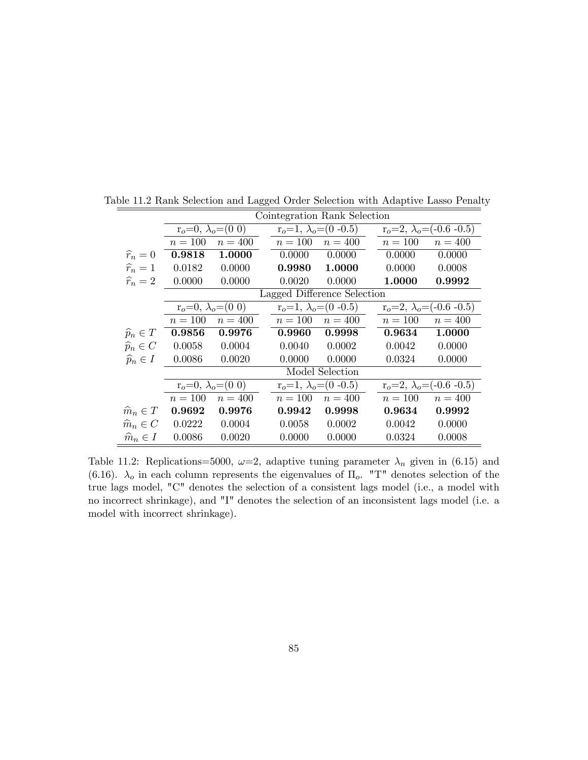Table 11.2 Rank Selection and Lagged Order Selection with Adaptive Lasso Penalty

| | Cointegration Rank Selection | | | | | |
|---|---|---|---|---|---|---|
| | r$_o$=0, $\lambda_o$=(0 0) | | r$_o$=1, $\lambda_o$=(0 -0.5) | | r$_o$=2, $\lambda_o$=(-0.6 -0.5) | |
| | $n=100$ | $n=400$ | $n=100$ | $n=400$ | $n=100$ | $n=400$ |
| $\widehat{r}_n=0$ | **0.9818** | **1.0000** | 0.0000 | 0.0000 | 0.0000 | 0.0000 |
| $\widehat{r}_n=1$ | 0.0182 | 0.0000 | **0.9980** | **1.0000** | 0.0000 | 0.0008 |
| $\widehat{r}_n=2$ | 0.0000 | 0.0000 | 0.0020 | 0.0000 | **1.0000** | **0.9992** |
| | Lagged Difference Selection | | | | | |
| | r$_o$=0, $\lambda_o$=(0 0) | | r$_o$=1, $\lambda_o$=(0 -0.5) | | r$_o$=2, $\lambda_o$=(-0.6 -0.5) | |
| | $n=100$ | $n=400$ | $n=100$ | $n=400$ | $n=100$ | $n=400$ |
| $\widehat{p}_n \in T$ | **0.9856** | **0.9976** | **0.9960** | **0.9998** | **0.9634** | **1.0000** |
| $\widehat{p}_n \in C$ | 0.0058 | 0.0004 | 0.0040 | 0.0002 | 0.0042 | 0.0000 |
| $\widehat{p}_n \in I$ | 0.0086 | 0.0020 | 0.0000 | 0.0000 | 0.0324 | 0.0000 |
| | Model Selection | | | | | |
| | r$_o$=0, $\lambda_o$=(0 0) | | r$_o$=1, $\lambda_o$=(0 -0.5) | | r$_o$=2, $\lambda_o$=(-0.6 -0.5) | |
| | $n=100$ | $n=400$ | $n=100$ | $n=400$ | $n=100$ | $n=400$ |
| $\widehat{m}_n \in T$ | **0.9692** | **0.9976** | **0.9942** | **0.9998** | **0.9634** | **0.9992** |
| $\widehat{m}_n \in C$ | 0.0222 | 0.0004 | 0.0058 | 0.0002 | 0.0042 | 0.0000 |
| $\widehat{m}_n \in I$ | 0.0086 | 0.0020 | 0.0000 | 0.0000 | 0.0324 | 0.0008 |

Table 11.2: Replications=5000, $\omega$=2, adaptive tuning parameter $\lambda_n$ given in (6.15) and (6.16). $\lambda_o$ in each column represents the eigenvalues of $\Pi_o$. "T" denotes selection of the true lags model, "C" denotes the selection of a consistent lags model (i.e., a model with no incorrect shrinkage), and "I" denotes the selection of an inconsistent lags model (i.e. a model with incorrect shrinkage).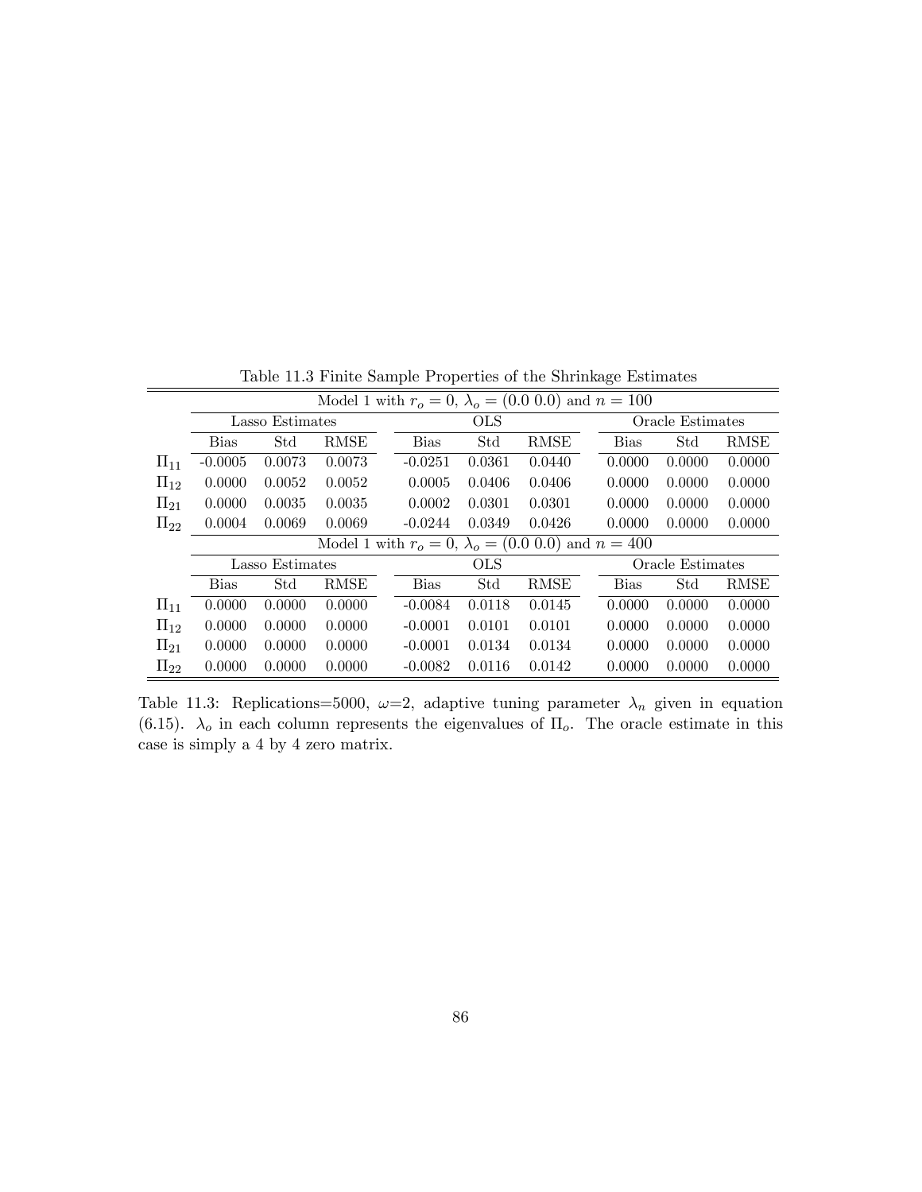Table 11.3 Finite Sample Properties of the Shrinkage Estimates

| | Model 1 with $r_o = 0$, $\lambda_o = (0.0\ 0.0)$ and $n = 100$ | | | | | | | | |
|---|---|---|---|---|---|---|---|---|---|
| | Lasso Estimates | | | OLS | | | Oracle Estimates | | |
| | Bias | Std | RMSE | Bias | Std | RMSE | Bias | Std | RMSE |
| $\Pi_{11}$ | -0.0005 | 0.0073 | 0.0073 | -0.0251 | 0.0361 | 0.0440 | 0.0000 | 0.0000 | 0.0000 |
| $\Pi_{12}$ | 0.0000 | 0.0052 | 0.0052 | 0.0005 | 0.0406 | 0.0406 | 0.0000 | 0.0000 | 0.0000 |
| $\Pi_{21}$ | 0.0000 | 0.0035 | 0.0035 | 0.0002 | 0.0301 | 0.0301 | 0.0000 | 0.0000 | 0.0000 |
| $\Pi_{22}$ | 0.0004 | 0.0069 | 0.0069 | -0.0244 | 0.0349 | 0.0426 | 0.0000 | 0.0000 | 0.0000 |
| | Model 1 with $r_o = 0$, $\lambda_o = (0.0\ 0.0)$ and $n = 400$ | | | | | | | | |
| | Lasso Estimates | | | OLS | | | Oracle Estimates | | |
| | Bias | Std | RMSE | Bias | Std | RMSE | Bias | Std | RMSE |
| $\Pi_{11}$ | 0.0000 | 0.0000 | 0.0000 | -0.0084 | 0.0118 | 0.0145 | 0.0000 | 0.0000 | 0.0000 |
| $\Pi_{12}$ | 0.0000 | 0.0000 | 0.0000 | -0.0001 | 0.0101 | 0.0101 | 0.0000 | 0.0000 | 0.0000 |
| $\Pi_{21}$ | 0.0000 | 0.0000 | 0.0000 | -0.0001 | 0.0134 | 0.0134 | 0.0000 | 0.0000 | 0.0000 |
| $\Pi_{22}$ | 0.0000 | 0.0000 | 0.0000 | -0.0082 | 0.0116 | 0.0142 | 0.0000 | 0.0000 | 0.0000 |

Table 11.3: Replications=5000, $\omega$=2, adaptive tuning parameter $\lambda_n$ given in equation (6.15). $\lambda_o$ in each column represents the eigenvalues of $\Pi_o$. The oracle estimate in this case is simply a 4 by 4 zero matrix.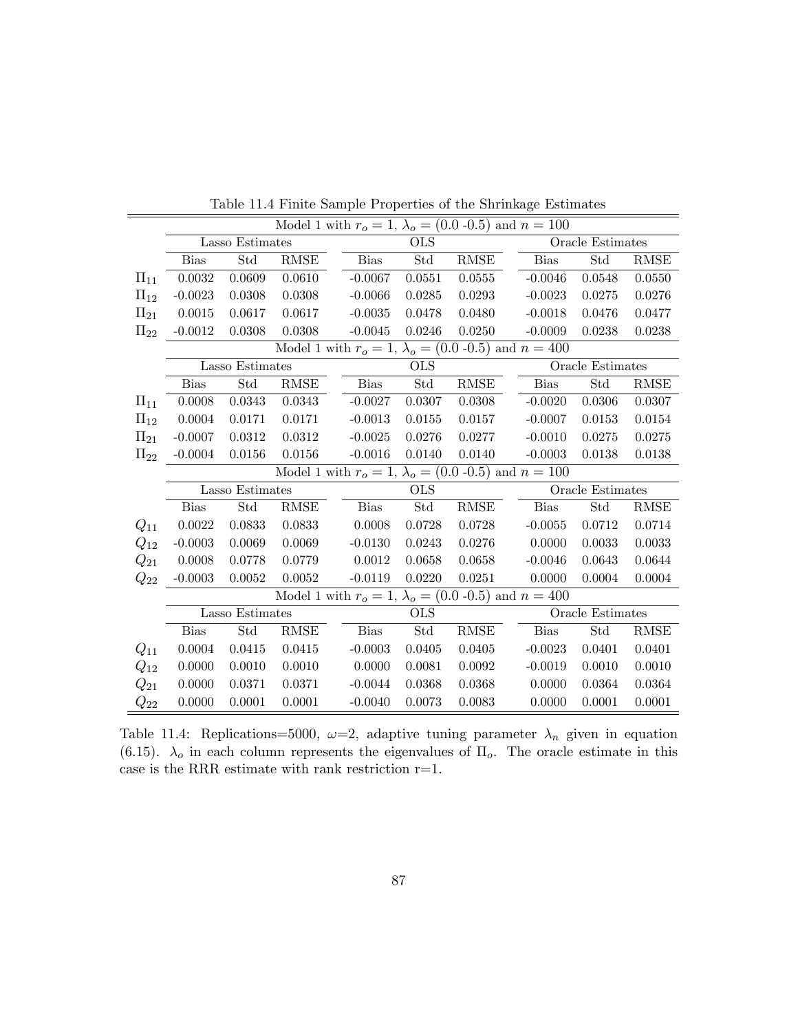Table 11.4 Finite Sample Properties of the Shrinkage Estimates

| | Model 1 with $r_o = 1$, $\lambda_o = (0.0 \text{ -}0.5)$ and $n = 100$ | | | | | | | | |
|---|---|---|---|---|---|---|---|---|---|
| | Lasso Estimates | | | OLS | | | Oracle Estimates | | |
| | Bias | Std | RMSE | Bias | Std | RMSE | Bias | Std | RMSE |
| $\Pi_{11}$ | 0.0032 | 0.0609 | 0.0610 | -0.0067 | 0.0551 | 0.0555 | -0.0046 | 0.0548 | 0.0550 |
| $\Pi_{12}$ | -0.0023 | 0.0308 | 0.0308 | -0.0066 | 0.0285 | 0.0293 | -0.0023 | 0.0275 | 0.0276 |
| $\Pi_{21}$ | 0.0015 | 0.0617 | 0.0617 | -0.0035 | 0.0478 | 0.0480 | -0.0018 | 0.0476 | 0.0477 |
| $\Pi_{22}$ | -0.0012 | 0.0308 | 0.0308 | -0.0045 | 0.0246 | 0.0250 | -0.0009 | 0.0238 | 0.0238 |
| | Model 1 with $r_o = 1$, $\lambda_o = (0.0 \text{ -}0.5)$ and $n = 400$ | | | | | | | | |
| | Lasso Estimates | | | OLS | | | Oracle Estimates | | |
| | Bias | Std | RMSE | Bias | Std | RMSE | Bias | Std | RMSE |
| $\Pi_{11}$ | 0.0008 | 0.0343 | 0.0343 | -0.0027 | 0.0307 | 0.0308 | -0.0020 | 0.0306 | 0.0307 |
| $\Pi_{12}$ | 0.0004 | 0.0171 | 0.0171 | -0.0013 | 0.0155 | 0.0157 | -0.0007 | 0.0153 | 0.0154 |
| $\Pi_{21}$ | -0.0007 | 0.0312 | 0.0312 | -0.0025 | 0.0276 | 0.0277 | -0.0010 | 0.0275 | 0.0275 |
| $\Pi_{22}$ | -0.0004 | 0.0156 | 0.0156 | -0.0016 | 0.0140 | 0.0140 | -0.0003 | 0.0138 | 0.0138 |
| | Model 1 with $r_o = 1$, $\lambda_o = (0.0 \text{ -}0.5)$ and $n = 100$ | | | | | | | | |
| | Lasso Estimates | | | OLS | | | Oracle Estimates | | |
| | Bias | Std | RMSE | Bias | Std | RMSE | Bias | Std | RMSE |
| $Q_{11}$ | 0.0022 | 0.0833 | 0.0833 | 0.0008 | 0.0728 | 0.0728 | -0.0055 | 0.0712 | 0.0714 |
| $Q_{12}$ | -0.0003 | 0.0069 | 0.0069 | -0.0130 | 0.0243 | 0.0276 | 0.0000 | 0.0033 | 0.0033 |
| $Q_{21}$ | 0.0008 | 0.0778 | 0.0779 | 0.0012 | 0.0658 | 0.0658 | -0.0046 | 0.0643 | 0.0644 |
| $Q_{22}$ | -0.0003 | 0.0052 | 0.0052 | -0.0119 | 0.0220 | 0.0251 | 0.0000 | 0.0004 | 0.0004 |
| | Model 1 with $r_o = 1$, $\lambda_o = (0.0 \text{ -}0.5)$ and $n = 400$ | | | | | | | | |
| | Lasso Estimates | | | OLS | | | Oracle Estimates | | |
| | Bias | Std | RMSE | Bias | Std | RMSE | Bias | Std | RMSE |
| $Q_{11}$ | 0.0004 | 0.0415 | 0.0415 | -0.0003 | 0.0405 | 0.0405 | -0.0023 | 0.0401 | 0.0401 |
| $Q_{12}$ | 0.0000 | 0.0010 | 0.0010 | 0.0000 | 0.0081 | 0.0092 | -0.0019 | 0.0010 | 0.0010 |
| $Q_{21}$ | 0.0000 | 0.0371 | 0.0371 | -0.0044 | 0.0368 | 0.0368 | 0.0000 | 0.0364 | 0.0364 |
| $Q_{22}$ | 0.0000 | 0.0001 | 0.0001 | -0.0040 | 0.0073 | 0.0083 | 0.0000 | 0.0001 | 0.0001 |

Table 11.4: Replications=5000, $\omega$=2, adaptive tuning parameter $\lambda_n$ given in equation (6.15). $\lambda_o$ in each column represents the eigenvalues of $\Pi_o$. The oracle estimate in this case is the RRR estimate with rank restriction r=1.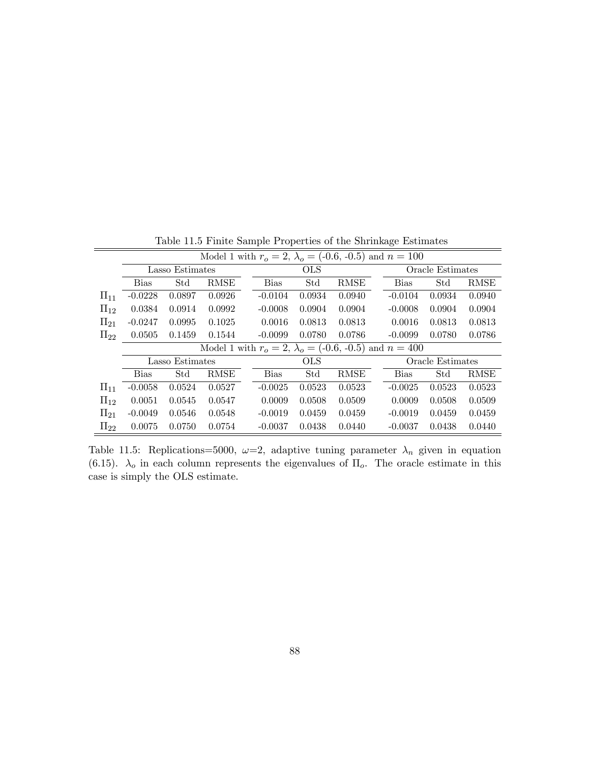Table 11.5 Finite Sample Properties of the Shrinkage Estimates

| | Model 1 with $r_o = 2$, $\lambda_o$ = (-0.6, -0.5) and $n = 100$ | | | | | | | | |
|---|---|---|---|---|---|---|---|---|---|
| | Lasso Estimates | | | OLS | | | Oracle Estimates | | |
| | Bias | Std | RMSE | Bias | Std | RMSE | Bias | Std | RMSE |
| $\Pi_{11}$ | -0.0228 | 0.0897 | 0.0926 | -0.0104 | 0.0934 | 0.0940 | -0.0104 | 0.0934 | 0.0940 |
| $\Pi_{12}$ | 0.0384 | 0.0914 | 0.0992 | -0.0008 | 0.0904 | 0.0904 | -0.0008 | 0.0904 | 0.0904 |
| $\Pi_{21}$ | -0.0247 | 0.0995 | 0.1025 | 0.0016 | 0.0813 | 0.0813 | 0.0016 | 0.0813 | 0.0813 |
| $\Pi_{22}$ | 0.0505 | 0.1459 | 0.1544 | -0.0099 | 0.0780 | 0.0786 | -0.0099 | 0.0780 | 0.0786 |
| | Model 1 with $r_o = 2$, $\lambda_o$ = (-0.6, -0.5) and $n = 400$ | | | | | | | | |
| | Lasso Estimates | | | OLS | | | Oracle Estimates | | |
| | Bias | Std | RMSE | Bias | Std | RMSE | Bias | Std | RMSE |
| $\Pi_{11}$ | -0.0058 | 0.0524 | 0.0527 | -0.0025 | 0.0523 | 0.0523 | -0.0025 | 0.0523 | 0.0523 |
| $\Pi_{12}$ | 0.0051 | 0.0545 | 0.0547 | 0.0009 | 0.0508 | 0.0509 | 0.0009 | 0.0508 | 0.0509 |
| $\Pi_{21}$ | -0.0049 | 0.0546 | 0.0548 | -0.0019 | 0.0459 | 0.0459 | -0.0019 | 0.0459 | 0.0459 |
| $\Pi_{22}$ | 0.0075 | 0.0750 | 0.0754 | -0.0037 | 0.0438 | 0.0440 | -0.0037 | 0.0438 | 0.0440 |

Table 11.5: Replications=5000, $\omega$=2, adaptive tuning parameter $\lambda_n$ given in equation (6.15). $\lambda_o$ in each column represents the eigenvalues of $\Pi_o$. The oracle estimate in this case is simply the OLS estimate.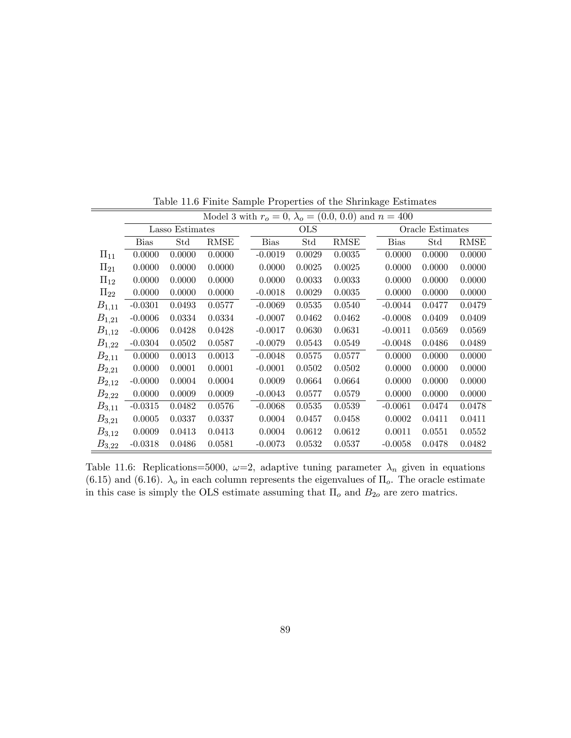Table 11.6 Finite Sample Properties of the Shrinkage Estimates

| | Model 3 with $r_o = 0$, $\lambda_o = (0.0, 0.0)$ and $n = 400$ | | | | | | | | |
|---|---|---|---|---|---|---|---|---|---|
| | Lasso Estimates | | | OLS | | | Oracle Estimates | | |
| | Bias | Std | RMSE | Bias | Std | RMSE | Bias | Std | RMSE |
| $\Pi_{11}$ | 0.0000 | 0.0000 | 0.0000 | -0.0019 | 0.0029 | 0.0035 | 0.0000 | 0.0000 | 0.0000 |
| $\Pi_{21}$ | 0.0000 | 0.0000 | 0.0000 | 0.0000 | 0.0025 | 0.0025 | 0.0000 | 0.0000 | 0.0000 |
| $\Pi_{12}$ | 0.0000 | 0.0000 | 0.0000 | 0.0000 | 0.0033 | 0.0033 | 0.0000 | 0.0000 | 0.0000 |
| $\Pi_{22}$ | 0.0000 | 0.0000 | 0.0000 | -0.0018 | 0.0029 | 0.0035 | 0.0000 | 0.0000 | 0.0000 |
| $B_{1,11}$ | -0.0301 | 0.0493 | 0.0577 | -0.0069 | 0.0535 | 0.0540 | -0.0044 | 0.0477 | 0.0479 |
| $B_{1,21}$ | -0.0006 | 0.0334 | 0.0334 | -0.0007 | 0.0462 | 0.0462 | -0.0008 | 0.0409 | 0.0409 |
| $B_{1,12}$ | -0.0006 | 0.0428 | 0.0428 | -0.0017 | 0.0630 | 0.0631 | -0.0011 | 0.0569 | 0.0569 |
| $B_{1,22}$ | -0.0304 | 0.0502 | 0.0587 | -0.0079 | 0.0543 | 0.0549 | -0.0048 | 0.0486 | 0.0489 |
| $B_{2,11}$ | 0.0000 | 0.0013 | 0.0013 | -0.0048 | 0.0575 | 0.0577 | 0.0000 | 0.0000 | 0.0000 |
| $B_{2,21}$ | 0.0000 | 0.0001 | 0.0001 | -0.0001 | 0.0502 | 0.0502 | 0.0000 | 0.0000 | 0.0000 |
| $B_{2,12}$ | -0.0000 | 0.0004 | 0.0004 | 0.0009 | 0.0664 | 0.0664 | 0.0000 | 0.0000 | 0.0000 |
| $B_{2,22}$ | 0.0000 | 0.0009 | 0.0009 | -0.0043 | 0.0577 | 0.0579 | 0.0000 | 0.0000 | 0.0000 |
| $B_{3,11}$ | -0.0315 | 0.0482 | 0.0576 | -0.0068 | 0.0535 | 0.0539 | -0.0061 | 0.0474 | 0.0478 |
| $B_{3,21}$ | 0.0005 | 0.0337 | 0.0337 | 0.0004 | 0.0457 | 0.0458 | 0.0002 | 0.0411 | 0.0411 |
| $B_{3,12}$ | 0.0009 | 0.0413 | 0.0413 | 0.0004 | 0.0612 | 0.0612 | 0.0011 | 0.0551 | 0.0552 |
| $B_{3,22}$ | -0.0318 | 0.0486 | 0.0581 | -0.0073 | 0.0532 | 0.0537 | -0.0058 | 0.0478 | 0.0482 |

Table 11.6: Replications=5000, $\omega$=2, adaptive tuning parameter $\lambda_n$ given in equations (6.15) and (6.16). $\lambda_o$ in each column represents the eigenvalues of $\Pi_o$. The oracle estimate in this case is simply the OLS estimate assuming that $\Pi_o$ and $B_{2o}$ are zero matrics.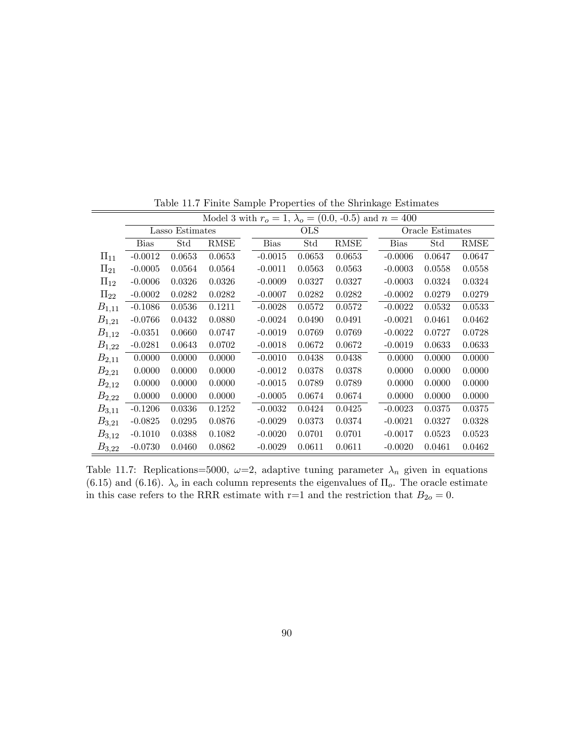Table 11.7 Finite Sample Properties of the Shrinkage Estimates

| | Model 3 with $r_o = 1$, $\lambda_o = (0.0, \text{-}0.5)$ and $n = 400$ | | | | | | | | |
|---|---|---|---|---|---|---|---|---|---|
| | Lasso Estimates | | | OLS | | | Oracle Estimates | | |
| | Bias | Std | RMSE | Bias | Std | RMSE | Bias | Std | RMSE |
| $\Pi_{11}$ | -0.0012 | 0.0653 | 0.0653 | -0.0015 | 0.0653 | 0.0653 | -0.0006 | 0.0647 | 0.0647 |
| $\Pi_{21}$ | -0.0005 | 0.0564 | 0.0564 | -0.0011 | 0.0563 | 0.0563 | -0.0003 | 0.0558 | 0.0558 |
| $\Pi_{12}$ | -0.0006 | 0.0326 | 0.0326 | -0.0009 | 0.0327 | 0.0327 | -0.0003 | 0.0324 | 0.0324 |
| $\Pi_{22}$ | -0.0002 | 0.0282 | 0.0282 | -0.0007 | 0.0282 | 0.0282 | -0.0002 | 0.0279 | 0.0279 |
| $B_{1,11}$ | -0.1086 | 0.0536 | 0.1211 | -0.0028 | 0.0572 | 0.0572 | -0.0022 | 0.0532 | 0.0533 |
| $B_{1,21}$ | -0.0766 | 0.0432 | 0.0880 | -0.0024 | 0.0490 | 0.0491 | -0.0021 | 0.0461 | 0.0462 |
| $B_{1,12}$ | -0.0351 | 0.0660 | 0.0747 | -0.0019 | 0.0769 | 0.0769 | -0.0022 | 0.0727 | 0.0728 |
| $B_{1,22}$ | -0.0281 | 0.0643 | 0.0702 | -0.0018 | 0.0672 | 0.0672 | -0.0019 | 0.0633 | 0.0633 |
| $B_{2,11}$ | 0.0000 | 0.0000 | 0.0000 | -0.0010 | 0.0438 | 0.0438 | 0.0000 | 0.0000 | 0.0000 |
| $B_{2,21}$ | 0.0000 | 0.0000 | 0.0000 | -0.0012 | 0.0378 | 0.0378 | 0.0000 | 0.0000 | 0.0000 |
| $B_{2,12}$ | 0.0000 | 0.0000 | 0.0000 | -0.0015 | 0.0789 | 0.0789 | 0.0000 | 0.0000 | 0.0000 |
| $B_{2,22}$ | 0.0000 | 0.0000 | 0.0000 | -0.0005 | 0.0674 | 0.0674 | 0.0000 | 0.0000 | 0.0000 |
| $B_{3,11}$ | -0.1206 | 0.0336 | 0.1252 | -0.0032 | 0.0424 | 0.0425 | -0.0023 | 0.0375 | 0.0375 |
| $B_{3,21}$ | -0.0825 | 0.0295 | 0.0876 | -0.0029 | 0.0373 | 0.0374 | -0.0021 | 0.0327 | 0.0328 |
| $B_{3,12}$ | -0.1010 | 0.0388 | 0.1082 | -0.0020 | 0.0701 | 0.0701 | -0.0017 | 0.0523 | 0.0523 |
| $B_{3,22}$ | -0.0730 | 0.0460 | 0.0862 | -0.0029 | 0.0611 | 0.0611 | -0.0020 | 0.0461 | 0.0462 |

Table 11.7: Replications=5000, $\omega$=2, adaptive tuning parameter $\lambda_n$ given in equations (6.15) and (6.16). $\lambda_o$ in each column represents the eigenvalues of $\Pi_o$. The oracle estimate in this case refers to the RRR estimate with r=1 and the restriction that $B_{2o} = 0$.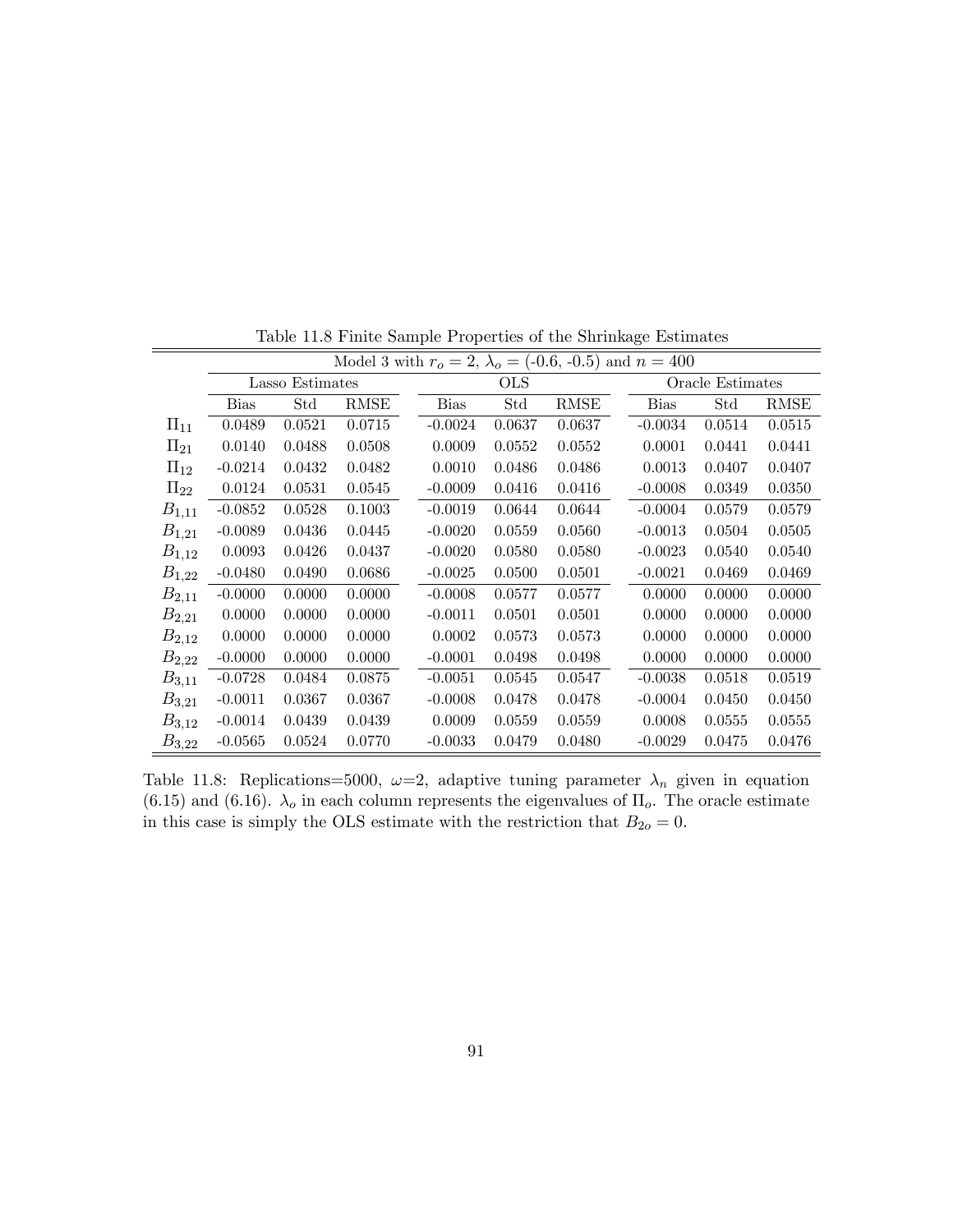Table 11.8 Finite Sample Properties of the Shrinkage Estimates

| | Model 3 with $r_o = 2$, $\lambda_o =$ (-0.6, -0.5) and $n = 400$ | | | | | | | | |
|---|---|---|---|---|---|---|---|---|---|
| | Lasso Estimates | | | OLS | | | Oracle Estimates | | |
| | Bias | Std | RMSE | Bias | Std | RMSE | Bias | Std | RMSE |
| $\Pi_{11}$ | 0.0489 | 0.0521 | 0.0715 | -0.0024 | 0.0637 | 0.0637 | -0.0034 | 0.0514 | 0.0515 |
| $\Pi_{21}$ | 0.0140 | 0.0488 | 0.0508 | 0.0009 | 0.0552 | 0.0552 | 0.0001 | 0.0441 | 0.0441 |
| $\Pi_{12}$ | -0.0214 | 0.0432 | 0.0482 | 0.0010 | 0.0486 | 0.0486 | 0.0013 | 0.0407 | 0.0407 |
| $\Pi_{22}$ | 0.0124 | 0.0531 | 0.0545 | -0.0009 | 0.0416 | 0.0416 | -0.0008 | 0.0349 | 0.0350 |
| $B_{1,11}$ | -0.0852 | 0.0528 | 0.1003 | -0.0019 | 0.0644 | 0.0644 | -0.0004 | 0.0579 | 0.0579 |
| $B_{1,21}$ | -0.0089 | 0.0436 | 0.0445 | -0.0020 | 0.0559 | 0.0560 | -0.0013 | 0.0504 | 0.0505 |
| $B_{1,12}$ | 0.0093 | 0.0426 | 0.0437 | -0.0020 | 0.0580 | 0.0580 | -0.0023 | 0.0540 | 0.0540 |
| $B_{1,22}$ | -0.0480 | 0.0490 | 0.0686 | -0.0025 | 0.0500 | 0.0501 | -0.0021 | 0.0469 | 0.0469 |
| $B_{2,11}$ | -0.0000 | 0.0000 | 0.0000 | -0.0008 | 0.0577 | 0.0577 | 0.0000 | 0.0000 | 0.0000 |
| $B_{2,21}$ | 0.0000 | 0.0000 | 0.0000 | -0.0011 | 0.0501 | 0.0501 | 0.0000 | 0.0000 | 0.0000 |
| $B_{2,12}$ | 0.0000 | 0.0000 | 0.0000 | 0.0002 | 0.0573 | 0.0573 | 0.0000 | 0.0000 | 0.0000 |
| $B_{2,22}$ | -0.0000 | 0.0000 | 0.0000 | -0.0001 | 0.0498 | 0.0498 | 0.0000 | 0.0000 | 0.0000 |
| $B_{3,11}$ | -0.0728 | 0.0484 | 0.0875 | -0.0051 | 0.0545 | 0.0547 | -0.0038 | 0.0518 | 0.0519 |
| $B_{3,21}$ | -0.0011 | 0.0367 | 0.0367 | -0.0008 | 0.0478 | 0.0478 | -0.0004 | 0.0450 | 0.0450 |
| $B_{3,12}$ | -0.0014 | 0.0439 | 0.0439 | 0.0009 | 0.0559 | 0.0559 | 0.0008 | 0.0555 | 0.0555 |
| $B_{3,22}$ | -0.0565 | 0.0524 | 0.0770 | -0.0033 | 0.0479 | 0.0480 | -0.0029 | 0.0475 | 0.0476 |

Table 11.8: Replications=5000, $\omega$=2, adaptive tuning parameter $\lambda_n$ given in equation (6.15) and (6.16). $\lambda_o$ in each column represents the eigenvalues of $\Pi_o$. The oracle estimate in this case is simply the OLS estimate with the restriction that $B_{2o} = 0$.